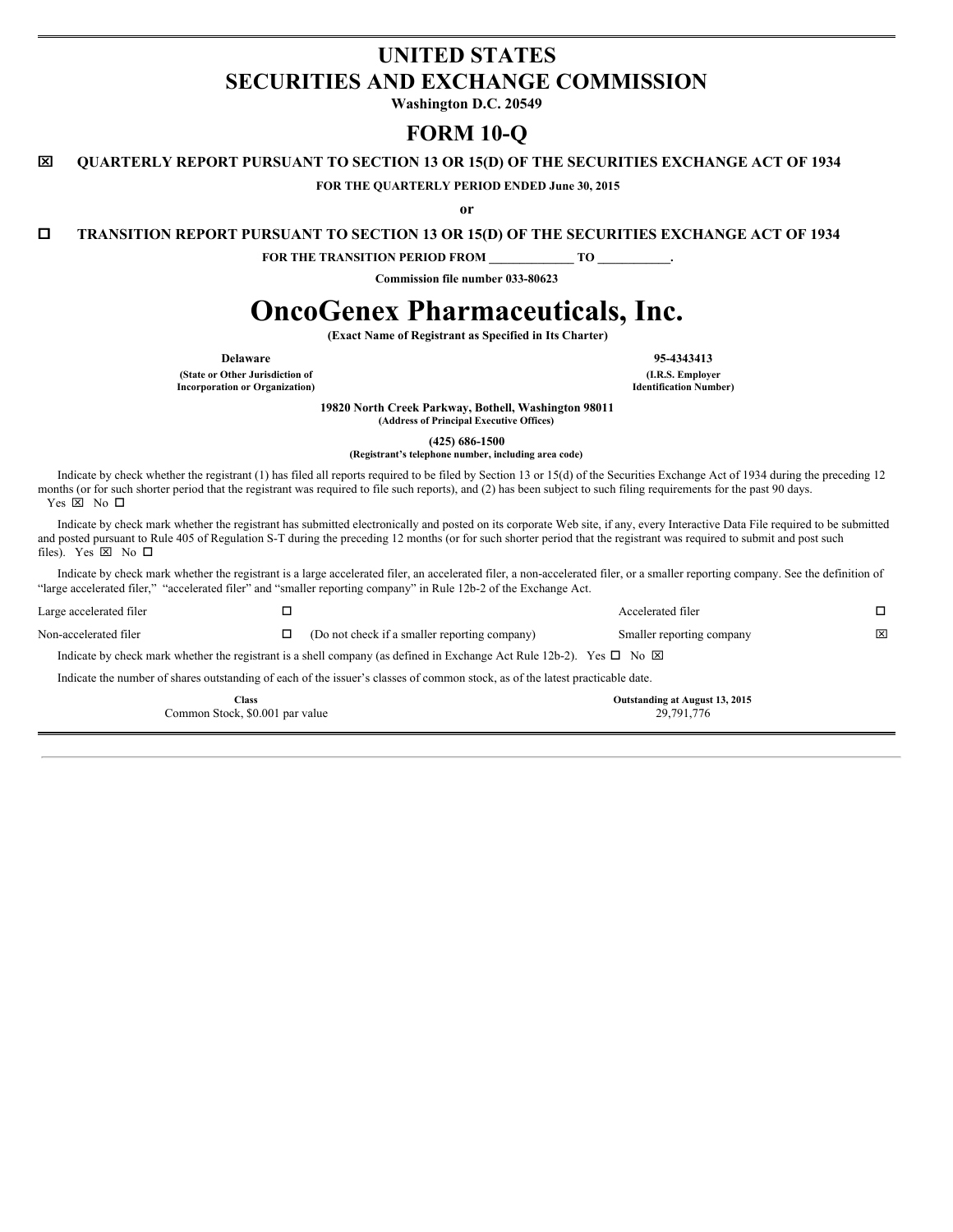# UNITED STATES
# SECURITIES AND EXCHANGE COMMISSION

**Washington D.C. 20549**

# FORM 10-Q

☒ **QUARTERLY REPORT PURSUANT TO SECTION 13 OR 15(D) OF THE SECURITIES EXCHANGE ACT OF 1934**

**FOR THE QUARTERLY PERIOD ENDED June 30, 2015**

**or**

☐ **TRANSITION REPORT PURSUANT TO SECTION 13 OR 15(D) OF THE SECURITIES EXCHANGE ACT OF 1934**

**FOR THE TRANSITION PERIOD FROM \_\_\_\_\_\_\_\_\_\_\_\_\_ TO \_\_\_\_\_\_\_\_\_\_\_.**

**Commission file number 033-80623**

# OncoGenex Pharmaceuticals, Inc.

**(Exact Name of Registrant as Specified in Its Charter)**

| **Delaware** | **95-4343413** |
|---|---|
| **(State or Other Jurisdiction of Incorporation or Organization)** | **(I.R.S. Employer Identification Number)** |

**19820 North Creek Parkway, Bothell, Washington 98011**
**(Address of Principal Executive Offices)**

**(425) 686-1500**
**(Registrant's telephone number, including area code)**

Indicate by check whether the registrant (1) has filed all reports required to be filed by Section 13 or 15(d) of the Securities Exchange Act of 1934 during the preceding 12 months (or for such shorter period that the registrant was required to file such reports), and (2) has been subject to such filing requirements for the past 90 days. Yes ☒ No ☐

Indicate by check mark whether the registrant has submitted electronically and posted on its corporate Web site, if any, every Interactive Data File required to be submitted and posted pursuant to Rule 405 of Regulation S-T during the preceding 12 months (or for such shorter period that the registrant was required to submit and post such files). Yes ☒ No ☐

Indicate by check mark whether the registrant is a large accelerated filer, an accelerated filer, a non-accelerated filer, or a smaller reporting company. See the definition of "large accelerated filer," "accelerated filer" and "smaller reporting company" in Rule 12b-2 of the Exchange Act.

| | | | | |
|---|---|---|---|---|
| Large accelerated filer | ☐ | | Accelerated filer | ☐ |
| Non-accelerated filer | ☐ | (Do not check if a smaller reporting company) | Smaller reporting company | ☒ |

Indicate by check mark whether the registrant is a shell company (as defined in Exchange Act Rule 12b-2). Yes ☐ No ☒

Indicate the number of shares outstanding of each of the issuer's classes of common stock, as of the latest practicable date.

| **Class** | **Outstanding at August 13, 2015** |
|---|---|
| Common Stock, $0.001 par value | 29,791,776 |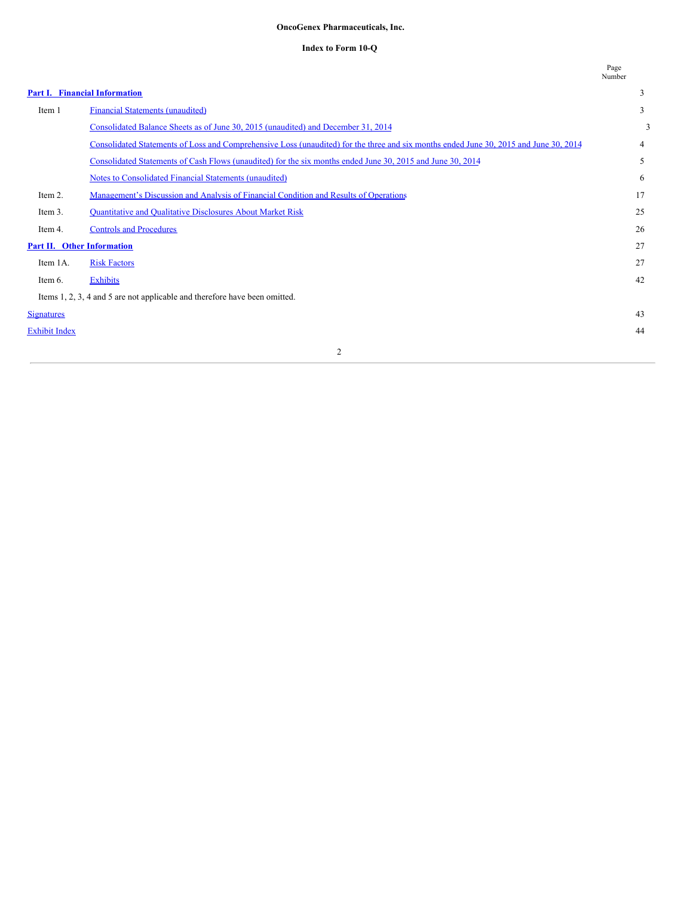**OncoGenex Pharmaceuticals, Inc.**

**Index to Form 10-Q**

| | | Page Number |
|---|---|---|
| **Part I. Financial Information** | | 3 |
| Item 1 | Financial Statements (unaudited) | 3 |
| | Consolidated Balance Sheets as of June 30, 2015 (unaudited) and December 31, 2014 | 3 |
| | Consolidated Statements of Loss and Comprehensive Loss (unaudited) for the three and six months ended June 30, 2015 and June 30, 2014 | 4 |
| | Consolidated Statements of Cash Flows (unaudited) for the six months ended June 30, 2015 and June 30, 2014 | 5 |
| | Notes to Consolidated Financial Statements (unaudited) | 6 |
| Item 2. | Management's Discussion and Analysis of Financial Condition and Results of Operations | 17 |
| Item 3. | Quantitative and Qualitative Disclosures About Market Risk | 25 |
| Item 4. | Controls and Procedures | 26 |
| **Part II. Other Information** | | 27 |
| Item 1A. | Risk Factors | 27 |
| Item 6. | Exhibits | 42 |
| | Items 1, 2, 3, 4 and 5 are not applicable and therefore have been omitted. | |
| Signatures | | 43 |
| Exhibit Index | | 44 |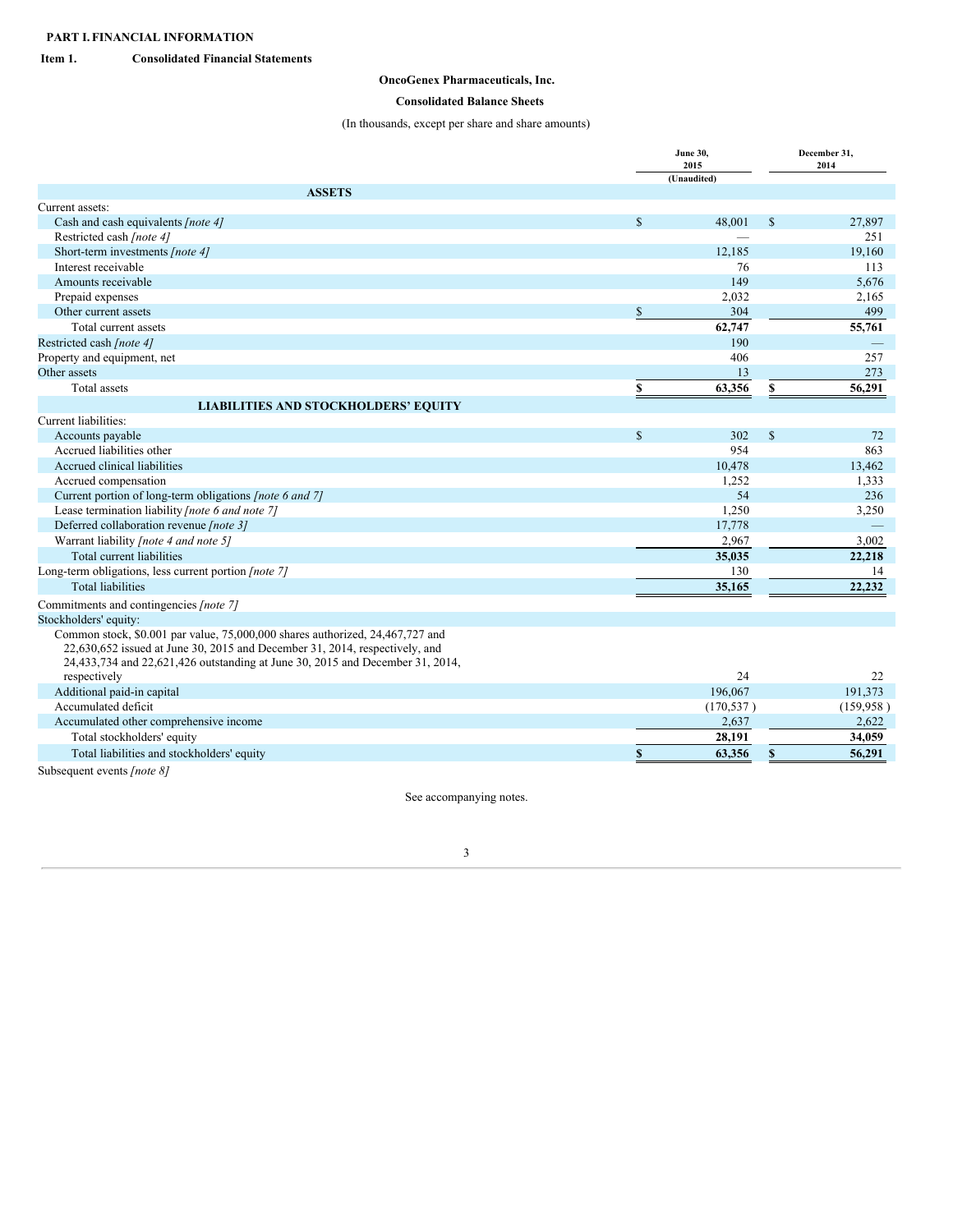**PART I. FINANCIAL INFORMATION**

**Item 1. Consolidated Financial Statements**

**OncoGenex Pharmaceuticals, Inc.**

**Consolidated Balance Sheets**

(In thousands, except per share and share amounts)

| | June 30, 2015 (Unaudited) | December 31, 2014 |
|---|---|---|
| **ASSETS** | | |
| Current assets: | | |
| Cash and cash equivalents *[note 4]* | $ 48,001 | $ 27,897 |
| Restricted cash *[note 4]* | — | 251 |
| Short-term investments *[note 4]* | 12,185 | 19,160 |
| Interest receivable | 76 | 113 |
| Amounts receivable | 149 | 5,676 |
| Prepaid expenses | 2,032 | 2,165 |
| Other current assets | $ 304 | 499 |
| Total current assets | **62,747** | **55,761** |
| Restricted cash *[note 4]* | 190 | — |
| Property and equipment, net | 406 | 257 |
| Other assets | 13 | 273 |
| Total assets | **$ 63,356** | **$ 56,291** |
| **LIABILITIES AND STOCKHOLDERS' EQUITY** | | |
| Current liabilities: | | |
| Accounts payable | $ 302 | $ 72 |
| Accrued liabilities other | 954 | 863 |
| Accrued clinical liabilities | 10,478 | 13,462 |
| Accrued compensation | 1,252 | 1,333 |
| Current portion of long-term obligations *[note 6 and 7]* | 54 | 236 |
| Lease termination liability *[note 6 and note 7]* | 1,250 | 3,250 |
| Deferred collaboration revenue *[note 3]* | 17,778 | — |
| Warrant liability *[note 4 and note 5]* | 2,967 | 3,002 |
| Total current liabilities | **35,035** | **22,218** |
| Long-term obligations, less current portion *[note 7]* | 130 | 14 |
| Total liabilities | **35,165** | **22,232** |
| Commitments and contingencies *[note 7]* | | |
| Stockholders' equity: | | |
| Common stock, $0.001 par value, 75,000,000 shares authorized, 24,467,727 and 22,630,652 issued at June 30, 2015 and December 31, 2014, respectively, and 24,433,734 and 22,621,426 outstanding at June 30, 2015 and December 31, 2014, respectively | 24 | 22 |
| Additional paid-in capital | 196,067 | 191,373 |
| Accumulated deficit | (170,537 ) | (159,958 ) |
| Accumulated other comprehensive income | 2,637 | 2,622 |
| Total stockholders' equity | **28,191** | **34,059** |
| Total liabilities and stockholders' equity | **$ 63,356** | **$ 56,291** |

Subsequent events *[note 8]*

See accompanying notes.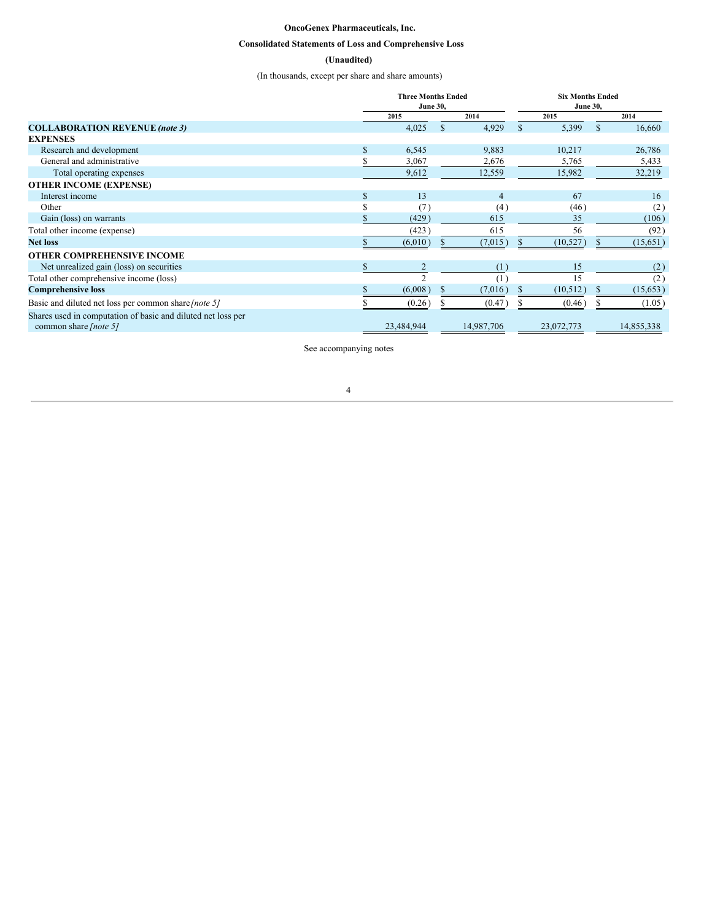**OncoGenex Pharmaceuticals, Inc.**

**Consolidated Statements of Loss and Comprehensive Loss**

**(Unaudited)**

(In thousands, except per share and share amounts)

| | Three Months Ended June 30, | | Six Months Ended June 30, | |
|---|---|---|---|---|
| | 2015 | 2014 | 2015 | 2014 |
| **COLLABORATION REVENUE** ***(note 3)*** | 4,025 | $ 4,929 | $ 5,399 | $ 16,660 |
| **EXPENSES** | | | | |
| Research and development | $ 6,545 | 9,883 | 10,217 | 26,786 |
| General and administrative | $ 3,067 | 2,676 | 5,765 | 5,433 |
| Total operating expenses | 9,612 | 12,559 | 15,982 | 32,219 |
| **OTHER INCOME (EXPENSE)** | | | | |
| Interest income | $ 13 | 4 | 67 | 16 |
| Other | $ (7) | (4) | (46) | (2) |
| Gain (loss) on warrants | $ (429) | 615 | 35 | (106) |
| Total other income (expense) | (423) | 615 | 56 | (92) |
| **Net loss** | $ (6,010) | $ (7,015) | $ (10,527) | $ (15,651) |
| **OTHER COMPREHENSIVE INCOME** | | | | |
| Net unrealized gain (loss) on securities | $ 2 | (1) | 15 | (2) |
| Total other comprehensive income (loss) | 2 | (1) | 15 | (2) |
| **Comprehensive loss** | $ (6,008) | $ (7,016) | $ (10,512) | $ (15,653) |
| Basic and diluted net loss per common share *[note 5]* | $ (0.26) | $ (0.47) | $ (0.46) | $ (1.05) |
| Shares used in computation of basic and diluted net loss per common share *[note 5]* | 23,484,944 | 14,987,706 | 23,072,773 | 14,855,338 |

See accompanying notes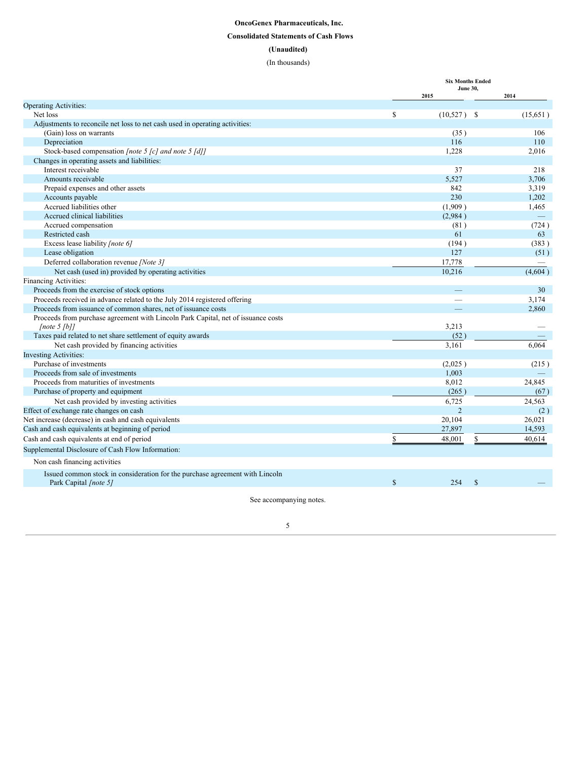**OncoGenex Pharmaceuticals, Inc.**

**Consolidated Statements of Cash Flows**

**(Unaudited)**

(In thousands)

| | Six Months Ended June 30, 2015 | Six Months Ended June 30, 2014 |
|---|---|---|
| Operating Activities: | | |
| Net loss | $ (10,527) | $ (15,651) |
| Adjustments to reconcile net loss to net cash used in operating activities: | | |
| (Gain) loss on warrants | (35) | 106 |
| Depreciation | 116 | 110 |
| Stock-based compensation *[note 5 [c] and note 5 [d]]* | 1,228 | 2,016 |
| Changes in operating assets and liabilities: | | |
| Interest receivable | 37 | 218 |
| Amounts receivable | 5,527 | 3,706 |
| Prepaid expenses and other assets | 842 | 3,319 |
| Accounts payable | 230 | 1,202 |
| Accrued liabilities other | (1,909) | 1,465 |
| Accrued clinical liabilities | (2,984) | — |
| Accrued compensation | (81) | (724) |
| Restricted cash | 61 | 63 |
| Excess lease liability *[note 6]* | (194) | (383) |
| Lease obligation | 127 | (51) |
| Deferred collaboration revenue *[Note 3]* | 17,778 | — |
| Net cash (used in) provided by operating activities | 10,216 | (4,604) |
| Financing Activities: | | |
| Proceeds from the exercise of stock options | — | 30 |
| Proceeds received in advance related to the July 2014 registered offering | — | 3,174 |
| Proceeds from issuance of common shares, net of issuance costs | — | 2,860 |
| Proceeds from purchase agreement with Lincoln Park Capital, net of issuance costs *[note 5 [b]]* | 3,213 | — |
| Taxes paid related to net share settlement of equity awards | (52) | — |
| Net cash provided by financing activities | 3,161 | 6,064 |
| Investing Activities: | | |
| Purchase of investments | (2,025) | (215) |
| Proceeds from sale of investments | 1,003 | — |
| Proceeds from maturities of investments | 8,012 | 24,845 |
| Purchase of property and equipment | (265) | (67) |
| Net cash provided by investing activities | 6,725 | 24,563 |
| Effect of exchange rate changes on cash | 2 | (2) |
| Net increase (decrease) in cash and cash equivalents | 20,104 | 26,021 |
| Cash and cash equivalents at beginning of period | 27,897 | 14,593 |
| Cash and cash equivalents at end of period | $ 48,001 | $ 40,614 |
| Supplemental Disclosure of Cash Flow Information: | | |
| Non cash financing activities | | |
| Issued common stock in consideration for the purchase agreement with Lincoln Park Capital *[note 5]* | $ 254 | $ — |

See accompanying notes.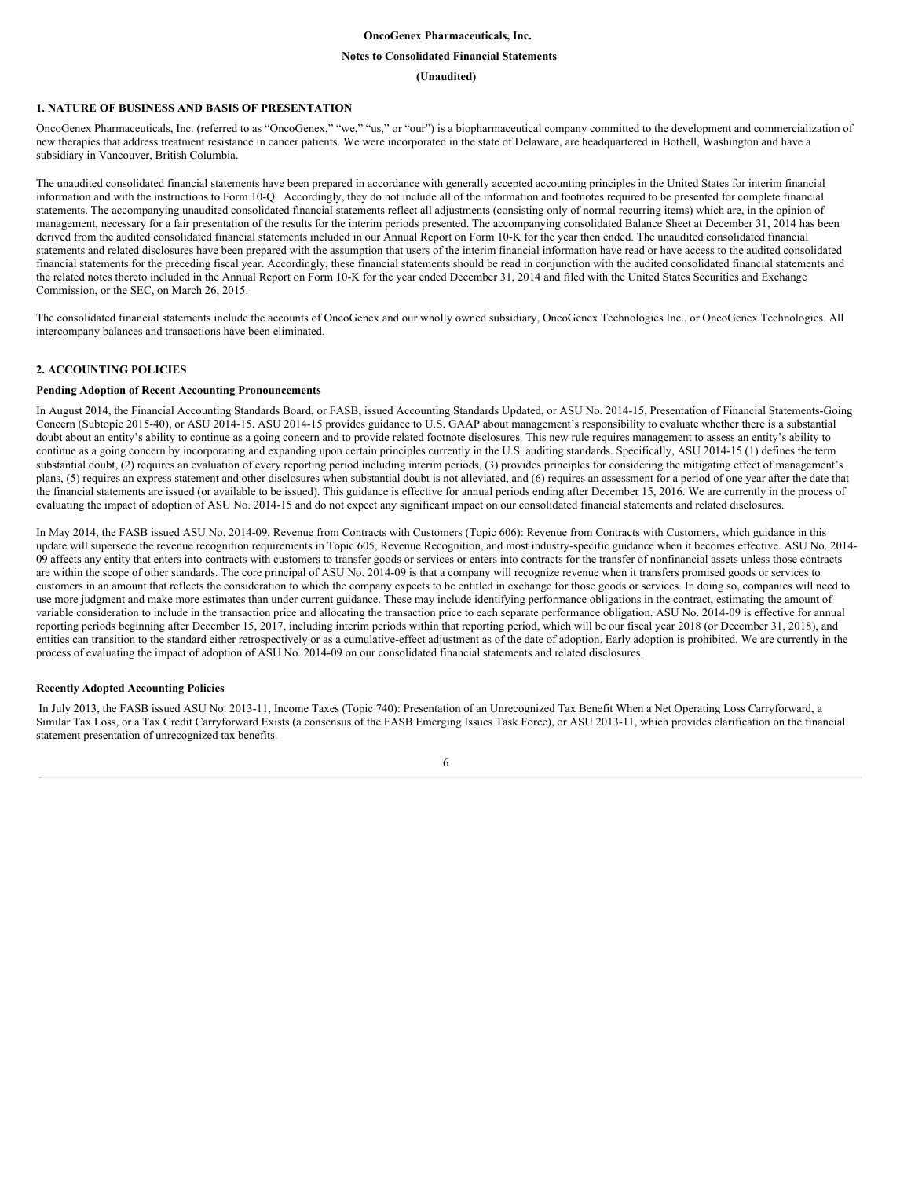**OncoGenex Pharmaceuticals, Inc.**

**Notes to Consolidated Financial Statements**

**(Unaudited)**

## 1. NATURE OF BUSINESS AND BASIS OF PRESENTATION

OncoGenex Pharmaceuticals, Inc. (referred to as "OncoGenex," "we," "us," or "our") is a biopharmaceutical company committed to the development and commercialization of new therapies that address treatment resistance in cancer patients. We were incorporated in the state of Delaware, are headquartered in Bothell, Washington and have a subsidiary in Vancouver, British Columbia.

The unaudited consolidated financial statements have been prepared in accordance with generally accepted accounting principles in the United States for interim financial information and with the instructions to Form 10-Q. Accordingly, they do not include all of the information and footnotes required to be presented for complete financial statements. The accompanying unaudited consolidated financial statements reflect all adjustments (consisting only of normal recurring items) which are, in the opinion of management, necessary for a fair presentation of the results for the interim periods presented. The accompanying consolidated Balance Sheet at December 31, 2014 has been derived from the audited consolidated financial statements included in our Annual Report on Form 10-K for the year then ended. The unaudited consolidated financial statements and related disclosures have been prepared with the assumption that users of the interim financial information have read or have access to the audited consolidated financial statements for the preceding fiscal year. Accordingly, these financial statements should be read in conjunction with the audited consolidated financial statements and the related notes thereto included in the Annual Report on Form 10-K for the year ended December 31, 2014 and filed with the United States Securities and Exchange Commission, or the SEC, on March 26, 2015.

The consolidated financial statements include the accounts of OncoGenex and our wholly owned subsidiary, OncoGenex Technologies Inc., or OncoGenex Technologies. All intercompany balances and transactions have been eliminated.

## 2. ACCOUNTING POLICIES

### Pending Adoption of Recent Accounting Pronouncements

In August 2014, the Financial Accounting Standards Board, or FASB, issued Accounting Standards Updated, or ASU No. 2014-15, Presentation of Financial Statements-Going Concern (Subtopic 2015-40), or ASU 2014-15. ASU 2014-15 provides guidance to U.S. GAAP about management's responsibility to evaluate whether there is a substantial doubt about an entity's ability to continue as a going concern and to provide related footnote disclosures. This new rule requires management to assess an entity's ability to continue as a going concern by incorporating and expanding upon certain principles currently in the U.S. auditing standards. Specifically, ASU 2014-15 (1) defines the term substantial doubt, (2) requires an evaluation of every reporting period including interim periods, (3) provides principles for considering the mitigating effect of management's plans, (5) requires an express statement and other disclosures when substantial doubt is not alleviated, and (6) requires an assessment for a period of one year after the date that the financial statements are issued (or available to be issued). This guidance is effective for annual periods ending after December 15, 2016. We are currently in the process of evaluating the impact of adoption of ASU No. 2014-15 and do not expect any significant impact on our consolidated financial statements and related disclosures.

In May 2014, the FASB issued ASU No. 2014-09, Revenue from Contracts with Customers (Topic 606): Revenue from Contracts with Customers, which guidance in this update will supersede the revenue recognition requirements in Topic 605, Revenue Recognition, and most industry-specific guidance when it becomes effective. ASU No. 2014-09 affects any entity that enters into contracts with customers to transfer goods or services or enters into contracts for the transfer of nonfinancial assets unless those contracts are within the scope of other standards. The core principal of ASU No. 2014-09 is that a company will recognize revenue when it transfers promised goods or services to customers in an amount that reflects the consideration to which the company expects to be entitled in exchange for those goods or services. In doing so, companies will need to use more judgment and make more estimates than under current guidance. These may include identifying performance obligations in the contract, estimating the amount of variable consideration to include in the transaction price and allocating the transaction price to each separate performance obligation. ASU No. 2014-09 is effective for annual reporting periods beginning after December 15, 2017, including interim periods within that reporting period, which will be our fiscal year 2018 (or December 31, 2018), and entities can transition to the standard either retrospectively or as a cumulative-effect adjustment as of the date of adoption. Early adoption is prohibited. We are currently in the process of evaluating the impact of adoption of ASU No. 2014-09 on our consolidated financial statements and related disclosures.

### Recently Adopted Accounting Policies

In July 2013, the FASB issued ASU No. 2013-11, Income Taxes (Topic 740): Presentation of an Unrecognized Tax Benefit When a Net Operating Loss Carryforward, a Similar Tax Loss, or a Tax Credit Carryforward Exists (a consensus of the FASB Emerging Issues Task Force), or ASU 2013-11, which provides clarification on the financial statement presentation of unrecognized tax benefits.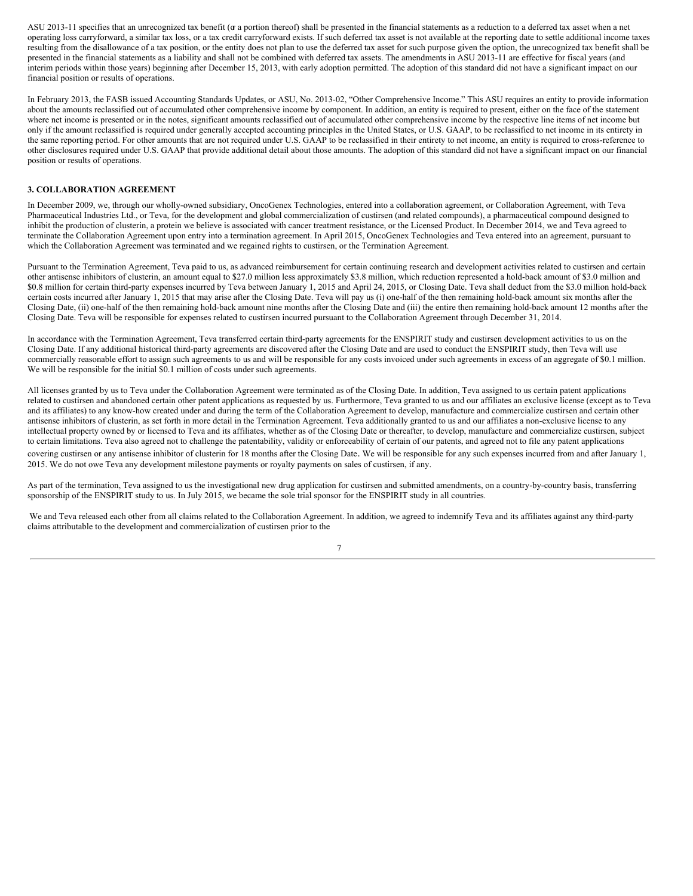ASU 2013-11 specifies that an unrecognized tax benefit (or a portion thereof) shall be presented in the financial statements as a reduction to a deferred tax asset when a net operating loss carryforward, a similar tax loss, or a tax credit carryforward exists. If such deferred tax asset is not available at the reporting date to settle additional income taxes resulting from the disallowance of a tax position, or the entity does not plan to use the deferred tax asset for such purpose given the option, the unrecognized tax benefit shall be presented in the financial statements as a liability and shall not be combined with deferred tax assets. The amendments in ASU 2013-11 are effective for fiscal years (and interim periods within those years) beginning after December 15, 2013, with early adoption permitted. The adoption of this standard did not have a significant impact on our financial position or results of operations.

In February 2013, the FASB issued Accounting Standards Updates, or ASU, No. 2013-02, "Other Comprehensive Income." This ASU requires an entity to provide information about the amounts reclassified out of accumulated other comprehensive income by component. In addition, an entity is required to present, either on the face of the statement where net income is presented or in the notes, significant amounts reclassified out of accumulated other comprehensive income by the respective line items of net income but only if the amount reclassified is required under generally accepted accounting principles in the United States, or U.S. GAAP, to be reclassified to net income in its entirety in the same reporting period. For other amounts that are not required under U.S. GAAP to be reclassified in their entirety to net income, an entity is required to cross-reference to other disclosures required under U.S. GAAP that provide additional detail about those amounts. The adoption of this standard did not have a significant impact on our financial position or results of operations.

### 3. COLLABORATION AGREEMENT

In December 2009, we, through our wholly-owned subsidiary, OncoGenex Technologies, entered into a collaboration agreement, or Collaboration Agreement, with Teva Pharmaceutical Industries Ltd., or Teva, for the development and global commercialization of custirsen (and related compounds), a pharmaceutical compound designed to inhibit the production of clusterin, a protein we believe is associated with cancer treatment resistance, or the Licensed Product. In December 2014, we and Teva agreed to terminate the Collaboration Agreement upon entry into a termination agreement. In April 2015, OncoGenex Technologies and Teva entered into an agreement, pursuant to which the Collaboration Agreement was terminated and we regained rights to custirsen, or the Termination Agreement.

Pursuant to the Termination Agreement, Teva paid to us, as advanced reimbursement for certain continuing research and development activities related to custirsen and certain other antisense inhibitors of clusterin, an amount equal to $27.0 million less approximately $3.8 million, which reduction represented a hold-back amount of $3.0 million and $0.8 million for certain third-party expenses incurred by Teva between January 1, 2015 and April 24, 2015, or Closing Date. Teva shall deduct from the $3.0 million hold-back certain costs incurred after January 1, 2015 that may arise after the Closing Date. Teva will pay us (i) one-half of the then remaining hold-back amount six months after the Closing Date, (ii) one-half of the then remaining hold-back amount nine months after the Closing Date and (iii) the entire then remaining hold-back amount 12 months after the Closing Date. Teva will be responsible for expenses related to custirsen incurred pursuant to the Collaboration Agreement through December 31, 2014.

In accordance with the Termination Agreement, Teva transferred certain third-party agreements for the ENSPIRIT study and custirsen development activities to us on the Closing Date. If any additional historical third-party agreements are discovered after the Closing Date and are used to conduct the ENSPIRIT study, then Teva will use commercially reasonable effort to assign such agreements to us and will be responsible for any costs invoiced under such agreements in excess of an aggregate of $0.1 million. We will be responsible for the initial $0.1 million of costs under such agreements.

All licenses granted by us to Teva under the Collaboration Agreement were terminated as of the Closing Date. In addition, Teva assigned to us certain patent applications related to custirsen and abandoned certain other patent applications as requested by us. Furthermore, Teva granted to us and our affiliates an exclusive license (except as to Teva and its affiliates) to any know-how created under and during the term of the Collaboration Agreement to develop, manufacture and commercialize custirsen and certain other antisense inhibitors of clusterin, as set forth in more detail in the Termination Agreement. Teva additionally granted to us and our affiliates a non-exclusive license to any intellectual property owned by or licensed to Teva and its affiliates, whether as of the Closing Date or thereafter, to develop, manufacture and commercialize custirsen, subject to certain limitations. Teva also agreed not to challenge the patentability, validity or enforceability of certain of our patents, and agreed not to file any patent applications covering custirsen or any antisense inhibitor of clusterin for 18 months after the Closing Date. We will be responsible for any such expenses incurred from and after January 1, 2015. We do not owe Teva any development milestone payments or royalty payments on sales of custirsen, if any.

As part of the termination, Teva assigned to us the investigational new drug application for custirsen and submitted amendments, on a country-by-country basis, transferring sponsorship of the ENSPIRIT study to us. In July 2015, we became the sole trial sponsor for the ENSPIRIT study in all countries.

We and Teva released each other from all claims related to the Collaboration Agreement. In addition, we agreed to indemnify Teva and its affiliates against any third-party claims attributable to the development and commercialization of custirsen prior to the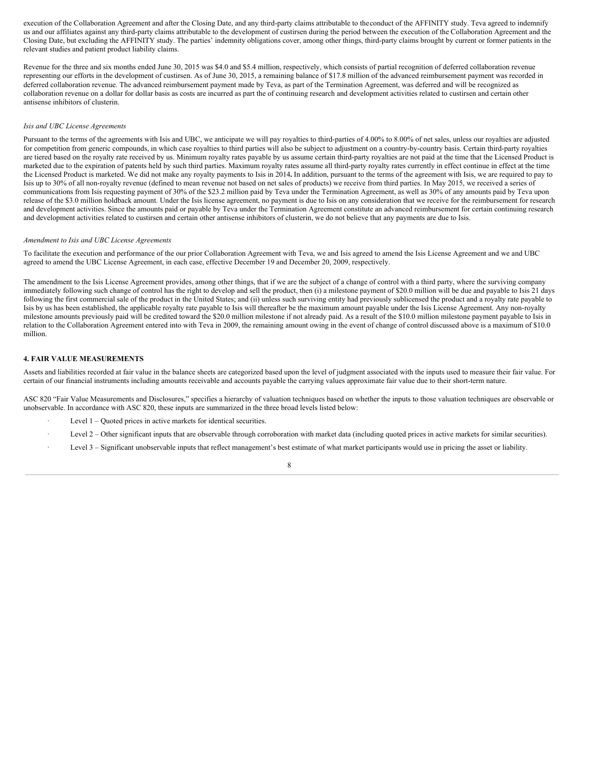execution of the Collaboration Agreement and after the Closing Date, and any third-party claims attributable to theconduct of the AFFINITY study. Teva agreed to indemnify us and our affiliates against any third-party claims attributable to the development of custirsen during the period between the execution of the Collaboration Agreement and the Closing Date, but excluding the AFFINITY study. The parties' indemnity obligations cover, among other things, third-party claims brought by current or former patients in the relevant studies and patient product liability claims.

Revenue for the three and six months ended June 30, 2015 was $4.0 and $5.4 million, respectively, which consists of partial recognition of deferred collaboration revenue representing our efforts in the development of custirsen. As of June 30, 2015, a remaining balance of $17.8 million of the advanced reimbursement payment was recorded in deferred collaboration revenue. The advanced reimbursement payment made by Teva, as part of the Termination Agreement, was deferred and will be recognized as collaboration revenue on a dollar for dollar basis as costs are incurred as part the of continuing research and development activities related to custirsen and certain other antisense inhibitors of clusterin.

*Isis and UBC License Agreements*

Pursuant to the terms of the agreements with Isis and UBC, we anticipate we will pay royalties to third-parties of 4.00% to 8.00% of net sales, unless our royalties are adjusted for competition from generic compounds, in which case royalties to third parties will also be subject to adjustment on a country-by-country basis. Certain third-party royalties are tiered based on the royalty rate received by us. Minimum royalty rates payable by us assume certain third-party royalties are not paid at the time that the Licensed Product is marketed due to the expiration of patents held by such third parties. Maximum royalty rates assume all third-party royalty rates currently in effect continue in effect at the time the Licensed Product is marketed. We did not make any royalty payments to Isis in 2014**.** In addition, pursuant to the terms of the agreement with Isis, we are required to pay to Isis up to 30% of all non-royalty revenue (defined to mean revenue not based on net sales of products) we receive from third parties. In May 2015, we received a series of communications from Isis requesting payment of 30% of the $23.2 million paid by Teva under the Termination Agreement, as well as 30% of any amounts paid by Teva upon release of the $3.0 million holdback amount. Under the Isis license agreement, no payment is due to Isis on any consideration that we receive for the reimbursement for research and development activities. Since the amounts paid or payable by Teva under the Termination Agreement constitute an advanced reimbursement for certain continuing research and development activities related to custirsen and certain other antisense inhibitors of clusterin, we do not believe that any payments are due to Isis.

*Amendment to Isis and UBC License Agreements*

To facilitate the execution and performance of the our prior Collaboration Agreement with Teva, we and Isis agreed to amend the Isis License Agreement and we and UBC agreed to amend the UBC License Agreement, in each case, effective December 19 and December 20, 2009, respectively.

The amendment to the Isis License Agreement provides, among other things, that if we are the subject of a change of control with a third party, where the surviving company immediately following such change of control has the right to develop and sell the product, then (i) a milestone payment of $20.0 million will be due and payable to Isis 21 days following the first commercial sale of the product in the United States; and (ii) unless such surviving entity had previously sublicensed the product and a royalty rate payable to Isis by us has been established, the applicable royalty rate payable to Isis will thereafter be the maximum amount payable under the Isis License Agreement. Any non-royalty milestone amounts previously paid will be credited toward the $20.0 million milestone if not already paid. As a result of the $10.0 million milestone payment payable to Isis in relation to the Collaboration Agreement entered into with Teva in 2009, the remaining amount owing in the event of change of control discussed above is a maximum of $10.0 million.

**4. FAIR VALUE MEASUREMENTS**

Assets and liabilities recorded at fair value in the balance sheets are categorized based upon the level of judgment associated with the inputs used to measure their fair value. For certain of our financial instruments including amounts receivable and accounts payable the carrying values approximate fair value due to their short-term nature.

ASC 820 "Fair Value Measurements and Disclosures," specifies a hierarchy of valuation techniques based on whether the inputs to those valuation techniques are observable or unobservable. In accordance with ASC 820, these inputs are summarized in the three broad levels listed below:

- Level 1 – Quoted prices in active markets for identical securities.
- Level 2 – Other significant inputs that are observable through corroboration with market data (including quoted prices in active markets for similar securities).
- Level 3 – Significant unobservable inputs that reflect management's best estimate of what market participants would use in pricing the asset or liability.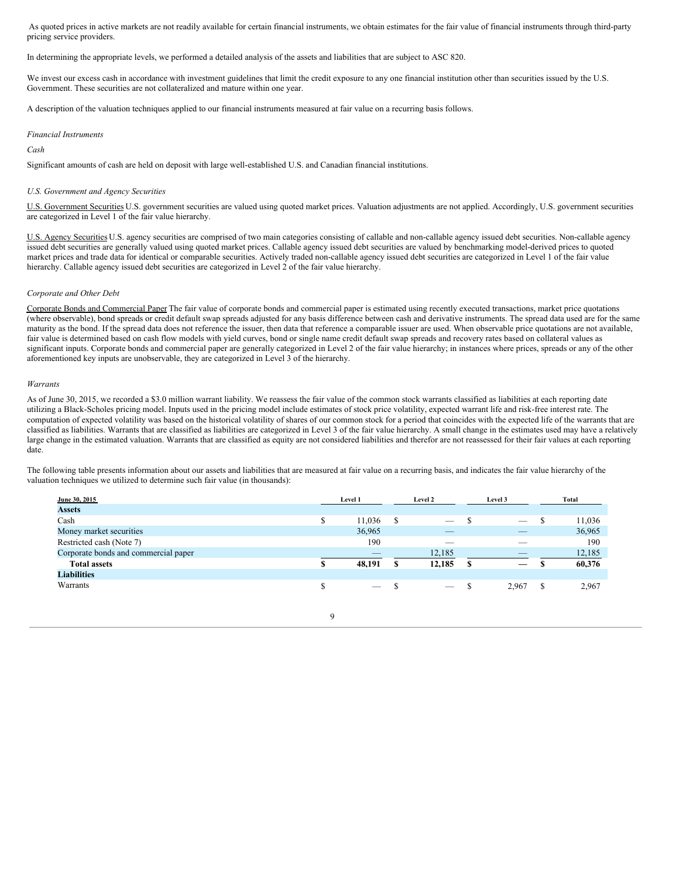As quoted prices in active markets are not readily available for certain financial instruments, we obtain estimates for the fair value of financial instruments through third-party pricing service providers.

In determining the appropriate levels, we performed a detailed analysis of the assets and liabilities that are subject to ASC 820.

We invest our excess cash in accordance with investment guidelines that limit the credit exposure to any one financial institution other than securities issued by the U.S. Government. These securities are not collateralized and mature within one year.

A description of the valuation techniques applied to our financial instruments measured at fair value on a recurring basis follows.

*Financial Instruments*

*Cash*

Significant amounts of cash are held on deposit with large well-established U.S. and Canadian financial institutions.

*U.S. Government and Agency Securities*

U.S. Government Securities U.S. government securities are valued using quoted market prices. Valuation adjustments are not applied. Accordingly, U.S. government securities are categorized in Level 1 of the fair value hierarchy.

U.S. Agency Securities U.S. agency securities are comprised of two main categories consisting of callable and non-callable agency issued debt securities. Non-callable agency issued debt securities are generally valued using quoted market prices. Callable agency issued debt securities are valued by benchmarking model-derived prices to quoted market prices and trade data for identical or comparable securities. Actively traded non-callable agency issued debt securities are categorized in Level 1 of the fair value hierarchy. Callable agency issued debt securities are categorized in Level 2 of the fair value hierarchy.

*Corporate and Other Debt*

Corporate Bonds and Commercial Paper The fair value of corporate bonds and commercial paper is estimated using recently executed transactions, market price quotations (where observable), bond spreads or credit default swap spreads adjusted for any basis difference between cash and derivative instruments. The spread data used are for the same maturity as the bond. If the spread data does not reference the issuer, then data that reference a comparable issuer are used. When observable price quotations are not available, fair value is determined based on cash flow models with yield curves, bond or single name credit default swap spreads and recovery rates based on collateral values as significant inputs. Corporate bonds and commercial paper are generally categorized in Level 2 of the fair value hierarchy; in instances where prices, spreads or any of the other aforementioned key inputs are unobservable, they are categorized in Level 3 of the hierarchy.

*Warrants*

As of June 30, 2015, we recorded a $3.0 million warrant liability. We reassess the fair value of the common stock warrants classified as liabilities at each reporting date utilizing a Black-Scholes pricing model. Inputs used in the pricing model include estimates of stock price volatility, expected warrant life and risk-free interest rate. The computation of expected volatility was based on the historical volatility of shares of our common stock for a period that coincides with the expected life of the warrants that are classified as liabilities. Warrants that are classified as liabilities are categorized in Level 3 of the fair value hierarchy. A small change in the estimates used may have a relatively large change in the estimated valuation. Warrants that are classified as equity are not considered liabilities and therefor are not reassessed for their fair values at each reporting date.

The following table presents information about our assets and liabilities that are measured at fair value on a recurring basis, and indicates the fair value hierarchy of the valuation techniques we utilized to determine such fair value (in thousands):

| June 30, 2015 | Level 1 | Level 2 | Level 3 | Total |
|---|---|---|---|---|
| **Assets** | | | | |
| Cash | $ 11,036 | $ — | $ — | $ 11,036 |
| Money market securities | 36,965 | — | — | 36,965 |
| Restricted cash (Note 7) | 190 | — | — | 190 |
| Corporate bonds and commercial paper | — | 12,185 | — | 12,185 |
| **Total assets** | **$ 48,191** | **$ 12,185** | **$ —** | **$ 60,376** |
| **Liabilities** | | | | |
| Warrants | $ — | $ — | $ 2,967 | $ 2,967 |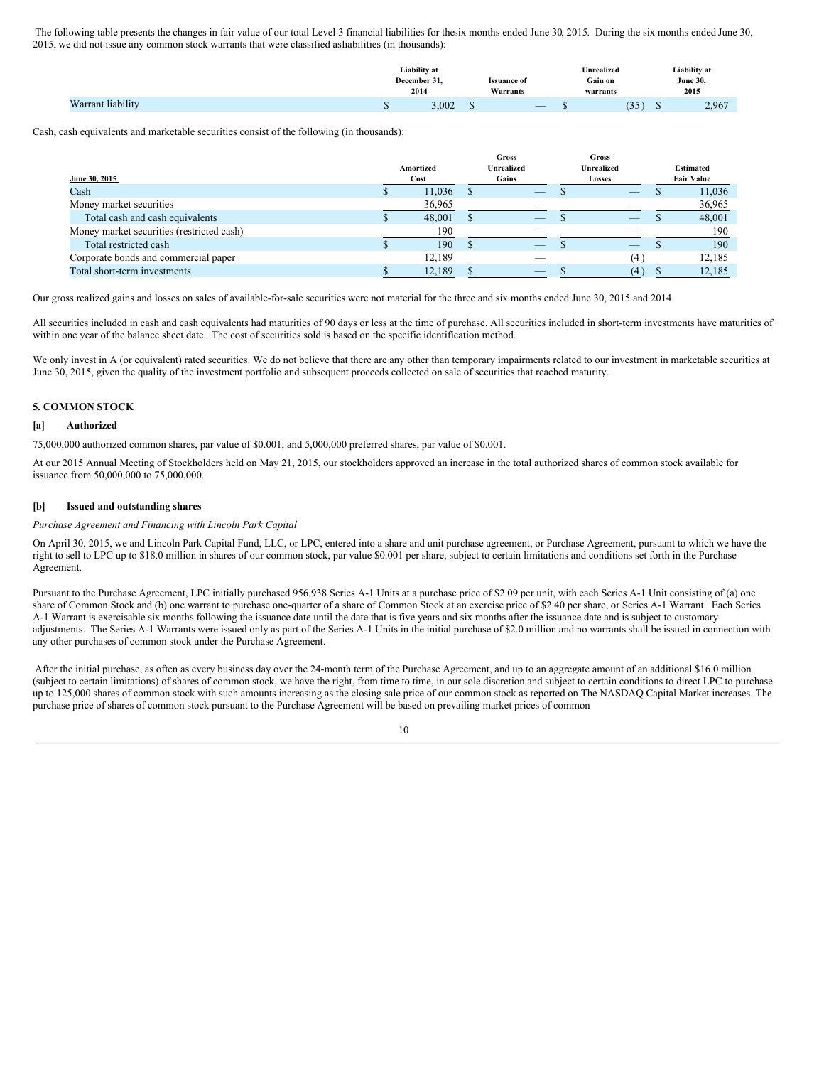The following table presents the changes in fair value of our total Level 3 financial liabilities for thesix months ended June 30, 2015. During the six months ended June 30, 2015, we did not issue any common stock warrants that were classified asliabilities (in thousands):

| | Liability at December 31, 2014 | Issuance of Warrants | Unrealized Gain on warrants | Liability at June 30, 2015 |
|---|---|---|---|---|
| Warrant liability | $ 3,002 | $ — | $ (35) | $ 2,967 |

Cash, cash equivalents and marketable securities consist of the following (in thousands):

| June 30, 2015 | Amortized Cost | Gross Unrealized Gains | Gross Unrealized Losses | Estimated Fair Value |
|---|---|---|---|---|
| Cash | $ 11,036 | $ — | $ — | $ 11,036 |
| Money market securities | 36,965 | — | — | 36,965 |
| Total cash and cash equivalents | $ 48,001 | $ — | $ — | $ 48,001 |
| Money market securities (restricted cash) | 190 | — | — | 190 |
| Total restricted cash | $ 190 | $ — | $ — | $ 190 |
| Corporate bonds and commercial paper | 12,189 | — | (4) | 12,185 |
| Total short-term investments | $ 12,189 | $ — | $ (4) | $ 12,185 |

Our gross realized gains and losses on sales of available-for-sale securities were not material for the three and six months ended June 30, 2015 and 2014.

All securities included in cash and cash equivalents had maturities of 90 days or less at the time of purchase. All securities included in short-term investments have maturities of within one year of the balance sheet date. The cost of securities sold is based on the specific identification method.

We only invest in A (or equivalent) rated securities. We do not believe that there are any other than temporary impairments related to our investment in marketable securities at June 30, 2015, given the quality of the investment portfolio and subsequent proceeds collected on sale of securities that reached maturity.

## 5. COMMON STOCK

### [a] Authorized

75,000,000 authorized common shares, par value of $0.001, and 5,000,000 preferred shares, par value of $0.001.

At our 2015 Annual Meeting of Stockholders held on May 21, 2015, our stockholders approved an increase in the total authorized shares of common stock available for issuance from 50,000,000 to 75,000,000.

### [b] Issued and outstanding shares

*Purchase Agreement and Financing with Lincoln Park Capital*

On April 30, 2015, we and Lincoln Park Capital Fund, LLC, or LPC, entered into a share and unit purchase agreement, or Purchase Agreement, pursuant to which we have the right to sell to LPC up to $18.0 million in shares of our common stock, par value $0.001 per share, subject to certain limitations and conditions set forth in the Purchase Agreement.

Pursuant to the Purchase Agreement, LPC initially purchased 956,938 Series A-1 Units at a purchase price of $2.09 per unit, with each Series A-1 Unit consisting of (a) one share of Common Stock and (b) one warrant to purchase one-quarter of a share of Common Stock at an exercise price of $2.40 per share, or Series A-1 Warrant. Each Series A-1 Warrant is exercisable six months following the issuance date until the date that is five years and six months after the issuance date and is subject to customary adjustments. The Series A-1 Warrants were issued only as part of the Series A-1 Units in the initial purchase of $2.0 million and no warrants shall be issued in connection with any other purchases of common stock under the Purchase Agreement.

After the initial purchase, as often as every business day over the 24-month term of the Purchase Agreement, and up to an aggregate amount of an additional $16.0 million (subject to certain limitations) of shares of common stock, we have the right, from time to time, in our sole discretion and subject to certain conditions to direct LPC to purchase up to 125,000 shares of common stock with such amounts increasing as the closing sale price of our common stock as reported on The NASDAQ Capital Market increases. The purchase price of shares of common stock pursuant to the Purchase Agreement will be based on prevailing market prices of common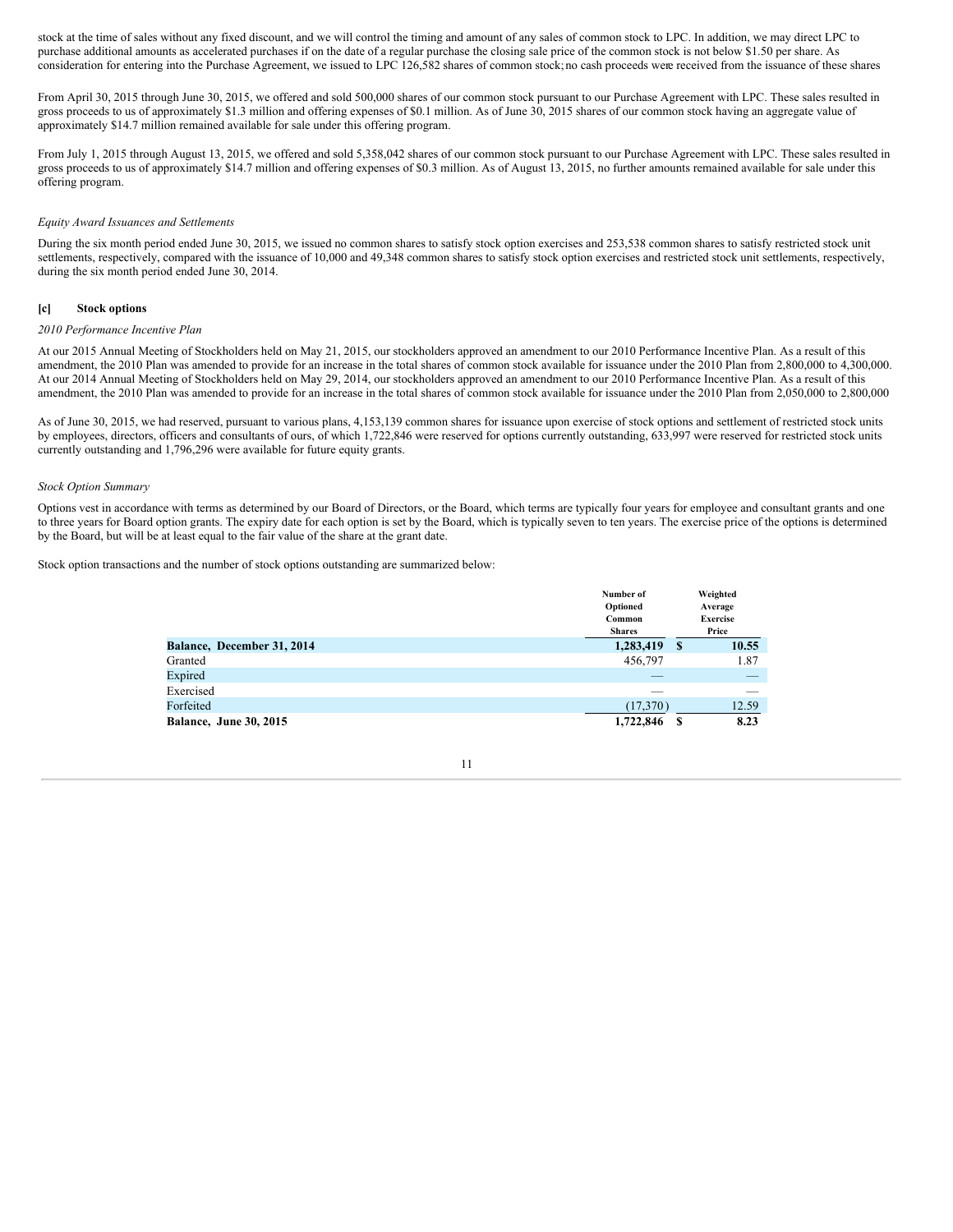stock at the time of sales without any fixed discount, and we will control the timing and amount of any sales of common stock to LPC. In addition, we may direct LPC to purchase additional amounts as accelerated purchases if on the date of a regular purchase the closing sale price of the common stock is not below $1.50 per share. As consideration for entering into the Purchase Agreement, we issued to LPC 126,582 shares of common stock; no cash proceeds were received from the issuance of these shares

From April 30, 2015 through June 30, 2015, we offered and sold 500,000 shares of our common stock pursuant to our Purchase Agreement with LPC. These sales resulted in gross proceeds to us of approximately $1.3 million and offering expenses of $0.1 million. As of June 30, 2015 shares of our common stock having an aggregate value of approximately $14.7 million remained available for sale under this offering program.

From July 1, 2015 through August 13, 2015, we offered and sold 5,358,042 shares of our common stock pursuant to our Purchase Agreement with LPC. These sales resulted in gross proceeds to us of approximately $14.7 million and offering expenses of $0.3 million. As of August 13, 2015, no further amounts remained available for sale under this offering program.

*Equity Award Issuances and Settlements*

During the six month period ended June 30, 2015, we issued no common shares to satisfy stock option exercises and 253,538 common shares to satisfy restricted stock unit settlements, respectively, compared with the issuance of 10,000 and 49,348 common shares to satisfy stock option exercises and restricted stock unit settlements, respectively, during the six month period ended June 30, 2014.

### [c] Stock options

*2010 Performance Incentive Plan*

At our 2015 Annual Meeting of Stockholders held on May 21, 2015, our stockholders approved an amendment to our 2010 Performance Incentive Plan. As a result of this amendment, the 2010 Plan was amended to provide for an increase in the total shares of common stock available for issuance under the 2010 Plan from 2,800,000 to 4,300,000. At our 2014 Annual Meeting of Stockholders held on May 29, 2014, our stockholders approved an amendment to our 2010 Performance Incentive Plan. As a result of this amendment, the 2010 Plan was amended to provide for an increase in the total shares of common stock available for issuance under the 2010 Plan from 2,050,000 to 2,800,000

As of June 30, 2015, we had reserved, pursuant to various plans, 4,153,139 common shares for issuance upon exercise of stock options and settlement of restricted stock units by employees, directors, officers and consultants of ours, of which 1,722,846 were reserved for options currently outstanding, 633,997 were reserved for restricted stock units currently outstanding and 1,796,296 were available for future equity grants.

*Stock Option Summary*

Options vest in accordance with terms as determined by our Board of Directors, or the Board, which terms are typically four years for employee and consultant grants and one to three years for Board option grants. The expiry date for each option is set by the Board, which is typically seven to ten years. The exercise price of the options is determined by the Board, but will be at least equal to the fair value of the share at the grant date.

Stock option transactions and the number of stock options outstanding are summarized below:

| | Number of Optioned Common Shares | Weighted Average Exercise Price |
|---|---|---|
| **Balance, December 31, 2014** | **1,283,419** | **$ 10.55** |
| Granted | 456,797 | 1.87 |
| Expired | — | — |
| Exercised | — | — |
| Forfeited | (17,370) | 12.59 |
| **Balance, June 30, 2015** | **1,722,846** | **$ 8.23** |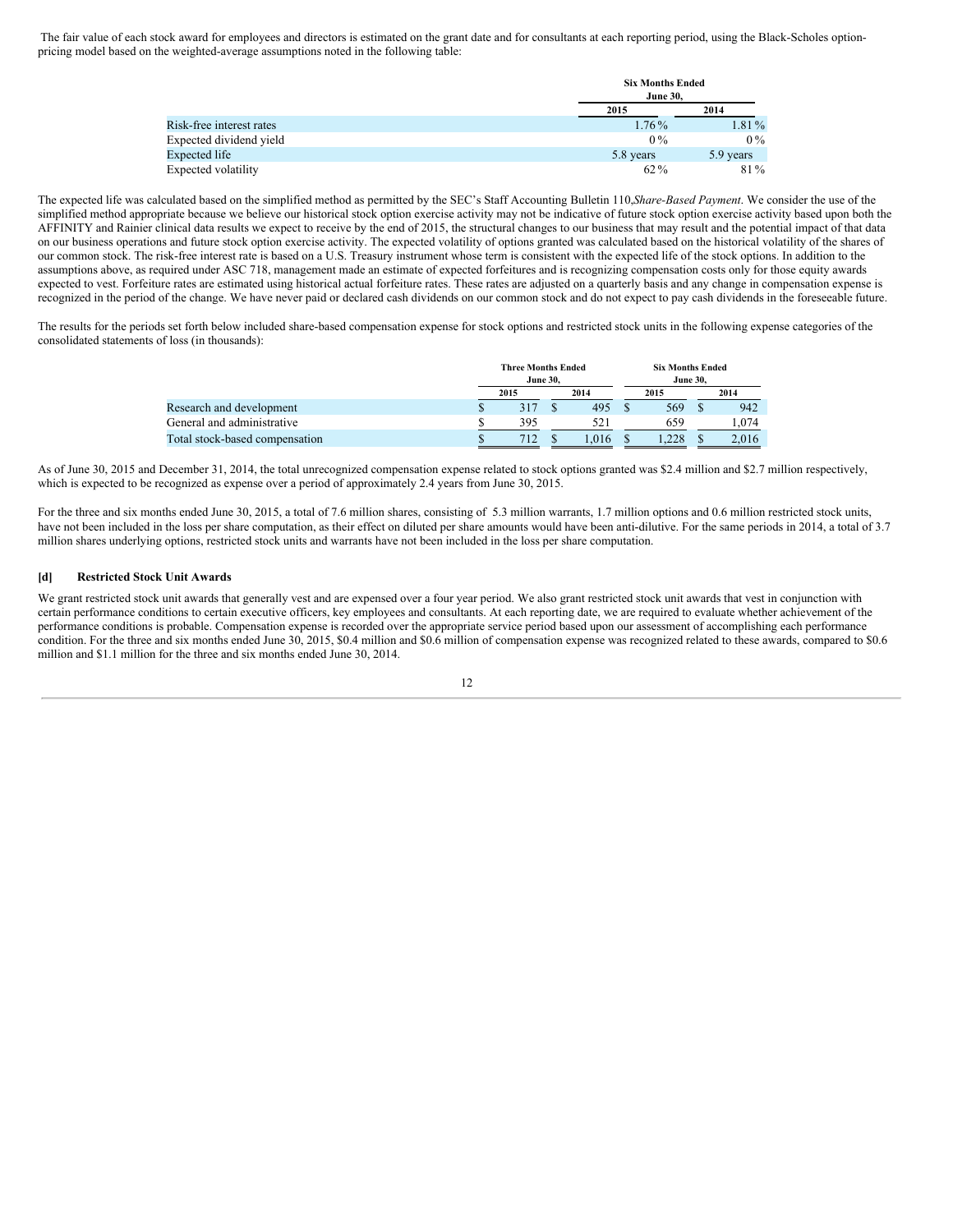The fair value of each stock award for employees and directors is estimated on the grant date and for consultants at each reporting period, using the Black-Scholes option-pricing model based on the weighted-average assumptions noted in the following table:

| | Six Months Ended June 30, | |
|---|---|---|
| | 2015 | 2014 |
| Risk-free interest rates | 1.76 % | 1.81 % |
| Expected dividend yield | 0 % | 0 % |
| Expected life | 5.8 years | 5.9 years |
| Expected volatility | 62 % | 81 % |

The expected life was calculated based on the simplified method as permitted by the SEC's Staff Accounting Bulletin 110,*Share-Based Payment*. We consider the use of the simplified method appropriate because we believe our historical stock option exercise activity may not be indicative of future stock option exercise activity based upon both the AFFINITY and Rainier clinical data results we expect to receive by the end of 2015, the structural changes to our business that may result and the potential impact of that data on our business operations and future stock option exercise activity. The expected volatility of options granted was calculated based on the historical volatility of the shares of our common stock. The risk-free interest rate is based on a U.S. Treasury instrument whose term is consistent with the expected life of the stock options. In addition to the assumptions above, as required under ASC 718, management made an estimate of expected forfeitures and is recognizing compensation costs only for those equity awards expected to vest. Forfeiture rates are estimated using historical actual forfeiture rates. These rates are adjusted on a quarterly basis and any change in compensation expense is recognized in the period of the change. We have never paid or declared cash dividends on our common stock and do not expect to pay cash dividends in the foreseeable future.

The results for the periods set forth below included share-based compensation expense for stock options and restricted stock units in the following expense categories of the consolidated statements of loss (in thousands):

| | Three Months Ended June 30, | | Six Months Ended June 30, | |
|---|---|---|---|---|
| | 2015 | 2014 | 2015 | 2014 |
| Research and development | $ 317 | $ 495 | $ 569 | $ 942 |
| General and administrative | $ 395 | 521 | 659 | 1,074 |
| Total stock-based compensation | $ 712 | $ 1,016 | $ 1,228 | $ 2,016 |

As of June 30, 2015 and December 31, 2014, the total unrecognized compensation expense related to stock options granted was $2.4 million and $2.7 million respectively, which is expected to be recognized as expense over a period of approximately 2.4 years from June 30, 2015.

For the three and six months ended June 30, 2015, a total of 7.6 million shares, consisting of 5.3 million warrants, 1.7 million options and 0.6 million restricted stock units, have not been included in the loss per share computation, as their effect on diluted per share amounts would have been anti-dilutive. For the same periods in 2014, a total of 3.7 million shares underlying options, restricted stock units and warrants have not been included in the loss per share computation.

### [d] Restricted Stock Unit Awards

We grant restricted stock unit awards that generally vest and are expensed over a four year period. We also grant restricted stock unit awards that vest in conjunction with certain performance conditions to certain executive officers, key employees and consultants. At each reporting date, we are required to evaluate whether achievement of the performance conditions is probable. Compensation expense is recorded over the appropriate service period based upon our assessment of accomplishing each performance condition. For the three and six months ended June 30, 2015, $0.4 million and $0.6 million of compensation expense was recognized related to these awards, compared to $0.6 million and $1.1 million for the three and six months ended June 30, 2014.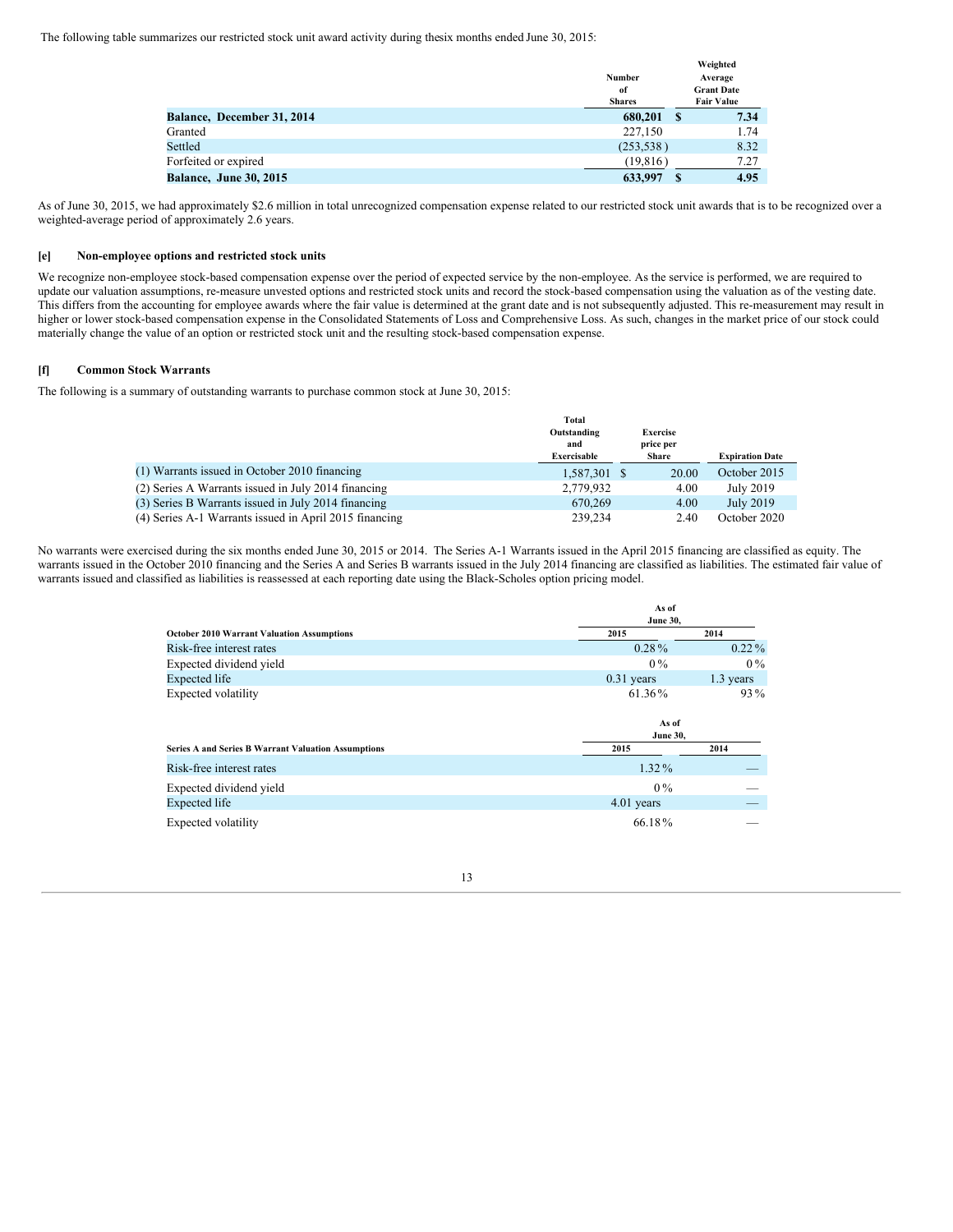The following table summarizes our restricted stock unit award activity during the six months ended June 30, 2015:

| | Number of Shares | Weighted Average Grant Date Fair Value |
|---|---|---|
| **Balance, December 31, 2014** | **680,201** | **$ 7.34** |
| Granted | 227,150 | 1.74 |
| Settled | (253,538 ) | 8.32 |
| Forfeited or expired | (19,816 ) | 7.27 |
| **Balance, June 30, 2015** | **633,997** | **$ 4.95** |

As of June 30, 2015, we had approximately $2.6 million in total unrecognized compensation expense related to our restricted stock unit awards that is to be recognized over a weighted-average period of approximately 2.6 years.

### [e] Non-employee options and restricted stock units

We recognize non-employee stock-based compensation expense over the period of expected service by the non-employee. As the service is performed, we are required to update our valuation assumptions, re-measure unvested options and restricted stock units and record the stock-based compensation using the valuation as of the vesting date. This differs from the accounting for employee awards where the fair value is determined at the grant date and is not subsequently adjusted. This re-measurement may result in higher or lower stock-based compensation expense in the Consolidated Statements of Loss and Comprehensive Loss. As such, changes in the market price of our stock could materially change the value of an option or restricted stock unit and the resulting stock-based compensation expense.

### [f] Common Stock Warrants

The following is a summary of outstanding warrants to purchase common stock at June 30, 2015:

| | Total Outstanding and Exercisable | Exercise price per Share | Expiration Date |
|---|---|---|---|
| (1) Warrants issued in October 2010 financing | 1,587,301 | $ 20.00 | October 2015 |
| (2) Series A Warrants issued in July 2014 financing | 2,779,932 | 4.00 | July 2019 |
| (3) Series B Warrants issued in July 2014 financing | 670,269 | 4.00 | July 2019 |
| (4) Series A-1 Warrants issued in April 2015 financing | 239,234 | 2.40 | October 2020 |

No warrants were exercised during the six months ended June 30, 2015 or 2014. The Series A-1 Warrants issued in the April 2015 financing are classified as equity. The warrants issued in the October 2010 financing and the Series A and Series B warrants issued in the July 2014 financing are classified as liabilities. The estimated fair value of warrants issued and classified as liabilities is reassessed at each reporting date using the Black-Scholes option pricing model.

| **October 2010 Warrant Valuation Assumptions** | As of June 30, 2015 | As of June 30, 2014 |
|---|---|---|
| Risk-free interest rates | 0.28 % | 0.22 % |
| Expected dividend yield | 0 % | 0 % |
| Expected life | 0.31 years | 1.3 years |
| Expected volatility | 61.36 % | 93 % |

| **Series A and Series B Warrant Valuation Assumptions** | As of June 30, 2015 | As of June 30, 2014 |
|---|---|---|
| Risk-free interest rates | 1.32 % | — |
| Expected dividend yield | 0 % | — |
| Expected life | 4.01 years | — |
| Expected volatility | 66.18 % | — |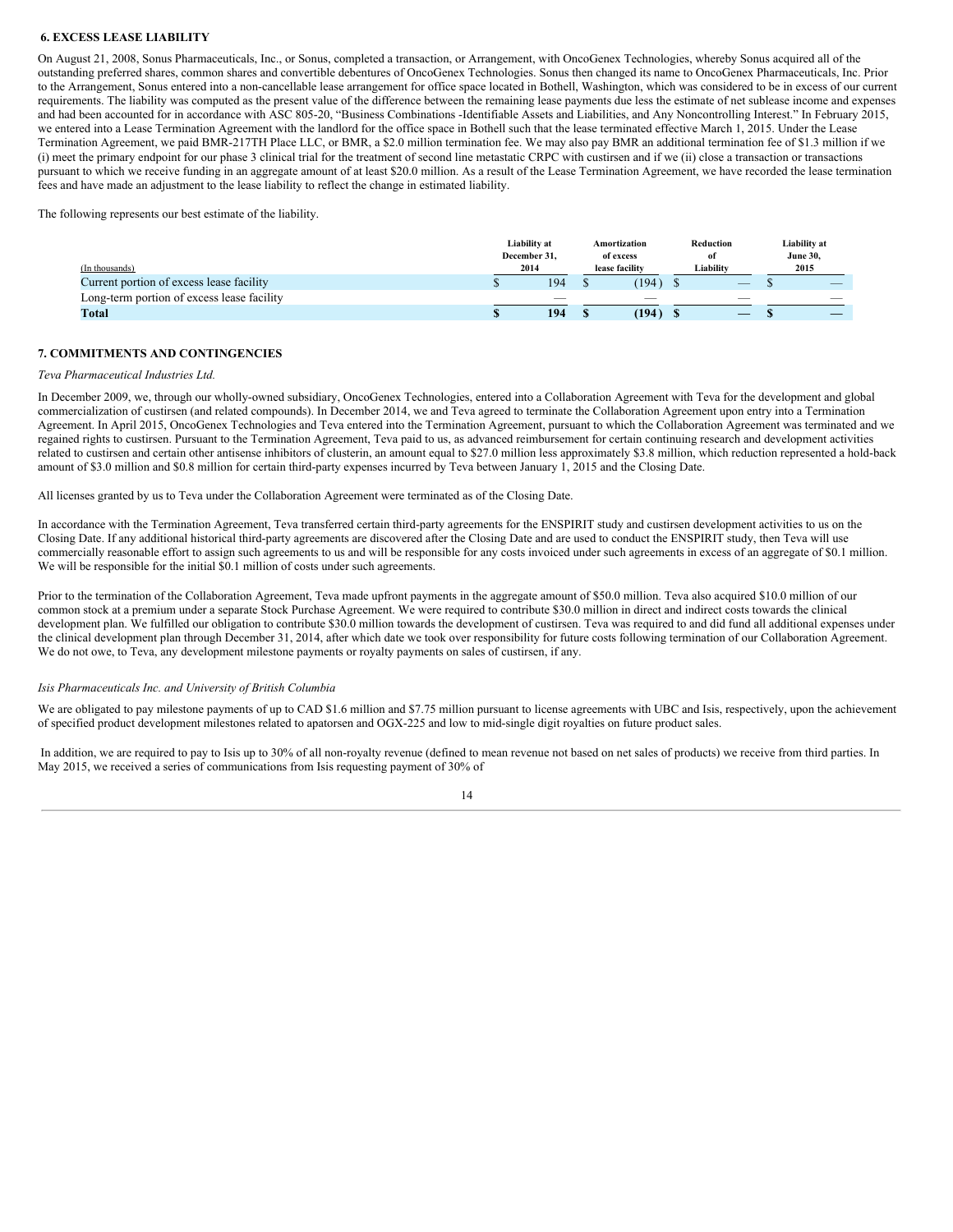**6. EXCESS LEASE LIABILITY**

On August 21, 2008, Sonus Pharmaceuticals, Inc., or Sonus, completed a transaction, or Arrangement, with OncoGenex Technologies, whereby Sonus acquired all of the outstanding preferred shares, common shares and convertible debentures of OncoGenex Technologies. Sonus then changed its name to OncoGenex Pharmaceuticals, Inc. Prior to the Arrangement, Sonus entered into a non-cancellable lease arrangement for office space located in Bothell, Washington, which was considered to be in excess of our current requirements. The liability was computed as the present value of the difference between the remaining lease payments due less the estimate of net sublease income and expenses and had been accounted for in accordance with ASC 805-20, "Business Combinations -Identifiable Assets and Liabilities, and Any Noncontrolling Interest." In February 2015, we entered into a Lease Termination Agreement with the landlord for the office space in Bothell such that the lease terminated effective March 1, 2015. Under the Lease Termination Agreement, we paid BMR-217TH Place LLC, or BMR, a $2.0 million termination fee. We may also pay BMR an additional termination fee of $1.3 million if we (i) meet the primary endpoint for our phase 3 clinical trial for the treatment of second line metastatic CRPC with custirsen and if we (ii) close a transaction or transactions pursuant to which we receive funding in an aggregate amount of at least $20.0 million. As a result of the Lease Termination Agreement, we have recorded the lease termination fees and have made an adjustment to the lease liability to reflect the change in estimated liability.

The following represents our best estimate of the liability.

| (In thousands) | Liability at December 31, 2014 | Amortization of excess lease facility | Reduction of Liability | Liability at June 30, 2015 |
|---|---|---|---|---|
| Current portion of excess lease facility | $ 194 | $ (194) | $ — | $ — |
| Long-term portion of excess lease facility | — | — | — | — |
| **Total** | **$ 194** | **$ (194)** | **$ —** | **$ —** |

**7. COMMITMENTS AND CONTINGENCIES**

*Teva Pharmaceutical Industries Ltd.*

In December 2009, we, through our wholly-owned subsidiary, OncoGenex Technologies, entered into a Collaboration Agreement with Teva for the development and global commercialization of custirsen (and related compounds). In December 2014, we and Teva agreed to terminate the Collaboration Agreement upon entry into a Termination Agreement. In April 2015, OncoGenex Technologies and Teva entered into the Termination Agreement, pursuant to which the Collaboration Agreement was terminated and we regained rights to custirsen. Pursuant to the Termination Agreement, Teva paid to us, as advanced reimbursement for certain continuing research and development activities related to custirsen and certain other antisense inhibitors of clusterin, an amount equal to $27.0 million less approximately $3.8 million, which reduction represented a hold-back amount of $3.0 million and $0.8 million for certain third-party expenses incurred by Teva between January 1, 2015 and the Closing Date.

All licenses granted by us to Teva under the Collaboration Agreement were terminated as of the Closing Date.

In accordance with the Termination Agreement, Teva transferred certain third-party agreements for the ENSPIRIT study and custirsen development activities to us on the Closing Date. If any additional historical third-party agreements are discovered after the Closing Date and are used to conduct the ENSPIRIT study, then Teva will use commercially reasonable effort to assign such agreements to us and will be responsible for any costs invoiced under such agreements in excess of an aggregate of $0.1 million. We will be responsible for the initial $0.1 million of costs under such agreements.

Prior to the termination of the Collaboration Agreement, Teva made upfront payments in the aggregate amount of $50.0 million. Teva also acquired $10.0 million of our common stock at a premium under a separate Stock Purchase Agreement. We were required to contribute $30.0 million in direct and indirect costs towards the clinical development plan. We fulfilled our obligation to contribute $30.0 million towards the development of custirsen. Teva was required to and did fund all additional expenses under the clinical development plan through December 31, 2014, after which date we took over responsibility for future costs following termination of our Collaboration Agreement. We do not owe, to Teva, any development milestone payments or royalty payments on sales of custirsen, if any.

*Isis Pharmaceuticals Inc. and University of British Columbia*

We are obligated to pay milestone payments of up to CAD $1.6 million and $7.75 million pursuant to license agreements with UBC and Isis, respectively, upon the achievement of specified product development milestones related to apatorsen and OGX-225 and low to mid-single digit royalties on future product sales.

In addition, we are required to pay to Isis up to 30% of all non-royalty revenue (defined to mean revenue not based on net sales of products) we receive from third parties. In May 2015, we received a series of communications from Isis requesting payment of 30% of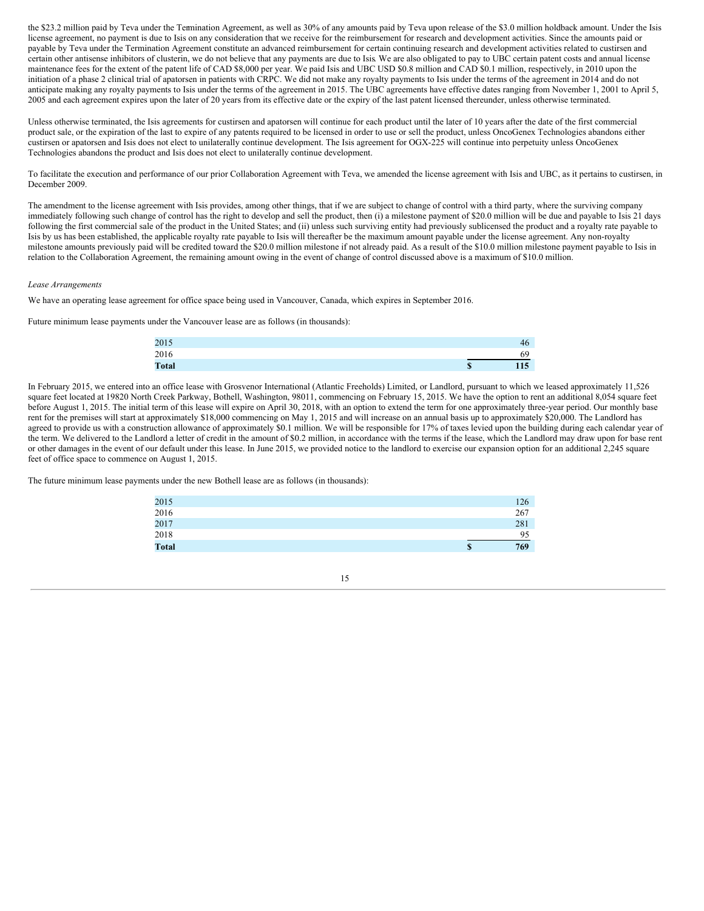the $23.2 million paid by Teva under the Termination Agreement, as well as 30% of any amounts paid by Teva upon release of the $3.0 million holdback amount. Under the Isis license agreement, no payment is due to Isis on any consideration that we receive for the reimbursement for research and development activities. Since the amounts paid or payable by Teva under the Termination Agreement constitute an advanced reimbursement for certain continuing research and development activities related to custirsen and certain other antisense inhibitors of clusterin, we do not believe that any payments are due to Isis. We are also obligated to pay to UBC certain patent costs and annual license maintenance fees for the extent of the patent life of CAD $8,000 per year. We paid Isis and UBC USD $0.8 million and CAD $0.1 million, respectively, in 2010 upon the initiation of a phase 2 clinical trial of apatorsen in patients with CRPC. We did not make any royalty payments to Isis under the terms of the agreement in 2014 and do not anticipate making any royalty payments to Isis under the terms of the agreement in 2015. The UBC agreements have effective dates ranging from November 1, 2001 to April 5, 2005 and each agreement expires upon the later of 20 years from its effective date or the expiry of the last patent licensed thereunder, unless otherwise terminated.

Unless otherwise terminated, the Isis agreements for custirsen and apatorsen will continue for each product until the later of 10 years after the date of the first commercial product sale, or the expiration of the last to expire of any patents required to be licensed in order to use or sell the product, unless OncoGenex Technologies abandons either custirsen or apatorsen and Isis does not elect to unilaterally continue development. The Isis agreement for OGX-225 will continue into perpetuity unless OncoGenex Technologies abandons the product and Isis does not elect to unilaterally continue development.

To facilitate the execution and performance of our prior Collaboration Agreement with Teva, we amended the license agreement with Isis and UBC, as it pertains to custirsen, in December 2009.

The amendment to the license agreement with Isis provides, among other things, that if we are subject to change of control with a third party, where the surviving company immediately following such change of control has the right to develop and sell the product, then (i) a milestone payment of $20.0 million will be due and payable to Isis 21 days following the first commercial sale of the product in the United States; and (ii) unless such surviving entity had previously sublicensed the product and a royalty rate payable to Isis by us has been established, the applicable royalty rate payable to Isis will thereafter be the maximum amount payable under the license agreement. Any non-royalty milestone amounts previously paid will be credited toward the $20.0 million milestone if not already paid. As a result of the $10.0 million milestone payment payable to Isis in relation to the Collaboration Agreement, the remaining amount owing in the event of change of control discussed above is a maximum of $10.0 million.

*Lease Arrangements*

We have an operating lease agreement for office space being used in Vancouver, Canada, which expires in September 2016.

Future minimum lease payments under the Vancouver lease are as follows (in thousands):

| | | |
|---|---|---|
| 2015 | | 46 |
| 2016 | | 69 |
| **Total** | **$** | **115** |

In February 2015, we entered into an office lease with Grosvenor International (Atlantic Freeholds) Limited, or Landlord, pursuant to which we leased approximately 11,526 square feet located at 19820 North Creek Parkway, Bothell, Washington, 98011, commencing on February 15, 2015. We have the option to rent an additional 8,054 square feet before August 1, 2015. The initial term of this lease will expire on April 30, 2018, with an option to extend the term for one approximately three-year period. Our monthly base rent for the premises will start at approximately $18,000 commencing on May 1, 2015 and will increase on an annual basis up to approximately $20,000. The Landlord has agreed to provide us with a construction allowance of approximately $0.1 million. We will be responsible for 17% of taxes levied upon the building during each calendar year of the term. We delivered to the Landlord a letter of credit in the amount of $0.2 million, in accordance with the terms if the lease, which the Landlord may draw upon for base rent or other damages in the event of our default under this lease. In June 2015, we provided notice to the landlord to exercise our expansion option for an additional 2,245 square feet of office space to commence on August 1, 2015.

The future minimum lease payments under the new Bothell lease are as follows (in thousands):

| | | |
|---|---|---|
| 2015 | | 126 |
| 2016 | | 267 |
| 2017 | | 281 |
| 2018 | | 95 |
| **Total** | **$** | **769** |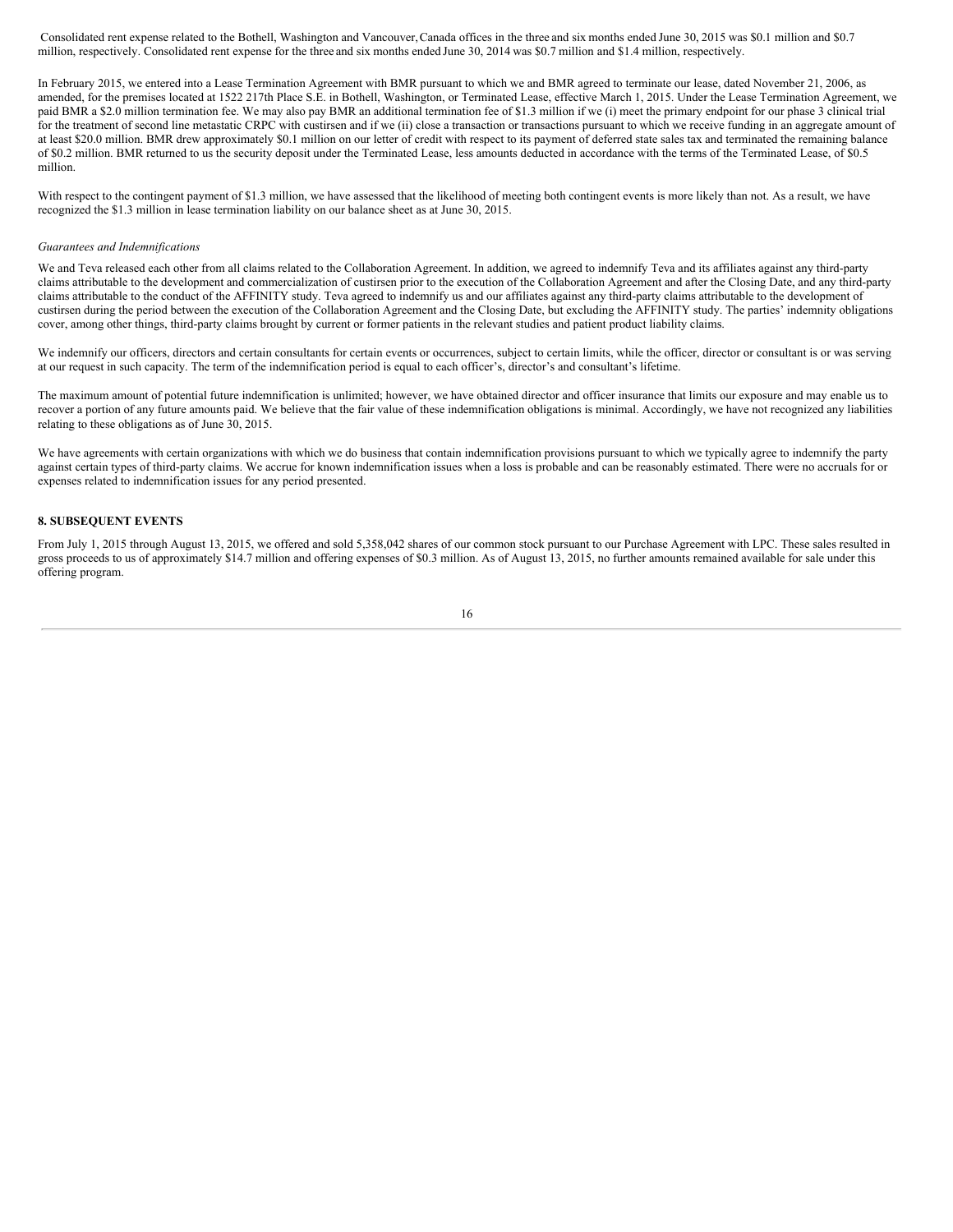Consolidated rent expense related to the Bothell, Washington and Vancouver, Canada offices in the three and six months ended June 30, 2015 was $0.1 million and $0.7 million, respectively. Consolidated rent expense for the three and six months ended June 30, 2014 was $0.7 million and $1.4 million, respectively.

In February 2015, we entered into a Lease Termination Agreement with BMR pursuant to which we and BMR agreed to terminate our lease, dated November 21, 2006, as amended, for the premises located at 1522 217th Place S.E. in Bothell, Washington, or Terminated Lease, effective March 1, 2015. Under the Lease Termination Agreement, we paid BMR a $2.0 million termination fee. We may also pay BMR an additional termination fee of $1.3 million if we (i) meet the primary endpoint for our phase 3 clinical trial for the treatment of second line metastatic CRPC with custirsen and if we (ii) close a transaction or transactions pursuant to which we receive funding in an aggregate amount of at least $20.0 million. BMR drew approximately $0.1 million on our letter of credit with respect to its payment of deferred state sales tax and terminated the remaining balance of $0.2 million. BMR returned to us the security deposit under the Terminated Lease, less amounts deducted in accordance with the terms of the Terminated Lease, of $0.5 million.

With respect to the contingent payment of $1.3 million, we have assessed that the likelihood of meeting both contingent events is more likely than not. As a result, we have recognized the $1.3 million in lease termination liability on our balance sheet as at June 30, 2015.

*Guarantees and Indemnifications*

We and Teva released each other from all claims related to the Collaboration Agreement. In addition, we agreed to indemnify Teva and its affiliates against any third-party claims attributable to the development and commercialization of custirsen prior to the execution of the Collaboration Agreement and after the Closing Date, and any third-party claims attributable to the conduct of the AFFINITY study. Teva agreed to indemnify us and our affiliates against any third-party claims attributable to the development of custirsen during the period between the execution of the Collaboration Agreement and the Closing Date, but excluding the AFFINITY study. The parties' indemnity obligations cover, among other things, third-party claims brought by current or former patients in the relevant studies and patient product liability claims.

We indemnify our officers, directors and certain consultants for certain events or occurrences, subject to certain limits, while the officer, director or consultant is or was serving at our request in such capacity. The term of the indemnification period is equal to each officer's, director's and consultant's lifetime.

The maximum amount of potential future indemnification is unlimited; however, we have obtained director and officer insurance that limits our exposure and may enable us to recover a portion of any future amounts paid. We believe that the fair value of these indemnification obligations is minimal. Accordingly, we have not recognized any liabilities relating to these obligations as of June 30, 2015.

We have agreements with certain organizations with which we do business that contain indemnification provisions pursuant to which we typically agree to indemnify the party against certain types of third-party claims. We accrue for known indemnification issues when a loss is probable and can be reasonably estimated. There were no accruals for or expenses related to indemnification issues for any period presented.

**8. SUBSEQUENT EVENTS**

From July 1, 2015 through August 13, 2015, we offered and sold 5,358,042 shares of our common stock pursuant to our Purchase Agreement with LPC. These sales resulted in gross proceeds to us of approximately $14.7 million and offering expenses of $0.3 million. As of August 13, 2015, no further amounts remained available for sale under this offering program.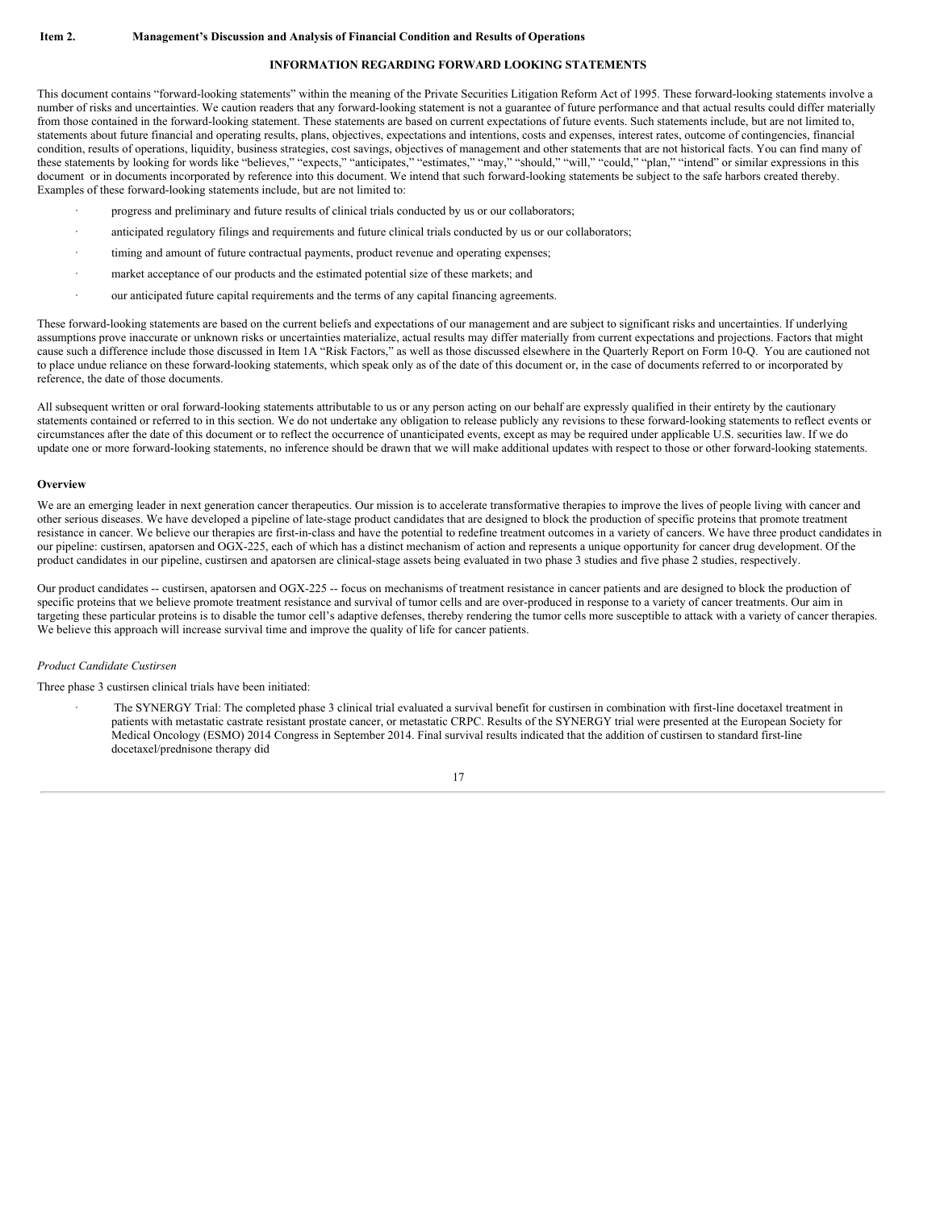**Item 2. Management's Discussion and Analysis of Financial Condition and Results of Operations**

**INFORMATION REGARDING FORWARD LOOKING STATEMENTS**

This document contains "forward-looking statements" within the meaning of the Private Securities Litigation Reform Act of 1995. These forward-looking statements involve a number of risks and uncertainties. We caution readers that any forward-looking statement is not a guarantee of future performance and that actual results could differ materially from those contained in the forward-looking statement. These statements are based on current expectations of future events. Such statements include, but are not limited to, statements about future financial and operating results, plans, objectives, expectations and intentions, costs and expenses, interest rates, outcome of contingencies, financial condition, results of operations, liquidity, business strategies, cost savings, objectives of management and other statements that are not historical facts. You can find many of these statements by looking for words like "believes," "expects," "anticipates," "estimates," "may," "should," "will," "could," "plan," "intend" or similar expressions in this document or in documents incorporated by reference into this document. We intend that such forward-looking statements be subject to the safe harbors created thereby. Examples of these forward-looking statements include, but are not limited to:

- progress and preliminary and future results of clinical trials conducted by us or our collaborators;
- anticipated regulatory filings and requirements and future clinical trials conducted by us or our collaborators;
- timing and amount of future contractual payments, product revenue and operating expenses;
- market acceptance of our products and the estimated potential size of these markets; and
- our anticipated future capital requirements and the terms of any capital financing agreements.

These forward-looking statements are based on the current beliefs and expectations of our management and are subject to significant risks and uncertainties. If underlying assumptions prove inaccurate or unknown risks or uncertainties materialize, actual results may differ materially from current expectations and projections. Factors that might cause such a difference include those discussed in Item 1A "Risk Factors," as well as those discussed elsewhere in the Quarterly Report on Form 10-Q. You are cautioned not to place undue reliance on these forward-looking statements, which speak only as of the date of this document or, in the case of documents referred to or incorporated by reference, the date of those documents.

All subsequent written or oral forward-looking statements attributable to us or any person acting on our behalf are expressly qualified in their entirety by the cautionary statements contained or referred to in this section. We do not undertake any obligation to release publicly any revisions to these forward-looking statements to reflect events or circumstances after the date of this document or to reflect the occurrence of unanticipated events, except as may be required under applicable U.S. securities law. If we do update one or more forward-looking statements, no inference should be drawn that we will make additional updates with respect to those or other forward-looking statements.

**Overview**

We are an emerging leader in next generation cancer therapeutics. Our mission is to accelerate transformative therapies to improve the lives of people living with cancer and other serious diseases. We have developed a pipeline of late-stage product candidates that are designed to block the production of specific proteins that promote treatment resistance in cancer. We believe our therapies are first-in-class and have the potential to redefine treatment outcomes in a variety of cancers. We have three product candidates in our pipeline: custirsen, apatorsen and OGX-225, each of which has a distinct mechanism of action and represents a unique opportunity for cancer drug development. Of the product candidates in our pipeline, custirsen and apatorsen are clinical-stage assets being evaluated in two phase 3 studies and five phase 2 studies, respectively.

Our product candidates -- custirsen, apatorsen and OGX-225 -- focus on mechanisms of treatment resistance in cancer patients and are designed to block the production of specific proteins that we believe promote treatment resistance and survival of tumor cells and are over-produced in response to a variety of cancer treatments. Our aim in targeting these particular proteins is to disable the tumor cell's adaptive defenses, thereby rendering the tumor cells more susceptible to attack with a variety of cancer therapies. We believe this approach will increase survival time and improve the quality of life for cancer patients.

*Product Candidate Custirsen*

Three phase 3 custirsen clinical trials have been initiated:

- The SYNERGY Trial: The completed phase 3 clinical trial evaluated a survival benefit for custirsen in combination with first-line docetaxel treatment in patients with metastatic castrate resistant prostate cancer, or metastatic CRPC. Results of the SYNERGY trial were presented at the European Society for Medical Oncology (ESMO) 2014 Congress in September 2014. Final survival results indicated that the addition of custirsen to standard first-line docetaxel/prednisone therapy did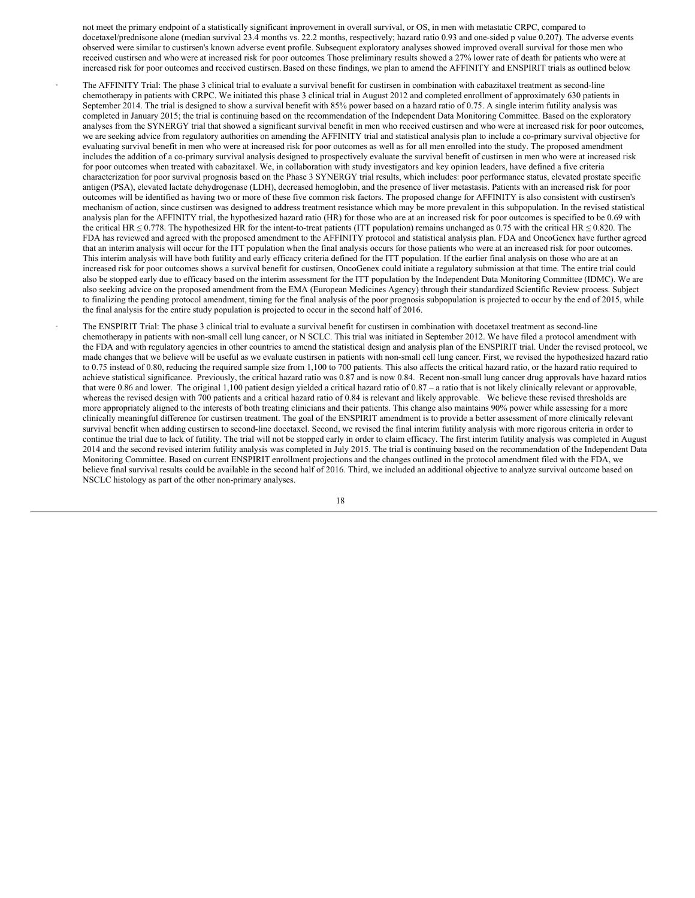not meet the primary endpoint of a statistically significant improvement in overall survival, or OS, in men with metastatic CRPC, compared to docetaxel/prednisone alone (median survival 23.4 months vs. 22.2 months, respectively; hazard ratio 0.93 and one-sided p value 0.207). The adverse events observed were similar to custirsen's known adverse event profile. Subsequent exploratory analyses showed improved overall survival for those men who received custirsen and who were at increased risk for poor outcomes. Those preliminary results showed a 27% lower rate of death for patients who were at increased risk for poor outcomes and received custirsen. Based on these findings, we plan to amend the AFFINITY and ENSPIRIT trials as outlined below.

- The AFFINITY Trial: The phase 3 clinical trial to evaluate a survival benefit for custirsen in combination with cabazitaxel treatment as second-line chemotherapy in patients with CRPC. We initiated this phase 3 clinical trial in August 2012 and completed enrollment of approximately 630 patients in September 2014. The trial is designed to show a survival benefit with 85% power based on a hazard ratio of 0.75. A single interim futility analysis was completed in January 2015; the trial is continuing based on the recommendation of the Independent Data Monitoring Committee. Based on the exploratory analyses from the SYNERGY trial that showed a significant survival benefit in men who received custirsen and who were at increased risk for poor outcomes, we are seeking advice from regulatory authorities on amending the AFFINITY trial and statistical analysis plan to include a co-primary survival objective for evaluating survival benefit in men who were at increased risk for poor outcomes as well as for all men enrolled into the study. The proposed amendment includes the addition of a co-primary survival analysis designed to prospectively evaluate the survival benefit of custirsen in men who were at increased risk for poor outcomes when treated with cabazitaxel. We, in collaboration with study investigators and key opinion leaders, have defined a five criteria characterization for poor survival prognosis based on the Phase 3 SYNERGY trial results, which includes: poor performance status, elevated prostate specific antigen (PSA), elevated lactate dehydrogenase (LDH), decreased hemoglobin, and the presence of liver metastasis. Patients with an increased risk for poor outcomes will be identified as having two or more of these five common risk factors. The proposed change for AFFINITY is also consistent with custirsen's mechanism of action, since custirsen was designed to address treatment resistance which may be more prevalent in this subpopulation. In the revised statistical analysis plan for the AFFINITY trial, the hypothesized hazard ratio (HR) for those who are at an increased risk for poor outcomes is specified to be 0.69 with the critical HR $\leq$ 0.778. The hypothesized HR for the intent-to-treat patients (ITT population) remains unchanged as 0.75 with the critical HR $\leq$ 0.820. The FDA has reviewed and agreed with the proposed amendment to the AFFINITY protocol and statistical analysis plan. FDA and OncoGenex have further agreed that an interim analysis will occur for the ITT population when the final analysis occurs for those patients who were at an increased risk for poor outcomes. This interim analysis will have both futility and early efficacy criteria defined for the ITT population. If the earlier final analysis on those who are at an increased risk for poor outcomes shows a survival benefit for custirsen, OncoGenex could initiate a regulatory submission at that time. The entire trial could also be stopped early due to efficacy based on the interim assessment for the ITT population by the Independent Data Monitoring Committee (IDMC). We are also seeking advice on the proposed amendment from the EMA (European Medicines Agency) through their standardized Scientific Review process. Subject to finalizing the pending protocol amendment, timing for the final analysis of the poor prognosis subpopulation is projected to occur by the end of 2015, while the final analysis for the entire study population is projected to occur in the second half of 2016.

- The ENSPIRIT Trial: The phase 3 clinical trial to evaluate a survival benefit for custirsen in combination with docetaxel treatment as second-line chemotherapy in patients with non-small cell lung cancer, or N SCLC. This trial was initiated in September 2012. We have filed a protocol amendment with the FDA and with regulatory agencies in other countries to amend the statistical design and analysis plan of the ENSPIRIT trial. Under the revised protocol, we made changes that we believe will be useful as we evaluate custirsen in patients with non-small cell lung cancer. First, we revised the hypothesized hazard ratio to 0.75 instead of 0.80, reducing the required sample size from 1,100 to 700 patients. This also affects the critical hazard ratio, or the hazard ratio required to achieve statistical significance. Previously, the critical hazard ratio was 0.87 and is now 0.84. Recent non-small lung cancer drug approvals have hazard ratios that were 0.86 and lower. The original 1,100 patient design yielded a critical hazard ratio of 0.87 – a ratio that is not likely clinically relevant or approvable, whereas the revised design with 700 patients and a critical hazard ratio of 0.84 is relevant and likely approvable. We believe these revised thresholds are more appropriately aligned to the interests of both treating clinicians and their patients. This change also maintains 90% power while assessing for a more clinically meaningful difference for custirsen treatment. The goal of the ENSPIRIT amendment is to provide a better assessment of more clinically relevant survival benefit when adding custirsen to second-line docetaxel. Second, we revised the final interim futility analysis with more rigorous criteria in order to continue the trial due to lack of futility. The trial will not be stopped early in order to claim efficacy. The first interim futility analysis was completed in August 2014 and the second revised interim futility analysis was completed in July 2015. The trial is continuing based on the recommendation of the Independent Data Monitoring Committee. Based on current ENSPIRIT enrollment projections and the changes outlined in the protocol amendment filed with the FDA, we believe final survival results could be available in the second half of 2016. Third, we included an additional objective to analyze survival outcome based on NSCLC histology as part of the other non-primary analyses.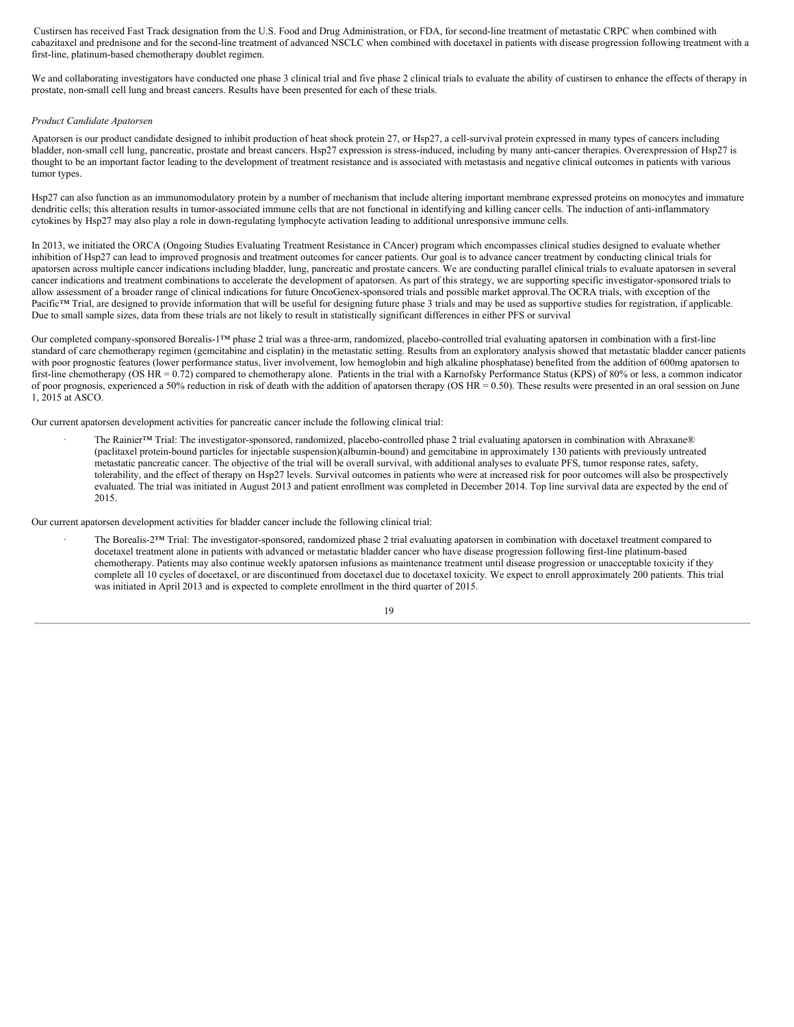Custirsen has received Fast Track designation from the U.S. Food and Drug Administration, or FDA, for second-line treatment of metastatic CRPC when combined with cabazitaxel and prednisone and for the second-line treatment of advanced NSCLC when combined with docetaxel in patients with disease progression following treatment with a first-line, platinum-based chemotherapy doublet regimen.

We and collaborating investigators have conducted one phase 3 clinical trial and five phase 2 clinical trials to evaluate the ability of custirsen to enhance the effects of therapy in prostate, non-small cell lung and breast cancers. Results have been presented for each of these trials.

*Product Candidate Apatorsen*

Apatorsen is our product candidate designed to inhibit production of heat shock protein 27, or Hsp27, a cell-survival protein expressed in many types of cancers including bladder, non-small cell lung, pancreatic, prostate and breast cancers. Hsp27 expression is stress-induced, including by many anti-cancer therapies. Overexpression of Hsp27 is thought to be an important factor leading to the development of treatment resistance and is associated with metastasis and negative clinical outcomes in patients with various tumor types.

Hsp27 can also function as an immunomodulatory protein by a number of mechanism that include altering important membrane expressed proteins on monocytes and immature dendritic cells; this alteration results in tumor-associated immune cells that are not functional in identifying and killing cancer cells. The induction of anti-inflammatory cytokines by Hsp27 may also play a role in down-regulating lymphocyte activation leading to additional unresponsive immune cells.

In 2013, we initiated the ORCA (Ongoing Studies Evaluating Treatment Resistance in CAncer) program which encompasses clinical studies designed to evaluate whether inhibition of Hsp27 can lead to improved prognosis and treatment outcomes for cancer patients. Our goal is to advance cancer treatment by conducting clinical trials for apatorsen across multiple cancer indications including bladder, lung, pancreatic and prostate cancers. We are conducting parallel clinical trials to evaluate apatorsen in several cancer indications and treatment combinations to accelerate the development of apatorsen. As part of this strategy, we are supporting specific investigator-sponsored trials to allow assessment of a broader range of clinical indications for future OncoGenex-sponsored trials and possible market approval.The OCRA trials, with exception of the Pacific™ Trial, are designed to provide information that will be useful for designing future phase 3 trials and may be used as supportive studies for registration, if applicable. Due to small sample sizes, data from these trials are not likely to result in statistically significant differences in either PFS or survival

Our completed company-sponsored Borealis-1™ phase 2 trial was a three-arm, randomized, placebo-controlled trial evaluating apatorsen in combination with a first-line standard of care chemotherapy regimen (gemcitabine and cisplatin) in the metastatic setting. Results from an exploratory analysis showed that metastatic bladder cancer patients with poor prognostic features (lower performance status, liver involvement, low hemoglobin and high alkaline phosphatase) benefited from the addition of 600mg apatorsen to first-line chemotherapy (OS HR = 0.72) compared to chemotherapy alone. Patients in the trial with a Karnofsky Performance Status (KPS) of 80% or less, a common indicator of poor prognosis, experienced a 50% reduction in risk of death with the addition of apatorsen therapy (OS HR = 0.50). These results were presented in an oral session on June 1, 2015 at ASCO.

Our current apatorsen development activities for pancreatic cancer include the following clinical trial:

- The Rainier™ Trial: The investigator-sponsored, randomized, placebo-controlled phase 2 trial evaluating apatorsen in combination with Abraxane® (paclitaxel protein-bound particles for injectable suspension)(albumin-bound) and gemcitabine in approximately 130 patients with previously untreated metastatic pancreatic cancer. The objective of the trial will be overall survival, with additional analyses to evaluate PFS, tumor response rates, safety, tolerability, and the effect of therapy on Hsp27 levels. Survival outcomes in patients who were at increased risk for poor outcomes will also be prospectively evaluated. The trial was initiated in August 2013 and patient enrollment was completed in December 2014. Top line survival data are expected by the end of 2015.

Our current apatorsen development activities for bladder cancer include the following clinical trial:

- The Borealis-2™ Trial: The investigator-sponsored, randomized phase 2 trial evaluating apatorsen in combination with docetaxel treatment compared to docetaxel treatment alone in patients with advanced or metastatic bladder cancer who have disease progression following first-line platinum-based chemotherapy. Patients may also continue weekly apatorsen infusions as maintenance treatment until disease progression or unacceptable toxicity if they complete all 10 cycles of docetaxel, or are discontinued from docetaxel due to docetaxel toxicity. We expect to enroll approximately 200 patients. This trial was initiated in April 2013 and is expected to complete enrollment in the third quarter of 2015.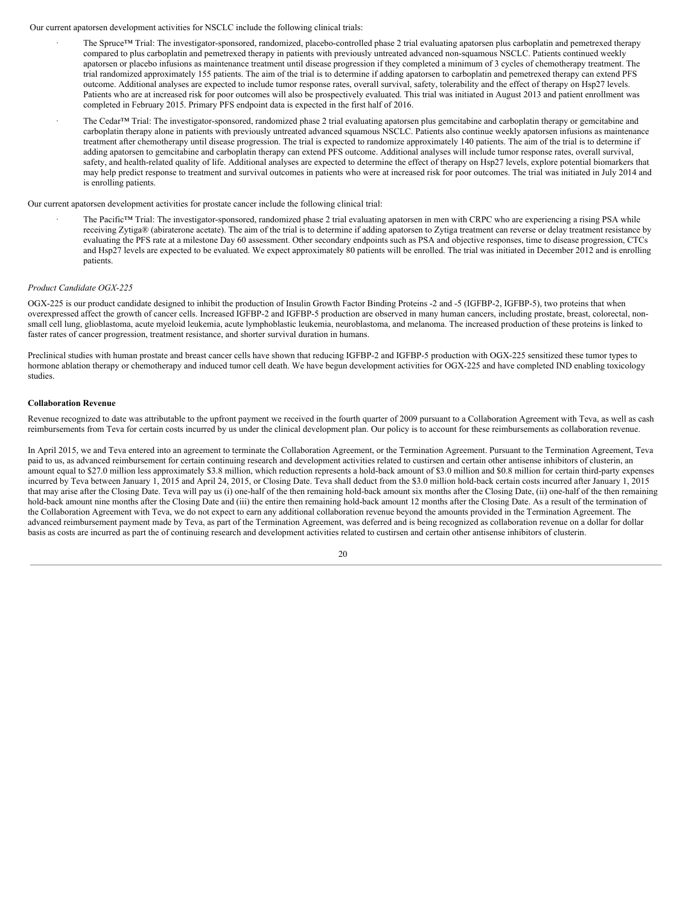Our current apatorsen development activities for NSCLC include the following clinical trials:

- The Spruce™ Trial: The investigator-sponsored, randomized, placebo-controlled phase 2 trial evaluating apatorsen plus carboplatin and pemetrexed therapy compared to plus carboplatin and pemetrexed therapy in patients with previously untreated advanced non-squamous NSCLC. Patients continued weekly apatorsen or placebo infusions as maintenance treatment until disease progression if they completed a minimum of 3 cycles of chemotherapy treatment. The trial randomized approximately 155 patients. The aim of the trial is to determine if adding apatorsen to carboplatin and pemetrexed therapy can extend PFS outcome. Additional analyses are expected to include tumor response rates, overall survival, safety, tolerability and the effect of therapy on Hsp27 levels. Patients who are at increased risk for poor outcomes will also be prospectively evaluated. This trial was initiated in August 2013 and patient enrollment was completed in February 2015. Primary PFS endpoint data is expected in the first half of 2016.
- The Cedar™ Trial: The investigator-sponsored, randomized phase 2 trial evaluating apatorsen plus gemcitabine and carboplatin therapy or gemcitabine and carboplatin therapy alone in patients with previously untreated advanced squamous NSCLC. Patients also continue weekly apatorsen infusions as maintenance treatment after chemotherapy until disease progression. The trial is expected to randomize approximately 140 patients. The aim of the trial is to determine if adding apatorsen to gemcitabine and carboplatin therapy can extend PFS outcome. Additional analyses will include tumor response rates, overall survival, safety, and health-related quality of life. Additional analyses are expected to determine the effect of therapy on Hsp27 levels, explore potential biomarkers that may help predict response to treatment and survival outcomes in patients who were at increased risk for poor outcomes. The trial was initiated in July 2014 and is enrolling patients.

Our current apatorsen development activities for prostate cancer include the following clinical trial:

- The Pacific™ Trial: The investigator-sponsored, randomized phase 2 trial evaluating apatorsen in men with CRPC who are experiencing a rising PSA while receiving Zytiga® (abiraterone acetate). The aim of the trial is to determine if adding apatorsen to Zytiga treatment can reverse or delay treatment resistance by evaluating the PFS rate at a milestone Day 60 assessment. Other secondary endpoints such as PSA and objective responses, time to disease progression, CTCs and Hsp27 levels are expected to be evaluated. We expect approximately 80 patients will be enrolled. The trial was initiated in December 2012 and is enrolling patients.

*Product Candidate OGX-225*

OGX-225 is our product candidate designed to inhibit the production of Insulin Growth Factor Binding Proteins -2 and -5 (IGFBP-2, IGFBP-5), two proteins that when overexpressed affect the growth of cancer cells. Increased IGFBP-2 and IGFBP-5 production are observed in many human cancers, including prostate, breast, colorectal, non-small cell lung, glioblastoma, acute myeloid leukemia, acute lymphoblastic leukemia, neuroblastoma, and melanoma. The increased production of these proteins is linked to faster rates of cancer progression, treatment resistance, and shorter survival duration in humans.

Preclinical studies with human prostate and breast cancer cells have shown that reducing IGFBP-2 and IGFBP-5 production with OGX-225 sensitized these tumor types to hormone ablation therapy or chemotherapy and induced tumor cell death. We have begun development activities for OGX-225 and have completed IND enabling toxicology studies.

**Collaboration Revenue**

Revenue recognized to date was attributable to the upfront payment we received in the fourth quarter of 2009 pursuant to a Collaboration Agreement with Teva, as well as cash reimbursements from Teva for certain costs incurred by us under the clinical development plan. Our policy is to account for these reimbursements as collaboration revenue.

In April 2015, we and Teva entered into an agreement to terminate the Collaboration Agreement, or the Termination Agreement. Pursuant to the Termination Agreement, Teva paid to us, as advanced reimbursement for certain continuing research and development activities related to custirsen and certain other antisense inhibitors of clusterin, an amount equal to $27.0 million less approximately $3.8 million, which reduction represents a hold-back amount of $3.0 million and $0.8 million for certain third-party expenses incurred by Teva between January 1, 2015 and April 24, 2015, or Closing Date. Teva shall deduct from the $3.0 million hold-back certain costs incurred after January 1, 2015 that may arise after the Closing Date. Teva will pay us (i) one-half of the then remaining hold-back amount six months after the Closing Date, (ii) one-half of the then remaining hold-back amount nine months after the Closing Date and (iii) the entire then remaining hold-back amount 12 months after the Closing Date. As a result of the termination of the Collaboration Agreement with Teva, we do not expect to earn any additional collaboration revenue beyond the amounts provided in the Termination Agreement. The advanced reimbursement payment made by Teva, as part of the Termination Agreement, was deferred and is being recognized as collaboration revenue on a dollar for dollar basis as costs are incurred as part the of continuing research and development activities related to custirsen and certain other antisense inhibitors of clusterin.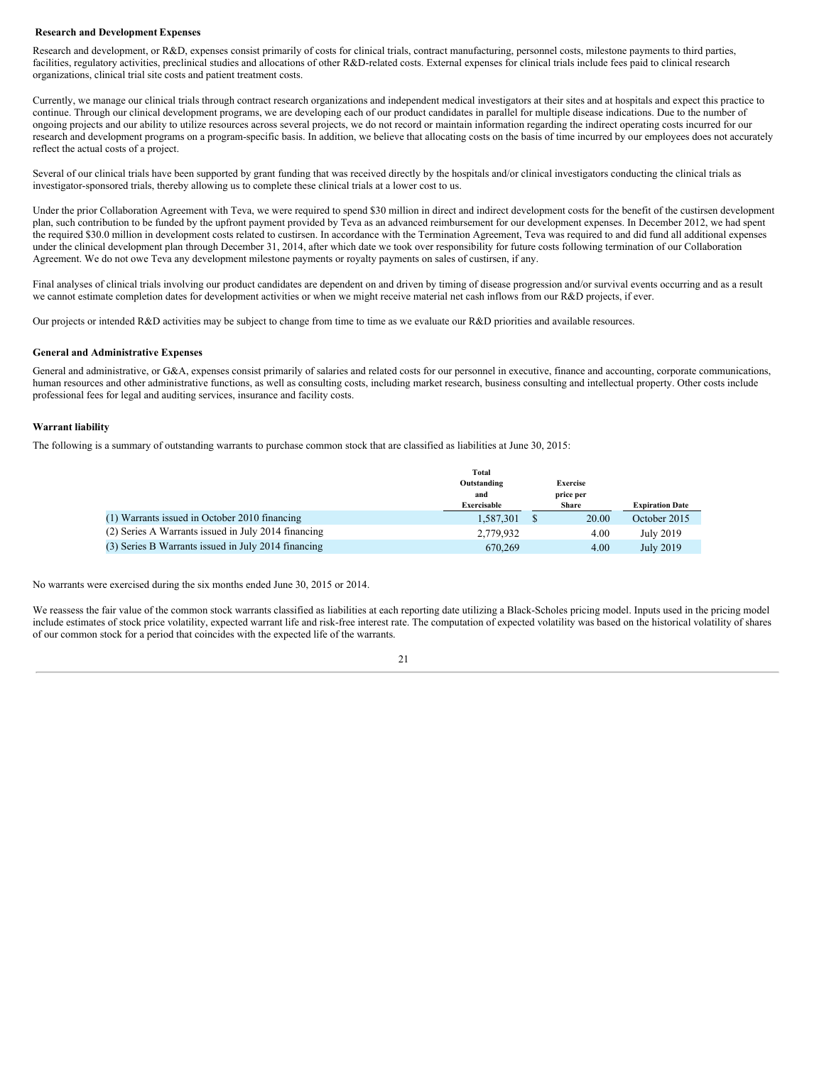**Research and Development Expenses**

Research and development, or R&D, expenses consist primarily of costs for clinical trials, contract manufacturing, personnel costs, milestone payments to third parties, facilities, regulatory activities, preclinical studies and allocations of other R&D-related costs. External expenses for clinical trials include fees paid to clinical research organizations, clinical trial site costs and patient treatment costs.

Currently, we manage our clinical trials through contract research organizations and independent medical investigators at their sites and at hospitals and expect this practice to continue. Through our clinical development programs, we are developing each of our product candidates in parallel for multiple disease indications. Due to the number of ongoing projects and our ability to utilize resources across several projects, we do not record or maintain information regarding the indirect operating costs incurred for our research and development programs on a program-specific basis. In addition, we believe that allocating costs on the basis of time incurred by our employees does not accurately reflect the actual costs of a project.

Several of our clinical trials have been supported by grant funding that was received directly by the hospitals and/or clinical investigators conducting the clinical trials as investigator-sponsored trials, thereby allowing us to complete these clinical trials at a lower cost to us.

Under the prior Collaboration Agreement with Teva, we were required to spend $30 million in direct and indirect development costs for the benefit of the custirsen development plan, such contribution to be funded by the upfront payment provided by Teva as an advanced reimbursement for our development expenses. In December 2012, we had spent the required $30.0 million in development costs related to custirsen. In accordance with the Termination Agreement, Teva was required to and did fund all additional expenses under the clinical development plan through December 31, 2014, after which date we took over responsibility for future costs following termination of our Collaboration Agreement. We do not owe Teva any development milestone payments or royalty payments on sales of custirsen, if any.

Final analyses of clinical trials involving our product candidates are dependent on and driven by timing of disease progression and/or survival events occurring and as a result we cannot estimate completion dates for development activities or when we might receive material net cash inflows from our R&D projects, if ever.

Our projects or intended R&D activities may be subject to change from time to time as we evaluate our R&D priorities and available resources.

**General and Administrative Expenses**

General and administrative, or G&A, expenses consist primarily of salaries and related costs for our personnel in executive, finance and accounting, corporate communications, human resources and other administrative functions, as well as consulting costs, including market research, business consulting and intellectual property. Other costs include professional fees for legal and auditing services, insurance and facility costs.

**Warrant liability**

The following is a summary of outstanding warrants to purchase common stock that are classified as liabilities at June 30, 2015:

| | Total Outstanding and Exercisable | Exercise price per Share | Expiration Date |
|---|---|---|---|
| (1) Warrants issued in October 2010 financing | 1,587,301 | $ 20.00 | October 2015 |
| (2) Series A Warrants issued in July 2014 financing | 2,779,932 | 4.00 | July 2019 |
| (3) Series B Warrants issued in July 2014 financing | 670,269 | 4.00 | July 2019 |

No warrants were exercised during the six months ended June 30, 2015 or 2014.

We reassess the fair value of the common stock warrants classified as liabilities at each reporting date utilizing a Black-Scholes pricing model. Inputs used in the pricing model include estimates of stock price volatility, expected warrant life and risk-free interest rate. The computation of expected volatility was based on the historical volatility of shares of our common stock for a period that coincides with the expected life of the warrants.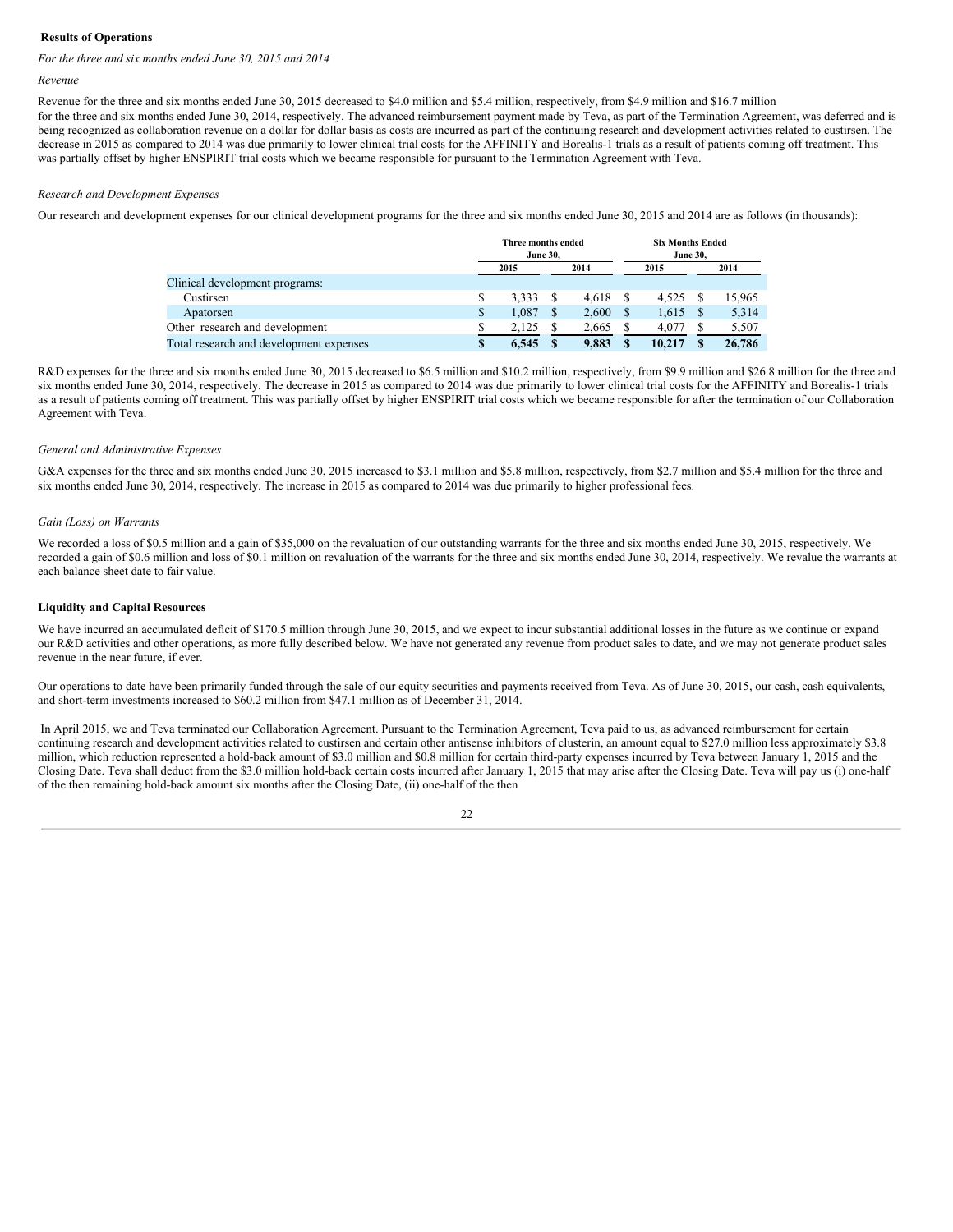**Results of Operations**

*For the three and six months ended June 30, 2015 and 2014*

*Revenue*

Revenue for the three and six months ended June 30, 2015 decreased to $4.0 million and $5.4 million, respectively, from $4.9 million and $16.7 million for the three and six months ended June 30, 2014, respectively. The advanced reimbursement payment made by Teva, as part of the Termination Agreement, was deferred and is being recognized as collaboration revenue on a dollar for dollar basis as costs are incurred as part of the continuing research and development activities related to custirsen. The decrease in 2015 as compared to 2014 was due primarily to lower clinical trial costs for the AFFINITY and Borealis-1 trials as a result of patients coming off treatment. This was partially offset by higher ENSPIRIT trial costs which we became responsible for pursuant to the Termination Agreement with Teva.

*Research and Development Expenses*

Our research and development expenses for our clinical development programs for the three and six months ended June 30, 2015 and 2014 are as follows (in thousands):

| | Three months ended June 30, | | Six Months Ended June 30, | |
|---|---|---|---|---|
| | 2015 | 2014 | 2015 | 2014 |
| Clinical development programs: | | | | |
| Custirsen | $ 3,333 | $ 4,618 | $ 4,525 | $ 15,965 |
| Apatorsen | $ 1,087 | $ 2,600 | $ 1,615 | $ 5,314 |
| Other research and development | $ 2,125 | $ 2,665 | $ 4,077 | $ 5,507 |
| **Total research and development expenses** | **$ 6,545** | **$ 9,883** | **$ 10,217** | **$ 26,786** |

R&D expenses for the three and six months ended June 30, 2015 decreased to $6.5 million and $10.2 million, respectively, from $9.9 million and $26.8 million for the three and six months ended June 30, 2014, respectively. The decrease in 2015 as compared to 2014 was due primarily to lower clinical trial costs for the AFFINITY and Borealis-1 trials as a result of patients coming off treatment. This was partially offset by higher ENSPIRIT trial costs which we became responsible for after the termination of our Collaboration Agreement with Teva.

*General and Administrative Expenses*

G&A expenses for the three and six months ended June 30, 2015 increased to $3.1 million and $5.8 million, respectively, from $2.7 million and $5.4 million for the three and six months ended June 30, 2014, respectively. The increase in 2015 as compared to 2014 was due primarily to higher professional fees.

*Gain (Loss) on Warrants*

We recorded a loss of $0.5 million and a gain of $35,000 on the revaluation of our outstanding warrants for the three and six months ended June 30, 2015, respectively. We recorded a gain of $0.6 million and loss of $0.1 million on revaluation of the warrants for the three and six months ended June 30, 2014, respectively. We revalue the warrants at each balance sheet date to fair value.

**Liquidity and Capital Resources**

We have incurred an accumulated deficit of $170.5 million through June 30, 2015, and we expect to incur substantial additional losses in the future as we continue or expand our R&D activities and other operations, as more fully described below. We have not generated any revenue from product sales to date, and we may not generate product sales revenue in the near future, if ever.

Our operations to date have been primarily funded through the sale of our equity securities and payments received from Teva. As of June 30, 2015, our cash, cash equivalents, and short-term investments increased to $60.2 million from $47.1 million as of December 31, 2014.

In April 2015, we and Teva terminated our Collaboration Agreement. Pursuant to the Termination Agreement, Teva paid to us, as advanced reimbursement for certain continuing research and development activities related to custirsen and certain other antisense inhibitors of clusterin, an amount equal to $27.0 million less approximately $3.8 million, which reduction represented a hold-back amount of $3.0 million and $0.8 million for certain third-party expenses incurred by Teva between January 1, 2015 and the Closing Date. Teva shall deduct from the $3.0 million hold-back certain costs incurred after January 1, 2015 that may arise after the Closing Date. Teva will pay us (i) one-half of the then remaining hold-back amount six months after the Closing Date, (ii) one-half of the then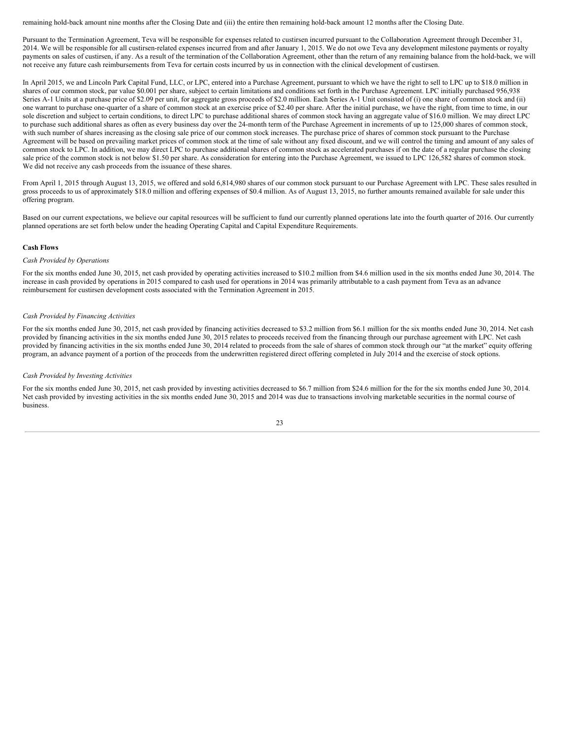remaining hold-back amount nine months after the Closing Date and (iii) the entire then remaining hold-back amount 12 months after the Closing Date.

Pursuant to the Termination Agreement, Teva will be responsible for expenses related to custirsen incurred pursuant to the Collaboration Agreement through December 31, 2014. We will be responsible for all custirsen-related expenses incurred from and after January 1, 2015. We do not owe Teva any development milestone payments or royalty payments on sales of custirsen, if any. As a result of the termination of the Collaboration Agreement, other than the return of any remaining balance from the hold-back, we will not receive any future cash reimbursements from Teva for certain costs incurred by us in connection with the clinical development of custirsen.

In April 2015, we and Lincoln Park Capital Fund, LLC, or LPC, entered into a Purchase Agreement, pursuant to which we have the right to sell to LPC up to $18.0 million in shares of our common stock, par value $0.001 per share, subject to certain limitations and conditions set forth in the Purchase Agreement. LPC initially purchased 956,938 Series A-1 Units at a purchase price of $2.09 per unit, for aggregate gross proceeds of $2.0 million. Each Series A-1 Unit consisted of (i) one share of common stock and (ii) one warrant to purchase one-quarter of a share of common stock at an exercise price of $2.40 per share. After the initial purchase, we have the right, from time to time, in our sole discretion and subject to certain conditions, to direct LPC to purchase additional shares of common stock having an aggregate value of $16.0 million. We may direct LPC to purchase such additional shares as often as every business day over the 24-month term of the Purchase Agreement in increments of up to 125,000 shares of common stock, with such number of shares increasing as the closing sale price of our common stock increases. The purchase price of shares of common stock pursuant to the Purchase Agreement will be based on prevailing market prices of common stock at the time of sale without any fixed discount, and we will control the timing and amount of any sales of common stock to LPC. In addition, we may direct LPC to purchase additional shares of common stock as accelerated purchases if on the date of a regular purchase the closing sale price of the common stock is not below $1.50 per share. As consideration for entering into the Purchase Agreement, we issued to LPC 126,582 shares of common stock. We did not receive any cash proceeds from the issuance of these shares.

From April 1, 2015 through August 13, 2015, we offered and sold 6,814,980 shares of our common stock pursuant to our Purchase Agreement with LPC. These sales resulted in gross proceeds to us of approximately $18.0 million and offering expenses of $0.4 million. As of August 13, 2015, no further amounts remained available for sale under this offering program.

Based on our current expectations, we believe our capital resources will be sufficient to fund our currently planned operations late into the fourth quarter of 2016. Our currently planned operations are set forth below under the heading Operating Capital and Capital Expenditure Requirements.

**Cash Flows**

*Cash Provided by Operations*

For the six months ended June 30, 2015, net cash provided by operating activities increased to $10.2 million from $4.6 million used in the six months ended June 30, 2014. The increase in cash provided by operations in 2015 compared to cash used for operations in 2014 was primarily attributable to a cash payment from Teva as an advance reimbursement for custirsen development costs associated with the Termination Agreement in 2015.

*Cash Provided by Financing Activities*

For the six months ended June 30, 2015, net cash provided by financing activities decreased to $3.2 million from $6.1 million for the six months ended June 30, 2014. Net cash provided by financing activities in the six months ended June 30, 2015 relates to proceeds received from the financing through our purchase agreement with LPC. Net cash provided by financing activities in the six months ended June 30, 2014 related to proceeds from the sale of shares of common stock through our "at the market" equity offering program, an advance payment of a portion of the proceeds from the underwritten registered direct offering completed in July 2014 and the exercise of stock options.

*Cash Provided by Investing Activities*

For the six months ended June 30, 2015, net cash provided by investing activities decreased to $6.7 million from $24.6 million for the for the six months ended June 30, 2014. Net cash provided by investing activities in the six months ended June 30, 2015 and 2014 was due to transactions involving marketable securities in the normal course of business.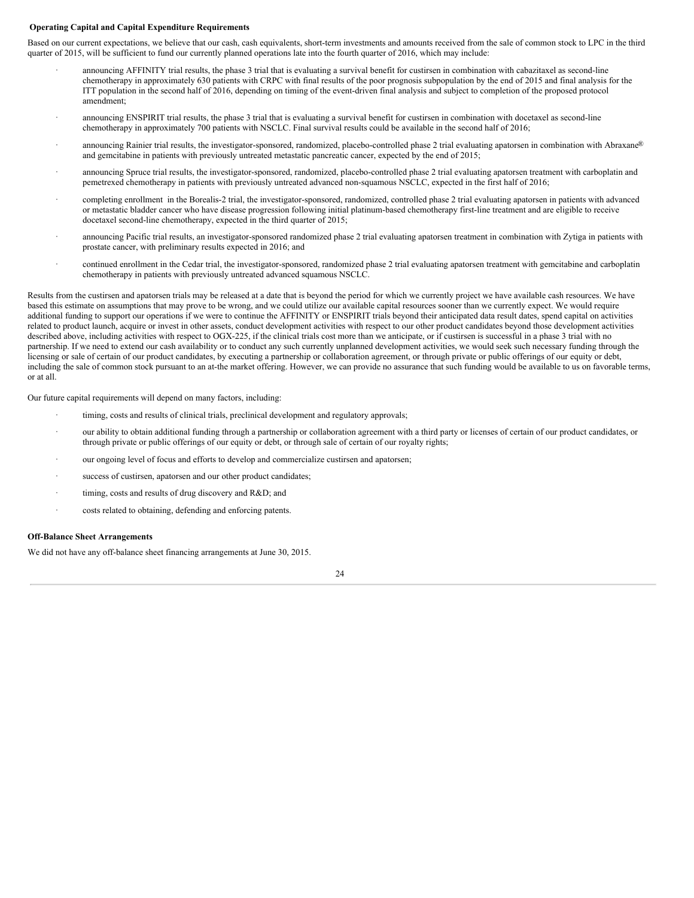**Operating Capital and Capital Expenditure Requirements**

Based on our current expectations, we believe that our cash, cash equivalents, short-term investments and amounts received from the sale of common stock to LPC in the third quarter of 2015, will be sufficient to fund our currently planned operations late into the fourth quarter of 2016, which may include:

- announcing AFFINITY trial results, the phase 3 trial that is evaluating a survival benefit for custirsen in combination with cabazitaxel as second-line chemotherapy in approximately 630 patients with CRPC with final results of the poor prognosis subpopulation by the end of 2015 and final analysis for the ITT population in the second half of 2016, depending on timing of the event-driven final analysis and subject to completion of the proposed protocol amendment;
- announcing ENSPIRIT trial results, the phase 3 trial that is evaluating a survival benefit for custirsen in combination with docetaxel as second-line chemotherapy in approximately 700 patients with NSCLC. Final survival results could be available in the second half of 2016;
- announcing Rainier trial results, the investigator-sponsored, randomized, placebo-controlled phase 2 trial evaluating apatorsen in combination with Abraxane® and gemcitabine in patients with previously untreated metastatic pancreatic cancer, expected by the end of 2015;
- announcing Spruce trial results, the investigator-sponsored, randomized, placebo-controlled phase 2 trial evaluating apatorsen treatment with carboplatin and pemetrexed chemotherapy in patients with previously untreated advanced non-squamous NSCLC, expected in the first half of 2016;
- completing enrollment in the Borealis-2 trial, the investigator-sponsored, randomized, controlled phase 2 trial evaluating apatorsen in patients with advanced or metastatic bladder cancer who have disease progression following initial platinum-based chemotherapy first-line treatment and are eligible to receive docetaxel second-line chemotherapy, expected in the third quarter of 2015;
- announcing Pacific trial results, an investigator-sponsored randomized phase 2 trial evaluating apatorsen treatment in combination with Zytiga in patients with prostate cancer, with preliminary results expected in 2016; and
- continued enrollment in the Cedar trial, the investigator-sponsored, randomized phase 2 trial evaluating apatorsen treatment with gemcitabine and carboplatin chemotherapy in patients with previously untreated advanced squamous NSCLC.

Results from the custirsen and apatorsen trials may be released at a date that is beyond the period for which we currently project we have available cash resources. We have based this estimate on assumptions that may prove to be wrong, and we could utilize our available capital resources sooner than we currently expect. We would require additional funding to support our operations if we were to continue the AFFINITY or ENSPIRIT trials beyond their anticipated data result dates, spend capital on activities related to product launch, acquire or invest in other assets, conduct development activities with respect to our other product candidates beyond those development activities described above, including activities with respect to OGX-225, if the clinical trials cost more than we anticipate, or if custirsen is successful in a phase 3 trial with no partnership. If we need to extend our cash availability or to conduct any such currently unplanned development activities, we would seek such necessary funding through the licensing or sale of certain of our product candidates, by executing a partnership or collaboration agreement, or through private or public offerings of our equity or debt, including the sale of common stock pursuant to an at-the market offering. However, we can provide no assurance that such funding would be available to us on favorable terms, or at all.

Our future capital requirements will depend on many factors, including:

- timing, costs and results of clinical trials, preclinical development and regulatory approvals;
- our ability to obtain additional funding through a partnership or collaboration agreement with a third party or licenses of certain of our product candidates, or through private or public offerings of our equity or debt, or through sale of certain of our royalty rights;
- our ongoing level of focus and efforts to develop and commercialize custirsen and apatorsen;
- success of custirsen, apatorsen and our other product candidates;
- timing, costs and results of drug discovery and R&D; and
- costs related to obtaining, defending and enforcing patents.

**Off-Balance Sheet Arrangements**

We did not have any off-balance sheet financing arrangements at June 30, 2015.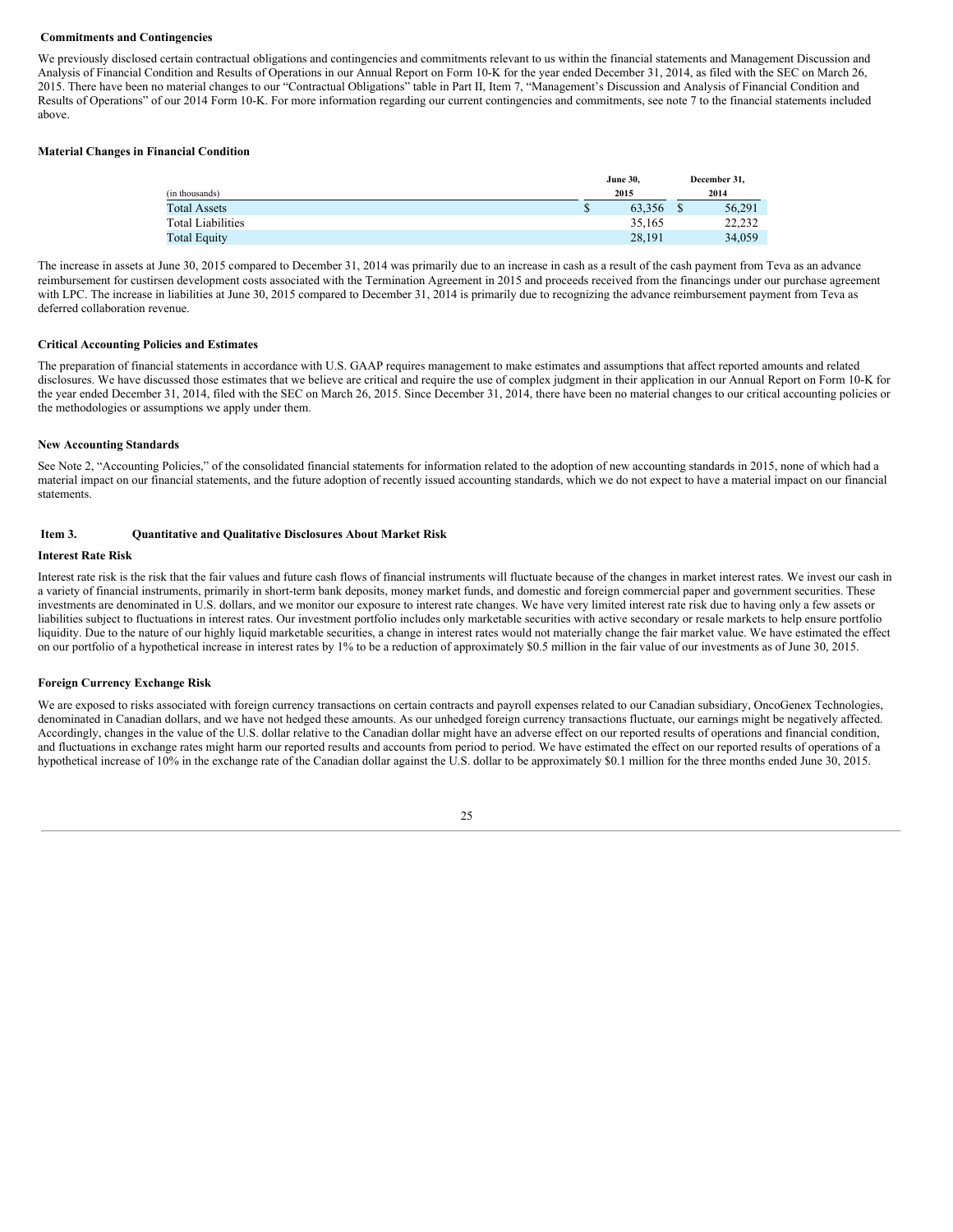**Commitments and Contingencies**

We previously disclosed certain contractual obligations and contingencies and commitments relevant to us within the financial statements and Management Discussion and Analysis of Financial Condition and Results of Operations in our Annual Report on Form 10-K for the year ended December 31, 2014, as filed with the SEC on March 26, 2015. There have been no material changes to our "Contractual Obligations" table in Part II, Item 7, "Management's Discussion and Analysis of Financial Condition and Results of Operations" of our 2014 Form 10-K. For more information regarding our current contingencies and commitments, see note 7 to the financial statements included above.

**Material Changes in Financial Condition**

| (in thousands) | June 30, 2015 | December 31, 2014 |
|---|---|---|
| Total Assets | $ 63,356 | $ 56,291 |
| Total Liabilities | 35,165 | 22,232 |
| Total Equity | 28,191 | 34,059 |

The increase in assets at June 30, 2015 compared to December 31, 2014 was primarily due to an increase in cash as a result of the cash payment from Teva as an advance reimbursement for custirsen development costs associated with the Termination Agreement in 2015 and proceeds received from the financings under our purchase agreement with LPC. The increase in liabilities at June 30, 2015 compared to December 31, 2014 is primarily due to recognizing the advance reimbursement payment from Teva as deferred collaboration revenue.

**Critical Accounting Policies and Estimates**

The preparation of financial statements in accordance with U.S. GAAP requires management to make estimates and assumptions that affect reported amounts and related disclosures. We have discussed those estimates that we believe are critical and require the use of complex judgment in their application in our Annual Report on Form 10-K for the year ended December 31, 2014, filed with the SEC on March 26, 2015. Since December 31, 2014, there have been no material changes to our critical accounting policies or the methodologies or assumptions we apply under them.

**New Accounting Standards**

See Note 2, "Accounting Policies," of the consolidated financial statements for information related to the adoption of new accounting standards in 2015, none of which had a material impact on our financial statements, and the future adoption of recently issued accounting standards, which we do not expect to have a material impact on our financial statements.

## Item 3. Quantitative and Qualitative Disclosures About Market Risk

**Interest Rate Risk**

Interest rate risk is the risk that the fair values and future cash flows of financial instruments will fluctuate because of the changes in market interest rates. We invest our cash in a variety of financial instruments, primarily in short-term bank deposits, money market funds, and domestic and foreign commercial paper and government securities. These investments are denominated in U.S. dollars, and we monitor our exposure to interest rate changes. We have very limited interest rate risk due to having only a few assets or liabilities subject to fluctuations in interest rates. Our investment portfolio includes only marketable securities with active secondary or resale markets to help ensure portfolio liquidity. Due to the nature of our highly liquid marketable securities, a change in interest rates would not materially change the fair market value. We have estimated the effect on our portfolio of a hypothetical increase in interest rates by 1% to be a reduction of approximately $0.5 million in the fair value of our investments as of June 30, 2015.

**Foreign Currency Exchange Risk**

We are exposed to risks associated with foreign currency transactions on certain contracts and payroll expenses related to our Canadian subsidiary, OncoGenex Technologies, denominated in Canadian dollars, and we have not hedged these amounts. As our unhedged foreign currency transactions fluctuate, our earnings might be negatively affected. Accordingly, changes in the value of the U.S. dollar relative to the Canadian dollar might have an adverse effect on our reported results of operations and financial condition, and fluctuations in exchange rates might harm our reported results and accounts from period to period. We have estimated the effect on our reported results of operations of a hypothetical increase of 10% in the exchange rate of the Canadian dollar against the U.S. dollar to be approximately $0.1 million for the three months ended June 30, 2015.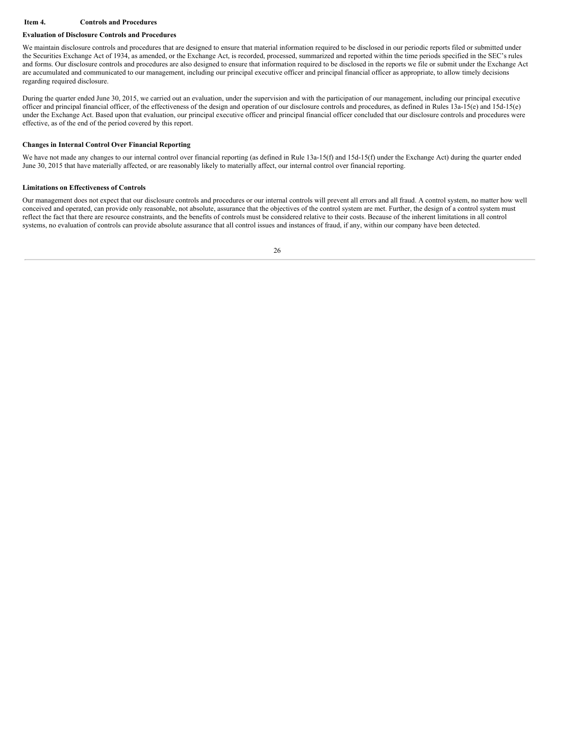## Item 4. Controls and Procedures

### Evaluation of Disclosure Controls and Procedures

We maintain disclosure controls and procedures that are designed to ensure that material information required to be disclosed in our periodic reports filed or submitted under the Securities Exchange Act of 1934, as amended, or the Exchange Act, is recorded, processed, summarized and reported within the time periods specified in the SEC's rules and forms. Our disclosure controls and procedures are also designed to ensure that information required to be disclosed in the reports we file or submit under the Exchange Act are accumulated and communicated to our management, including our principal executive officer and principal financial officer as appropriate, to allow timely decisions regarding required disclosure.

During the quarter ended June 30, 2015, we carried out an evaluation, under the supervision and with the participation of our management, including our principal executive officer and principal financial officer, of the effectiveness of the design and operation of our disclosure controls and procedures, as defined in Rules 13a-15(e) and 15d-15(e) under the Exchange Act. Based upon that evaluation, our principal executive officer and principal financial officer concluded that our disclosure controls and procedures were effective, as of the end of the period covered by this report.

### Changes in Internal Control Over Financial Reporting

We have not made any changes to our internal control over financial reporting (as defined in Rule 13a-15(f) and 15d-15(f) under the Exchange Act) during the quarter ended June 30, 2015 that have materially affected, or are reasonably likely to materially affect, our internal control over financial reporting.

### Limitations on Effectiveness of Controls

Our management does not expect that our disclosure controls and procedures or our internal controls will prevent all errors and all fraud. A control system, no matter how well conceived and operated, can provide only reasonable, not absolute, assurance that the objectives of the control system are met. Further, the design of a control system must reflect the fact that there are resource constraints, and the benefits of controls must be considered relative to their costs. Because of the inherent limitations in all control systems, no evaluation of controls can provide absolute assurance that all control issues and instances of fraud, if any, within our company have been detected.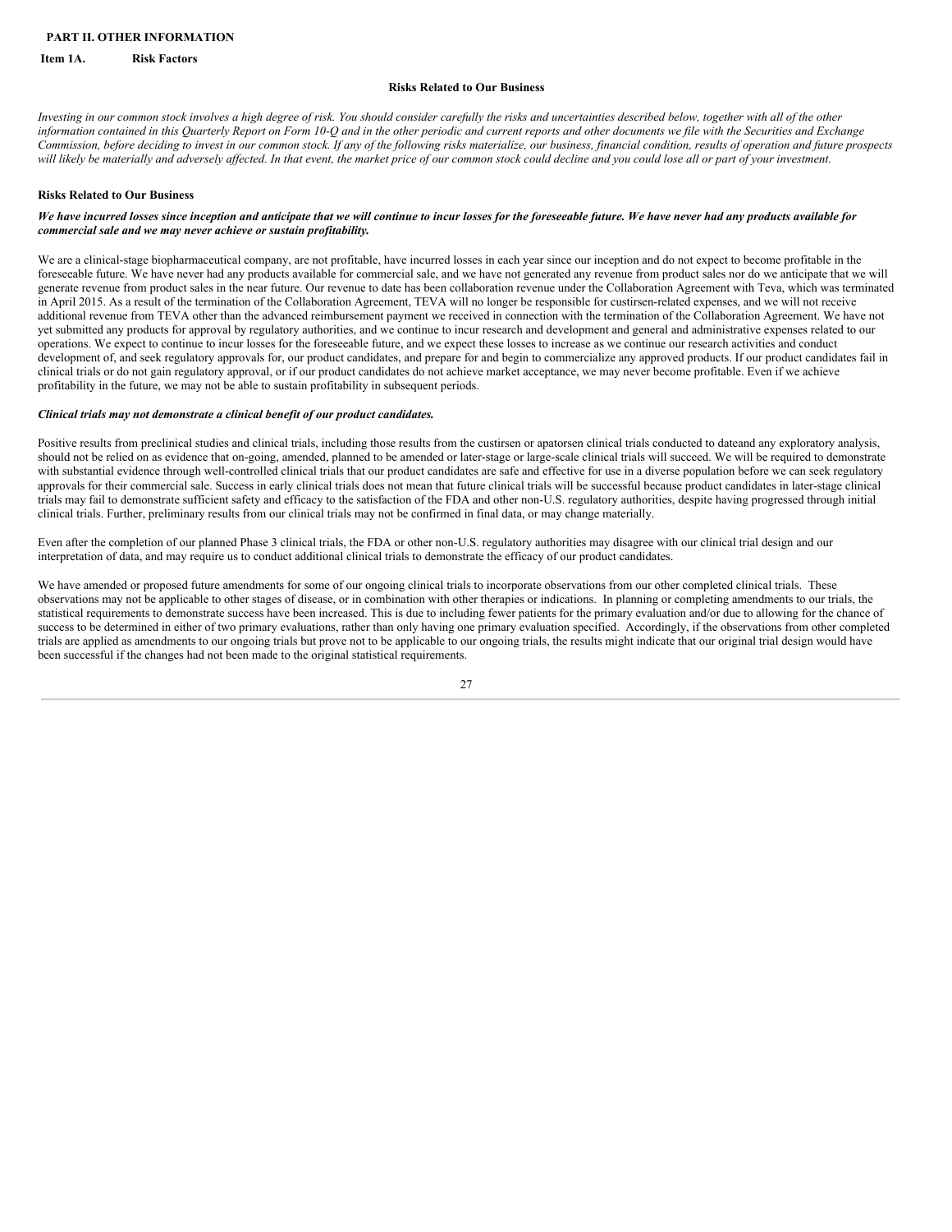**PART II. OTHER INFORMATION**

**Item 1A. Risk Factors**

**Risks Related to Our Business**

*Investing in our common stock involves a high degree of risk. You should consider carefully the risks and uncertainties described below, together with all of the other information contained in this Quarterly Report on Form 10-Q and in the other periodic and current reports and other documents we file with the Securities and Exchange Commission, before deciding to invest in our common stock. If any of the following risks materialize, our business, financial condition, results of operation and future prospects will likely be materially and adversely affected. In that event, the market price of our common stock could decline and you could lose all or part of your investment.*

**Risks Related to Our Business**

***We have incurred losses since inception and anticipate that we will continue to incur losses for the foreseeable future. We have never had any products available for commercial sale and we may never achieve or sustain profitability.***

We are a clinical-stage biopharmaceutical company, are not profitable, have incurred losses in each year since our inception and do not expect to become profitable in the foreseeable future. We have never had any products available for commercial sale, and we have not generated any revenue from product sales nor do we anticipate that we will generate revenue from product sales in the near future. Our revenue to date has been collaboration revenue under the Collaboration Agreement with Teva, which was terminated in April 2015. As a result of the termination of the Collaboration Agreement, TEVA will no longer be responsible for custirsen-related expenses, and we will not receive additional revenue from TEVA other than the advanced reimbursement payment we received in connection with the termination of the Collaboration Agreement. We have not yet submitted any products for approval by regulatory authorities, and we continue to incur research and development and general and administrative expenses related to our operations. We expect to continue to incur losses for the foreseeable future, and we expect these losses to increase as we continue our research activities and conduct development of, and seek regulatory approvals for, our product candidates, and prepare for and begin to commercialize any approved products. If our product candidates fail in clinical trials or do not gain regulatory approval, or if our product candidates do not achieve market acceptance, we may never become profitable. Even if we achieve profitability in the future, we may not be able to sustain profitability in subsequent periods.

***Clinical trials may not demonstrate a clinical benefit of our product candidates.***

Positive results from preclinical studies and clinical trials, including those results from the custirsen or apatorsen clinical trials conducted to dateand any exploratory analysis, should not be relied on as evidence that on-going, amended, planned to be amended or later-stage or large-scale clinical trials will succeed. We will be required to demonstrate with substantial evidence through well-controlled clinical trials that our product candidates are safe and effective for use in a diverse population before we can seek regulatory approvals for their commercial sale. Success in early clinical trials does not mean that future clinical trials will be successful because product candidates in later-stage clinical trials may fail to demonstrate sufficient safety and efficacy to the satisfaction of the FDA and other non-U.S. regulatory authorities, despite having progressed through initial clinical trials. Further, preliminary results from our clinical trials may not be confirmed in final data, or may change materially.

Even after the completion of our planned Phase 3 clinical trials, the FDA or other non-U.S. regulatory authorities may disagree with our clinical trial design and our interpretation of data, and may require us to conduct additional clinical trials to demonstrate the efficacy of our product candidates.

We have amended or proposed future amendments for some of our ongoing clinical trials to incorporate observations from our other completed clinical trials. These observations may not be applicable to other stages of disease, or in combination with other therapies or indications. In planning or completing amendments to our trials, the statistical requirements to demonstrate success have been increased. This is due to including fewer patients for the primary evaluation and/or due to allowing for the chance of success to be determined in either of two primary evaluations, rather than only having one primary evaluation specified. Accordingly, if the observations from other completed trials are applied as amendments to our ongoing trials but prove not to be applicable to our ongoing trials, the results might indicate that our original trial design would have been successful if the changes had not been made to the original statistical requirements.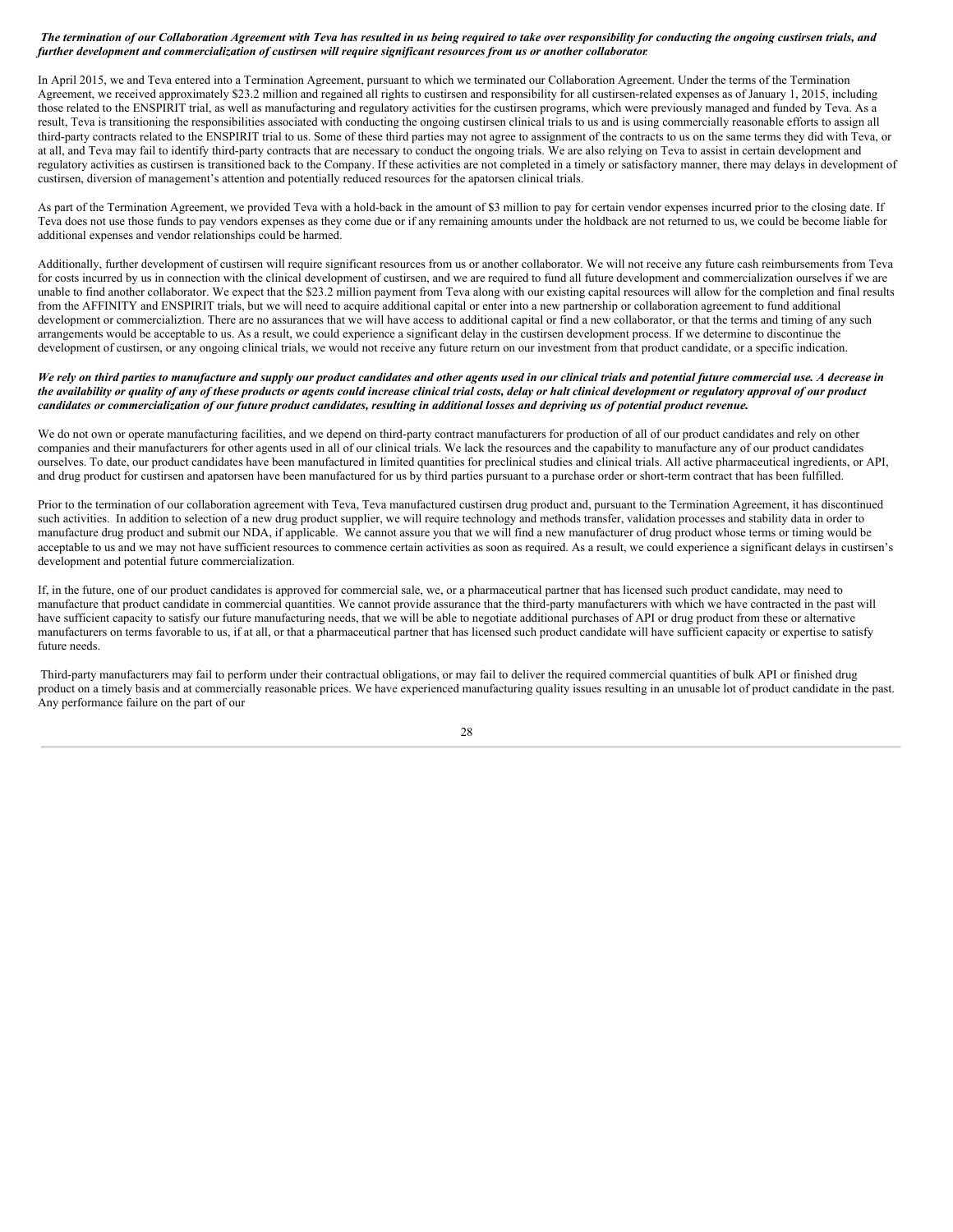***The termination of our Collaboration Agreement with Teva has resulted in us being required to take over responsibility for conducting the ongoing custirsen trials, and further development and commercialization of custirsen will require significant resources from us or another collaborator.***

In April 2015, we and Teva entered into a Termination Agreement, pursuant to which we terminated our Collaboration Agreement. Under the terms of the Termination Agreement, we received approximately $23.2 million and regained all rights to custirsen and responsibility for all custirsen-related expenses as of January 1, 2015, including those related to the ENSPIRIT trial, as well as manufacturing and regulatory activities for the custirsen programs, which were previously managed and funded by Teva. As a result, Teva is transitioning the responsibilities associated with conducting the ongoing custirsen clinical trials to us and is using commercially reasonable efforts to assign all third-party contracts related to the ENSPIRIT trial to us. Some of these third parties may not agree to assignment of the contracts to us on the same terms they did with Teva, or at all, and Teva may fail to identify third-party contracts that are necessary to conduct the ongoing trials. We are also relying on Teva to assist in certain development and regulatory activities as custirsen is transitioned back to the Company. If these activities are not completed in a timely or satisfactory manner, there may delays in development of custirsen, diversion of management's attention and potentially reduced resources for the apatorsen clinical trials.

As part of the Termination Agreement, we provided Teva with a hold-back in the amount of $3 million to pay for certain vendor expenses incurred prior to the closing date. If Teva does not use those funds to pay vendors expenses as they come due or if any remaining amounts under the holdback are not returned to us, we could be become liable for additional expenses and vendor relationships could be harmed.

Additionally, further development of custirsen will require significant resources from us or another collaborator. We will not receive any future cash reimbursements from Teva for costs incurred by us in connection with the clinical development of custirsen, and we are required to fund all future development and commercialization ourselves if we are unable to find another collaborator. We expect that the $23.2 million payment from Teva along with our existing capital resources will allow for the completion and final results from the AFFINITY and ENSPIRIT trials, but we will need to acquire additional capital or enter into a new partnership or collaboration agreement to fund additional development or commercializtion. There are no assurances that we will have access to additional capital or find a new collaborator, or that the terms and timing of any such arrangements would be acceptable to us. As a result, we could experience a significant delay in the custirsen development process. If we determine to discontinue the development of custirsen, or any ongoing clinical trials, we would not receive any future return on our investment from that product candidate, or a specific indication.

***We rely on third parties to manufacture and supply our product candidates and other agents used in our clinical trials and potential future commercial use. A decrease in the availability or quality of any of these products or agents could increase clinical trial costs, delay or halt clinical development or regulatory approval of our product candidates or commercialization of our future product candidates, resulting in additional losses and depriving us of potential product revenue.***

We do not own or operate manufacturing facilities, and we depend on third-party contract manufacturers for production of all of our product candidates and rely on other companies and their manufacturers for other agents used in all of our clinical trials. We lack the resources and the capability to manufacture any of our product candidates ourselves. To date, our product candidates have been manufactured in limited quantities for preclinical studies and clinical trials. All active pharmaceutical ingredients, or API, and drug product for custirsen and apatorsen have been manufactured for us by third parties pursuant to a purchase order or short-term contract that has been fulfilled.

Prior to the termination of our collaboration agreement with Teva, Teva manufactured custirsen drug product and, pursuant to the Termination Agreement, it has discontinued such activities. In addition to selection of a new drug product supplier, we will require technology and methods transfer, validation processes and stability data in order to manufacture drug product and submit our NDA, if applicable. We cannot assure you that we will find a new manufacturer of drug product whose terms or timing would be acceptable to us and we may not have sufficient resources to commence certain activities as soon as required. As a result, we could experience a significant delays in custirsen's development and potential future commercialization.

If, in the future, one of our product candidates is approved for commercial sale, we, or a pharmaceutical partner that has licensed such product candidate, may need to manufacture that product candidate in commercial quantities. We cannot provide assurance that the third-party manufacturers with which we have contracted in the past will have sufficient capacity to satisfy our future manufacturing needs, that we will be able to negotiate additional purchases of API or drug product from these or alternative manufacturers on terms favorable to us, if at all, or that a pharmaceutical partner that has licensed such product candidate will have sufficient capacity or expertise to satisfy future needs.

Third-party manufacturers may fail to perform under their contractual obligations, or may fail to deliver the required commercial quantities of bulk API or finished drug product on a timely basis and at commercially reasonable prices. We have experienced manufacturing quality issues resulting in an unusable lot of product candidate in the past. Any performance failure on the part of our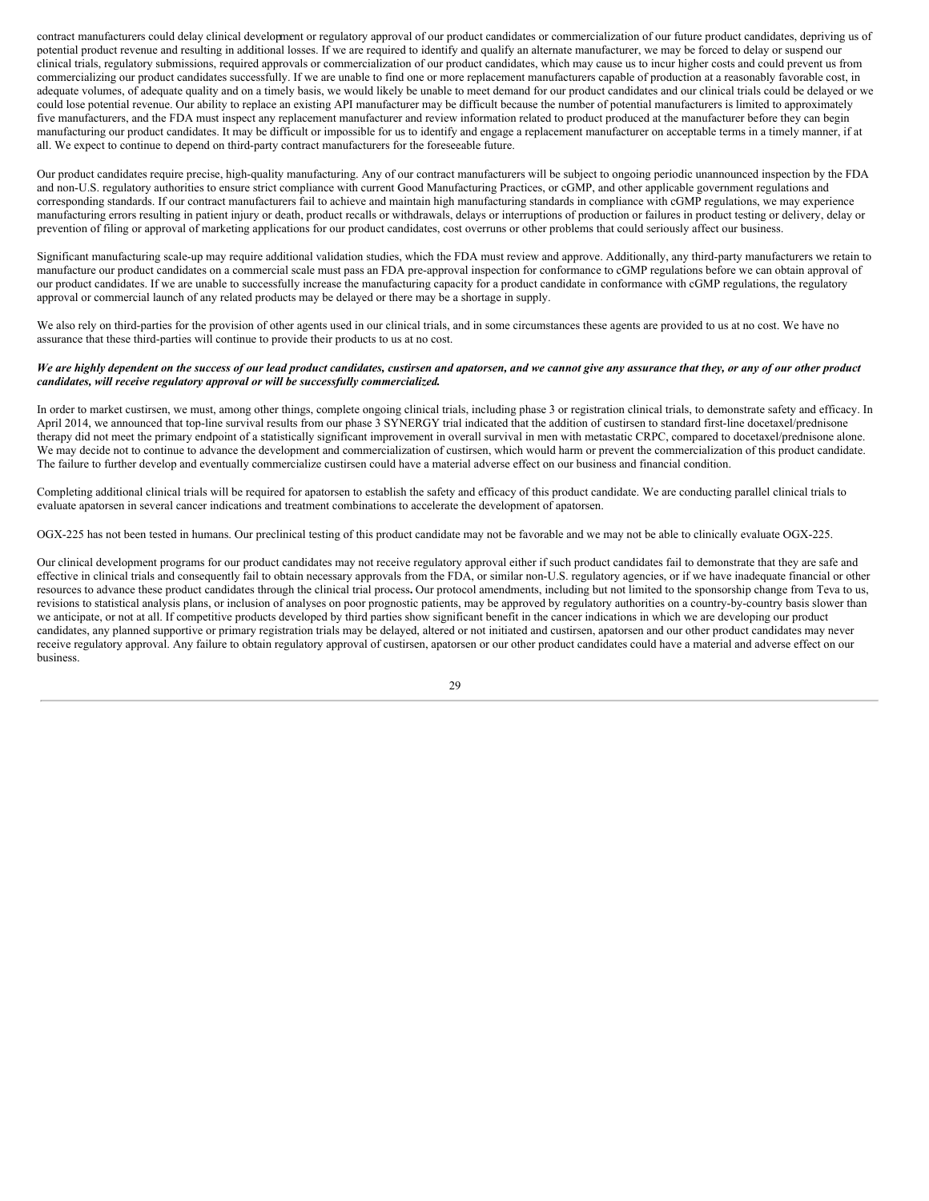contract manufacturers could delay clinical development or regulatory approval of our product candidates or commercialization of our future product candidates, depriving us of potential product revenue and resulting in additional losses. If we are required to identify and qualify an alternate manufacturer, we may be forced to delay or suspend our clinical trials, regulatory submissions, required approvals or commercialization of our product candidates, which may cause us to incur higher costs and could prevent us from commercializing our product candidates successfully. If we are unable to find one or more replacement manufacturers capable of production at a reasonably favorable cost, in adequate volumes, of adequate quality and on a timely basis, we would likely be unable to meet demand for our product candidates and our clinical trials could be delayed or we could lose potential revenue. Our ability to replace an existing API manufacturer may be difficult because the number of potential manufacturers is limited to approximately five manufacturers, and the FDA must inspect any replacement manufacturer and review information related to product produced at the manufacturer before they can begin manufacturing our product candidates. It may be difficult or impossible for us to identify and engage a replacement manufacturer on acceptable terms in a timely manner, if at all. We expect to continue to depend on third-party contract manufacturers for the foreseeable future.

Our product candidates require precise, high-quality manufacturing. Any of our contract manufacturers will be subject to ongoing periodic unannounced inspection by the FDA and non-U.S. regulatory authorities to ensure strict compliance with current Good Manufacturing Practices, or cGMP, and other applicable government regulations and corresponding standards. If our contract manufacturers fail to achieve and maintain high manufacturing standards in compliance with cGMP regulations, we may experience manufacturing errors resulting in patient injury or death, product recalls or withdrawals, delays or interruptions of production or failures in product testing or delivery, delay or prevention of filing or approval of marketing applications for our product candidates, cost overruns or other problems that could seriously affect our business.

Significant manufacturing scale-up may require additional validation studies, which the FDA must review and approve. Additionally, any third-party manufacturers we retain to manufacture our product candidates on a commercial scale must pass an FDA pre-approval inspection for conformance to cGMP regulations before we can obtain approval of our product candidates. If we are unable to successfully increase the manufacturing capacity for a product candidate in conformance with cGMP regulations, the regulatory approval or commercial launch of any related products may be delayed or there may be a shortage in supply.

We also rely on third-parties for the provision of other agents used in our clinical trials, and in some circumstances these agents are provided to us at no cost. We have no assurance that these third-parties will continue to provide their products to us at no cost.

***We are highly dependent on the success of our lead product candidates, custirsen and apatorsen, and we cannot give any assurance that they, or any of our other product candidates, will receive regulatory approval or will be successfully commercialized.***

In order to market custirsen, we must, among other things, complete ongoing clinical trials, including phase 3 or registration clinical trials, to demonstrate safety and efficacy. In April 2014, we announced that top-line survival results from our phase 3 SYNERGY trial indicated that the addition of custirsen to standard first-line docetaxel/prednisone therapy did not meet the primary endpoint of a statistically significant improvement in overall survival in men with metastatic CRPC, compared to docetaxel/prednisone alone. We may decide not to continue to advance the development and commercialization of custirsen, which would harm or prevent the commercialization of this product candidate. The failure to further develop and eventually commercialize custirsen could have a material adverse effect on our business and financial condition.

Completing additional clinical trials will be required for apatorsen to establish the safety and efficacy of this product candidate. We are conducting parallel clinical trials to evaluate apatorsen in several cancer indications and treatment combinations to accelerate the development of apatorsen.

OGX-225 has not been tested in humans. Our preclinical testing of this product candidate may not be favorable and we may not be able to clinically evaluate OGX-225.

Our clinical development programs for our product candidates may not receive regulatory approval either if such product candidates fail to demonstrate that they are safe and effective in clinical trials and consequently fail to obtain necessary approvals from the FDA, or similar non-U.S. regulatory agencies, or if we have inadequate financial or other resources to advance these product candidates through the clinical trial process**.** Our protocol amendments, including but not limited to the sponsorship change from Teva to us, revisions to statistical analysis plans, or inclusion of analyses on poor prognostic patients, may be approved by regulatory authorities on a country-by-country basis slower than we anticipate, or not at all. If competitive products developed by third parties show significant benefit in the cancer indications in which we are developing our product candidates, any planned supportive or primary registration trials may be delayed, altered or not initiated and custirsen, apatorsen and our other product candidates may never receive regulatory approval. Any failure to obtain regulatory approval of custirsen, apatorsen or our other product candidates could have a material and adverse effect on our business.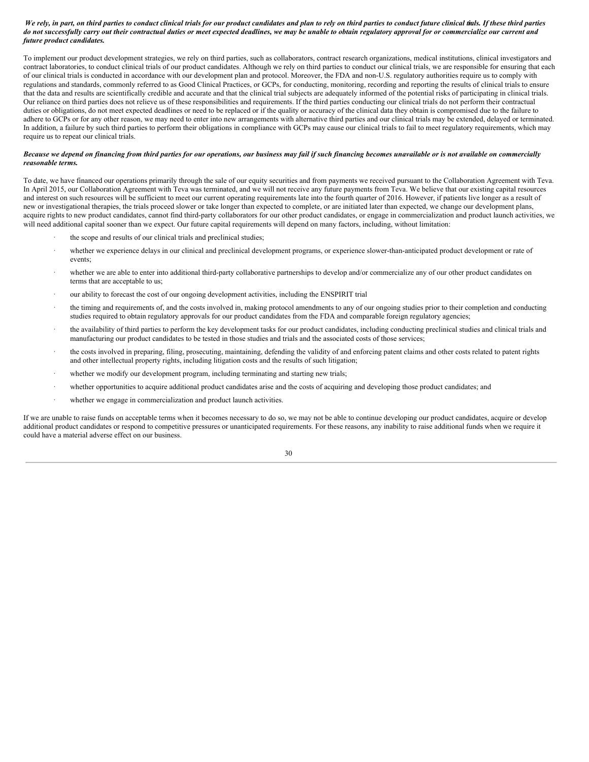***We rely, in part, on third parties to conduct clinical trials for our product candidates and plan to rely on third parties to conduct future clinical trials. If these third parties do not successfully carry out their contractual duties or meet expected deadlines, we may be unable to obtain regulatory approval for or commercialize our current and future product candidates.***

To implement our product development strategies, we rely on third parties, such as collaborators, contract research organizations, medical institutions, clinical investigators and contract laboratories, to conduct clinical trials of our product candidates. Although we rely on third parties to conduct our clinical trials, we are responsible for ensuring that each of our clinical trials is conducted in accordance with our development plan and protocol. Moreover, the FDA and non-U.S. regulatory authorities require us to comply with regulations and standards, commonly referred to as Good Clinical Practices, or GCPs, for conducting, monitoring, recording and reporting the results of clinical trials to ensure that the data and results are scientifically credible and accurate and that the clinical trial subjects are adequately informed of the potential risks of participating in clinical trials. Our reliance on third parties does not relieve us of these responsibilities and requirements. If the third parties conducting our clinical trials do not perform their contractual duties or obligations, do not meet expected deadlines or need to be replaced or if the quality or accuracy of the clinical data they obtain is compromised due to the failure to adhere to GCPs or for any other reason, we may need to enter into new arrangements with alternative third parties and our clinical trials may be extended, delayed or terminated. In addition, a failure by such third parties to perform their obligations in compliance with GCPs may cause our clinical trials to fail to meet regulatory requirements, which may require us to repeat our clinical trials.

***Because we depend on financing from third parties for our operations, our business may fail if such financing becomes unavailable or is not available on commercially reasonable terms.***

To date, we have financed our operations primarily through the sale of our equity securities and from payments we received pursuant to the Collaboration Agreement with Teva. In April 2015, our Collaboration Agreement with Teva was terminated, and we will not receive any future payments from Teva. We believe that our existing capital resources and interest on such resources will be sufficient to meet our current operating requirements late into the fourth quarter of 2016. However, if patients live longer as a result of new or investigational therapies, the trials proceed slower or take longer than expected to complete, or are initiated later than expected, we change our development plans, acquire rights to new product candidates, cannot find third-party collaborators for our other product candidates, or engage in commercialization and product launch activities, we will need additional capital sooner than we expect. Our future capital requirements will depend on many factors, including, without limitation:

- the scope and results of our clinical trials and preclinical studies;
- whether we experience delays in our clinical and preclinical development programs, or experience slower-than-anticipated product development or rate of events;
- whether we are able to enter into additional third-party collaborative partnerships to develop and/or commercialize any of our other product candidates on terms that are acceptable to us;
- our ability to forecast the cost of our ongoing development activities, including the ENSPIRIT trial
- the timing and requirements of, and the costs involved in, making protocol amendments to any of our ongoing studies prior to their completion and conducting studies required to obtain regulatory approvals for our product candidates from the FDA and comparable foreign regulatory agencies;
- the availability of third parties to perform the key development tasks for our product candidates, including conducting preclinical studies and clinical trials and manufacturing our product candidates to be tested in those studies and trials and the associated costs of those services;
- the costs involved in preparing, filing, prosecuting, maintaining, defending the validity of and enforcing patent claims and other costs related to patent rights and other intellectual property rights, including litigation costs and the results of such litigation;
- whether we modify our development program, including terminating and starting new trials;
- whether opportunities to acquire additional product candidates arise and the costs of acquiring and developing those product candidates; and
- whether we engage in commercialization and product launch activities.

If we are unable to raise funds on acceptable terms when it becomes necessary to do so, we may not be able to continue developing our product candidates, acquire or develop additional product candidates or respond to competitive pressures or unanticipated requirements. For these reasons, any inability to raise additional funds when we require it could have a material adverse effect on our business.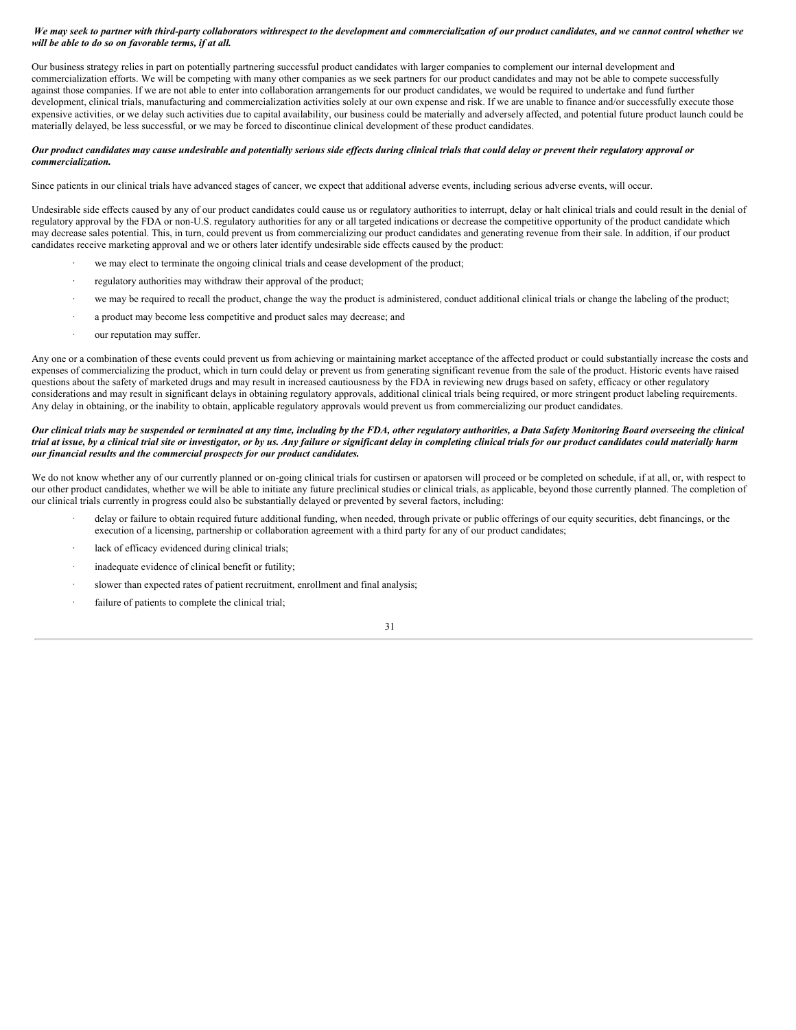***We may seek to partner with third-party collaborators withrespect to the development and commercialization of our product candidates, and we cannot control whether we will be able to do so on favorable terms, if at all.***

Our business strategy relies in part on potentially partnering successful product candidates with larger companies to complement our internal development and commercialization efforts. We will be competing with many other companies as we seek partners for our product candidates and may not be able to compete successfully against those companies. If we are not able to enter into collaboration arrangements for our product candidates, we would be required to undertake and fund further development, clinical trials, manufacturing and commercialization activities solely at our own expense and risk. If we are unable to finance and/or successfully execute those expensive activities, or we delay such activities due to capital availability, our business could be materially and adversely affected, and potential future product launch could be materially delayed, be less successful, or we may be forced to discontinue clinical development of these product candidates.

***Our product candidates may cause undesirable and potentially serious side effects during clinical trials that could delay or prevent their regulatory approval or commercialization.***

Since patients in our clinical trials have advanced stages of cancer, we expect that additional adverse events, including serious adverse events, will occur.

Undesirable side effects caused by any of our product candidates could cause us or regulatory authorities to interrupt, delay or halt clinical trials and could result in the denial of regulatory approval by the FDA or non-U.S. regulatory authorities for any or all targeted indications or decrease the competitive opportunity of the product candidate which may decrease sales potential. This, in turn, could prevent us from commercializing our product candidates and generating revenue from their sale. In addition, if our product candidates receive marketing approval and we or others later identify undesirable side effects caused by the product:

- we may elect to terminate the ongoing clinical trials and cease development of the product;
- regulatory authorities may withdraw their approval of the product;
- we may be required to recall the product, change the way the product is administered, conduct additional clinical trials or change the labeling of the product;
- a product may become less competitive and product sales may decrease; and
- our reputation may suffer.

Any one or a combination of these events could prevent us from achieving or maintaining market acceptance of the affected product or could substantially increase the costs and expenses of commercializing the product, which in turn could delay or prevent us from generating significant revenue from the sale of the product. Historic events have raised questions about the safety of marketed drugs and may result in increased cautiousness by the FDA in reviewing new drugs based on safety, efficacy or other regulatory considerations and may result in significant delays in obtaining regulatory approvals, additional clinical trials being required, or more stringent product labeling requirements. Any delay in obtaining, or the inability to obtain, applicable regulatory approvals would prevent us from commercializing our product candidates.

***Our clinical trials may be suspended or terminated at any time, including by the FDA, other regulatory authorities, a Data Safety Monitoring Board overseeing the clinical trial at issue, by a clinical trial site or investigator, or by us. Any failure or significant delay in completing clinical trials for our product candidates could materially harm our financial results and the commercial prospects for our product candidates.***

We do not know whether any of our currently planned or on-going clinical trials for custirsen or apatorsen will proceed or be completed on schedule, if at all, or, with respect to our other product candidates, whether we will be able to initiate any future preclinical studies or clinical trials, as applicable, beyond those currently planned. The completion of our clinical trials currently in progress could also be substantially delayed or prevented by several factors, including:

- delay or failure to obtain required future additional funding, when needed, through private or public offerings of our equity securities, debt financings, or the execution of a licensing, partnership or collaboration agreement with a third party for any of our product candidates;
- lack of efficacy evidenced during clinical trials;
- inadequate evidence of clinical benefit or futility;
- slower than expected rates of patient recruitment, enrollment and final analysis;
- failure of patients to complete the clinical trial;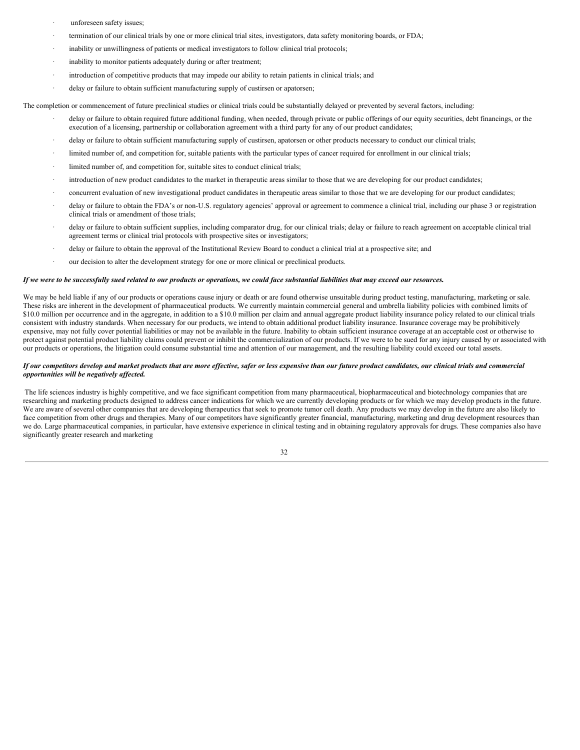- unforeseen safety issues;
- termination of our clinical trials by one or more clinical trial sites, investigators, data safety monitoring boards, or FDA;
- inability or unwillingness of patients or medical investigators to follow clinical trial protocols;
- inability to monitor patients adequately during or after treatment;
- introduction of competitive products that may impede our ability to retain patients in clinical trials; and
- delay or failure to obtain sufficient manufacturing supply of custirsen or apatorsen;

The completion or commencement of future preclinical studies or clinical trials could be substantially delayed or prevented by several factors, including:

- delay or failure to obtain required future additional funding, when needed, through private or public offerings of our equity securities, debt financings, or the execution of a licensing, partnership or collaboration agreement with a third party for any of our product candidates;
- delay or failure to obtain sufficient manufacturing supply of custirsen, apatorsen or other products necessary to conduct our clinical trials;
- limited number of, and competition for, suitable patients with the particular types of cancer required for enrollment in our clinical trials;
- limited number of, and competition for, suitable sites to conduct clinical trials;
- introduction of new product candidates to the market in therapeutic areas similar to those that we are developing for our product candidates;
- concurrent evaluation of new investigational product candidates in therapeutic areas similar to those that we are developing for our product candidates;
- delay or failure to obtain the FDA's or non-U.S. regulatory agencies' approval or agreement to commence a clinical trial, including our phase 3 or registration clinical trials or amendment of those trials;
- delay or failure to obtain sufficient supplies, including comparator drug, for our clinical trials; delay or failure to reach agreement on acceptable clinical trial agreement terms or clinical trial protocols with prospective sites or investigators;
- delay or failure to obtain the approval of the Institutional Review Board to conduct a clinical trial at a prospective site; and
- our decision to alter the development strategy for one or more clinical or preclinical products.

***If we were to be successfully sued related to our products or operations, we could face substantial liabilities that may exceed our resources.***

We may be held liable if any of our products or operations cause injury or death or are found otherwise unsuitable during product testing, manufacturing, marketing or sale. These risks are inherent in the development of pharmaceutical products. We currently maintain commercial general and umbrella liability policies with combined limits of $10.0 million per occurrence and in the aggregate, in addition to a $10.0 million per claim and annual aggregate product liability insurance policy related to our clinical trials consistent with industry standards. When necessary for our products, we intend to obtain additional product liability insurance. Insurance coverage may be prohibitively expensive, may not fully cover potential liabilities or may not be available in the future. Inability to obtain sufficient insurance coverage at an acceptable cost or otherwise to protect against potential product liability claims could prevent or inhibit the commercialization of our products. If we were to be sued for any injury caused by or associated with our products or operations, the litigation could consume substantial time and attention of our management, and the resulting liability could exceed our total assets.

***If our competitors develop and market products that are more effective, safer or less expensive than our future product candidates, our clinical trials and commercial opportunities will be negatively affected.***

The life sciences industry is highly competitive, and we face significant competition from many pharmaceutical, biopharmaceutical and biotechnology companies that are researching and marketing products designed to address cancer indications for which we are currently developing products or for which we may develop products in the future. We are aware of several other companies that are developing therapeutics that seek to promote tumor cell death. Any products we may develop in the future are also likely to face competition from other drugs and therapies. Many of our competitors have significantly greater financial, manufacturing, marketing and drug development resources than we do. Large pharmaceutical companies, in particular, have extensive experience in clinical testing and in obtaining regulatory approvals for drugs. These companies also have significantly greater research and marketing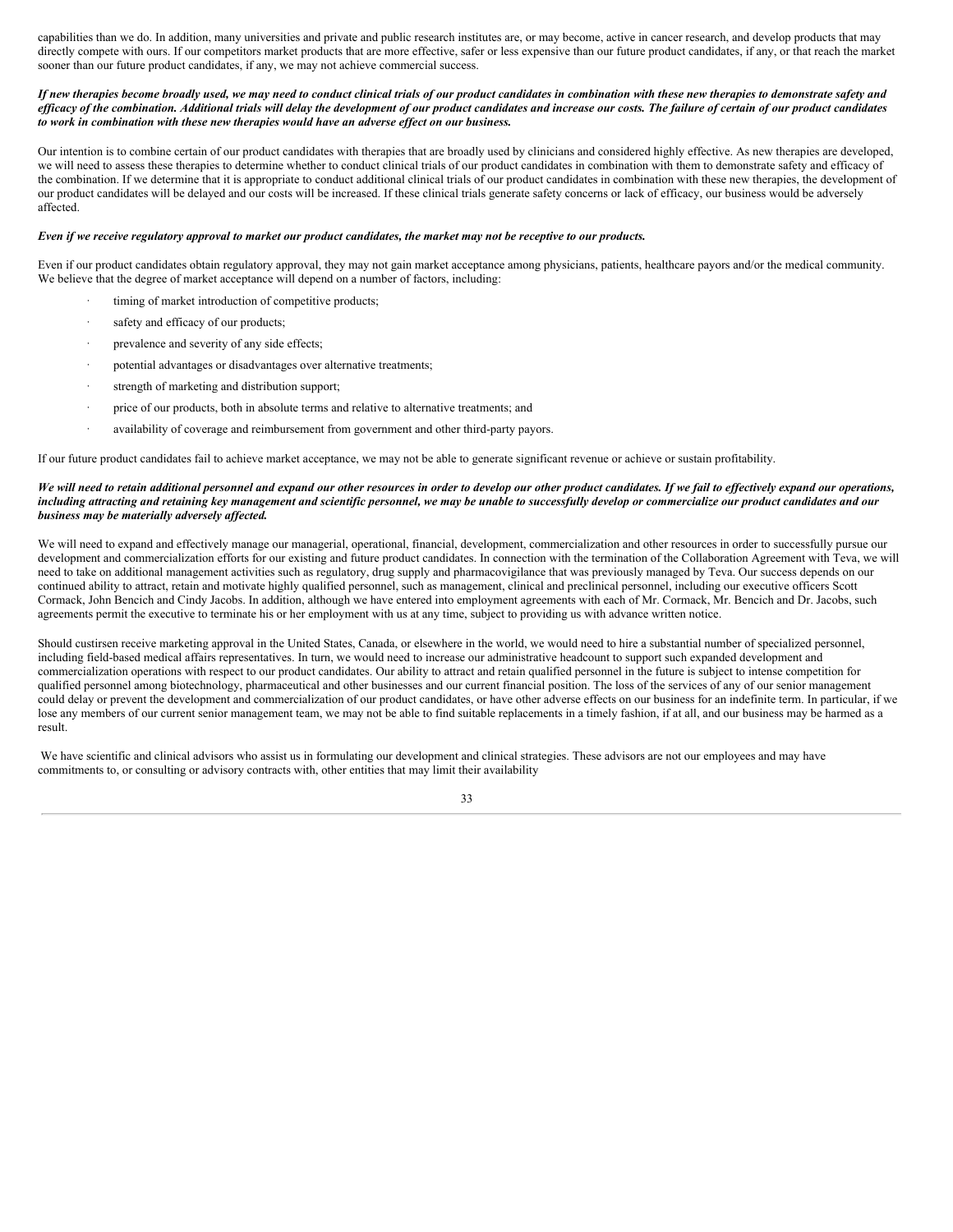capabilities than we do. In addition, many universities and private and public research institutes are, or may become, active in cancer research, and develop products that may directly compete with ours. If our competitors market products that are more effective, safer or less expensive than our future product candidates, if any, or that reach the market sooner than our future product candidates, if any, we may not achieve commercial success.

***If new therapies become broadly used, we may need to conduct clinical trials of our product candidates in combination with these new therapies to demonstrate safety and efficacy of the combination. Additional trials will delay the development of our product candidates and increase our costs. The failure of certain of our product candidates to work in combination with these new therapies would have an adverse effect on our business.***

Our intention is to combine certain of our product candidates with therapies that are broadly used by clinicians and considered highly effective. As new therapies are developed, we will need to assess these therapies to determine whether to conduct clinical trials of our product candidates in combination with them to demonstrate safety and efficacy of the combination. If we determine that it is appropriate to conduct additional clinical trials of our product candidates in combination with these new therapies, the development of our product candidates will be delayed and our costs will be increased. If these clinical trials generate safety concerns or lack of efficacy, our business would be adversely affected.

***Even if we receive regulatory approval to market our product candidates, the market may not be receptive to our products.***

Even if our product candidates obtain regulatory approval, they may not gain market acceptance among physicians, patients, healthcare payors and/or the medical community. We believe that the degree of market acceptance will depend on a number of factors, including:

- timing of market introduction of competitive products;
- safety and efficacy of our products;
- prevalence and severity of any side effects;
- potential advantages or disadvantages over alternative treatments;
- strength of marketing and distribution support;
- price of our products, both in absolute terms and relative to alternative treatments; and
- availability of coverage and reimbursement from government and other third-party payors.

If our future product candidates fail to achieve market acceptance, we may not be able to generate significant revenue or achieve or sustain profitability.

***We will need to retain additional personnel and expand our other resources in order to develop our other product candidates. If we fail to effectively expand our operations, including attracting and retaining key management and scientific personnel, we may be unable to successfully develop or commercialize our product candidates and our business may be materially adversely affected.***

We will need to expand and effectively manage our managerial, operational, financial, development, commercialization and other resources in order to successfully pursue our development and commercialization efforts for our existing and future product candidates. In connection with the termination of the Collaboration Agreement with Teva, we will need to take on additional management activities such as regulatory, drug supply and pharmacovigilance that was previously managed by Teva. Our success depends on our continued ability to attract, retain and motivate highly qualified personnel, such as management, clinical and preclinical personnel, including our executive officers Scott Cormack, John Bencich and Cindy Jacobs. In addition, although we have entered into employment agreements with each of Mr. Cormack, Mr. Bencich and Dr. Jacobs, such agreements permit the executive to terminate his or her employment with us at any time, subject to providing us with advance written notice.

Should custirsen receive marketing approval in the United States, Canada, or elsewhere in the world, we would need to hire a substantial number of specialized personnel, including field-based medical affairs representatives. In turn, we would need to increase our administrative headcount to support such expanded development and commercialization operations with respect to our product candidates. Our ability to attract and retain qualified personnel in the future is subject to intense competition for qualified personnel among biotechnology, pharmaceutical and other businesses and our current financial position. The loss of the services of any of our senior management could delay or prevent the development and commercialization of our product candidates, or have other adverse effects on our business for an indefinite term. In particular, if we lose any members of our current senior management team, we may not be able to find suitable replacements in a timely fashion, if at all, and our business may be harmed as a result.

We have scientific and clinical advisors who assist us in formulating our development and clinical strategies. These advisors are not our employees and may have commitments to, or consulting or advisory contracts with, other entities that may limit their availability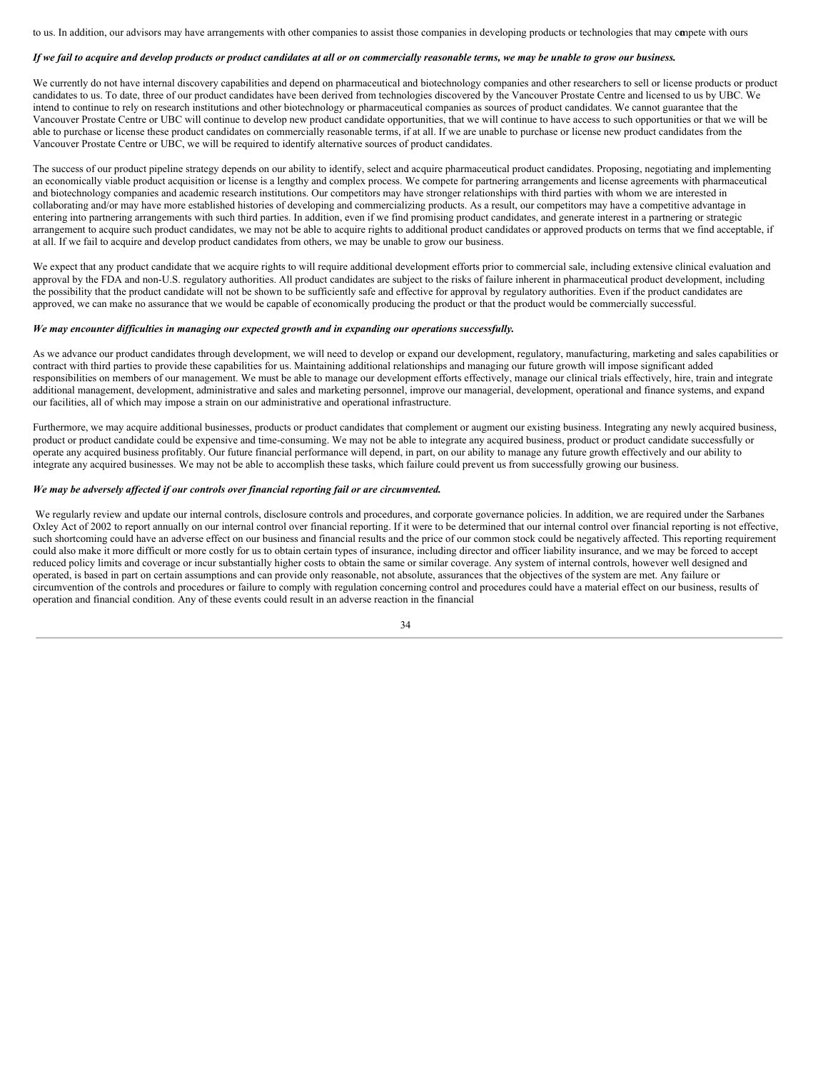to us. In addition, our advisors may have arrangements with other companies to assist those companies in developing products or technologies that may compete with ours

***If we fail to acquire and develop products or product candidates at all or on commercially reasonable terms, we may be unable to grow our business.***

We currently do not have internal discovery capabilities and depend on pharmaceutical and biotechnology companies and other researchers to sell or license products or product candidates to us. To date, three of our product candidates have been derived from technologies discovered by the Vancouver Prostate Centre and licensed to us by UBC. We intend to continue to rely on research institutions and other biotechnology or pharmaceutical companies as sources of product candidates. We cannot guarantee that the Vancouver Prostate Centre or UBC will continue to develop new product candidate opportunities, that we will continue to have access to such opportunities or that we will be able to purchase or license these product candidates on commercially reasonable terms, if at all. If we are unable to purchase or license new product candidates from the Vancouver Prostate Centre or UBC, we will be required to identify alternative sources of product candidates.

The success of our product pipeline strategy depends on our ability to identify, select and acquire pharmaceutical product candidates. Proposing, negotiating and implementing an economically viable product acquisition or license is a lengthy and complex process. We compete for partnering arrangements and license agreements with pharmaceutical and biotechnology companies and academic research institutions. Our competitors may have stronger relationships with third parties with whom we are interested in collaborating and/or may have more established histories of developing and commercializing products. As a result, our competitors may have a competitive advantage in entering into partnering arrangements with such third parties. In addition, even if we find promising product candidates, and generate interest in a partnering or strategic arrangement to acquire such product candidates, we may not be able to acquire rights to additional product candidates or approved products on terms that we find acceptable, if at all. If we fail to acquire and develop product candidates from others, we may be unable to grow our business.

We expect that any product candidate that we acquire rights to will require additional development efforts prior to commercial sale, including extensive clinical evaluation and approval by the FDA and non-U.S. regulatory authorities. All product candidates are subject to the risks of failure inherent in pharmaceutical product development, including the possibility that the product candidate will not be shown to be sufficiently safe and effective for approval by regulatory authorities. Even if the product candidates are approved, we can make no assurance that we would be capable of economically producing the product or that the product would be commercially successful.

***We may encounter difficulties in managing our expected growth and in expanding our operations successfully.***

As we advance our product candidates through development, we will need to develop or expand our development, regulatory, manufacturing, marketing and sales capabilities or contract with third parties to provide these capabilities for us. Maintaining additional relationships and managing our future growth will impose significant added responsibilities on members of our management. We must be able to manage our development efforts effectively, manage our clinical trials effectively, hire, train and integrate additional management, development, administrative and sales and marketing personnel, improve our managerial, development, operational and finance systems, and expand our facilities, all of which may impose a strain on our administrative and operational infrastructure.

Furthermore, we may acquire additional businesses, products or product candidates that complement or augment our existing business. Integrating any newly acquired business, product or product candidate could be expensive and time-consuming. We may not be able to integrate any acquired business, product or product candidate successfully or operate any acquired business profitably. Our future financial performance will depend, in part, on our ability to manage any future growth effectively and our ability to integrate any acquired businesses. We may not be able to accomplish these tasks, which failure could prevent us from successfully growing our business.

***We may be adversely affected if our controls over financial reporting fail or are circumvented.***

We regularly review and update our internal controls, disclosure controls and procedures, and corporate governance policies. In addition, we are required under the Sarbanes Oxley Act of 2002 to report annually on our internal control over financial reporting. If it were to be determined that our internal control over financial reporting is not effective, such shortcoming could have an adverse effect on our business and financial results and the price of our common stock could be negatively affected. This reporting requirement could also make it more difficult or more costly for us to obtain certain types of insurance, including director and officer liability insurance, and we may be forced to accept reduced policy limits and coverage or incur substantially higher costs to obtain the same or similar coverage. Any system of internal controls, however well designed and operated, is based in part on certain assumptions and can provide only reasonable, not absolute, assurances that the objectives of the system are met. Any failure or circumvention of the controls and procedures or failure to comply with regulation concerning control and procedures could have a material effect on our business, results of operation and financial condition. Any of these events could result in an adverse reaction in the financial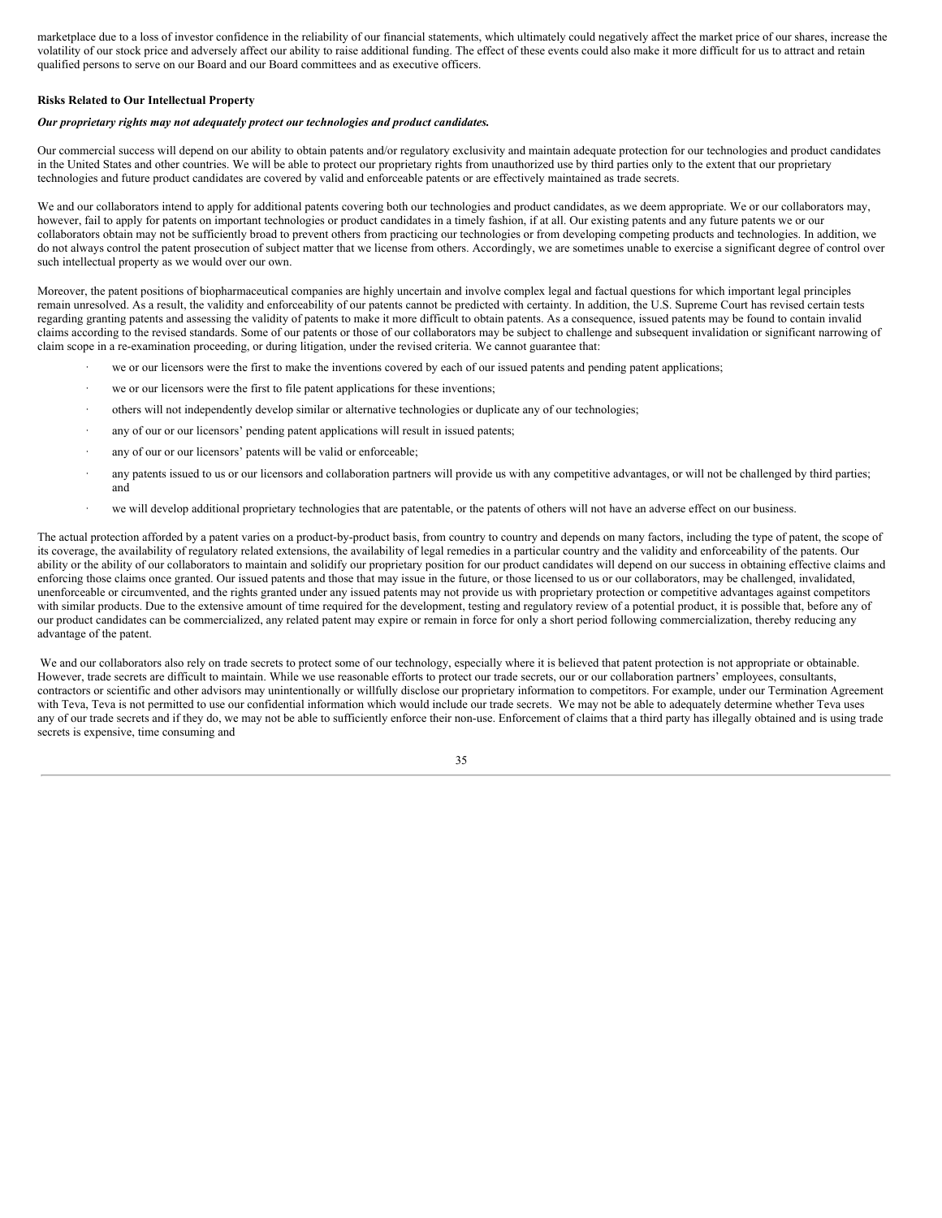marketplace due to a loss of investor confidence in the reliability of our financial statements, which ultimately could negatively affect the market price of our shares, increase the volatility of our stock price and adversely affect our ability to raise additional funding. The effect of these events could also make it more difficult for us to attract and retain qualified persons to serve on our Board and our Board committees and as executive officers.

**Risks Related to Our Intellectual Property**

***Our proprietary rights may not adequately protect our technologies and product candidates.***

Our commercial success will depend on our ability to obtain patents and/or regulatory exclusivity and maintain adequate protection for our technologies and product candidates in the United States and other countries. We will be able to protect our proprietary rights from unauthorized use by third parties only to the extent that our proprietary technologies and future product candidates are covered by valid and enforceable patents or are effectively maintained as trade secrets.

We and our collaborators intend to apply for additional patents covering both our technologies and product candidates, as we deem appropriate. We or our collaborators may, however, fail to apply for patents on important technologies or product candidates in a timely fashion, if at all. Our existing patents and any future patents we or our collaborators obtain may not be sufficiently broad to prevent others from practicing our technologies or from developing competing products and technologies. In addition, we do not always control the patent prosecution of subject matter that we license from others. Accordingly, we are sometimes unable to exercise a significant degree of control over such intellectual property as we would over our own.

Moreover, the patent positions of biopharmaceutical companies are highly uncertain and involve complex legal and factual questions for which important legal principles remain unresolved. As a result, the validity and enforceability of our patents cannot be predicted with certainty. In addition, the U.S. Supreme Court has revised certain tests regarding granting patents and assessing the validity of patents to make it more difficult to obtain patents. As a consequence, issued patents may be found to contain invalid claims according to the revised standards. Some of our patents or those of our collaborators may be subject to challenge and subsequent invalidation or significant narrowing of claim scope in a re-examination proceeding, or during litigation, under the revised criteria. We cannot guarantee that:

- we or our licensors were the first to make the inventions covered by each of our issued patents and pending patent applications;
- we or our licensors were the first to file patent applications for these inventions;
- others will not independently develop similar or alternative technologies or duplicate any of our technologies;
- any of our or our licensors' pending patent applications will result in issued patents;
- any of our or our licensors' patents will be valid or enforceable;
- any patents issued to us or our licensors and collaboration partners will provide us with any competitive advantages, or will not be challenged by third parties; and
- we will develop additional proprietary technologies that are patentable, or the patents of others will not have an adverse effect on our business.

The actual protection afforded by a patent varies on a product-by-product basis, from country to country and depends on many factors, including the type of patent, the scope of its coverage, the availability of regulatory related extensions, the availability of legal remedies in a particular country and the validity and enforceability of the patents. Our ability or the ability of our collaborators to maintain and solidify our proprietary position for our product candidates will depend on our success in obtaining effective claims and enforcing those claims once granted. Our issued patents and those that may issue in the future, or those licensed to us or our collaborators, may be challenged, invalidated, unenforceable or circumvented, and the rights granted under any issued patents may not provide us with proprietary protection or competitive advantages against competitors with similar products. Due to the extensive amount of time required for the development, testing and regulatory review of a potential product, it is possible that, before any of our product candidates can be commercialized, any related patent may expire or remain in force for only a short period following commercialization, thereby reducing any advantage of the patent.

We and our collaborators also rely on trade secrets to protect some of our technology, especially where it is believed that patent protection is not appropriate or obtainable. However, trade secrets are difficult to maintain. While we use reasonable efforts to protect our trade secrets, our or our collaboration partners' employees, consultants, contractors or scientific and other advisors may unintentionally or willfully disclose our proprietary information to competitors. For example, under our Termination Agreement with Teva, Teva is not permitted to use our confidential information which would include our trade secrets. We may not be able to adequately determine whether Teva uses any of our trade secrets and if they do, we may not be able to sufficiently enforce their non-use. Enforcement of claims that a third party has illegally obtained and is using trade secrets is expensive, time consuming and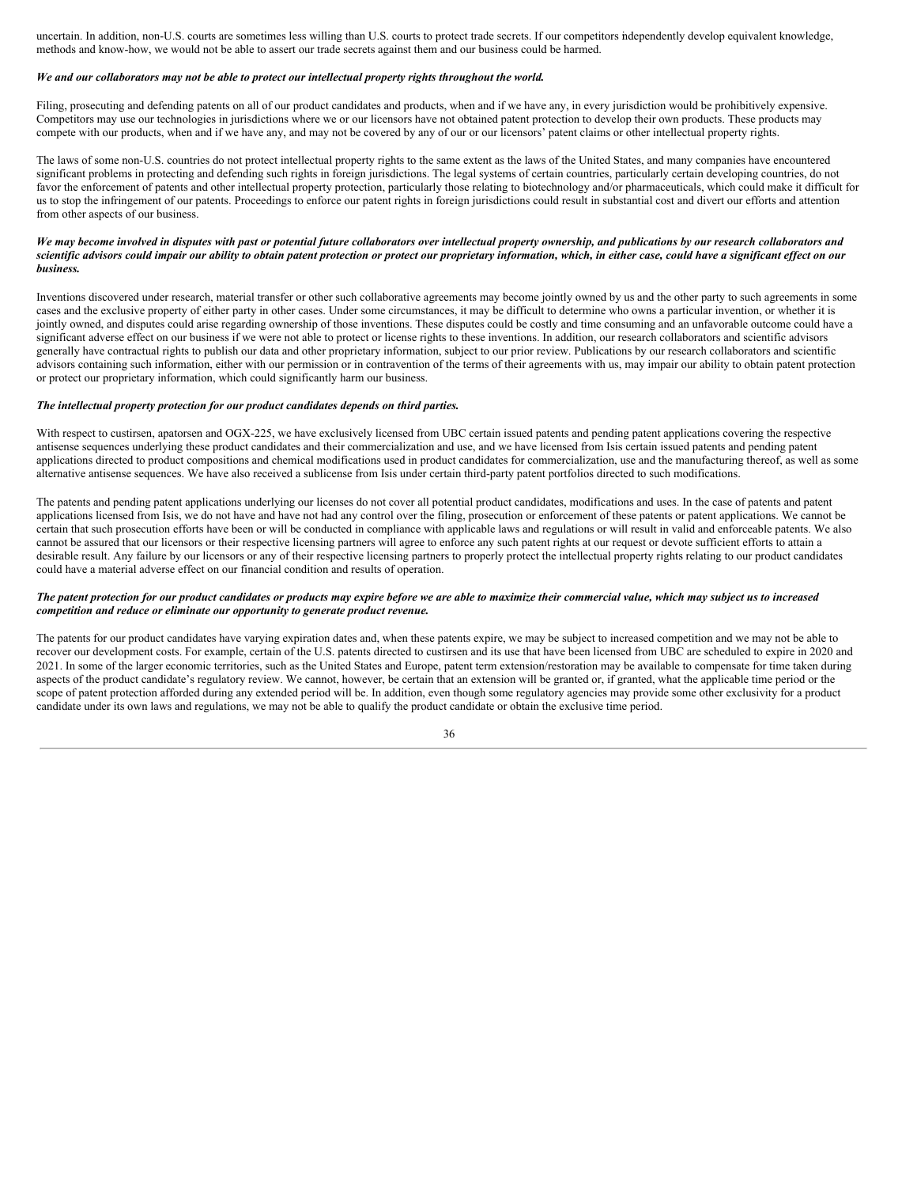uncertain. In addition, non-U.S. courts are sometimes less willing than U.S. courts to protect trade secrets. If our competitors independently develop equivalent knowledge, methods and know-how, we would not be able to assert our trade secrets against them and our business could be harmed.

***We and our collaborators may not be able to protect our intellectual property rights throughout the world.***

Filing, prosecuting and defending patents on all of our product candidates and products, when and if we have any, in every jurisdiction would be prohibitively expensive. Competitors may use our technologies in jurisdictions where we or our licensors have not obtained patent protection to develop their own products. These products may compete with our products, when and if we have any, and may not be covered by any of our or our licensors' patent claims or other intellectual property rights.

The laws of some non-U.S. countries do not protect intellectual property rights to the same extent as the laws of the United States, and many companies have encountered significant problems in protecting and defending such rights in foreign jurisdictions. The legal systems of certain countries, particularly certain developing countries, do not favor the enforcement of patents and other intellectual property protection, particularly those relating to biotechnology and/or pharmaceuticals, which could make it difficult for us to stop the infringement of our patents. Proceedings to enforce our patent rights in foreign jurisdictions could result in substantial cost and divert our efforts and attention from other aspects of our business.

***We may become involved in disputes with past or potential future collaborators over intellectual property ownership, and publications by our research collaborators and scientific advisors could impair our ability to obtain patent protection or protect our proprietary information, which, in either case, could have a significant effect on our business.***

Inventions discovered under research, material transfer or other such collaborative agreements may become jointly owned by us and the other party to such agreements in some cases and the exclusive property of either party in other cases. Under some circumstances, it may be difficult to determine who owns a particular invention, or whether it is jointly owned, and disputes could arise regarding ownership of those inventions. These disputes could be costly and time consuming and an unfavorable outcome could have a significant adverse effect on our business if we were not able to protect or license rights to these inventions. In addition, our research collaborators and scientific advisors generally have contractual rights to publish our data and other proprietary information, subject to our prior review. Publications by our research collaborators and scientific advisors containing such information, either with our permission or in contravention of the terms of their agreements with us, may impair our ability to obtain patent protection or protect our proprietary information, which could significantly harm our business.

***The intellectual property protection for our product candidates depends on third parties.***

With respect to custirsen, apatorsen and OGX-225, we have exclusively licensed from UBC certain issued patents and pending patent applications covering the respective antisense sequences underlying these product candidates and their commercialization and use, and we have licensed from Isis certain issued patents and pending patent applications directed to product compositions and chemical modifications used in product candidates for commercialization, use and the manufacturing thereof, as well as some alternative antisense sequences. We have also received a sublicense from Isis under certain third-party patent portfolios directed to such modifications.

The patents and pending patent applications underlying our licenses do not cover all potential product candidates, modifications and uses. In the case of patents and patent applications licensed from Isis, we do not have and have not had any control over the filing, prosecution or enforcement of these patents or patent applications. We cannot be certain that such prosecution efforts have been or will be conducted in compliance with applicable laws and regulations or will result in valid and enforceable patents. We also cannot be assured that our licensors or their respective licensing partners will agree to enforce any such patent rights at our request or devote sufficient efforts to attain a desirable result. Any failure by our licensors or any of their respective licensing partners to properly protect the intellectual property rights relating to our product candidates could have a material adverse effect on our financial condition and results of operation.

***The patent protection for our product candidates or products may expire before we are able to maximize their commercial value, which may subject us to increased competition and reduce or eliminate our opportunity to generate product revenue.***

The patents for our product candidates have varying expiration dates and, when these patents expire, we may be subject to increased competition and we may not be able to recover our development costs. For example, certain of the U.S. patents directed to custirsen and its use that have been licensed from UBC are scheduled to expire in 2020 and 2021. In some of the larger economic territories, such as the United States and Europe, patent term extension/restoration may be available to compensate for time taken during aspects of the product candidate's regulatory review. We cannot, however, be certain that an extension will be granted or, if granted, what the applicable time period or the scope of patent protection afforded during any extended period will be. In addition, even though some regulatory agencies may provide some other exclusivity for a product candidate under its own laws and regulations, we may not be able to qualify the product candidate or obtain the exclusive time period.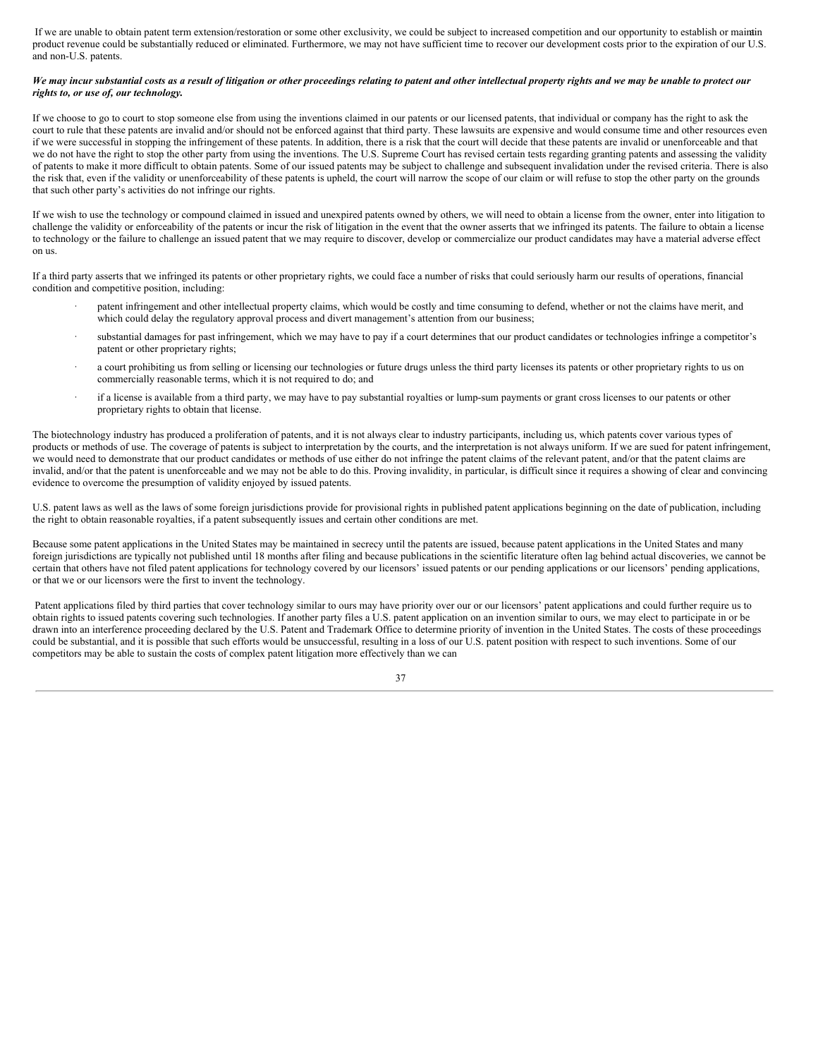If we are unable to obtain patent term extension/restoration or some other exclusivity, we could be subject to increased competition and our opportunity to establish or maintain product revenue could be substantially reduced or eliminated. Furthermore, we may not have sufficient time to recover our development costs prior to the expiration of our U.S. and non-U.S. patents.

***We may incur substantial costs as a result of litigation or other proceedings relating to patent and other intellectual property rights and we may be unable to protect our rights to, or use of, our technology.***

If we choose to go to court to stop someone else from using the inventions claimed in our patents or our licensed patents, that individual or company has the right to ask the court to rule that these patents are invalid and/or should not be enforced against that third party. These lawsuits are expensive and would consume time and other resources even if we were successful in stopping the infringement of these patents. In addition, there is a risk that the court will decide that these patents are invalid or unenforceable and that we do not have the right to stop the other party from using the inventions. The U.S. Supreme Court has revised certain tests regarding granting patents and assessing the validity of patents to make it more difficult to obtain patents. Some of our issued patents may be subject to challenge and subsequent invalidation under the revised criteria. There is also the risk that, even if the validity or unenforceability of these patents is upheld, the court will narrow the scope of our claim or will refuse to stop the other party on the grounds that such other party's activities do not infringe our rights.

If we wish to use the technology or compound claimed in issued and unexpired patents owned by others, we will need to obtain a license from the owner, enter into litigation to challenge the validity or enforceability of the patents or incur the risk of litigation in the event that the owner asserts that we infringed its patents. The failure to obtain a license to technology or the failure to challenge an issued patent that we may require to discover, develop or commercialize our product candidates may have a material adverse effect on us.

If a third party asserts that we infringed its patents or other proprietary rights, we could face a number of risks that could seriously harm our results of operations, financial condition and competitive position, including:

- patent infringement and other intellectual property claims, which would be costly and time consuming to defend, whether or not the claims have merit, and which could delay the regulatory approval process and divert management's attention from our business;
- substantial damages for past infringement, which we may have to pay if a court determines that our product candidates or technologies infringe a competitor's patent or other proprietary rights;
- a court prohibiting us from selling or licensing our technologies or future drugs unless the third party licenses its patents or other proprietary rights to us on commercially reasonable terms, which it is not required to do; and
- if a license is available from a third party, we may have to pay substantial royalties or lump-sum payments or grant cross licenses to our patents or other proprietary rights to obtain that license.

The biotechnology industry has produced a proliferation of patents, and it is not always clear to industry participants, including us, which patents cover various types of products or methods of use. The coverage of patents is subject to interpretation by the courts, and the interpretation is not always uniform. If we are sued for patent infringement, we would need to demonstrate that our product candidates or methods of use either do not infringe the patent claims of the relevant patent, and/or that the patent claims are invalid, and/or that the patent is unenforceable and we may not be able to do this. Proving invalidity, in particular, is difficult since it requires a showing of clear and convincing evidence to overcome the presumption of validity enjoyed by issued patents.

U.S. patent laws as well as the laws of some foreign jurisdictions provide for provisional rights in published patent applications beginning on the date of publication, including the right to obtain reasonable royalties, if a patent subsequently issues and certain other conditions are met.

Because some patent applications in the United States may be maintained in secrecy until the patents are issued, because patent applications in the United States and many foreign jurisdictions are typically not published until 18 months after filing and because publications in the scientific literature often lag behind actual discoveries, we cannot be certain that others have not filed patent applications for technology covered by our licensors' issued patents or our pending applications or our licensors' pending applications, or that we or our licensors were the first to invent the technology.

Patent applications filed by third parties that cover technology similar to ours may have priority over our or our licensors' patent applications and could further require us to obtain rights to issued patents covering such technologies. If another party files a U.S. patent application on an invention similar to ours, we may elect to participate in or be drawn into an interference proceeding declared by the U.S. Patent and Trademark Office to determine priority of invention in the United States. The costs of these proceedings could be substantial, and it is possible that such efforts would be unsuccessful, resulting in a loss of our U.S. patent position with respect to such inventions. Some of our competitors may be able to sustain the costs of complex patent litigation more effectively than we can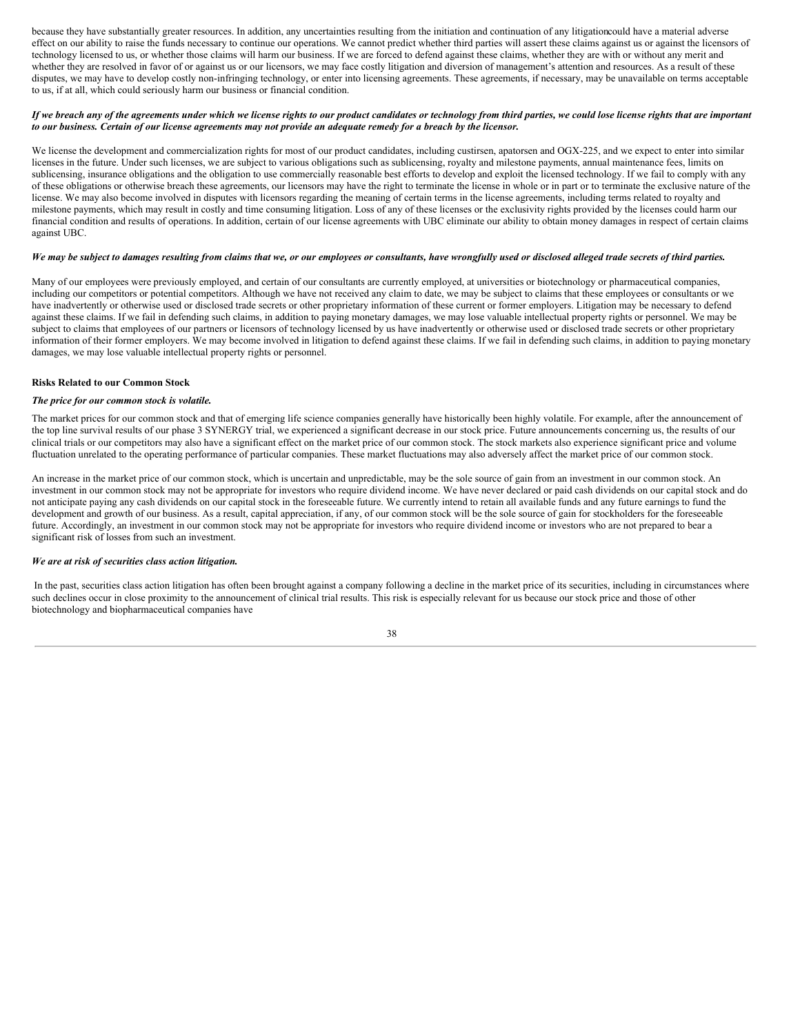because they have substantially greater resources. In addition, any uncertainties resulting from the initiation and continuation of any litigationcould have a material adverse effect on our ability to raise the funds necessary to continue our operations. We cannot predict whether third parties will assert these claims against us or against the licensors of technology licensed to us, or whether those claims will harm our business. If we are forced to defend against these claims, whether they are with or without any merit and whether they are resolved in favor of or against us or our licensors, we may face costly litigation and diversion of management's attention and resources. As a result of these disputes, we may have to develop costly non-infringing technology, or enter into licensing agreements. These agreements, if necessary, may be unavailable on terms acceptable to us, if at all, which could seriously harm our business or financial condition.

***If we breach any of the agreements under which we license rights to our product candidates or technology from third parties, we could lose license rights that are important to our business. Certain of our license agreements may not provide an adequate remedy for a breach by the licensor.***

We license the development and commercialization rights for most of our product candidates, including custirsen, apatorsen and OGX-225, and we expect to enter into similar licenses in the future. Under such licenses, we are subject to various obligations such as sublicensing, royalty and milestone payments, annual maintenance fees, limits on sublicensing, insurance obligations and the obligation to use commercially reasonable best efforts to develop and exploit the licensed technology. If we fail to comply with any of these obligations or otherwise breach these agreements, our licensors may have the right to terminate the license in whole or in part or to terminate the exclusive nature of the license. We may also become involved in disputes with licensors regarding the meaning of certain terms in the license agreements, including terms related to royalty and milestone payments, which may result in costly and time consuming litigation. Loss of any of these licenses or the exclusivity rights provided by the licenses could harm our financial condition and results of operations. In addition, certain of our license agreements with UBC eliminate our ability to obtain money damages in respect of certain claims against UBC.

***We may be subject to damages resulting from claims that we, or our employees or consultants, have wrongfully used or disclosed alleged trade secrets of third parties.***

Many of our employees were previously employed, and certain of our consultants are currently employed, at universities or biotechnology or pharmaceutical companies, including our competitors or potential competitors. Although we have not received any claim to date, we may be subject to claims that these employees or consultants or we have inadvertently or otherwise used or disclosed trade secrets or other proprietary information of these current or former employers. Litigation may be necessary to defend against these claims. If we fail in defending such claims, in addition to paying monetary damages, we may lose valuable intellectual property rights or personnel. We may be subject to claims that employees of our partners or licensors of technology licensed by us have inadvertently or otherwise used or disclosed trade secrets or other proprietary information of their former employers. We may become involved in litigation to defend against these claims. If we fail in defending such claims, in addition to paying monetary damages, we may lose valuable intellectual property rights or personnel.

**Risks Related to our Common Stock**

***The price for our common stock is volatile.***

The market prices for our common stock and that of emerging life science companies generally have historically been highly volatile. For example, after the announcement of the top line survival results of our phase 3 SYNERGY trial, we experienced a significant decrease in our stock price. Future announcements concerning us, the results of our clinical trials or our competitors may also have a significant effect on the market price of our common stock. The stock markets also experience significant price and volume fluctuation unrelated to the operating performance of particular companies. These market fluctuations may also adversely affect the market price of our common stock.

An increase in the market price of our common stock, which is uncertain and unpredictable, may be the sole source of gain from an investment in our common stock. An investment in our common stock may not be appropriate for investors who require dividend income. We have never declared or paid cash dividends on our capital stock and do not anticipate paying any cash dividends on our capital stock in the foreseeable future. We currently intend to retain all available funds and any future earnings to fund the development and growth of our business. As a result, capital appreciation, if any, of our common stock will be the sole source of gain for stockholders for the foreseeable future. Accordingly, an investment in our common stock may not be appropriate for investors who require dividend income or investors who are not prepared to bear a significant risk of losses from such an investment.

***We are at risk of securities class action litigation.***

In the past, securities class action litigation has often been brought against a company following a decline in the market price of its securities, including in circumstances where such declines occur in close proximity to the announcement of clinical trial results. This risk is especially relevant for us because our stock price and those of other biotechnology and biopharmaceutical companies have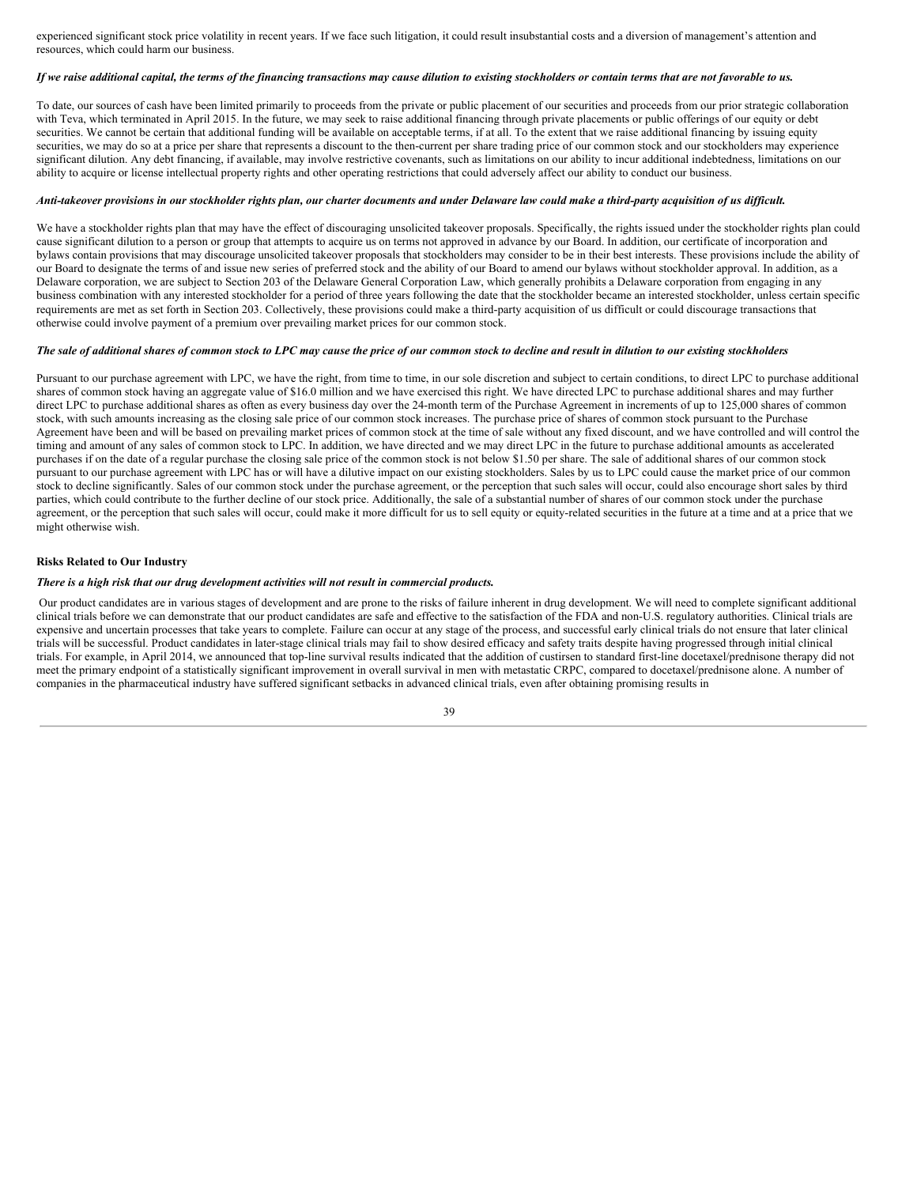experienced significant stock price volatility in recent years. If we face such litigation, it could result insubstantial costs and a diversion of management's attention and resources, which could harm our business.

***If we raise additional capital, the terms of the financing transactions may cause dilution to existing stockholders or contain terms that are not favorable to us.***

To date, our sources of cash have been limited primarily to proceeds from the private or public placement of our securities and proceeds from our prior strategic collaboration with Teva, which terminated in April 2015. In the future, we may seek to raise additional financing through private placements or public offerings of our equity or debt securities. We cannot be certain that additional funding will be available on acceptable terms, if at all. To the extent that we raise additional financing by issuing equity securities, we may do so at a price per share that represents a discount to the then-current per share trading price of our common stock and our stockholders may experience significant dilution. Any debt financing, if available, may involve restrictive covenants, such as limitations on our ability to incur additional indebtedness, limitations on our ability to acquire or license intellectual property rights and other operating restrictions that could adversely affect our ability to conduct our business.

***Anti-takeover provisions in our stockholder rights plan, our charter documents and under Delaware law could make a third-party acquisition of us difficult.***

We have a stockholder rights plan that may have the effect of discouraging unsolicited takeover proposals. Specifically, the rights issued under the stockholder rights plan could cause significant dilution to a person or group that attempts to acquire us on terms not approved in advance by our Board. In addition, our certificate of incorporation and bylaws contain provisions that may discourage unsolicited takeover proposals that stockholders may consider to be in their best interests. These provisions include the ability of our Board to designate the terms of and issue new series of preferred stock and the ability of our Board to amend our bylaws without stockholder approval. In addition, as a Delaware corporation, we are subject to Section 203 of the Delaware General Corporation Law, which generally prohibits a Delaware corporation from engaging in any business combination with any interested stockholder for a period of three years following the date that the stockholder became an interested stockholder, unless certain specific requirements are met as set forth in Section 203. Collectively, these provisions could make a third-party acquisition of us difficult or could discourage transactions that otherwise could involve payment of a premium over prevailing market prices for our common stock.

***The sale of additional shares of common stock to LPC may cause the price of our common stock to decline and result in dilution to our existing stockholders***

Pursuant to our purchase agreement with LPC, we have the right, from time to time, in our sole discretion and subject to certain conditions, to direct LPC to purchase additional shares of common stock having an aggregate value of $16.0 million and we have exercised this right. We have directed LPC to purchase additional shares and may further direct LPC to purchase additional shares as often as every business day over the 24-month term of the Purchase Agreement in increments of up to 125,000 shares of common stock, with such amounts increasing as the closing sale price of our common stock increases. The purchase price of shares of common stock pursuant to the Purchase Agreement have been and will be based on prevailing market prices of common stock at the time of sale without any fixed discount, and we have controlled and will control the timing and amount of any sales of common stock to LPC. In addition, we have directed and we may direct LPC in the future to purchase additional amounts as accelerated purchases if on the date of a regular purchase the closing sale price of the common stock is not below $1.50 per share. The sale of additional shares of our common stock pursuant to our purchase agreement with LPC has or will have a dilutive impact on our existing stockholders. Sales by us to LPC could cause the market price of our common stock to decline significantly. Sales of our common stock under the purchase agreement, or the perception that such sales will occur, could also encourage short sales by third parties, which could contribute to the further decline of our stock price. Additionally, the sale of a substantial number of shares of our common stock under the purchase agreement, or the perception that such sales will occur, could make it more difficult for us to sell equity or equity-related securities in the future at a time and at a price that we might otherwise wish.

**Risks Related to Our Industry**

***There is a high risk that our drug development activities will not result in commercial products.***

Our product candidates are in various stages of development and are prone to the risks of failure inherent in drug development. We will need to complete significant additional clinical trials before we can demonstrate that our product candidates are safe and effective to the satisfaction of the FDA and non-U.S. regulatory authorities. Clinical trials are expensive and uncertain processes that take years to complete. Failure can occur at any stage of the process, and successful early clinical trials do not ensure that later clinical trials will be successful. Product candidates in later-stage clinical trials may fail to show desired efficacy and safety traits despite having progressed through initial clinical trials. For example, in April 2014, we announced that top-line survival results indicated that the addition of custirsen to standard first-line docetaxel/prednisone therapy did not meet the primary endpoint of a statistically significant improvement in overall survival in men with metastatic CRPC, compared to docetaxel/prednisone alone. A number of companies in the pharmaceutical industry have suffered significant setbacks in advanced clinical trials, even after obtaining promising results in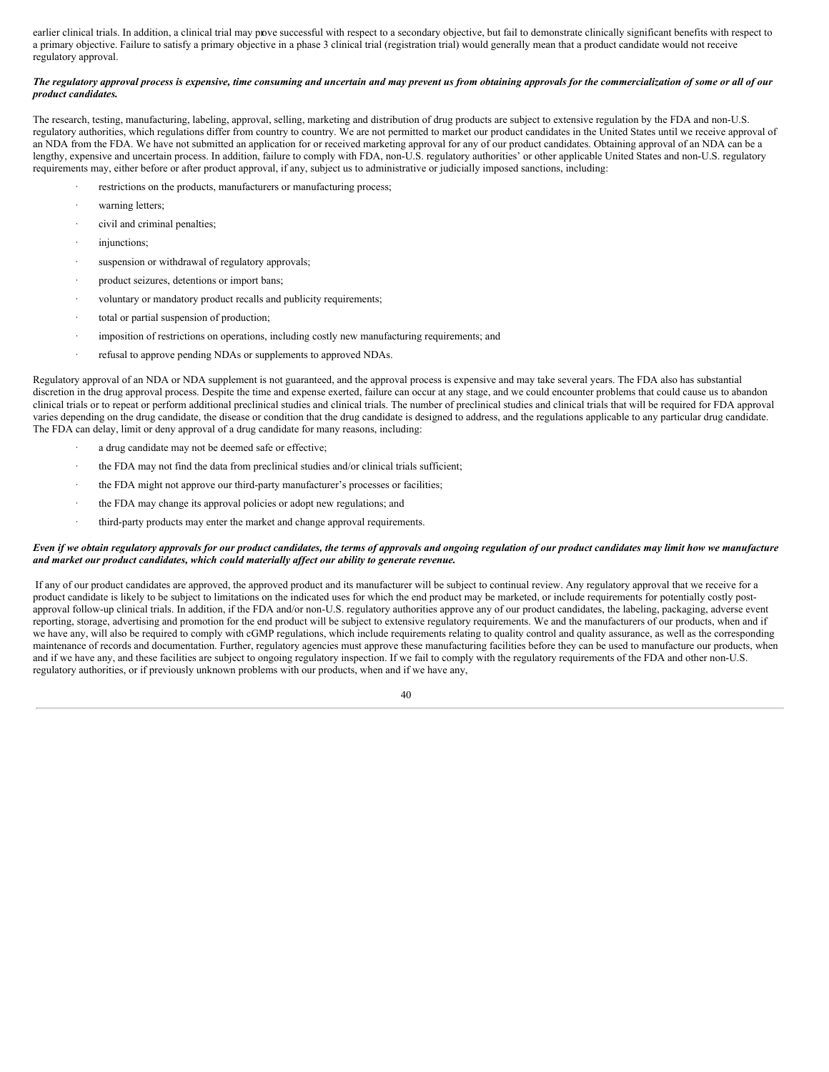earlier clinical trials. In addition, a clinical trial may prove successful with respect to a secondary objective, but fail to demonstrate clinically significant benefits with respect to a primary objective. Failure to satisfy a primary objective in a phase 3 clinical trial (registration trial) would generally mean that a product candidate would not receive regulatory approval.

***The regulatory approval process is expensive, time consuming and uncertain and may prevent us from obtaining approvals for the commercialization of some or all of our product candidates.***

The research, testing, manufacturing, labeling, approval, selling, marketing and distribution of drug products are subject to extensive regulation by the FDA and non-U.S. regulatory authorities, which regulations differ from country to country. We are not permitted to market our product candidates in the United States until we receive approval of an NDA from the FDA. We have not submitted an application for or received marketing approval for any of our product candidates. Obtaining approval of an NDA can be a lengthy, expensive and uncertain process. In addition, failure to comply with FDA, non-U.S. regulatory authorities' or other applicable United States and non-U.S. regulatory requirements may, either before or after product approval, if any, subject us to administrative or judicially imposed sanctions, including:

- restrictions on the products, manufacturers or manufacturing process;
- warning letters;
- civil and criminal penalties;
- injunctions;
- suspension or withdrawal of regulatory approvals;
- product seizures, detentions or import bans;
- voluntary or mandatory product recalls and publicity requirements;
- total or partial suspension of production;
- imposition of restrictions on operations, including costly new manufacturing requirements; and
- refusal to approve pending NDAs or supplements to approved NDAs.

Regulatory approval of an NDA or NDA supplement is not guaranteed, and the approval process is expensive and may take several years. The FDA also has substantial discretion in the drug approval process. Despite the time and expense exerted, failure can occur at any stage, and we could encounter problems that could cause us to abandon clinical trials or to repeat or perform additional preclinical studies and clinical trials. The number of preclinical studies and clinical trials that will be required for FDA approval varies depending on the drug candidate, the disease or condition that the drug candidate is designed to address, and the regulations applicable to any particular drug candidate. The FDA can delay, limit or deny approval of a drug candidate for many reasons, including:

- a drug candidate may not be deemed safe or effective;
- the FDA may not find the data from preclinical studies and/or clinical trials sufficient;
- the FDA might not approve our third-party manufacturer's processes or facilities;
- the FDA may change its approval policies or adopt new regulations; and
- third-party products may enter the market and change approval requirements.

***Even if we obtain regulatory approvals for our product candidates, the terms of approvals and ongoing regulation of our product candidates may limit how we manufacture and market our product candidates, which could materially affect our ability to generate revenue.***

If any of our product candidates are approved, the approved product and its manufacturer will be subject to continual review. Any regulatory approval that we receive for a product candidate is likely to be subject to limitations on the indicated uses for which the end product may be marketed, or include requirements for potentially costly post-approval follow-up clinical trials. In addition, if the FDA and/or non-U.S. regulatory authorities approve any of our product candidates, the labeling, packaging, adverse event reporting, storage, advertising and promotion for the end product will be subject to extensive regulatory requirements. We and the manufacturers of our products, when and if we have any, will also be required to comply with cGMP regulations, which include requirements relating to quality control and quality assurance, as well as the corresponding maintenance of records and documentation. Further, regulatory agencies must approve these manufacturing facilities before they can be used to manufacture our products, when and if we have any, and these facilities are subject to ongoing regulatory inspection. If we fail to comply with the regulatory requirements of the FDA and other non-U.S. regulatory authorities, or if previously unknown problems with our products, when and if we have any,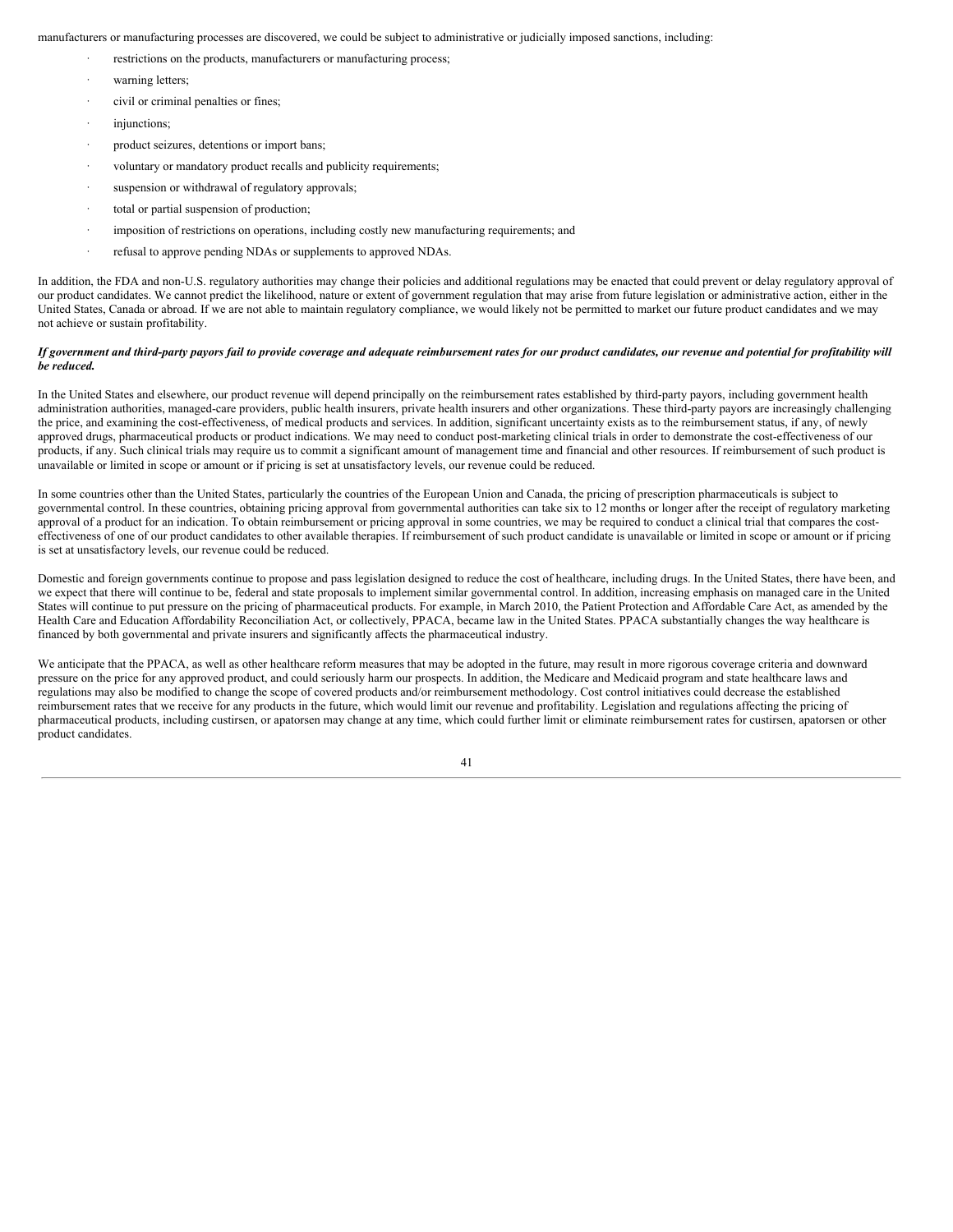manufacturers or manufacturing processes are discovered, we could be subject to administrative or judicially imposed sanctions, including:

- restrictions on the products, manufacturers or manufacturing process;
- warning letters;
- civil or criminal penalties or fines;
- injunctions;
- product seizures, detentions or import bans;
- voluntary or mandatory product recalls and publicity requirements;
- suspension or withdrawal of regulatory approvals;
- total or partial suspension of production;
- imposition of restrictions on operations, including costly new manufacturing requirements; and
- refusal to approve pending NDAs or supplements to approved NDAs.

In addition, the FDA and non-U.S. regulatory authorities may change their policies and additional regulations may be enacted that could prevent or delay regulatory approval of our product candidates. We cannot predict the likelihood, nature or extent of government regulation that may arise from future legislation or administrative action, either in the United States, Canada or abroad. If we are not able to maintain regulatory compliance, we would likely not be permitted to market our future product candidates and we may not achieve or sustain profitability.

***If government and third-party payors fail to provide coverage and adequate reimbursement rates for our product candidates, our revenue and potential for profitability will be reduced.***

In the United States and elsewhere, our product revenue will depend principally on the reimbursement rates established by third-party payors, including government health administration authorities, managed-care providers, public health insurers, private health insurers and other organizations. These third-party payors are increasingly challenging the price, and examining the cost-effectiveness, of medical products and services. In addition, significant uncertainty exists as to the reimbursement status, if any, of newly approved drugs, pharmaceutical products or product indications. We may need to conduct post-marketing clinical trials in order to demonstrate the cost-effectiveness of our products, if any. Such clinical trials may require us to commit a significant amount of management time and financial and other resources. If reimbursement of such product is unavailable or limited in scope or amount or if pricing is set at unsatisfactory levels, our revenue could be reduced.

In some countries other than the United States, particularly the countries of the European Union and Canada, the pricing of prescription pharmaceuticals is subject to governmental control. In these countries, obtaining pricing approval from governmental authorities can take six to 12 months or longer after the receipt of regulatory marketing approval of a product for an indication. To obtain reimbursement or pricing approval in some countries, we may be required to conduct a clinical trial that compares the cost-effectiveness of one of our product candidates to other available therapies. If reimbursement of such product candidate is unavailable or limited in scope or amount or if pricing is set at unsatisfactory levels, our revenue could be reduced.

Domestic and foreign governments continue to propose and pass legislation designed to reduce the cost of healthcare, including drugs. In the United States, there have been, and we expect that there will continue to be, federal and state proposals to implement similar governmental control. In addition, increasing emphasis on managed care in the United States will continue to put pressure on the pricing of pharmaceutical products. For example, in March 2010, the Patient Protection and Affordable Care Act, as amended by the Health Care and Education Affordability Reconciliation Act, or collectively, PPACA, became law in the United States. PPACA substantially changes the way healthcare is financed by both governmental and private insurers and significantly affects the pharmaceutical industry.

We anticipate that the PPACA, as well as other healthcare reform measures that may be adopted in the future, may result in more rigorous coverage criteria and downward pressure on the price for any approved product, and could seriously harm our prospects. In addition, the Medicare and Medicaid program and state healthcare laws and regulations may also be modified to change the scope of covered products and/or reimbursement methodology. Cost control initiatives could decrease the established reimbursement rates that we receive for any products in the future, which would limit our revenue and profitability. Legislation and regulations affecting the pricing of pharmaceutical products, including custirsen, or apatorsen may change at any time, which could further limit or eliminate reimbursement rates for custirsen, apatorsen or other product candidates.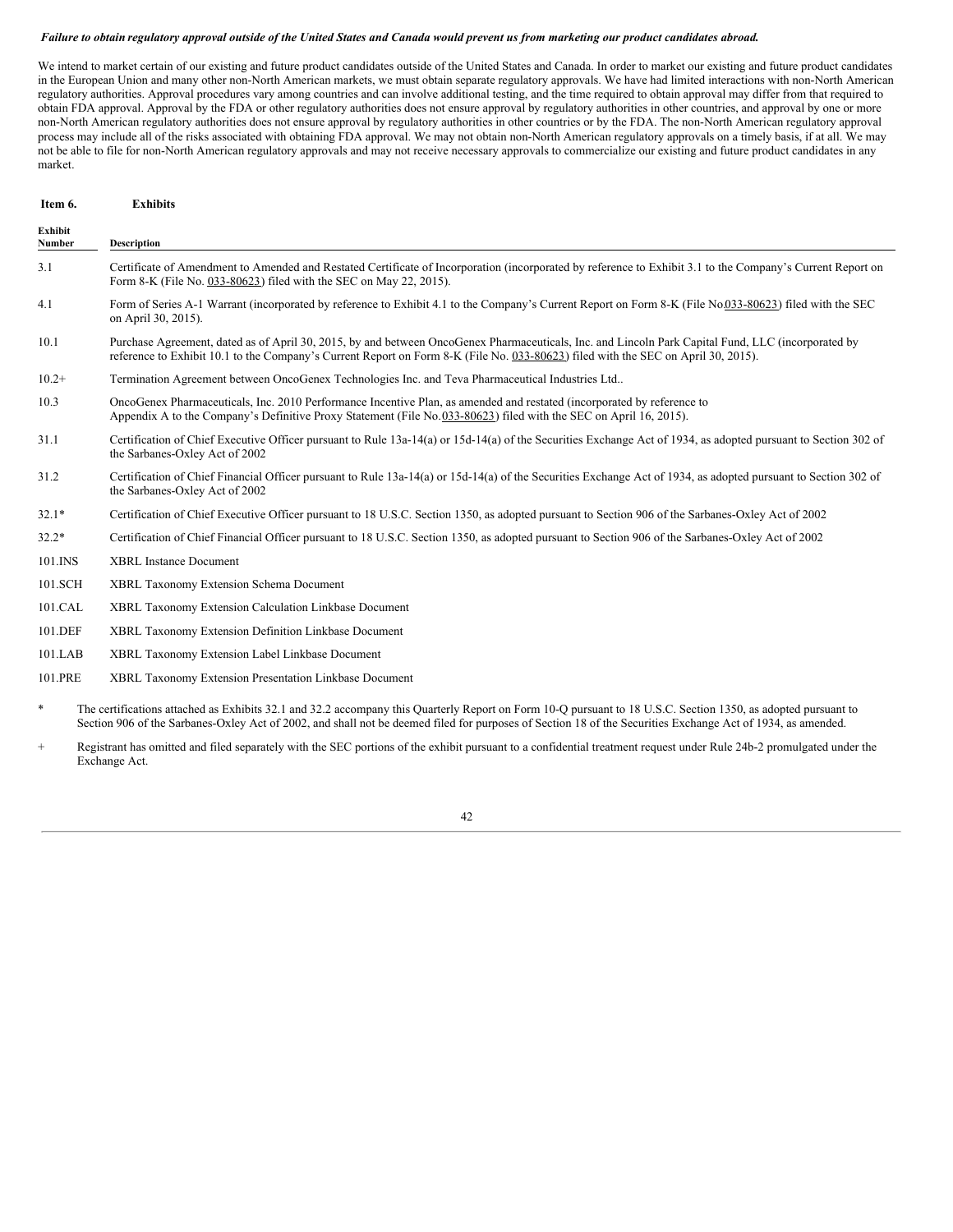*Failure to obtain regulatory approval outside of the United States and Canada would prevent us from marketing our product candidates abroad.*

We intend to market certain of our existing and future product candidates outside of the United States and Canada. In order to market our existing and future product candidates in the European Union and many other non-North American markets, we must obtain separate regulatory approvals. We have had limited interactions with non-North American regulatory authorities. Approval procedures vary among countries and can involve additional testing, and the time required to obtain approval may differ from that required to obtain FDA approval. Approval by the FDA or other regulatory authorities does not ensure approval by regulatory authorities in other countries, and approval by one or more non-North American regulatory authorities does not ensure approval by regulatory authorities in other countries or by the FDA. The non-North American regulatory approval process may include all of the risks associated with obtaining FDA approval. We may not obtain non-North American regulatory approvals on a timely basis, if at all. We may not be able to file for non-North American regulatory approvals and may not receive necessary approvals to commercialize our existing and future product candidates in any market.

## Item 6. Exhibits

| Exhibit Number | Description |
|---|---|
| 3.1 | Certificate of Amendment to Amended and Restated Certificate of Incorporation (incorporated by reference to Exhibit 3.1 to the Company's Current Report on Form 8-K (File No. 033-80623) filed with the SEC on May 22, 2015). |
| 4.1 | Form of Series A-1 Warrant (incorporated by reference to Exhibit 4.1 to the Company's Current Report on Form 8-K (File No.033-80623) filed with the SEC on April 30, 2015). |
| 10.1 | Purchase Agreement, dated as of April 30, 2015, by and between OncoGenex Pharmaceuticals, Inc. and Lincoln Park Capital Fund, LLC (incorporated by reference to Exhibit 10.1 to the Company's Current Report on Form 8-K (File No. 033-80623) filed with the SEC on April 30, 2015). |
| 10.2+ | Termination Agreement between OncoGenex Technologies Inc. and Teva Pharmaceutical Industries Ltd.. |
| 10.3 | OncoGenex Pharmaceuticals, Inc. 2010 Performance Incentive Plan, as amended and restated (incorporated by reference to Appendix A to the Company's Definitive Proxy Statement (File No.033-80623) filed with the SEC on April 16, 2015). |
| 31.1 | Certification of Chief Executive Officer pursuant to Rule 13a-14(a) or 15d-14(a) of the Securities Exchange Act of 1934, as adopted pursuant to Section 302 of the Sarbanes-Oxley Act of 2002 |
| 31.2 | Certification of Chief Financial Officer pursuant to Rule 13a-14(a) or 15d-14(a) of the Securities Exchange Act of 1934, as adopted pursuant to Section 302 of the Sarbanes-Oxley Act of 2002 |
| 32.1* | Certification of Chief Executive Officer pursuant to 18 U.S.C. Section 1350, as adopted pursuant to Section 906 of the Sarbanes-Oxley Act of 2002 |
| 32.2* | Certification of Chief Financial Officer pursuant to 18 U.S.C. Section 1350, as adopted pursuant to Section 906 of the Sarbanes-Oxley Act of 2002 |
| 101.INS | XBRL Instance Document |
| 101.SCH | XBRL Taxonomy Extension Schema Document |
| 101.CAL | XBRL Taxonomy Extension Calculation Linkbase Document |
| 101.DEF | XBRL Taxonomy Extension Definition Linkbase Document |
| 101.LAB | XBRL Taxonomy Extension Label Linkbase Document |
| 101.PRE | XBRL Taxonomy Extension Presentation Linkbase Document |

\* The certifications attached as Exhibits 32.1 and 32.2 accompany this Quarterly Report on Form 10-Q pursuant to 18 U.S.C. Section 1350, as adopted pursuant to Section 906 of the Sarbanes-Oxley Act of 2002, and shall not be deemed filed for purposes of Section 18 of the Securities Exchange Act of 1934, as amended.

\+ Registrant has omitted and filed separately with the SEC portions of the exhibit pursuant to a confidential treatment request under Rule 24b-2 promulgated under the Exchange Act.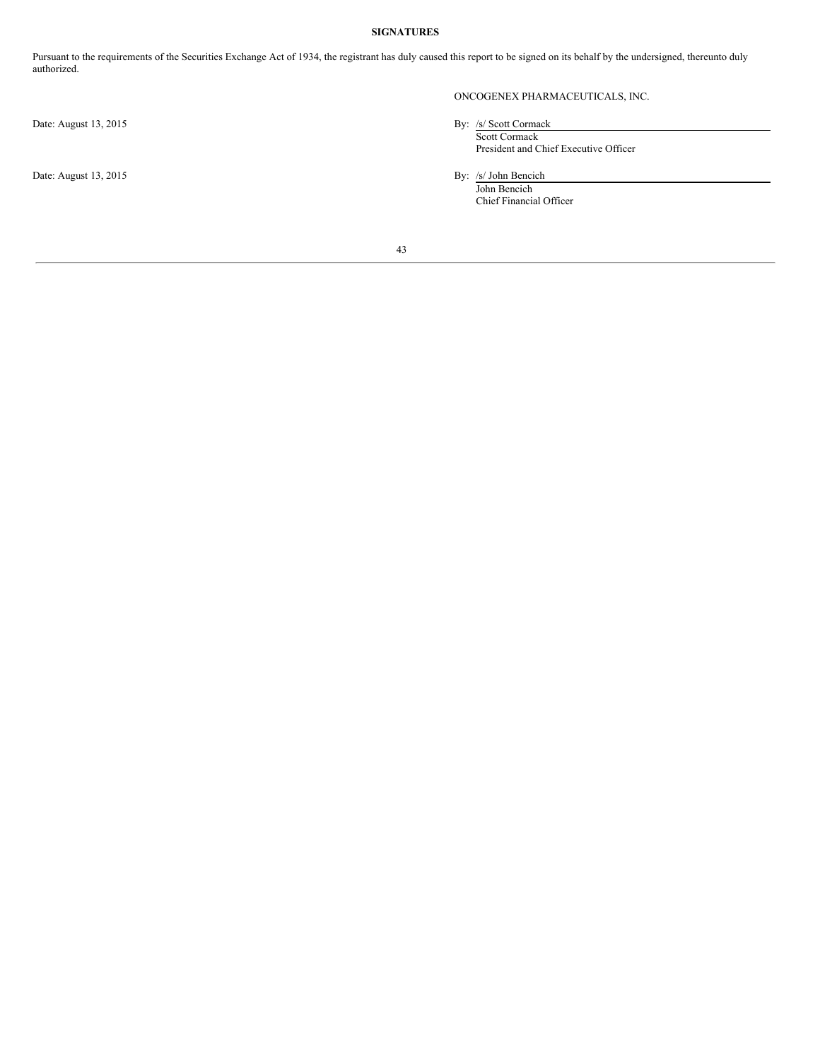**SIGNATURES**

Pursuant to the requirements of the Securities Exchange Act of 1934, the registrant has duly caused this report to be signed on its behalf by the undersigned, thereunto duly authorized.

ONCOGENEX PHARMACEUTICALS, INC.

| | |
|---|---|
| Date: August 13, 2015 | By: /s/ Scott Cormack<br>Scott Cormack<br>President and Chief Executive Officer |
| Date: August 13, 2015 | By: /s/ John Bencich<br>John Bencich<br>Chief Financial Officer |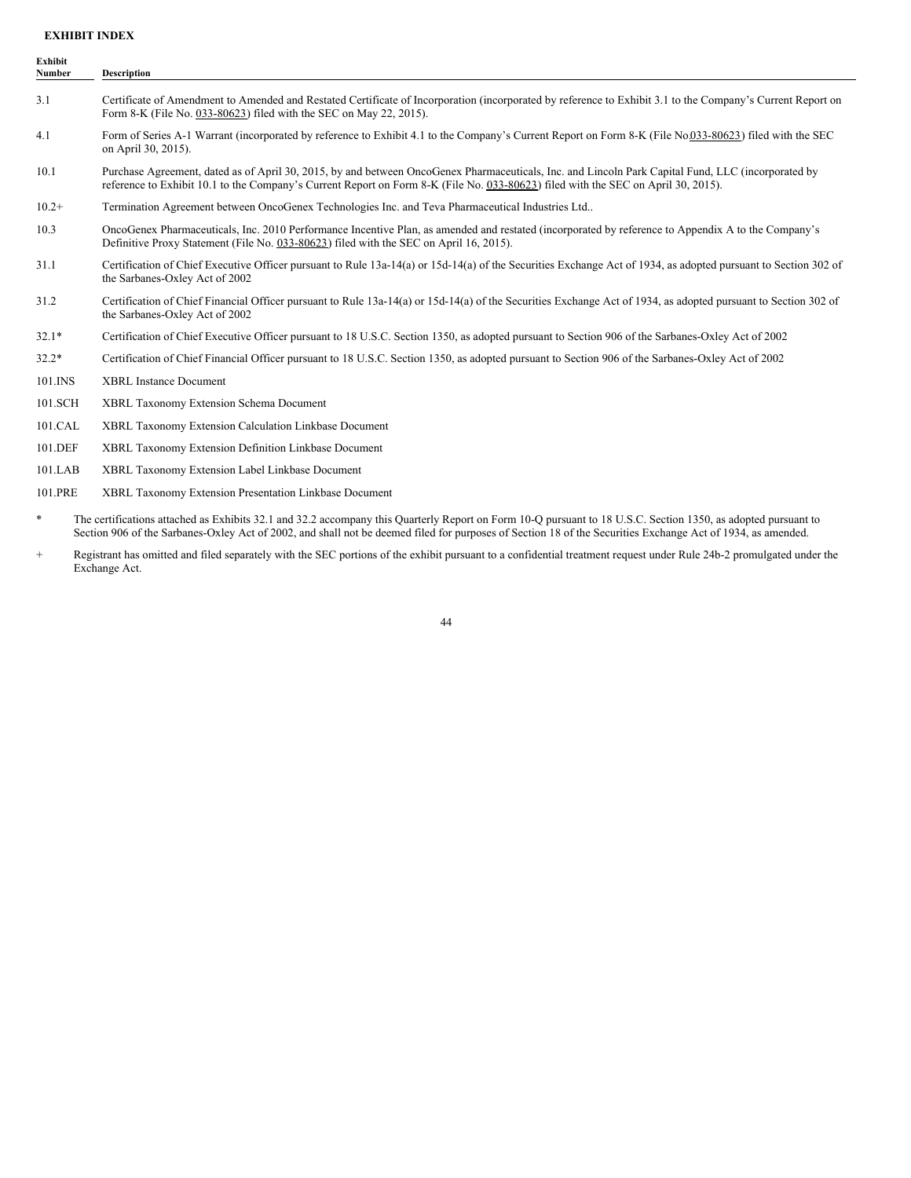**EXHIBIT INDEX**

| Exhibit Number | Description |
|---|---|
| 3.1 | Certificate of Amendment to Amended and Restated Certificate of Incorporation (incorporated by reference to Exhibit 3.1 to the Company's Current Report on Form 8-K (File No. 033-80623) filed with the SEC on May 22, 2015). |
| 4.1 | Form of Series A-1 Warrant (incorporated by reference to Exhibit 4.1 to the Company's Current Report on Form 8-K (File No.033-80623) filed with the SEC on April 30, 2015). |
| 10.1 | Purchase Agreement, dated as of April 30, 2015, by and between OncoGenex Pharmaceuticals, Inc. and Lincoln Park Capital Fund, LLC (incorporated by reference to Exhibit 10.1 to the Company's Current Report on Form 8-K (File No. 033-80623) filed with the SEC on April 30, 2015). |
| 10.2+ | Termination Agreement between OncoGenex Technologies Inc. and Teva Pharmaceutical Industries Ltd.. |
| 10.3 | OncoGenex Pharmaceuticals, Inc. 2010 Performance Incentive Plan, as amended and restated (incorporated by reference to Appendix A to the Company's Definitive Proxy Statement (File No. 033-80623) filed with the SEC on April 16, 2015). |
| 31.1 | Certification of Chief Executive Officer pursuant to Rule 13a-14(a) or 15d-14(a) of the Securities Exchange Act of 1934, as adopted pursuant to Section 302 of the Sarbanes-Oxley Act of 2002 |
| 31.2 | Certification of Chief Financial Officer pursuant to Rule 13a-14(a) or 15d-14(a) of the Securities Exchange Act of 1934, as adopted pursuant to Section 302 of the Sarbanes-Oxley Act of 2002 |
| 32.1* | Certification of Chief Executive Officer pursuant to 18 U.S.C. Section 1350, as adopted pursuant to Section 906 of the Sarbanes-Oxley Act of 2002 |
| 32.2* | Certification of Chief Financial Officer pursuant to 18 U.S.C. Section 1350, as adopted pursuant to Section 906 of the Sarbanes-Oxley Act of 2002 |
| 101.INS | XBRL Instance Document |
| 101.SCH | XBRL Taxonomy Extension Schema Document |
| 101.CAL | XBRL Taxonomy Extension Calculation Linkbase Document |
| 101.DEF | XBRL Taxonomy Extension Definition Linkbase Document |
| 101.LAB | XBRL Taxonomy Extension Label Linkbase Document |
| 101.PRE | XBRL Taxonomy Extension Presentation Linkbase Document |

\* The certifications attached as Exhibits 32.1 and 32.2 accompany this Quarterly Report on Form 10-Q pursuant to 18 U.S.C. Section 1350, as adopted pursuant to Section 906 of the Sarbanes-Oxley Act of 2002, and shall not be deemed filed for purposes of Section 18 of the Securities Exchange Act of 1934, as amended.

\+ Registrant has omitted and filed separately with the SEC portions of the exhibit pursuant to a confidential treatment request under Rule 24b-2 promulgated under the Exchange Act.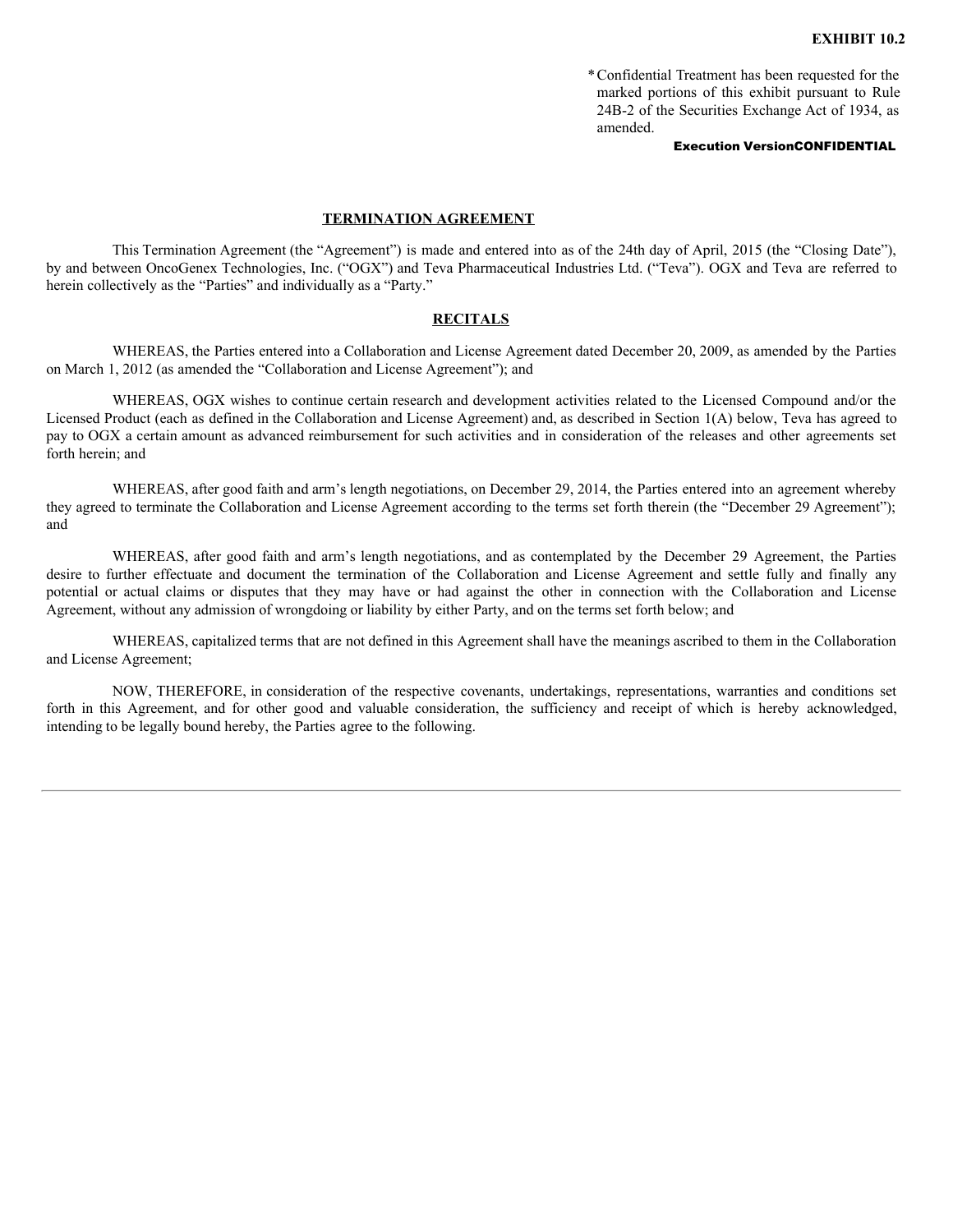**EXHIBIT 10.2**

\*Confidential Treatment has been requested for the marked portions of this exhibit pursuant to Rule 24B-2 of the Securities Exchange Act of 1934, as amended.

**Execution VersionCONFIDENTIAL**

## TERMINATION AGREEMENT

This Termination Agreement (the "Agreement") is made and entered into as of the 24th day of April, 2015 (the "Closing Date"), by and between OncoGenex Technologies, Inc. ("OGX") and Teva Pharmaceutical Industries Ltd. ("Teva"). OGX and Teva are referred to herein collectively as the "Parties" and individually as a "Party."

## RECITALS

WHEREAS, the Parties entered into a Collaboration and License Agreement dated December 20, 2009, as amended by the Parties on March 1, 2012 (as amended the "Collaboration and License Agreement"); and

WHEREAS, OGX wishes to continue certain research and development activities related to the Licensed Compound and/or the Licensed Product (each as defined in the Collaboration and License Agreement) and, as described in Section 1(A) below, Teva has agreed to pay to OGX a certain amount as advanced reimbursement for such activities and in consideration of the releases and other agreements set forth herein; and

WHEREAS, after good faith and arm's length negotiations, on December 29, 2014, the Parties entered into an agreement whereby they agreed to terminate the Collaboration and License Agreement according to the terms set forth therein (the "December 29 Agreement"); and

WHEREAS, after good faith and arm's length negotiations, and as contemplated by the December 29 Agreement, the Parties desire to further effectuate and document the termination of the Collaboration and License Agreement and settle fully and finally any potential or actual claims or disputes that they may have or had against the other in connection with the Collaboration and License Agreement, without any admission of wrongdoing or liability by either Party, and on the terms set forth below; and

WHEREAS, capitalized terms that are not defined in this Agreement shall have the meanings ascribed to them in the Collaboration and License Agreement;

NOW, THEREFORE, in consideration of the respective covenants, undertakings, representations, warranties and conditions set forth in this Agreement, and for other good and valuable consideration, the sufficiency and receipt of which is hereby acknowledged, intending to be legally bound hereby, the Parties agree to the following.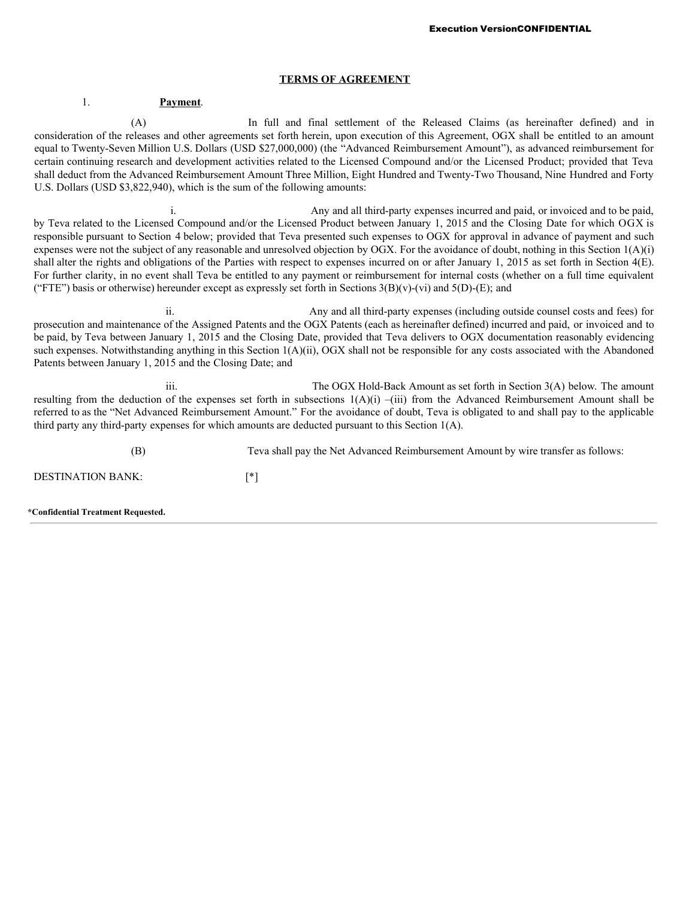## TERMS OF AGREEMENT

1. **Payment**.

(A) In full and final settlement of the Released Claims (as hereinafter defined) and in consideration of the releases and other agreements set forth herein, upon execution of this Agreement, OGX shall be entitled to an amount equal to Twenty-Seven Million U.S. Dollars (USD $27,000,000) (the "Advanced Reimbursement Amount"), as advanced reimbursement for certain continuing research and development activities related to the Licensed Compound and/or the Licensed Product; provided that Teva shall deduct from the Advanced Reimbursement Amount Three Million, Eight Hundred and Twenty-Two Thousand, Nine Hundred and Forty U.S. Dollars (USD $3,822,940), which is the sum of the following amounts:

i. Any and all third-party expenses incurred and paid, or invoiced and to be paid, by Teva related to the Licensed Compound and/or the Licensed Product between January 1, 2015 and the Closing Date for which OGX is responsible pursuant to Section 4 below; provided that Teva presented such expenses to OGX for approval in advance of payment and such expenses were not the subject of any reasonable and unresolved objection by OGX. For the avoidance of doubt, nothing in this Section 1(A)(i) shall alter the rights and obligations of the Parties with respect to expenses incurred on or after January 1, 2015 as set forth in Section 4(E). For further clarity, in no event shall Teva be entitled to any payment or reimbursement for internal costs (whether on a full time equivalent ("FTE") basis or otherwise) hereunder except as expressly set forth in Sections 3(B)(v)-(vi) and 5(D)-(E); and

ii. Any and all third-party expenses (including outside counsel costs and fees) for prosecution and maintenance of the Assigned Patents and the OGX Patents (each as hereinafter defined) incurred and paid, or invoiced and to be paid, by Teva between January 1, 2015 and the Closing Date, provided that Teva delivers to OGX documentation reasonably evidencing such expenses. Notwithstanding anything in this Section 1(A)(ii), OGX shall not be responsible for any costs associated with the Abandoned Patents between January 1, 2015 and the Closing Date; and

iii. The OGX Hold-Back Amount as set forth in Section 3(A) below. The amount resulting from the deduction of the expenses set forth in subsections 1(A)(i) –(iii) from the Advanced Reimbursement Amount shall be referred to as the "Net Advanced Reimbursement Amount." For the avoidance of doubt, Teva is obligated to and shall pay to the applicable third party any third-party expenses for which amounts are deducted pursuant to this Section 1(A).

(B) Teva shall pay the Net Advanced Reimbursement Amount by wire transfer as follows:

DESTINATION BANK: [*]

**\*Confidential Treatment Requested.**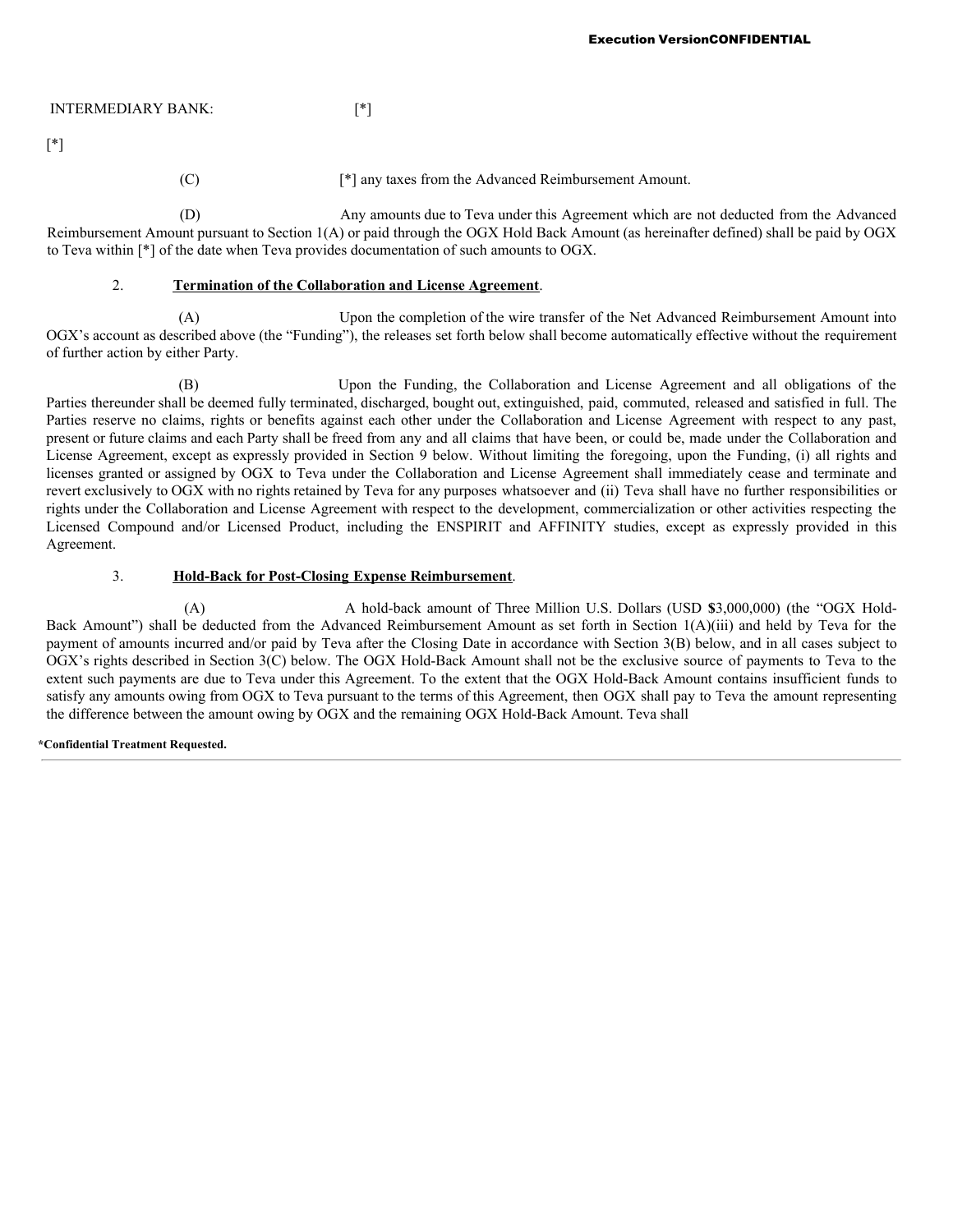INTERMEDIARY BANK: [*]

[*]

(C) [*] any taxes from the Advanced Reimbursement Amount.

(D) Any amounts due to Teva under this Agreement which are not deducted from the Advanced Reimbursement Amount pursuant to Section 1(A) or paid through the OGX Hold Back Amount (as hereinafter defined) shall be paid by OGX to Teva within [*] of the date when Teva provides documentation of such amounts to OGX.

2. **Termination of the Collaboration and License Agreement**.

(A) Upon the completion of the wire transfer of the Net Advanced Reimbursement Amount into OGX's account as described above (the "Funding"), the releases set forth below shall become automatically effective without the requirement of further action by either Party.

(B) Upon the Funding, the Collaboration and License Agreement and all obligations of the Parties thereunder shall be deemed fully terminated, discharged, bought out, extinguished, paid, commuted, released and satisfied in full. The Parties reserve no claims, rights or benefits against each other under the Collaboration and License Agreement with respect to any past, present or future claims and each Party shall be freed from any and all claims that have been, or could be, made under the Collaboration and License Agreement, except as expressly provided in Section 9 below. Without limiting the foregoing, upon the Funding, (i) all rights and licenses granted or assigned by OGX to Teva under the Collaboration and License Agreement shall immediately cease and terminate and revert exclusively to OGX with no rights retained by Teva for any purposes whatsoever and (ii) Teva shall have no further responsibilities or rights under the Collaboration and License Agreement with respect to the development, commercialization or other activities respecting the Licensed Compound and/or Licensed Product, including the ENSPIRIT and AFFINITY studies, except as expressly provided in this Agreement.

3. **Hold-Back for Post-Closing Expense Reimbursement**.

(A) A hold-back amount of Three Million U.S. Dollars (USD $3,000,000) (the "OGX Hold-Back Amount") shall be deducted from the Advanced Reimbursement Amount as set forth in Section 1(A)(iii) and held by Teva for the payment of amounts incurred and/or paid by Teva after the Closing Date in accordance with Section 3(B) below, and in all cases subject to OGX's rights described in Section 3(C) below. The OGX Hold-Back Amount shall not be the exclusive source of payments to Teva to the extent such payments are due to Teva under this Agreement. To the extent that the OGX Hold-Back Amount contains insufficient funds to satisfy any amounts owing from OGX to Teva pursuant to the terms of this Agreement, then OGX shall pay to Teva the amount representing the difference between the amount owing by OGX and the remaining OGX Hold-Back Amount. Teva shall

*Confidential Treatment Requested.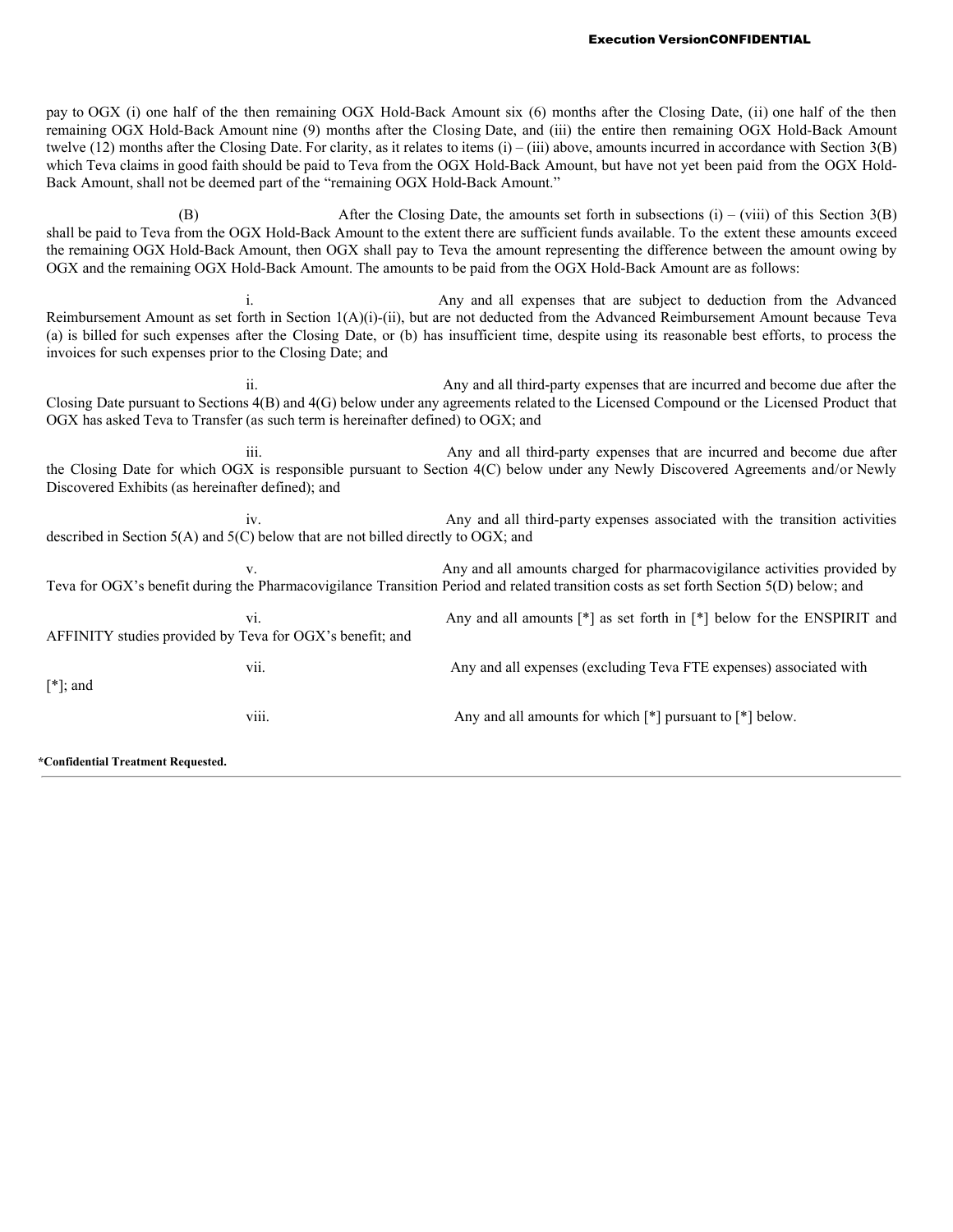pay to OGX (i) one half of the then remaining OGX Hold-Back Amount six (6) months after the Closing Date, (ii) one half of the then remaining OGX Hold-Back Amount nine (9) months after the Closing Date, and (iii) the entire then remaining OGX Hold-Back Amount twelve (12) months after the Closing Date. For clarity, as it relates to items (i) – (iii) above, amounts incurred in accordance with Section 3(B) which Teva claims in good faith should be paid to Teva from the OGX Hold-Back Amount, but have not yet been paid from the OGX Hold-Back Amount, shall not be deemed part of the "remaining OGX Hold-Back Amount."

(B) After the Closing Date, the amounts set forth in subsections (i) – (viii) of this Section 3(B) shall be paid to Teva from the OGX Hold-Back Amount to the extent there are sufficient funds available. To the extent these amounts exceed the remaining OGX Hold-Back Amount, then OGX shall pay to Teva the amount representing the difference between the amount owing by OGX and the remaining OGX Hold-Back Amount. The amounts to be paid from the OGX Hold-Back Amount are as follows:

i. Any and all expenses that are subject to deduction from the Advanced Reimbursement Amount as set forth in Section 1(A)(i)-(ii), but are not deducted from the Advanced Reimbursement Amount because Teva (a) is billed for such expenses after the Closing Date, or (b) has insufficient time, despite using its reasonable best efforts, to process the invoices for such expenses prior to the Closing Date; and

ii. Any and all third-party expenses that are incurred and become due after the Closing Date pursuant to Sections 4(B) and 4(G) below under any agreements related to the Licensed Compound or the Licensed Product that OGX has asked Teva to Transfer (as such term is hereinafter defined) to OGX; and

iii. Any and all third-party expenses that are incurred and become due after the Closing Date for which OGX is responsible pursuant to Section 4(C) below under any Newly Discovered Agreements and/or Newly Discovered Exhibits (as hereinafter defined); and

iv. Any and all third-party expenses associated with the transition activities described in Section 5(A) and 5(C) below that are not billed directly to OGX; and

v. Any and all amounts charged for pharmacovigilance activities provided by Teva for OGX's benefit during the Pharmacovigilance Transition Period and related transition costs as set forth Section 5(D) below; and

vi. Any and all amounts [*] as set forth in [*] below for the ENSPIRIT and AFFINITY studies provided by Teva for OGX's benefit; and

vii. Any and all expenses (excluding Teva FTE expenses) associated with [*]; and

viii. Any and all amounts for which [*] pursuant to [*] below.

*Confidential Treatment Requested.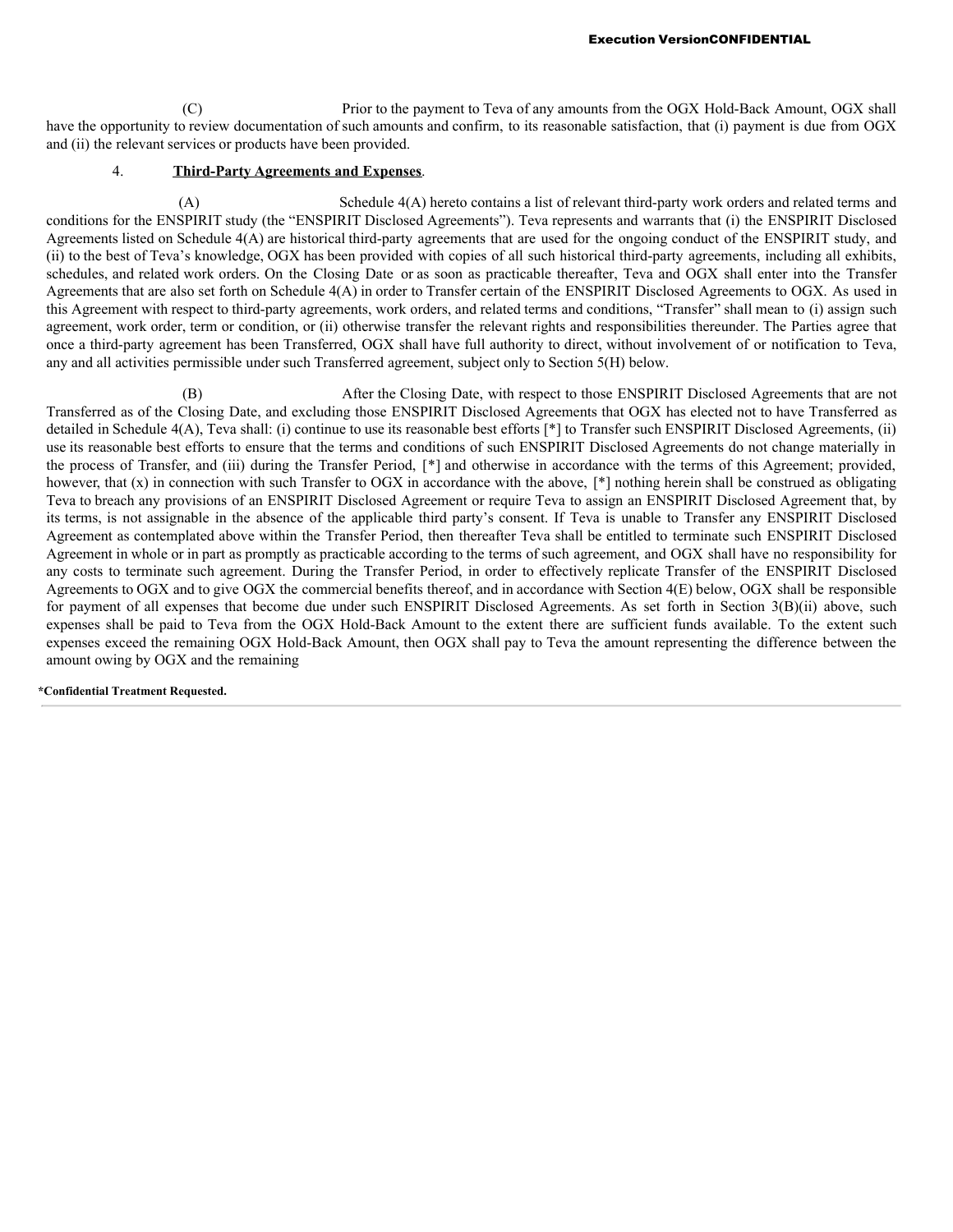(C) Prior to the payment to Teva of any amounts from the OGX Hold-Back Amount, OGX shall have the opportunity to review documentation of such amounts and confirm, to its reasonable satisfaction, that (i) payment is due from OGX and (ii) the relevant services or products have been provided.

4. **Third-Party Agreements and Expenses**.

(A) Schedule 4(A) hereto contains a list of relevant third-party work orders and related terms and conditions for the ENSPIRIT study (the "ENSPIRIT Disclosed Agreements"). Teva represents and warrants that (i) the ENSPIRIT Disclosed Agreements listed on Schedule 4(A) are historical third-party agreements that are used for the ongoing conduct of the ENSPIRIT study, and (ii) to the best of Teva's knowledge, OGX has been provided with copies of all such historical third-party agreements, including all exhibits, schedules, and related work orders. On the Closing Date or as soon as practicable thereafter, Teva and OGX shall enter into the Transfer Agreements that are also set forth on Schedule 4(A) in order to Transfer certain of the ENSPIRIT Disclosed Agreements to OGX. As used in this Agreement with respect to third-party agreements, work orders, and related terms and conditions, "Transfer" shall mean to (i) assign such agreement, work order, term or condition, or (ii) otherwise transfer the relevant rights and responsibilities thereunder. The Parties agree that once a third-party agreement has been Transferred, OGX shall have full authority to direct, without involvement of or notification to Teva, any and all activities permissible under such Transferred agreement, subject only to Section 5(H) below.

(B) After the Closing Date, with respect to those ENSPIRIT Disclosed Agreements that are not Transferred as of the Closing Date, and excluding those ENSPIRIT Disclosed Agreements that OGX has elected not to have Transferred as detailed in Schedule 4(A), Teva shall: (i) continue to use its reasonable best efforts [*] to Transfer such ENSPIRIT Disclosed Agreements, (ii) use its reasonable best efforts to ensure that the terms and conditions of such ENSPIRIT Disclosed Agreements do not change materially in the process of Transfer, and (iii) during the Transfer Period, [*] and otherwise in accordance with the terms of this Agreement; provided, however, that (x) in connection with such Transfer to OGX in accordance with the above, [*] nothing herein shall be construed as obligating Teva to breach any provisions of an ENSPIRIT Disclosed Agreement or require Teva to assign an ENSPIRIT Disclosed Agreement that, by its terms, is not assignable in the absence of the applicable third party's consent. If Teva is unable to Transfer any ENSPIRIT Disclosed Agreement as contemplated above within the Transfer Period, then thereafter Teva shall be entitled to terminate such ENSPIRIT Disclosed Agreement in whole or in part as promptly as practicable according to the terms of such agreement, and OGX shall have no responsibility for any costs to terminate such agreement. During the Transfer Period, in order to effectively replicate Transfer of the ENSPIRIT Disclosed Agreements to OGX and to give OGX the commercial benefits thereof, and in accordance with Section 4(E) below, OGX shall be responsible for payment of all expenses that become due under such ENSPIRIT Disclosed Agreements. As set forth in Section 3(B)(ii) above, such expenses shall be paid to Teva from the OGX Hold-Back Amount to the extent there are sufficient funds available. To the extent such expenses exceed the remaining OGX Hold-Back Amount, then OGX shall pay to Teva the amount representing the difference between the amount owing by OGX and the remaining

*Confidential Treatment Requested.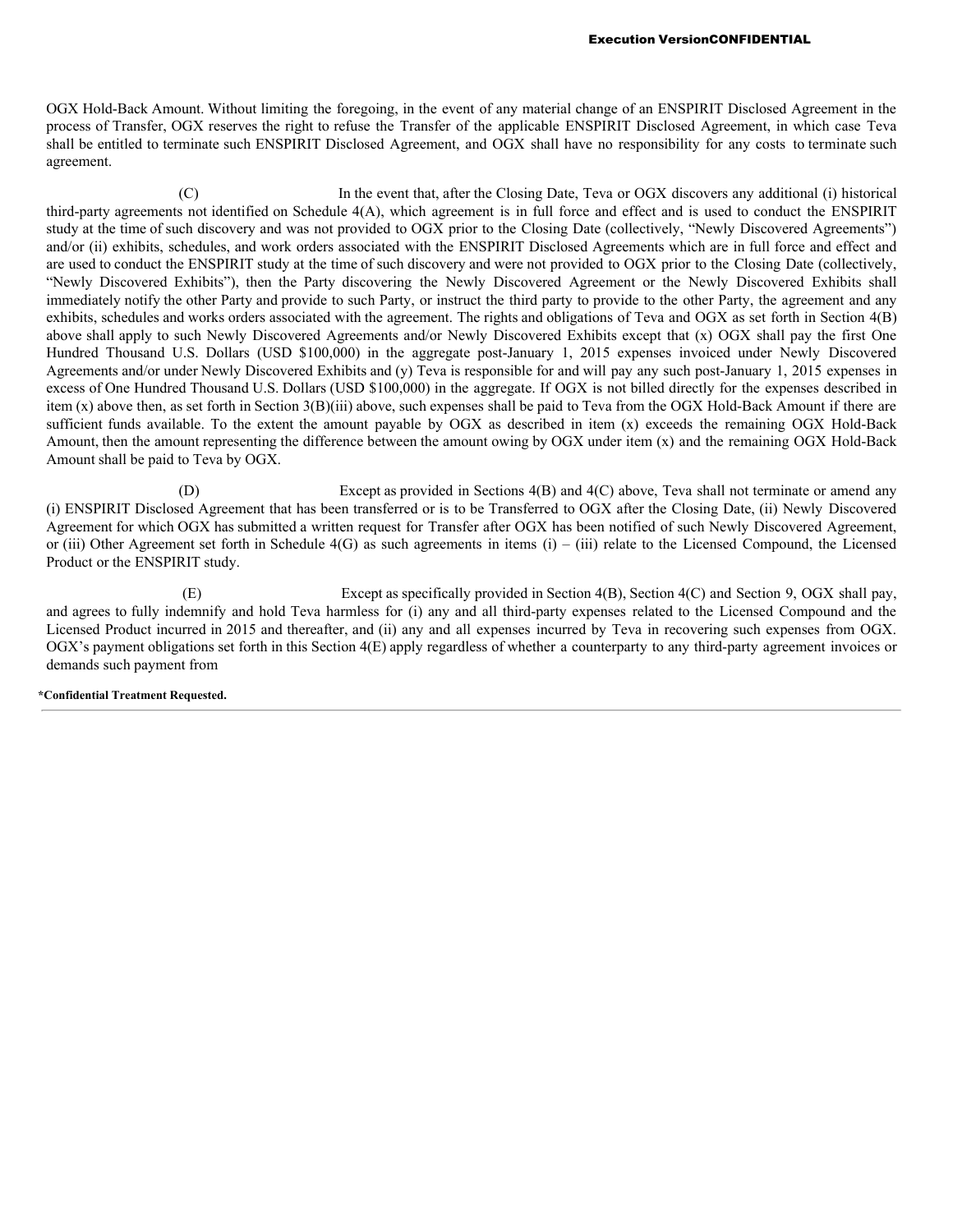OGX Hold-Back Amount. Without limiting the foregoing, in the event of any material change of an ENSPIRIT Disclosed Agreement in the process of Transfer, OGX reserves the right to refuse the Transfer of the applicable ENSPIRIT Disclosed Agreement, in which case Teva shall be entitled to terminate such ENSPIRIT Disclosed Agreement, and OGX shall have no responsibility for any costs to terminate such agreement.

(C) In the event that, after the Closing Date, Teva or OGX discovers any additional (i) historical third-party agreements not identified on Schedule 4(A), which agreement is in full force and effect and is used to conduct the ENSPIRIT study at the time of such discovery and was not provided to OGX prior to the Closing Date (collectively, "Newly Discovered Agreements") and/or (ii) exhibits, schedules, and work orders associated with the ENSPIRIT Disclosed Agreements which are in full force and effect and are used to conduct the ENSPIRIT study at the time of such discovery and were not provided to OGX prior to the Closing Date (collectively, "Newly Discovered Exhibits"), then the Party discovering the Newly Discovered Agreement or the Newly Discovered Exhibits shall immediately notify the other Party and provide to such Party, or instruct the third party to provide to the other Party, the agreement and any exhibits, schedules and works orders associated with the agreement. The rights and obligations of Teva and OGX as set forth in Section 4(B) above shall apply to such Newly Discovered Agreements and/or Newly Discovered Exhibits except that (x) OGX shall pay the first One Hundred Thousand U.S. Dollars (USD $100,000) in the aggregate post-January 1, 2015 expenses invoiced under Newly Discovered Agreements and/or under Newly Discovered Exhibits and (y) Teva is responsible for and will pay any such post-January 1, 2015 expenses in excess of One Hundred Thousand U.S. Dollars (USD $100,000) in the aggregate. If OGX is not billed directly for the expenses described in item (x) above then, as set forth in Section 3(B)(iii) above, such expenses shall be paid to Teva from the OGX Hold-Back Amount if there are sufficient funds available. To the extent the amount payable by OGX as described in item (x) exceeds the remaining OGX Hold-Back Amount, then the amount representing the difference between the amount owing by OGX under item (x) and the remaining OGX Hold-Back Amount shall be paid to Teva by OGX.

(D) Except as provided in Sections 4(B) and 4(C) above, Teva shall not terminate or amend any (i) ENSPIRIT Disclosed Agreement that has been transferred or is to be Transferred to OGX after the Closing Date, (ii) Newly Discovered Agreement for which OGX has submitted a written request for Transfer after OGX has been notified of such Newly Discovered Agreement, or (iii) Other Agreement set forth in Schedule 4(G) as such agreements in items (i) – (iii) relate to the Licensed Compound, the Licensed Product or the ENSPIRIT study.

(E) Except as specifically provided in Section 4(B), Section 4(C) and Section 9, OGX shall pay, and agrees to fully indemnify and hold Teva harmless for (i) any and all third-party expenses related to the Licensed Compound and the Licensed Product incurred in 2015 and thereafter, and (ii) any and all expenses incurred by Teva in recovering such expenses from OGX. OGX's payment obligations set forth in this Section 4(E) apply regardless of whether a counterparty to any third-party agreement invoices or demands such payment from

*Confidential Treatment Requested.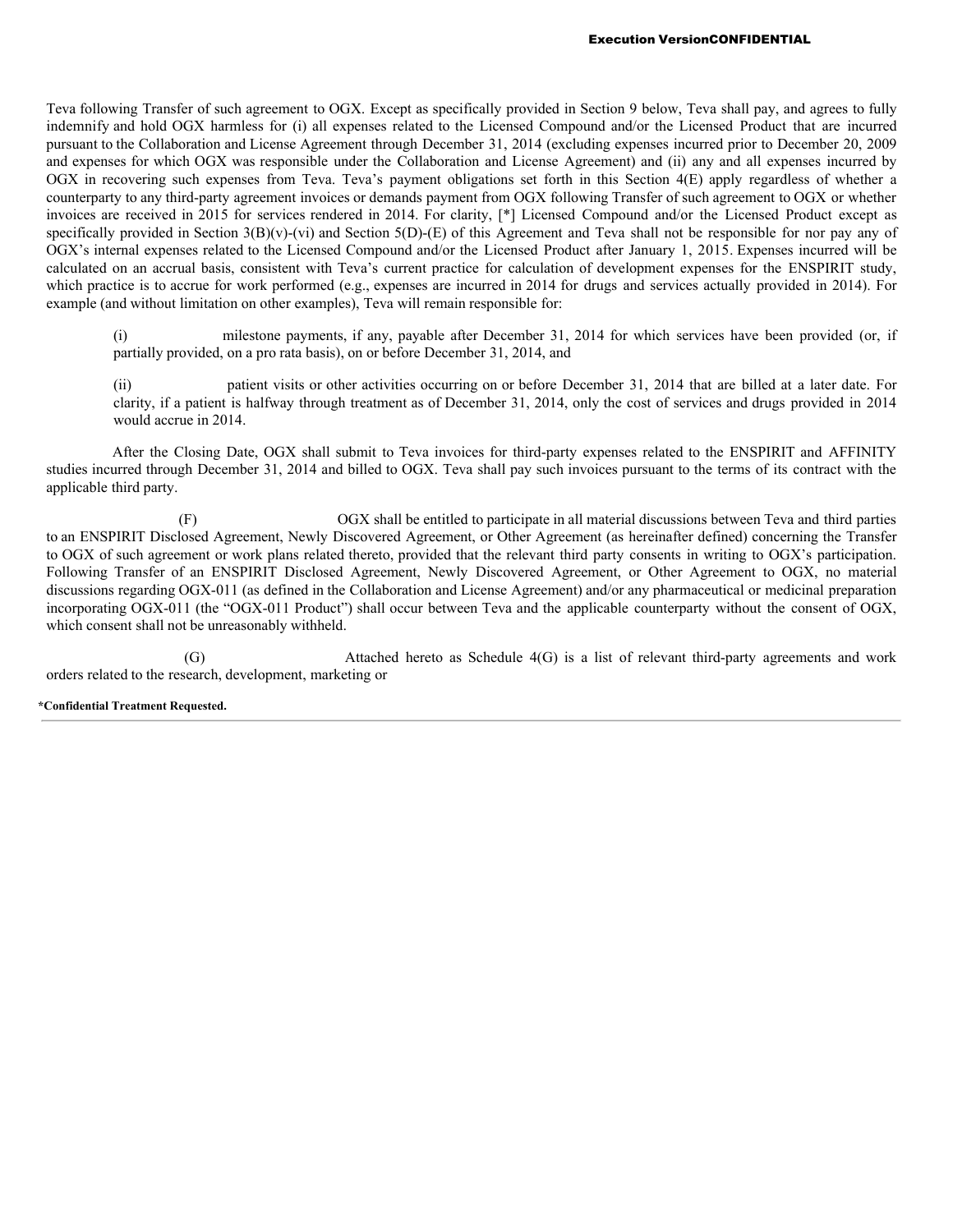Teva following Transfer of such agreement to OGX. Except as specifically provided in Section 9 below, Teva shall pay, and agrees to fully indemnify and hold OGX harmless for (i) all expenses related to the Licensed Compound and/or the Licensed Product that are incurred pursuant to the Collaboration and License Agreement through December 31, 2014 (excluding expenses incurred prior to December 20, 2009 and expenses for which OGX was responsible under the Collaboration and License Agreement) and (ii) any and all expenses incurred by OGX in recovering such expenses from Teva. Teva's payment obligations set forth in this Section 4(E) apply regardless of whether a counterparty to any third-party agreement invoices or demands payment from OGX following Transfer of such agreement to OGX or whether invoices are received in 2015 for services rendered in 2014. For clarity, [*] Licensed Compound and/or the Licensed Product except as specifically provided in Section 3(B)(v)-(vi) and Section 5(D)-(E) of this Agreement and Teva shall not be responsible for nor pay any of OGX's internal expenses related to the Licensed Compound and/or the Licensed Product after January 1, 2015. Expenses incurred will be calculated on an accrual basis, consistent with Teva's current practice for calculation of development expenses for the ENSPIRIT study, which practice is to accrue for work performed (e.g., expenses are incurred in 2014 for drugs and services actually provided in 2014). For example (and without limitation on other examples), Teva will remain responsible for:

(i) milestone payments, if any, payable after December 31, 2014 for which services have been provided (or, if partially provided, on a pro rata basis), on or before December 31, 2014, and

(ii) patient visits or other activities occurring on or before December 31, 2014 that are billed at a later date. For clarity, if a patient is halfway through treatment as of December 31, 2014, only the cost of services and drugs provided in 2014 would accrue in 2014.

After the Closing Date, OGX shall submit to Teva invoices for third-party expenses related to the ENSPIRIT and AFFINITY studies incurred through December 31, 2014 and billed to OGX. Teva shall pay such invoices pursuant to the terms of its contract with the applicable third party.

(F) OGX shall be entitled to participate in all material discussions between Teva and third parties to an ENSPIRIT Disclosed Agreement, Newly Discovered Agreement, or Other Agreement (as hereinafter defined) concerning the Transfer to OGX of such agreement or work plans related thereto, provided that the relevant third party consents in writing to OGX's participation. Following Transfer of an ENSPIRIT Disclosed Agreement, Newly Discovered Agreement, or Other Agreement to OGX, no material discussions regarding OGX-011 (as defined in the Collaboration and License Agreement) and/or any pharmaceutical or medicinal preparation incorporating OGX-011 (the "OGX-011 Product") shall occur between Teva and the applicable counterparty without the consent of OGX, which consent shall not be unreasonably withheld.

(G) Attached hereto as Schedule 4(G) is a list of relevant third-party agreements and work orders related to the research, development, marketing or

*Confidential Treatment Requested.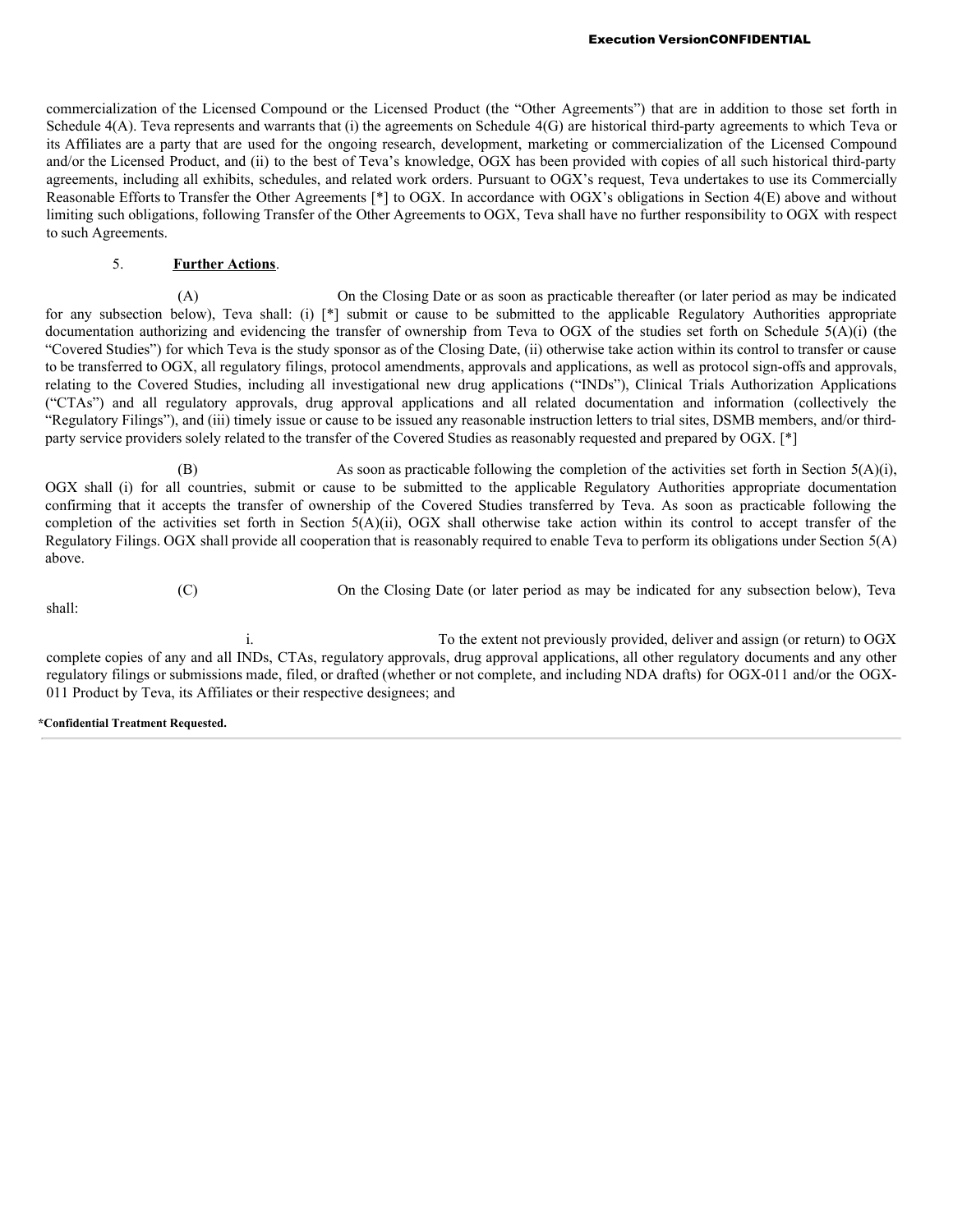commercialization of the Licensed Compound or the Licensed Product (the "Other Agreements") that are in addition to those set forth in Schedule 4(A). Teva represents and warrants that (i) the agreements on Schedule 4(G) are historical third-party agreements to which Teva or its Affiliates are a party that are used for the ongoing research, development, marketing or commercialization of the Licensed Compound and/or the Licensed Product, and (ii) to the best of Teva's knowledge, OGX has been provided with copies of all such historical third-party agreements, including all exhibits, schedules, and related work orders. Pursuant to OGX's request, Teva undertakes to use its Commercially Reasonable Efforts to Transfer the Other Agreements [*] to OGX. In accordance with OGX's obligations in Section 4(E) above and without limiting such obligations, following Transfer of the Other Agreements to OGX, Teva shall have no further responsibility to OGX with respect to such Agreements.

5. **Further Actions**.

(A) On the Closing Date or as soon as practicable thereafter (or later period as may be indicated for any subsection below), Teva shall: (i) [*] submit or cause to be submitted to the applicable Regulatory Authorities appropriate documentation authorizing and evidencing the transfer of ownership from Teva to OGX of the studies set forth on Schedule 5(A)(i) (the "Covered Studies") for which Teva is the study sponsor as of the Closing Date, (ii) otherwise take action within its control to transfer or cause to be transferred to OGX, all regulatory filings, protocol amendments, approvals and applications, as well as protocol sign-offs and approvals, relating to the Covered Studies, including all investigational new drug applications ("INDs"), Clinical Trials Authorization Applications ("CTAs") and all regulatory approvals, drug approval applications and all related documentation and information (collectively the "Regulatory Filings"), and (iii) timely issue or cause to be issued any reasonable instruction letters to trial sites, DSMB members, and/or third-party service providers solely related to the transfer of the Covered Studies as reasonably requested and prepared by OGX. [*]

(B) As soon as practicable following the completion of the activities set forth in Section 5(A)(i), OGX shall (i) for all countries, submit or cause to be submitted to the applicable Regulatory Authorities appropriate documentation confirming that it accepts the transfer of ownership of the Covered Studies transferred by Teva. As soon as practicable following the completion of the activities set forth in Section 5(A)(ii), OGX shall otherwise take action within its control to accept transfer of the Regulatory Filings. OGX shall provide all cooperation that is reasonably required to enable Teva to perform its obligations under Section 5(A) above.

(C) On the Closing Date (or later period as may be indicated for any subsection below), Teva shall:

i. To the extent not previously provided, deliver and assign (or return) to OGX complete copies of any and all INDs, CTAs, regulatory approvals, drug approval applications, all other regulatory documents and any other regulatory filings or submissions made, filed, or drafted (whether or not complete, and including NDA drafts) for OGX-011 and/or the OGX-011 Product by Teva, its Affiliates or their respective designees; and

*Confidential Treatment Requested.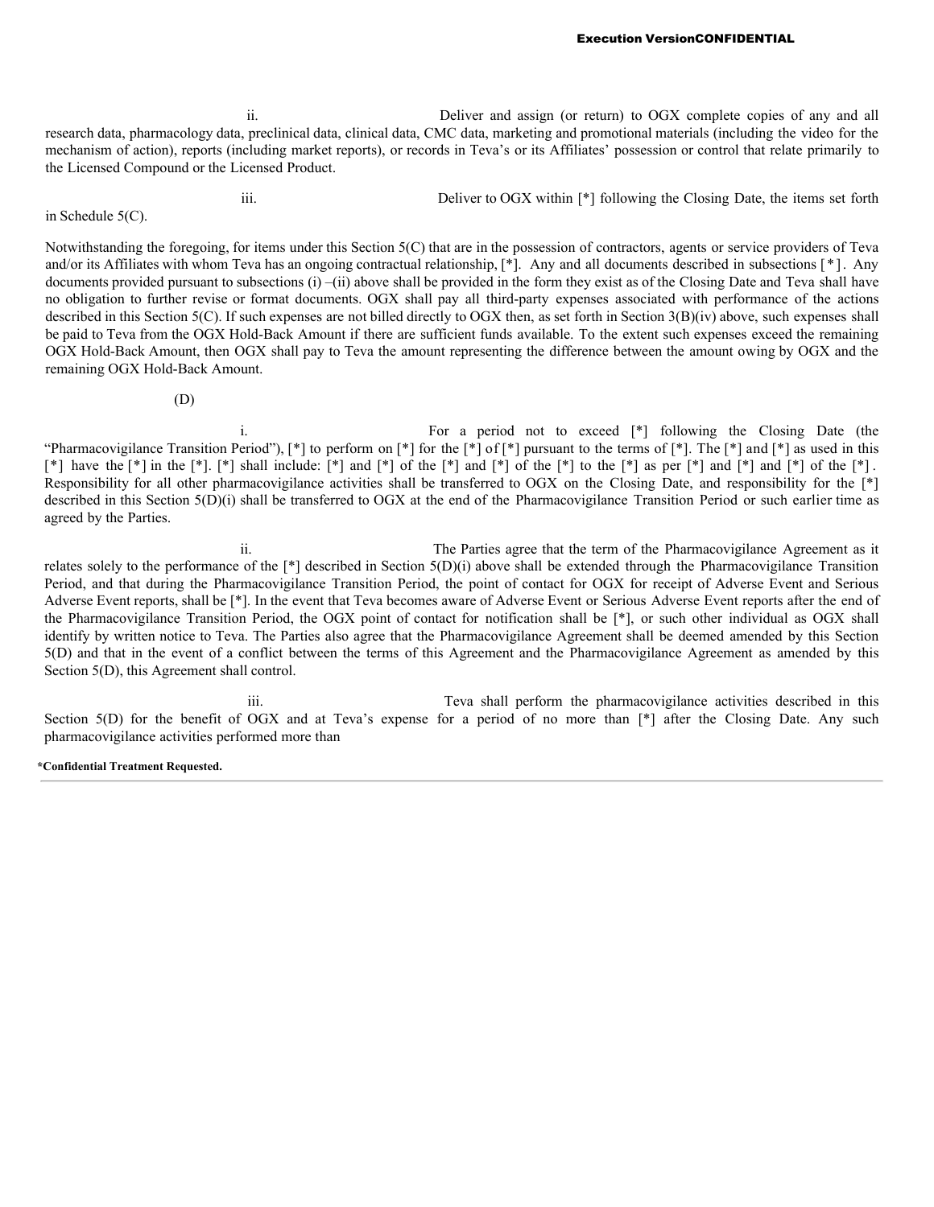ii. Deliver and assign (or return) to OGX complete copies of any and all research data, pharmacology data, preclinical data, clinical data, CMC data, marketing and promotional materials (including the video for the mechanism of action), reports (including market reports), or records in Teva's or its Affiliates' possession or control that relate primarily to the Licensed Compound or the Licensed Product.

iii. Deliver to OGX within [*] following the Closing Date, the items set forth in Schedule 5(C).

Notwithstanding the foregoing, for items under this Section 5(C) that are in the possession of contractors, agents or service providers of Teva and/or its Affiliates with whom Teva has an ongoing contractual relationship, [*]. Any and all documents described in subsections [*]. Any documents provided pursuant to subsections (i) –(ii) above shall be provided in the form they exist as of the Closing Date and Teva shall have no obligation to further revise or format documents. OGX shall pay all third-party expenses associated with performance of the actions described in this Section 5(C). If such expenses are not billed directly to OGX then, as set forth in Section 3(B)(iv) above, such expenses shall be paid to Teva from the OGX Hold-Back Amount if there are sufficient funds available. To the extent such expenses exceed the remaining OGX Hold-Back Amount, then OGX shall pay to Teva the amount representing the difference between the amount owing by OGX and the remaining OGX Hold-Back Amount.

(D)

i. For a period not to exceed [*] following the Closing Date (the "Pharmacovigilance Transition Period"), [*] to perform on [*] for the [*] of [*] pursuant to the terms of [*]. The [*] and [*] as used in this [*] have the [*] in the [*]. [*] shall include: [*] and [*] of the [*] and [*] of the [*] to the [*] as per [*] and [*] and [*] of the [*]. Responsibility for all other pharmacovigilance activities shall be transferred to OGX on the Closing Date, and responsibility for the [*] described in this Section 5(D)(i) shall be transferred to OGX at the end of the Pharmacovigilance Transition Period or such earlier time as agreed by the Parties.

ii. The Parties agree that the term of the Pharmacovigilance Agreement as it relates solely to the performance of the [*] described in Section 5(D)(i) above shall be extended through the Pharmacovigilance Transition Period, and that during the Pharmacovigilance Transition Period, the point of contact for OGX for receipt of Adverse Event and Serious Adverse Event reports, shall be [*]. In the event that Teva becomes aware of Adverse Event or Serious Adverse Event reports after the end of the Pharmacovigilance Transition Period, the OGX point of contact for notification shall be [*], or such other individual as OGX shall identify by written notice to Teva. The Parties also agree that the Pharmacovigilance Agreement shall be deemed amended by this Section 5(D) and that in the event of a conflict between the terms of this Agreement and the Pharmacovigilance Agreement as amended by this Section 5(D), this Agreement shall control.

iii. Teva shall perform the pharmacovigilance activities described in this Section 5(D) for the benefit of OGX and at Teva's expense for a period of no more than [*] after the Closing Date. Any such pharmacovigilance activities performed more than

*Confidential Treatment Requested.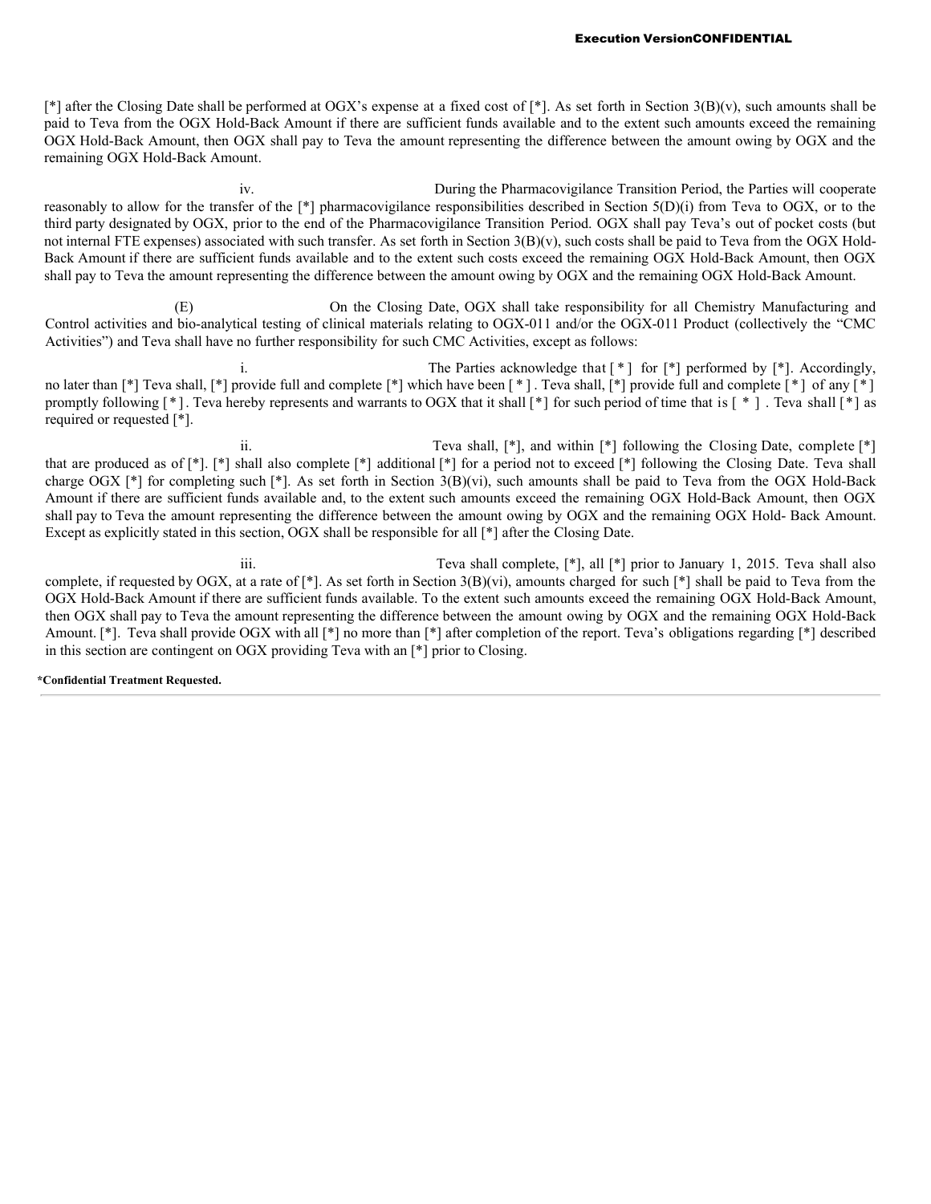[*] after the Closing Date shall be performed at OGX's expense at a fixed cost of [*]. As set forth in Section 3(B)(v), such amounts shall be paid to Teva from the OGX Hold-Back Amount if there are sufficient funds available and to the extent such amounts exceed the remaining OGX Hold-Back Amount, then OGX shall pay to Teva the amount representing the difference between the amount owing by OGX and the remaining OGX Hold-Back Amount.

iv. During the Pharmacovigilance Transition Period, the Parties will cooperate reasonably to allow for the transfer of the [*] pharmacovigilance responsibilities described in Section 5(D)(i) from Teva to OGX, or to the third party designated by OGX, prior to the end of the Pharmacovigilance Transition Period. OGX shall pay Teva's out of pocket costs (but not internal FTE expenses) associated with such transfer. As set forth in Section 3(B)(v), such costs shall be paid to Teva from the OGX Hold-Back Amount if there are sufficient funds available and to the extent such costs exceed the remaining OGX Hold-Back Amount, then OGX shall pay to Teva the amount representing the difference between the amount owing by OGX and the remaining OGX Hold-Back Amount.

(E) On the Closing Date, OGX shall take responsibility for all Chemistry Manufacturing and Control activities and bio-analytical testing of clinical materials relating to OGX-011 and/or the OGX-011 Product (collectively the "CMC Activities") and Teva shall have no further responsibility for such CMC Activities, except as follows:

i. The Parties acknowledge that [*] for [*] performed by [*]. Accordingly, no later than [*] Teva shall, [*] provide full and complete [*] which have been [*]. Teva shall, [*] provide full and complete [*] of any [*] promptly following [*]. Teva hereby represents and warrants to OGX that it shall [*] for such period of time that is [*]. Teva shall [*] as required or requested [*].

ii. Teva shall, [*], and within [*] following the Closing Date, complete [*] that are produced as of [*]. [*] shall also complete [*] additional [*] for a period not to exceed [*] following the Closing Date. Teva shall charge OGX [*] for completing such [*]. As set forth in Section 3(B)(vi), such amounts shall be paid to Teva from the OGX Hold-Back Amount if there are sufficient funds available and, to the extent such amounts exceed the remaining OGX Hold-Back Amount, then OGX shall pay to Teva the amount representing the difference between the amount owing by OGX and the remaining OGX Hold- Back Amount. Except as explicitly stated in this section, OGX shall be responsible for all [*] after the Closing Date.

iii. Teva shall complete, [*], all [*] prior to January 1, 2015. Teva shall also complete, if requested by OGX, at a rate of [*]. As set forth in Section 3(B)(vi), amounts charged for such [*] shall be paid to Teva from the OGX Hold-Back Amount if there are sufficient funds available. To the extent such amounts exceed the remaining OGX Hold-Back Amount, then OGX shall pay to Teva the amount representing the difference between the amount owing by OGX and the remaining OGX Hold-Back Amount. [*]. Teva shall provide OGX with all [*] no more than [*] after completion of the report. Teva's obligations regarding [*] described in this section are contingent on OGX providing Teva with an [*] prior to Closing.

**\*Confidential Treatment Requested.**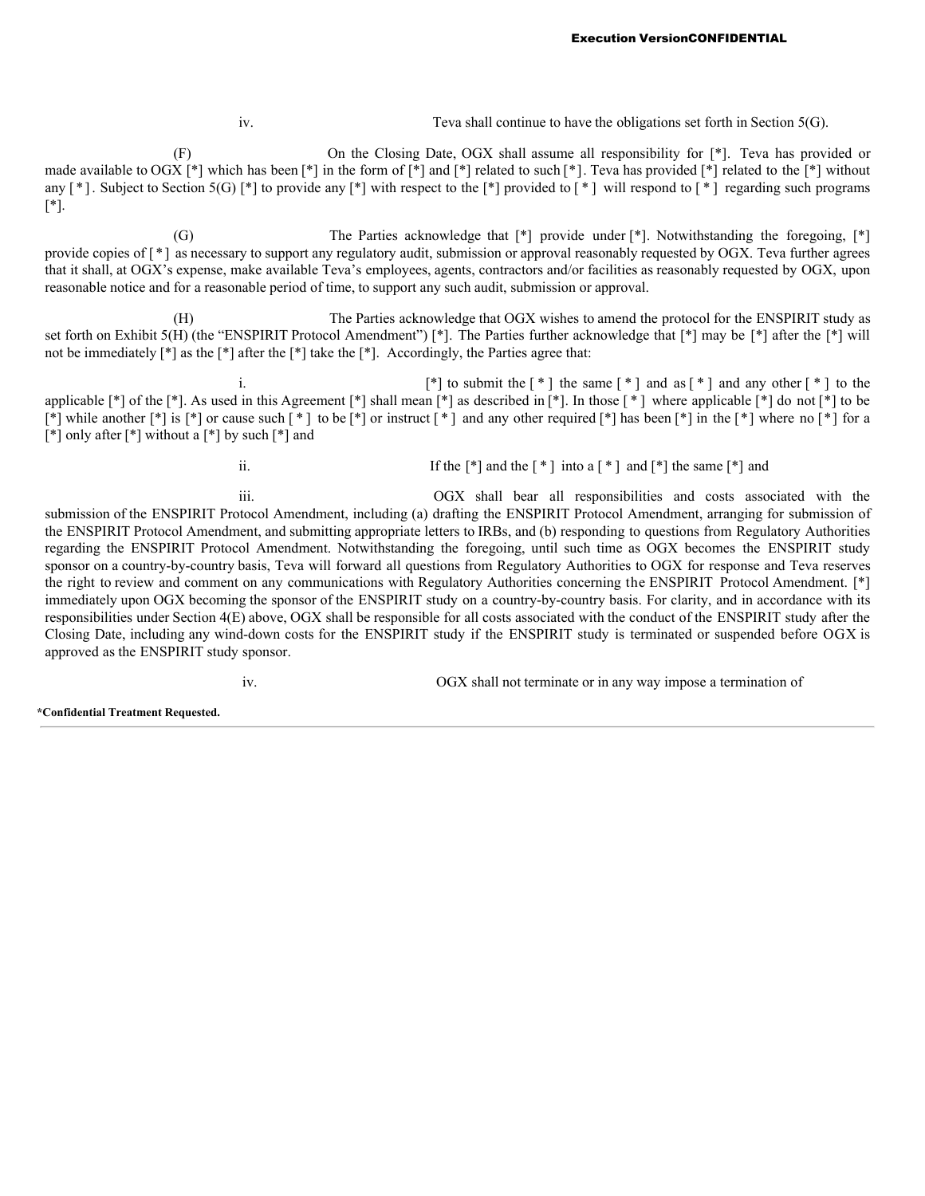iv. Teva shall continue to have the obligations set forth in Section 5(G).

(F) On the Closing Date, OGX shall assume all responsibility for [*]. Teva has provided or made available to OGX [*] which has been [*] in the form of [*] and [*] related to such [*]. Teva has provided [*] related to the [*] without any [*]. Subject to Section 5(G) [*] to provide any [*] with respect to the [*] provided to [*] will respond to [*] regarding such programs [*].

(G) The Parties acknowledge that [*] provide under [*]. Notwithstanding the foregoing, [*] provide copies of [*] as necessary to support any regulatory audit, submission or approval reasonably requested by OGX. Teva further agrees that it shall, at OGX's expense, make available Teva's employees, agents, contractors and/or facilities as reasonably requested by OGX, upon reasonable notice and for a reasonable period of time, to support any such audit, submission or approval.

(H) The Parties acknowledge that OGX wishes to amend the protocol for the ENSPIRIT study as set forth on Exhibit 5(H) (the "ENSPIRIT Protocol Amendment") [*]. The Parties further acknowledge that [*] may be [*] after the [*] will not be immediately [*] as the [*] after the [*] take the [*]. Accordingly, the Parties agree that:

i. [*] to submit the [*] the same [*] and as [*] and any other [*] to the applicable [*] of the [*]. As used in this Agreement [*] shall mean [*] as described in [*]. In those [*] where applicable [*] do not [*] to be [*] while another [*] is [*] or cause such [*] to be [*] or instruct [*] and any other required [*] has been [*] in the [*] where no [*] for a [*] only after [*] without a [*] by such [*] and

ii. If the [*] and the [*] into a [*] and [*] the same [*] and

iii. OGX shall bear all responsibilities and costs associated with the submission of the ENSPIRIT Protocol Amendment, including (a) drafting the ENSPIRIT Protocol Amendment, arranging for submission of the ENSPIRIT Protocol Amendment, and submitting appropriate letters to IRBs, and (b) responding to questions from Regulatory Authorities regarding the ENSPIRIT Protocol Amendment. Notwithstanding the foregoing, until such time as OGX becomes the ENSPIRIT study sponsor on a country-by-country basis, Teva will forward all questions from Regulatory Authorities to OGX for response and Teva reserves the right to review and comment on any communications with Regulatory Authorities concerning the ENSPIRIT Protocol Amendment. [*] immediately upon OGX becoming the sponsor of the ENSPIRIT study on a country-by-country basis. For clarity, and in accordance with its responsibilities under Section 4(E) above, OGX shall be responsible for all costs associated with the conduct of the ENSPIRIT study after the Closing Date, including any wind-down costs for the ENSPIRIT study if the ENSPIRIT study is terminated or suspended before OGX is approved as the ENSPIRIT study sponsor.

iv. OGX shall not terminate or in any way impose a termination of

*Confidential Treatment Requested.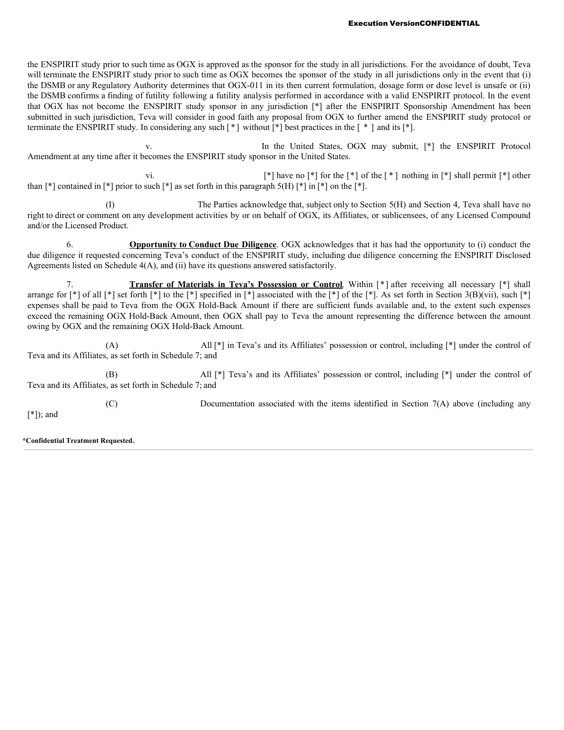the ENSPIRIT study prior to such time as OGX is approved as the sponsor for the study in all jurisdictions. For the avoidance of doubt, Teva will terminate the ENSPIRIT study prior to such time as OGX becomes the sponsor of the study in all jurisdictions only in the event that (i) the DSMB or any Regulatory Authority determines that OGX-011 in its then current formulation, dosage form or dose level is unsafe or (ii) the DSMB confirms a finding of futility following a futility analysis performed in accordance with a valid ENSPIRIT protocol. In the event that OGX has not become the ENSPIRIT study sponsor in any jurisdiction [*] after the ENSPIRIT Sponsorship Amendment has been submitted in such jurisdiction, Teva will consider in good faith any proposal from OGX to further amend the ENSPIRIT study protocol or terminate the ENSPIRIT study. In considering any such [ * ] without [*] best practices in the [ * ] and its [*].

v. In the United States, OGX may submit, [*] the ENSPIRIT Protocol Amendment at any time after it becomes the ENSPIRIT study sponsor in the United States.

vi. [*] have no [*] for the [*] of the [ * ] nothing in [*] shall permit [*] other than [*] contained in [*] prior to such [*] as set forth in this paragraph 5(H) [*] in [*] on the [*].

(I) The Parties acknowledge that, subject only to Section 5(H) and Section 4, Teva shall have no right to direct or comment on any development activities by or on behalf of OGX, its Affiliates, or sublicensees, of any Licensed Compound and/or the Licensed Product.

6. **Opportunity to Conduct Due Diligence**. OGX acknowledges that it has had the opportunity to (i) conduct the due diligence it requested concerning Teva's conduct of the ENSPIRIT study, including due diligence concerning the ENSPIRIT Disclosed Agreements listed on Schedule 4(A), and (ii) have its questions answered satisfactorily.

7. **Transfer of Materials in Teva's Possession or Control**. Within [ * ] after receiving all necessary [*] shall arrange for [*] of all [*] set forth [*] to the [*] specified in [*] associated with the [*] of the [*]. As set forth in Section 3(B)(vii), such [*] expenses shall be paid to Teva from the OGX Hold-Back Amount if there are sufficient funds available and, to the extent such expenses exceed the remaining OGX Hold-Back Amount, then OGX shall pay to Teva the amount representing the difference between the amount owing by OGX and the remaining OGX Hold-Back Amount.

(A) All [*] in Teva's and its Affiliates' possession or control, including [*] under the control of Teva and its Affiliates, as set forth in Schedule 7; and

(B) All [*] Teva's and its Affiliates' possession or control, including [*] under the control of Teva and its Affiliates, as set forth in Schedule 7; and

(C) Documentation associated with the items identified in Section 7(A) above (including any [*]); and

*Confidential Treatment Requested.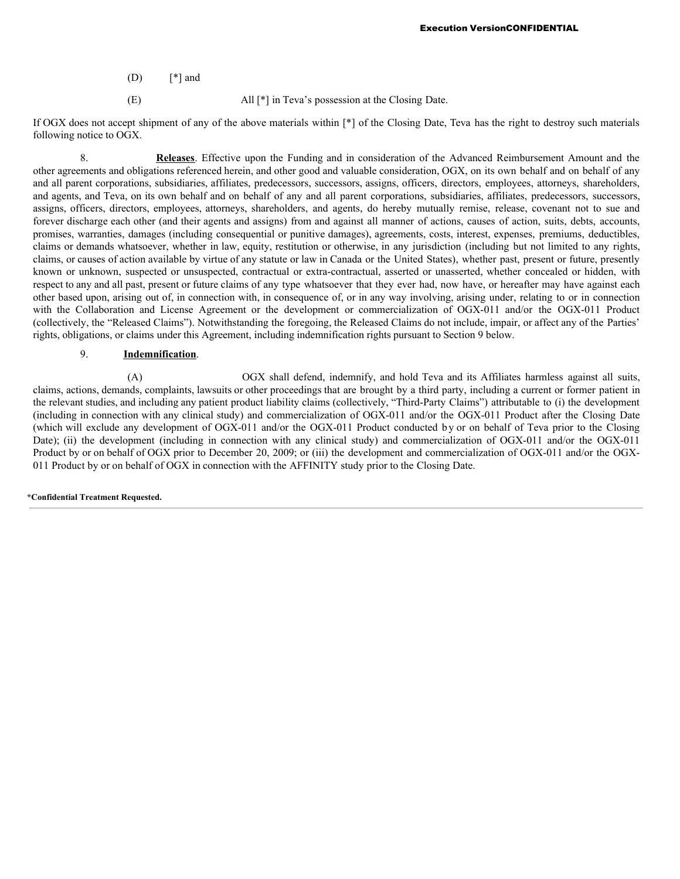(D) [*] and

(E) All [*] in Teva's possession at the Closing Date.

If OGX does not accept shipment of any of the above materials within [*] of the Closing Date, Teva has the right to destroy such materials following notice to OGX.

8. **Releases**. Effective upon the Funding and in consideration of the Advanced Reimbursement Amount and the other agreements and obligations referenced herein, and other good and valuable consideration, OGX, on its own behalf and on behalf of any and all parent corporations, subsidiaries, affiliates, predecessors, successors, assigns, officers, directors, employees, attorneys, shareholders, and agents, and Teva, on its own behalf and on behalf of any and all parent corporations, subsidiaries, affiliates, predecessors, successors, assigns, officers, directors, employees, attorneys, shareholders, and agents, do hereby mutually remise, release, covenant not to sue and forever discharge each other (and their agents and assigns) from and against all manner of actions, causes of action, suits, debts, accounts, promises, warranties, damages (including consequential or punitive damages), agreements, costs, interest, expenses, premiums, deductibles, claims or demands whatsoever, whether in law, equity, restitution or otherwise, in any jurisdiction (including but not limited to any rights, claims, or causes of action available by virtue of any statute or law in Canada or the United States), whether past, present or future, presently known or unknown, suspected or unsuspected, contractual or extra-contractual, asserted or unasserted, whether concealed or hidden, with respect to any and all past, present or future claims of any type whatsoever that they ever had, now have, or hereafter may have against each other based upon, arising out of, in connection with, in consequence of, or in any way involving, arising under, relating to or in connection with the Collaboration and License Agreement or the development or commercialization of OGX-011 and/or the OGX-011 Product (collectively, the "Released Claims"). Notwithstanding the foregoing, the Released Claims do not include, impair, or affect any of the Parties' rights, obligations, or claims under this Agreement, including indemnification rights pursuant to Section 9 below.

9. **Indemnification**.

(A) OGX shall defend, indemnify, and hold Teva and its Affiliates harmless against all suits, claims, actions, demands, complaints, lawsuits or other proceedings that are brought by a third party, including a current or former patient in the relevant studies, and including any patient product liability claims (collectively, "Third-Party Claims") attributable to (i) the development (including in connection with any clinical study) and commercialization of OGX-011 and/or the OGX-011 Product after the Closing Date (which will exclude any development of OGX-011 and/or the OGX-011 Product conducted by or on behalf of Teva prior to the Closing Date); (ii) the development (including in connection with any clinical study) and commercialization of OGX-011 and/or the OGX-011 Product by or on behalf of OGX prior to December 20, 2009; or (iii) the development and commercialization of OGX-011 and/or the OGX-011 Product by or on behalf of OGX in connection with the AFFINITY study prior to the Closing Date.

*Confidential Treatment Requested.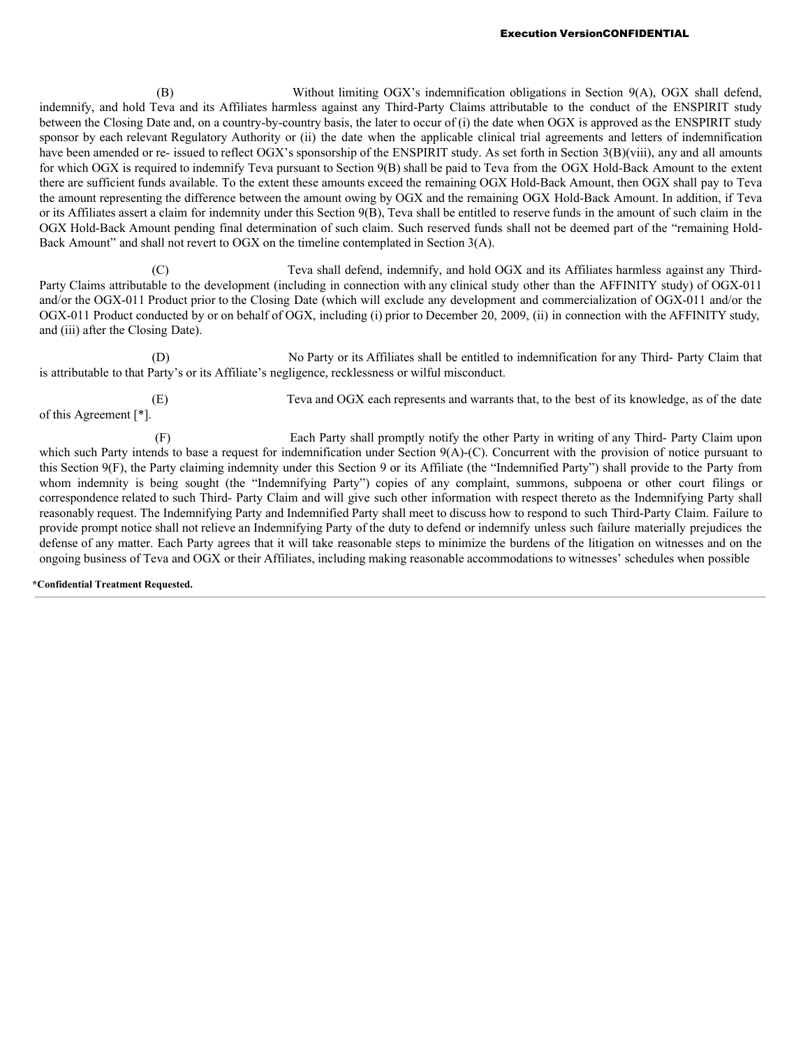(B) Without limiting OGX's indemnification obligations in Section 9(A), OGX shall defend, indemnify, and hold Teva and its Affiliates harmless against any Third-Party Claims attributable to the conduct of the ENSPIRIT study between the Closing Date and, on a country-by-country basis, the later to occur of (i) the date when OGX is approved as the ENSPIRIT study sponsor by each relevant Regulatory Authority or (ii) the date when the applicable clinical trial agreements and letters of indemnification have been amended or re- issued to reflect OGX's sponsorship of the ENSPIRIT study. As set forth in Section 3(B)(viii), any and all amounts for which OGX is required to indemnify Teva pursuant to Section 9(B) shall be paid to Teva from the OGX Hold-Back Amount to the extent there are sufficient funds available. To the extent these amounts exceed the remaining OGX Hold-Back Amount, then OGX shall pay to Teva the amount representing the difference between the amount owing by OGX and the remaining OGX Hold-Back Amount. In addition, if Teva or its Affiliates assert a claim for indemnity under this Section 9(B), Teva shall be entitled to reserve funds in the amount of such claim in the OGX Hold-Back Amount pending final determination of such claim. Such reserved funds shall not be deemed part of the "remaining Hold-Back Amount" and shall not revert to OGX on the timeline contemplated in Section 3(A).

(C) Teva shall defend, indemnify, and hold OGX and its Affiliates harmless against any Third-Party Claims attributable to the development (including in connection with any clinical study other than the AFFINITY study) of OGX-011 and/or the OGX-011 Product prior to the Closing Date (which will exclude any development and commercialization of OGX-011 and/or the OGX-011 Product conducted by or on behalf of OGX, including (i) prior to December 20, 2009, (ii) in connection with the AFFINITY study, and (iii) after the Closing Date).

(D) No Party or its Affiliates shall be entitled to indemnification for any Third- Party Claim that is attributable to that Party's or its Affiliate's negligence, recklessness or wilful misconduct.

(E) Teva and OGX each represents and warrants that, to the best of its knowledge, as of the date of this Agreement [*].

(F) Each Party shall promptly notify the other Party in writing of any Third- Party Claim upon which such Party intends to base a request for indemnification under Section 9(A)-(C). Concurrent with the provision of notice pursuant to this Section 9(F), the Party claiming indemnity under this Section 9 or its Affiliate (the "Indemnified Party") shall provide to the Party from whom indemnity is being sought (the "Indemnifying Party") copies of any complaint, summons, subpoena or other court filings or correspondence related to such Third- Party Claim and will give such other information with respect thereto as the Indemnifying Party shall reasonably request. The Indemnifying Party and Indemnified Party shall meet to discuss how to respond to such Third-Party Claim. Failure to provide prompt notice shall not relieve an Indemnifying Party of the duty to defend or indemnify unless such failure materially prejudices the defense of any matter. Each Party agrees that it will take reasonable steps to minimize the burdens of the litigation on witnesses and on the ongoing business of Teva and OGX or their Affiliates, including making reasonable accommodations to witnesses' schedules when possible

**\*Confidential Treatment Requested.**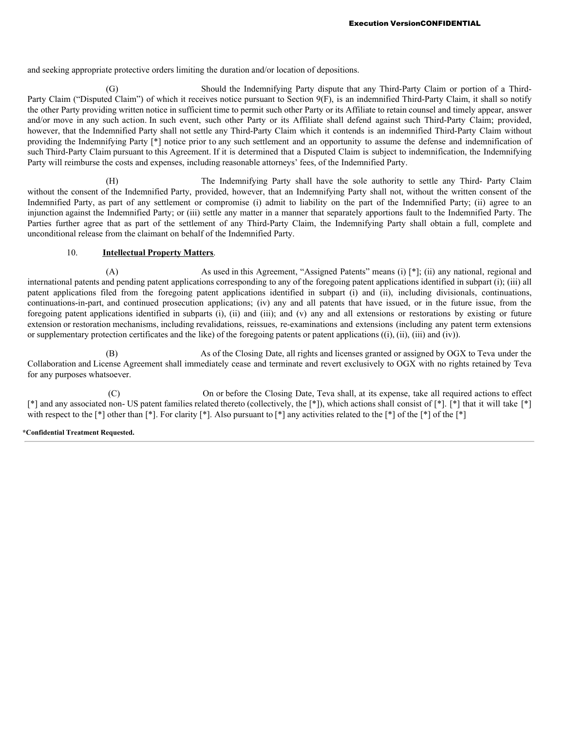and seeking appropriate protective orders limiting the duration and/or location of depositions.

(G) Should the Indemnifying Party dispute that any Third-Party Claim or portion of a Third-Party Claim ("Disputed Claim") of which it receives notice pursuant to Section 9(F), is an indemnified Third-Party Claim, it shall so notify the other Party providing written notice in sufficient time to permit such other Party or its Affiliate to retain counsel and timely appear, answer and/or move in any such action. In such event, such other Party or its Affiliate shall defend against such Third-Party Claim; provided, however, that the Indemnified Party shall not settle any Third-Party Claim which it contends is an indemnified Third-Party Claim without providing the Indemnifying Party [*] notice prior to any such settlement and an opportunity to assume the defense and indemnification of such Third-Party Claim pursuant to this Agreement. If it is determined that a Disputed Claim is subject to indemnification, the Indemnifying Party will reimburse the costs and expenses, including reasonable attorneys' fees, of the Indemnified Party.

(H) The Indemnifying Party shall have the sole authority to settle any Third- Party Claim without the consent of the Indemnified Party, provided, however, that an Indemnifying Party shall not, without the written consent of the Indemnified Party, as part of any settlement or compromise (i) admit to liability on the part of the Indemnified Party; (ii) agree to an injunction against the Indemnified Party; or (iii) settle any matter in a manner that separately apportions fault to the Indemnified Party. The Parties further agree that as part of the settlement of any Third-Party Claim, the Indemnifying Party shall obtain a full, complete and unconditional release from the claimant on behalf of the Indemnified Party.

10. **Intellectual Property Matters**.

(A) As used in this Agreement, "Assigned Patents" means (i) [*]; (ii) any national, regional and international patents and pending patent applications corresponding to any of the foregoing patent applications identified in subpart (i); (iii) all patent applications filed from the foregoing patent applications identified in subpart (i) and (ii), including divisionals, continuations, continuations-in-part, and continued prosecution applications; (iv) any and all patents that have issued, or in the future issue, from the foregoing patent applications identified in subparts (i), (ii) and (iii); and (v) any and all extensions or restorations by existing or future extension or restoration mechanisms, including revalidations, reissues, re-examinations and extensions (including any patent term extensions or supplementary protection certificates and the like) of the foregoing patents or patent applications ((i), (ii), (iii) and (iv)).

(B) As of the Closing Date, all rights and licenses granted or assigned by OGX to Teva under the Collaboration and License Agreement shall immediately cease and terminate and revert exclusively to OGX with no rights retained by Teva for any purposes whatsoever.

(C) On or before the Closing Date, Teva shall, at its expense, take all required actions to effect [*] and any associated non- US patent families related thereto (collectively, the [*]), which actions shall consist of [*]. [*] that it will take [*] with respect to the [*] other than [*]. For clarity [*]. Also pursuant to [*] any activities related to the [*] of the [*] of the [*]

*Confidential Treatment Requested.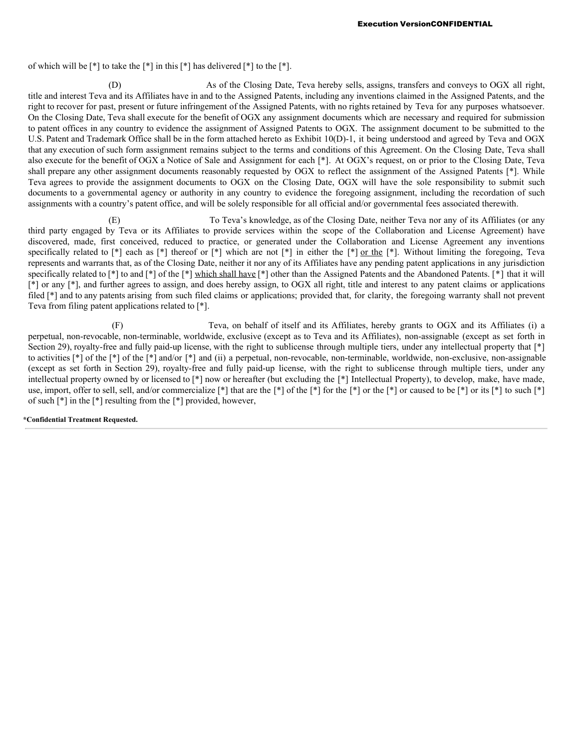of which will be [*] to take the [*] in this [*] has delivered [*] to the [*].

(D) As of the Closing Date, Teva hereby sells, assigns, transfers and conveys to OGX all right, title and interest Teva and its Affiliates have in and to the Assigned Patents, including any inventions claimed in the Assigned Patents, and the right to recover for past, present or future infringement of the Assigned Patents, with no rights retained by Teva for any purposes whatsoever. On the Closing Date, Teva shall execute for the benefit of OGX any assignment documents which are necessary and required for submission to patent offices in any country to evidence the assignment of Assigned Patents to OGX. The assignment document to be submitted to the U.S. Patent and Trademark Office shall be in the form attached hereto as Exhibit 10(D)-1, it being understood and agreed by Teva and OGX that any execution of such form assignment remains subject to the terms and conditions of this Agreement. On the Closing Date, Teva shall also execute for the benefit of OGX a Notice of Sale and Assignment for each [*]. At OGX's request, on or prior to the Closing Date, Teva shall prepare any other assignment documents reasonably requested by OGX to reflect the assignment of the Assigned Patents [*]. While Teva agrees to provide the assignment documents to OGX on the Closing Date, OGX will have the sole responsibility to submit such documents to a governmental agency or authority in any country to evidence the foregoing assignment, including the recordation of such assignments with a country's patent office, and will be solely responsible for all official and/or governmental fees associated therewith.

(E) To Teva's knowledge, as of the Closing Date, neither Teva nor any of its Affiliates (or any third party engaged by Teva or its Affiliates to provide services within the scope of the Collaboration and License Agreement) have discovered, made, first conceived, reduced to practice, or generated under the Collaboration and License Agreement any inventions specifically related to [*] each as [*] thereof or [*] which are not [*] in either the [*] or the [*]. Without limiting the foregoing, Teva represents and warrants that, as of the Closing Date, neither it nor any of its Affiliates have any pending patent applications in any jurisdiction specifically related to [*] to and [*] of the [*] which shall have [*] other than the Assigned Patents and the Abandoned Patents. [*] that it will [*] or any [*], and further agrees to assign, and does hereby assign, to OGX all right, title and interest to any patent claims or applications filed [*] and to any patents arising from such filed claims or applications; provided that, for clarity, the foregoing warranty shall not prevent Teva from filing patent applications related to [*].

(F) Teva, on behalf of itself and its Affiliates, hereby grants to OGX and its Affiliates (i) a perpetual, non-revocable, non-terminable, worldwide, exclusive (except as to Teva and its Affiliates), non-assignable (except as set forth in Section 29), royalty-free and fully paid-up license, with the right to sublicense through multiple tiers, under any intellectual property that [*] to activities [*] of the [*] of the [*] and/or [*] and (ii) a perpetual, non-revocable, non-terminable, worldwide, non-exclusive, non-assignable (except as set forth in Section 29), royalty-free and fully paid-up license, with the right to sublicense through multiple tiers, under any intellectual property owned by or licensed to [*] now or hereafter (but excluding the [*] Intellectual Property), to develop, make, have made, use, import, offer to sell, sell, and/or commercialize [*] that are the [*] of the [*] for the [*] or the [*] or caused to be [*] or its [*] to such [*] of such [*] in the [*] resulting from the [*] provided, however,

*Confidential Treatment Requested.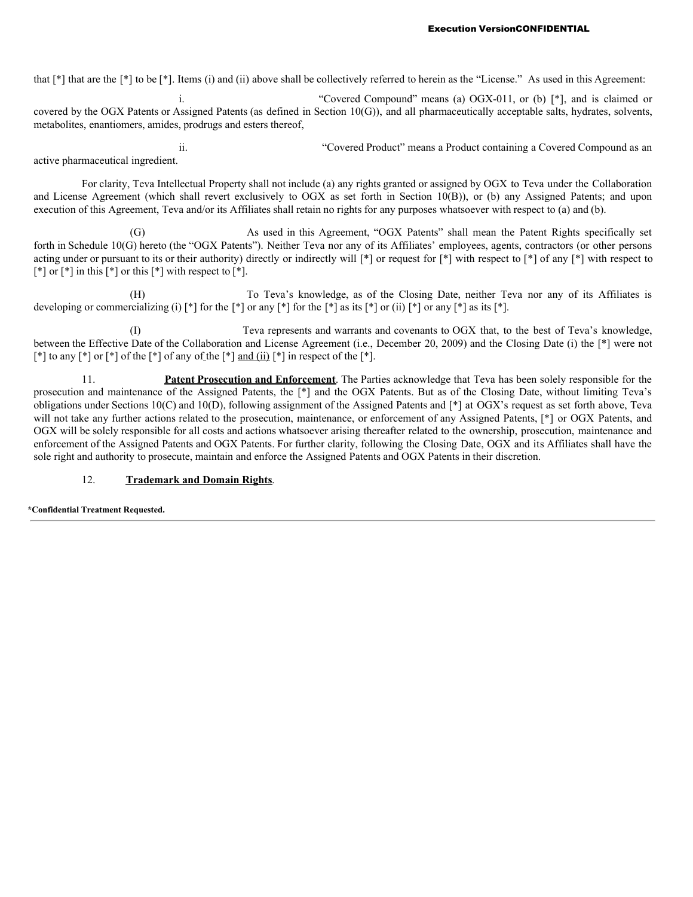that [*] that are the [*] to be [*]. Items (i) and (ii) above shall be collectively referred to herein as the "License." As used in this Agreement:

i. "Covered Compound" means (a) OGX-011, or (b) [*], and is claimed or covered by the OGX Patents or Assigned Patents (as defined in Section 10(G)), and all pharmaceutically acceptable salts, hydrates, solvents, metabolites, enantiomers, amides, prodrugs and esters thereof,

ii. "Covered Product" means a Product containing a Covered Compound as an active pharmaceutical ingredient.

For clarity, Teva Intellectual Property shall not include (a) any rights granted or assigned by OGX to Teva under the Collaboration and License Agreement (which shall revert exclusively to OGX as set forth in Section 10(B)), or (b) any Assigned Patents; and upon execution of this Agreement, Teva and/or its Affiliates shall retain no rights for any purposes whatsoever with respect to (a) and (b).

(G) As used in this Agreement, "OGX Patents" shall mean the Patent Rights specifically set forth in Schedule 10(G) hereto (the "OGX Patents"). Neither Teva nor any of its Affiliates' employees, agents, contractors (or other persons acting under or pursuant to its or their authority) directly or indirectly will [*] or request for [*] with respect to [*] of any [*] with respect to [*] or [*] in this [*] or this [*] with respect to [*].

(H) To Teva's knowledge, as of the Closing Date, neither Teva nor any of its Affiliates is developing or commercializing (i) [*] for the [*] or any [*] for the [*] as its [*] or (ii) [*] or any [*] as its [*].

(I) Teva represents and warrants and covenants to OGX that, to the best of Teva's knowledge, between the Effective Date of the Collaboration and License Agreement (i.e., December 20, 2009) and the Closing Date (i) the [*] were not [*] to any [*] or [*] of the [*] of any of the [*] and (ii) [*] in respect of the [*].

11. **Patent Prosecution and Enforcement**. The Parties acknowledge that Teva has been solely responsible for the prosecution and maintenance of the Assigned Patents, the [*] and the OGX Patents. But as of the Closing Date, without limiting Teva's obligations under Sections 10(C) and 10(D), following assignment of the Assigned Patents and [*] at OGX's request as set forth above, Teva will not take any further actions related to the prosecution, maintenance, or enforcement of any Assigned Patents, [*] or OGX Patents, and OGX will be solely responsible for all costs and actions whatsoever arising thereafter related to the ownership, prosecution, maintenance and enforcement of the Assigned Patents and OGX Patents. For further clarity, following the Closing Date, OGX and its Affiliates shall have the sole right and authority to prosecute, maintain and enforce the Assigned Patents and OGX Patents in their discretion.

12. **Trademark and Domain Rights**.

**\*Confidential Treatment Requested.**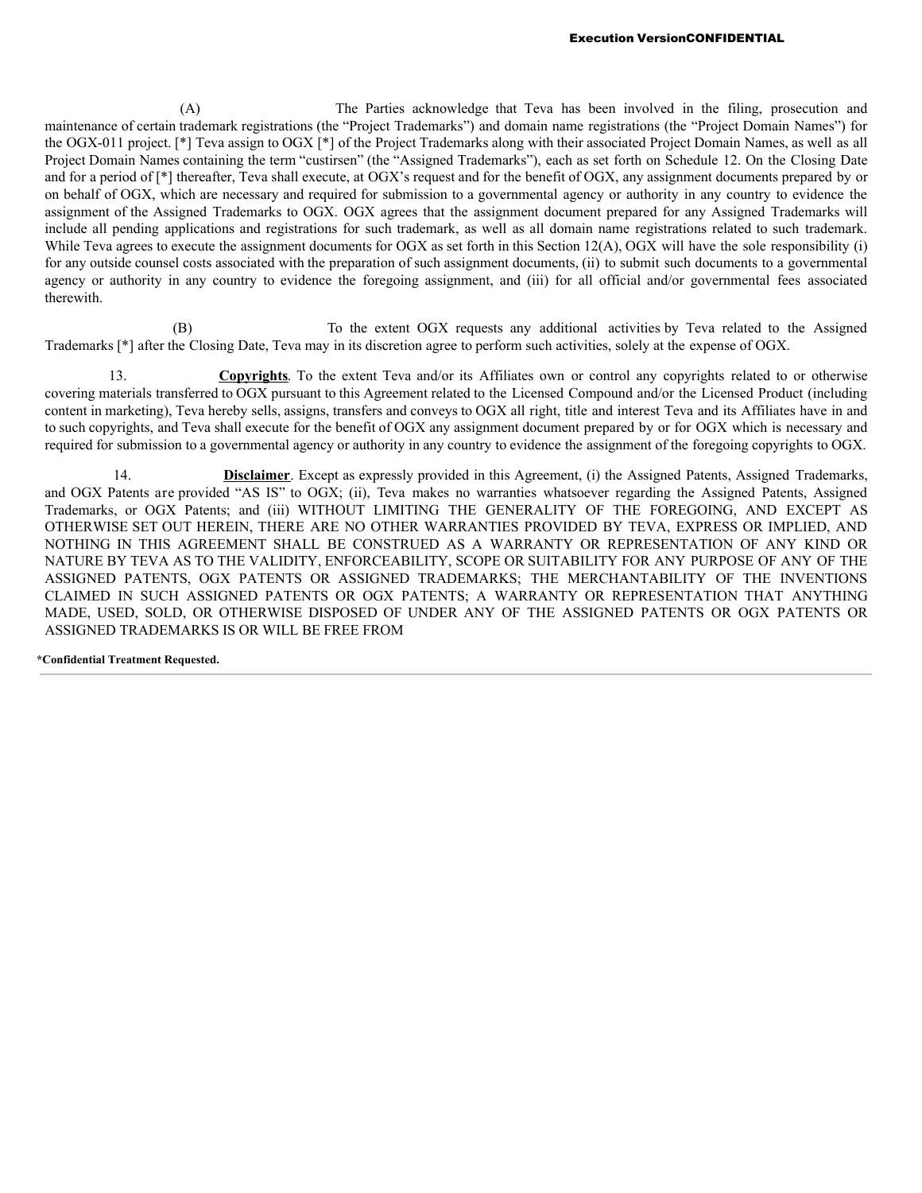(A) The Parties acknowledge that Teva has been involved in the filing, prosecution and maintenance of certain trademark registrations (the "Project Trademarks") and domain name registrations (the "Project Domain Names") for the OGX-011 project. [*] Teva assign to OGX [*] of the Project Trademarks along with their associated Project Domain Names, as well as all Project Domain Names containing the term "custirsen" (the "Assigned Trademarks"), each as set forth on Schedule 12. On the Closing Date and for a period of [*] thereafter, Teva shall execute, at OGX's request and for the benefit of OGX, any assignment documents prepared by or on behalf of OGX, which are necessary and required for submission to a governmental agency or authority in any country to evidence the assignment of the Assigned Trademarks to OGX. OGX agrees that the assignment document prepared for any Assigned Trademarks will include all pending applications and registrations for such trademark, as well as all domain name registrations related to such trademark. While Teva agrees to execute the assignment documents for OGX as set forth in this Section 12(A), OGX will have the sole responsibility (i) for any outside counsel costs associated with the preparation of such assignment documents, (ii) to submit such documents to a governmental agency or authority in any country to evidence the foregoing assignment, and (iii) for all official and/or governmental fees associated therewith.

(B) To the extent OGX requests any additional activities by Teva related to the Assigned Trademarks [*] after the Closing Date, Teva may in its discretion agree to perform such activities, solely at the expense of OGX.

13. **Copyrights**. To the extent Teva and/or its Affiliates own or control any copyrights related to or otherwise covering materials transferred to OGX pursuant to this Agreement related to the Licensed Compound and/or the Licensed Product (including content in marketing), Teva hereby sells, assigns, transfers and conveys to OGX all right, title and interest Teva and its Affiliates have in and to such copyrights, and Teva shall execute for the benefit of OGX any assignment document prepared by or for OGX which is necessary and required for submission to a governmental agency or authority in any country to evidence the assignment of the foregoing copyrights to OGX.

14. **Disclaimer**. Except as expressly provided in this Agreement, (i) the Assigned Patents, Assigned Trademarks, and OGX Patents are provided "AS IS" to OGX; (ii), Teva makes no warranties whatsoever regarding the Assigned Patents, Assigned Trademarks, or OGX Patents; and (iii) WITHOUT LIMITING THE GENERALITY OF THE FOREGOING, AND EXCEPT AS OTHERWISE SET OUT HEREIN, THERE ARE NO OTHER WARRANTIES PROVIDED BY TEVA, EXPRESS OR IMPLIED, AND NOTHING IN THIS AGREEMENT SHALL BE CONSTRUED AS A WARRANTY OR REPRESENTATION OF ANY KIND OR NATURE BY TEVA AS TO THE VALIDITY, ENFORCEABILITY, SCOPE OR SUITABILITY FOR ANY PURPOSE OF ANY OF THE ASSIGNED PATENTS, OGX PATENTS OR ASSIGNED TRADEMARKS; THE MERCHANTABILITY OF THE INVENTIONS CLAIMED IN SUCH ASSIGNED PATENTS OR OGX PATENTS; A WARRANTY OR REPRESENTATION THAT ANYTHING MADE, USED, SOLD, OR OTHERWISE DISPOSED OF UNDER ANY OF THE ASSIGNED PATENTS OR OGX PATENTS OR ASSIGNED TRADEMARKS IS OR WILL BE FREE FROM

*Confidential Treatment Requested.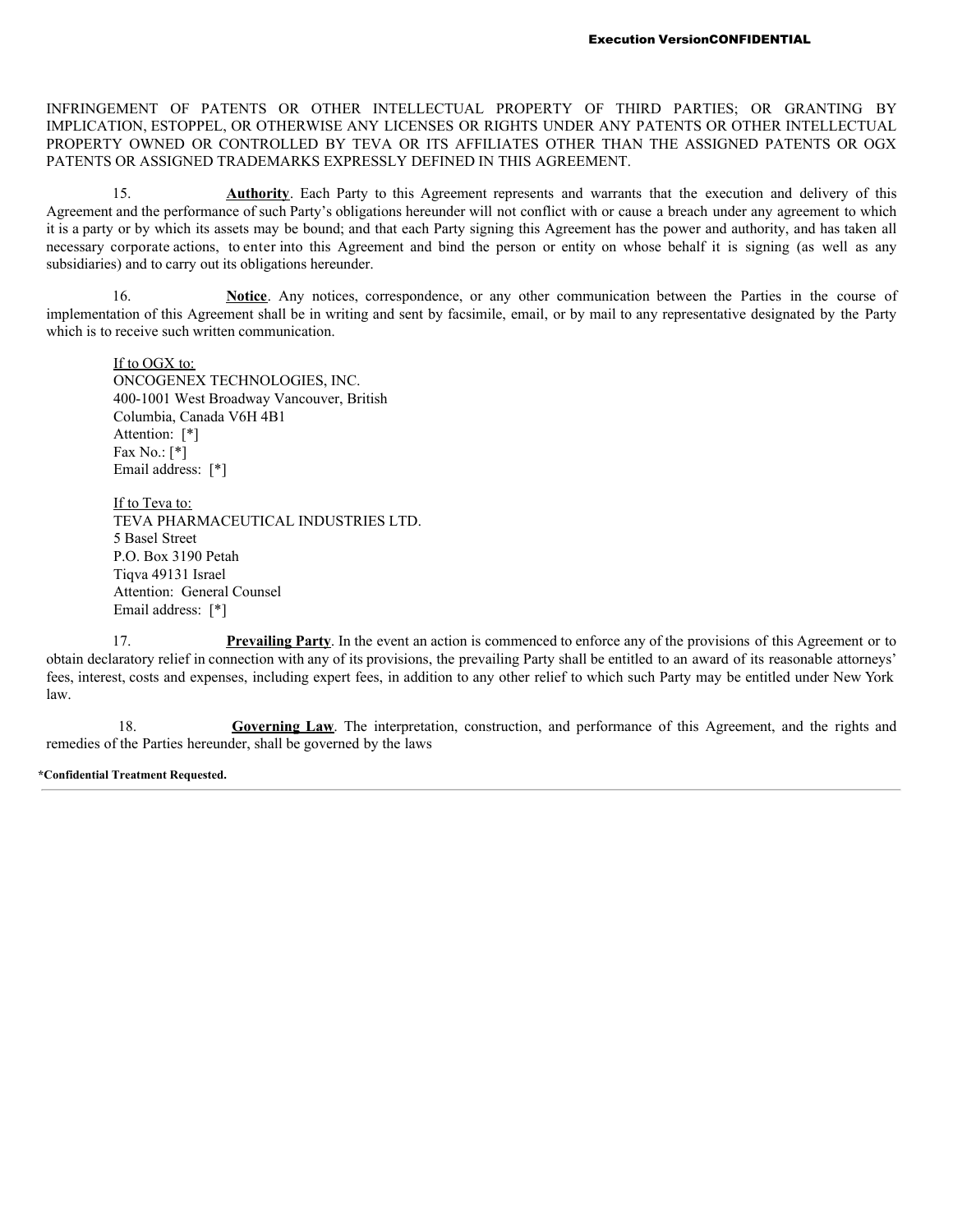INFRINGEMENT OF PATENTS OR OTHER INTELLECTUAL PROPERTY OF THIRD PARTIES; OR GRANTING BY IMPLICATION, ESTOPPEL, OR OTHERWISE ANY LICENSES OR RIGHTS UNDER ANY PATENTS OR OTHER INTELLECTUAL PROPERTY OWNED OR CONTROLLED BY TEVA OR ITS AFFILIATES OTHER THAN THE ASSIGNED PATENTS OR OGX PATENTS OR ASSIGNED TRADEMARKS EXPRESSLY DEFINED IN THIS AGREEMENT.

15. **Authority**. Each Party to this Agreement represents and warrants that the execution and delivery of this Agreement and the performance of such Party's obligations hereunder will not conflict with or cause a breach under any agreement to which it is a party or by which its assets may be bound; and that each Party signing this Agreement has the power and authority, and has taken all necessary corporate actions, to enter into this Agreement and bind the person or entity on whose behalf it is signing (as well as any subsidiaries) and to carry out its obligations hereunder.

16. **Notice**. Any notices, correspondence, or any other communication between the Parties in the course of implementation of this Agreement shall be in writing and sent by facsimile, email, or by mail to any representative designated by the Party which is to receive such written communication.

If to OGX to:
ONCOGENEX TECHNOLOGIES, INC.
400-1001 West Broadway Vancouver, British
Columbia, Canada V6H 4B1
Attention: [*]
Fax No.: [*]
Email address: [*]

If to Teva to:
TEVA PHARMACEUTICAL INDUSTRIES LTD.
5 Basel Street
P.O. Box 3190 Petah
Tiqva 49131 Israel
Attention: General Counsel
Email address: [*]

17. **Prevailing Party**. In the event an action is commenced to enforce any of the provisions of this Agreement or to obtain declaratory relief in connection with any of its provisions, the prevailing Party shall be entitled to an award of its reasonable attorneys' fees, interest, costs and expenses, including expert fees, in addition to any other relief to which such Party may be entitled under New York law.

18. **Governing Law**. The interpretation, construction, and performance of this Agreement, and the rights and remedies of the Parties hereunder, shall be governed by the laws

*Confidential Treatment Requested.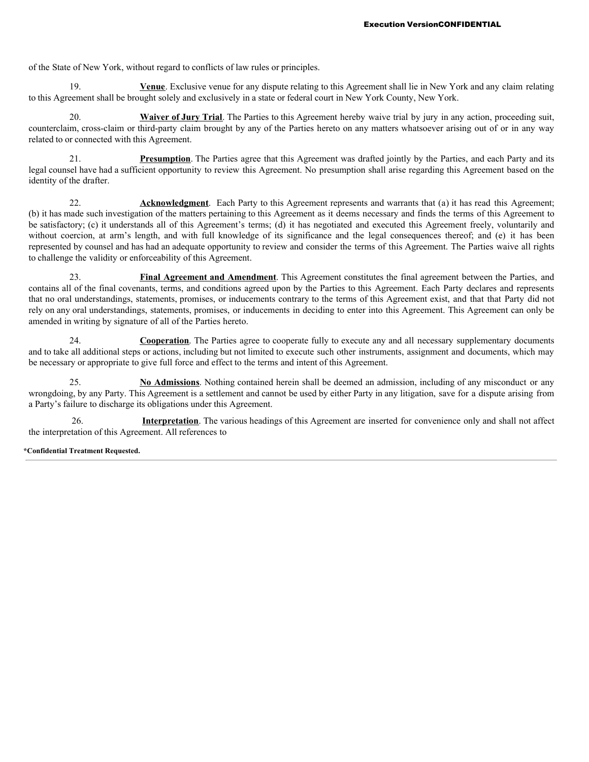of the State of New York, without regard to conflicts of law rules or principles.

19. **Venue**. Exclusive venue for any dispute relating to this Agreement shall lie in New York and any claim relating to this Agreement shall be brought solely and exclusively in a state or federal court in New York County, New York.

20. **Waiver of Jury Trial**. The Parties to this Agreement hereby waive trial by jury in any action, proceeding suit, counterclaim, cross-claim or third-party claim brought by any of the Parties hereto on any matters whatsoever arising out of or in any way related to or connected with this Agreement.

21. **Presumption**. The Parties agree that this Agreement was drafted jointly by the Parties, and each Party and its legal counsel have had a sufficient opportunity to review this Agreement. No presumption shall arise regarding this Agreement based on the identity of the drafter.

22. **Acknowledgment**. Each Party to this Agreement represents and warrants that (a) it has read this Agreement; (b) it has made such investigation of the matters pertaining to this Agreement as it deems necessary and finds the terms of this Agreement to be satisfactory; (c) it understands all of this Agreement's terms; (d) it has negotiated and executed this Agreement freely, voluntarily and without coercion, at arm's length, and with full knowledge of its significance and the legal consequences thereof; and (e) it has been represented by counsel and has had an adequate opportunity to review and consider the terms of this Agreement. The Parties waive all rights to challenge the validity or enforceability of this Agreement.

23. **Final Agreement and Amendment**. This Agreement constitutes the final agreement between the Parties, and contains all of the final covenants, terms, and conditions agreed upon by the Parties to this Agreement. Each Party declares and represents that no oral understandings, statements, promises, or inducements contrary to the terms of this Agreement exist, and that that Party did not rely on any oral understandings, statements, promises, or inducements in deciding to enter into this Agreement. This Agreement can only be amended in writing by signature of all of the Parties hereto.

24. **Cooperation**. The Parties agree to cooperate fully to execute any and all necessary supplementary documents and to take all additional steps or actions, including but not limited to execute such other instruments, assignment and documents, which may be necessary or appropriate to give full force and effect to the terms and intent of this Agreement.

25. **No Admissions**. Nothing contained herein shall be deemed an admission, including of any misconduct or any wrongdoing, by any Party. This Agreement is a settlement and cannot be used by either Party in any litigation, save for a dispute arising from a Party's failure to discharge its obligations under this Agreement.

26. **Interpretation**. The various headings of this Agreement are inserted for convenience only and shall not affect the interpretation of this Agreement. All references to

*Confidential Treatment Requested.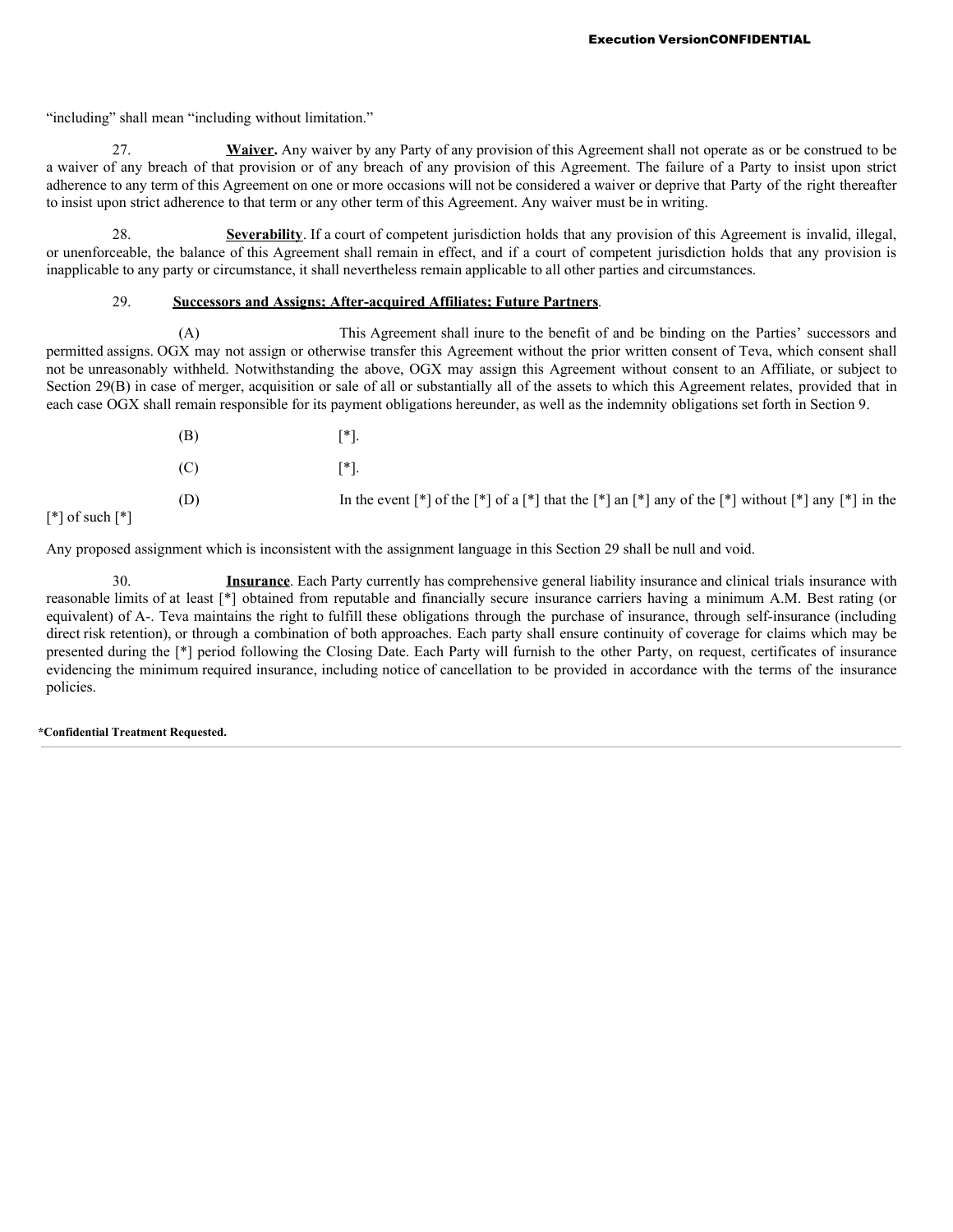"including" shall mean "including without limitation."

27. **Waiver.** Any waiver by any Party of any provision of this Agreement shall not operate as or be construed to be a waiver of any breach of that provision or of any breach of any provision of this Agreement. The failure of a Party to insist upon strict adherence to any term of this Agreement on one or more occasions will not be considered a waiver or deprive that Party of the right thereafter to insist upon strict adherence to that term or any other term of this Agreement. Any waiver must be in writing.

28. **Severability**. If a court of competent jurisdiction holds that any provision of this Agreement is invalid, illegal, or unenforceable, the balance of this Agreement shall remain in effect, and if a court of competent jurisdiction holds that any provision is inapplicable to any party or circumstance, it shall nevertheless remain applicable to all other parties and circumstances.

29. **Successors and Assigns; After-acquired Affiliates; Future Partners**.

(A) This Agreement shall inure to the benefit of and be binding on the Parties' successors and permitted assigns. OGX may not assign or otherwise transfer this Agreement without the prior written consent of Teva, which consent shall not be unreasonably withheld. Notwithstanding the above, OGX may assign this Agreement without consent to an Affiliate, or subject to Section 29(B) in case of merger, acquisition or sale of all or substantially all of the assets to which this Agreement relates, provided that in each case OGX shall remain responsible for its payment obligations hereunder, as well as the indemnity obligations set forth in Section 9.

(B) [*].

(C) [*].

(D) In the event [*] of the [*] of a [*] that the [*] an [*] any of the [*] without [*] any [*] in the [*] of such [*]

Any proposed assignment which is inconsistent with the assignment language in this Section 29 shall be null and void.

30. **Insurance**. Each Party currently has comprehensive general liability insurance and clinical trials insurance with reasonable limits of at least [*] obtained from reputable and financially secure insurance carriers having a minimum A.M. Best rating (or equivalent) of A-. Teva maintains the right to fulfill these obligations through the purchase of insurance, through self-insurance (including direct risk retention), or through a combination of both approaches. Each party shall ensure continuity of coverage for claims which may be presented during the [*] period following the Closing Date. Each Party will furnish to the other Party, on request, certificates of insurance evidencing the minimum required insurance, including notice of cancellation to be provided in accordance with the terms of the insurance policies.

*Confidential Treatment Requested.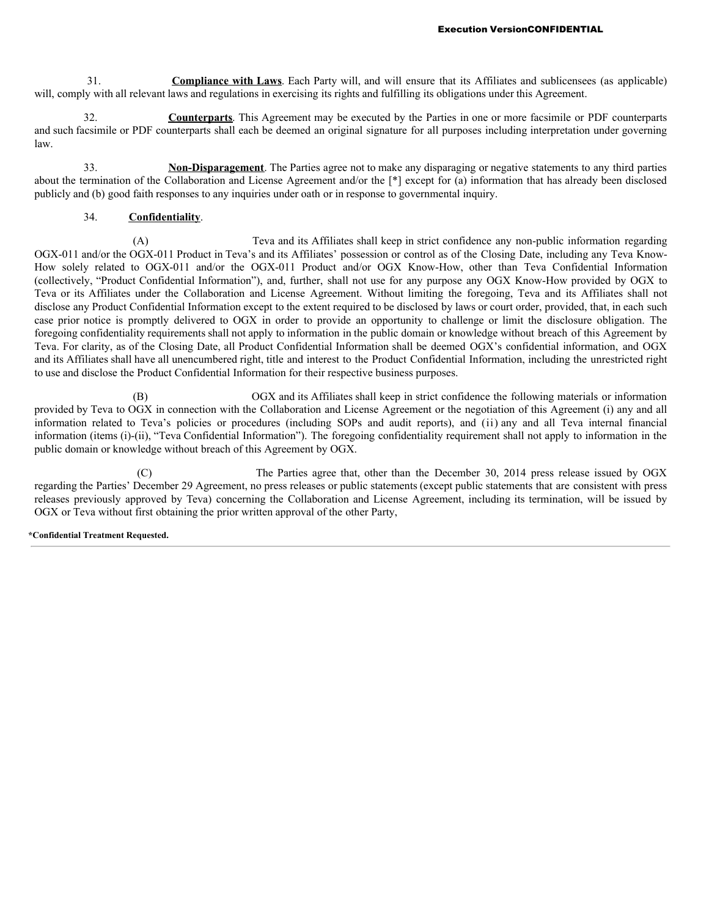31. **Compliance with Laws**. Each Party will, and will ensure that its Affiliates and sublicensees (as applicable) will, comply with all relevant laws and regulations in exercising its rights and fulfilling its obligations under this Agreement.

32. **Counterparts**. This Agreement may be executed by the Parties in one or more facsimile or PDF counterparts and such facsimile or PDF counterparts shall each be deemed an original signature for all purposes including interpretation under governing law.

33. **Non-Disparagement**. The Parties agree not to make any disparaging or negative statements to any third parties about the termination of the Collaboration and License Agreement and/or the [*] except for (a) information that has already been disclosed publicly and (b) good faith responses to any inquiries under oath or in response to governmental inquiry.

34. **Confidentiality**.

(A) Teva and its Affiliates shall keep in strict confidence any non-public information regarding OGX-011 and/or the OGX-011 Product in Teva's and its Affiliates' possession or control as of the Closing Date, including any Teva Know-How solely related to OGX-011 and/or the OGX-011 Product and/or OGX Know-How, other than Teva Confidential Information (collectively, "Product Confidential Information"), and, further, shall not use for any purpose any OGX Know-How provided by OGX to Teva or its Affiliates under the Collaboration and License Agreement. Without limiting the foregoing, Teva and its Affiliates shall not disclose any Product Confidential Information except to the extent required to be disclosed by laws or court order, provided, that, in each such case prior notice is promptly delivered to OGX in order to provide an opportunity to challenge or limit the disclosure obligation. The foregoing confidentiality requirements shall not apply to information in the public domain or knowledge without breach of this Agreement by Teva. For clarity, as of the Closing Date, all Product Confidential Information shall be deemed OGX's confidential information, and OGX and its Affiliates shall have all unencumbered right, title and interest to the Product Confidential Information, including the unrestricted right to use and disclose the Product Confidential Information for their respective business purposes.

(B) OGX and its Affiliates shall keep in strict confidence the following materials or information provided by Teva to OGX in connection with the Collaboration and License Agreement or the negotiation of this Agreement (i) any and all information related to Teva's policies or procedures (including SOPs and audit reports), and (ii) any and all Teva internal financial information (items (i)-(ii), "Teva Confidential Information"). The foregoing confidentiality requirement shall not apply to information in the public domain or knowledge without breach of this Agreement by OGX.

(C) The Parties agree that, other than the December 30, 2014 press release issued by OGX regarding the Parties' December 29 Agreement, no press releases or public statements (except public statements that are consistent with press releases previously approved by Teva) concerning the Collaboration and License Agreement, including its termination, will be issued by OGX or Teva without first obtaining the prior written approval of the other Party,

**\*Confidential Treatment Requested.**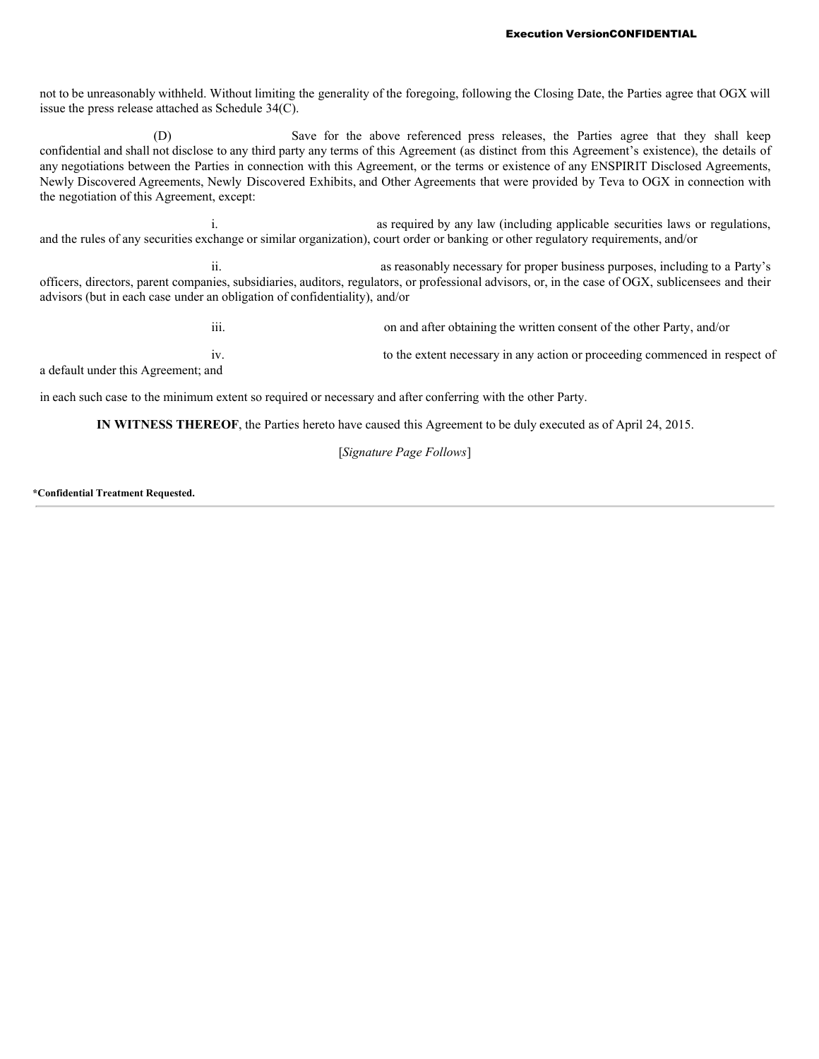not to be unreasonably withheld. Without limiting the generality of the foregoing, following the Closing Date, the Parties agree that OGX will issue the press release attached as Schedule 34(C).

(D) Save for the above referenced press releases, the Parties agree that they shall keep confidential and shall not disclose to any third party any terms of this Agreement (as distinct from this Agreement's existence), the details of any negotiations between the Parties in connection with this Agreement, or the terms or existence of any ENSPIRIT Disclosed Agreements, Newly Discovered Agreements, Newly Discovered Exhibits, and Other Agreements that were provided by Teva to OGX in connection with the negotiation of this Agreement, except:

i. as required by any law (including applicable securities laws or regulations, and the rules of any securities exchange or similar organization), court order or banking or other regulatory requirements, and/or

ii. as reasonably necessary for proper business purposes, including to a Party's officers, directors, parent companies, subsidiaries, auditors, regulators, or professional advisors, or, in the case of OGX, sublicensees and their advisors (but in each case under an obligation of confidentiality), and/or

iii. on and after obtaining the written consent of the other Party, and/or

iv. to the extent necessary in any action or proceeding commenced in respect of a default under this Agreement; and

in each such case to the minimum extent so required or necessary and after conferring with the other Party.

**IN WITNESS THEREOF**, the Parties hereto have caused this Agreement to be duly executed as of April 24, 2015.

[*Signature Page Follows*]

**\*Confidential Treatment Requested.**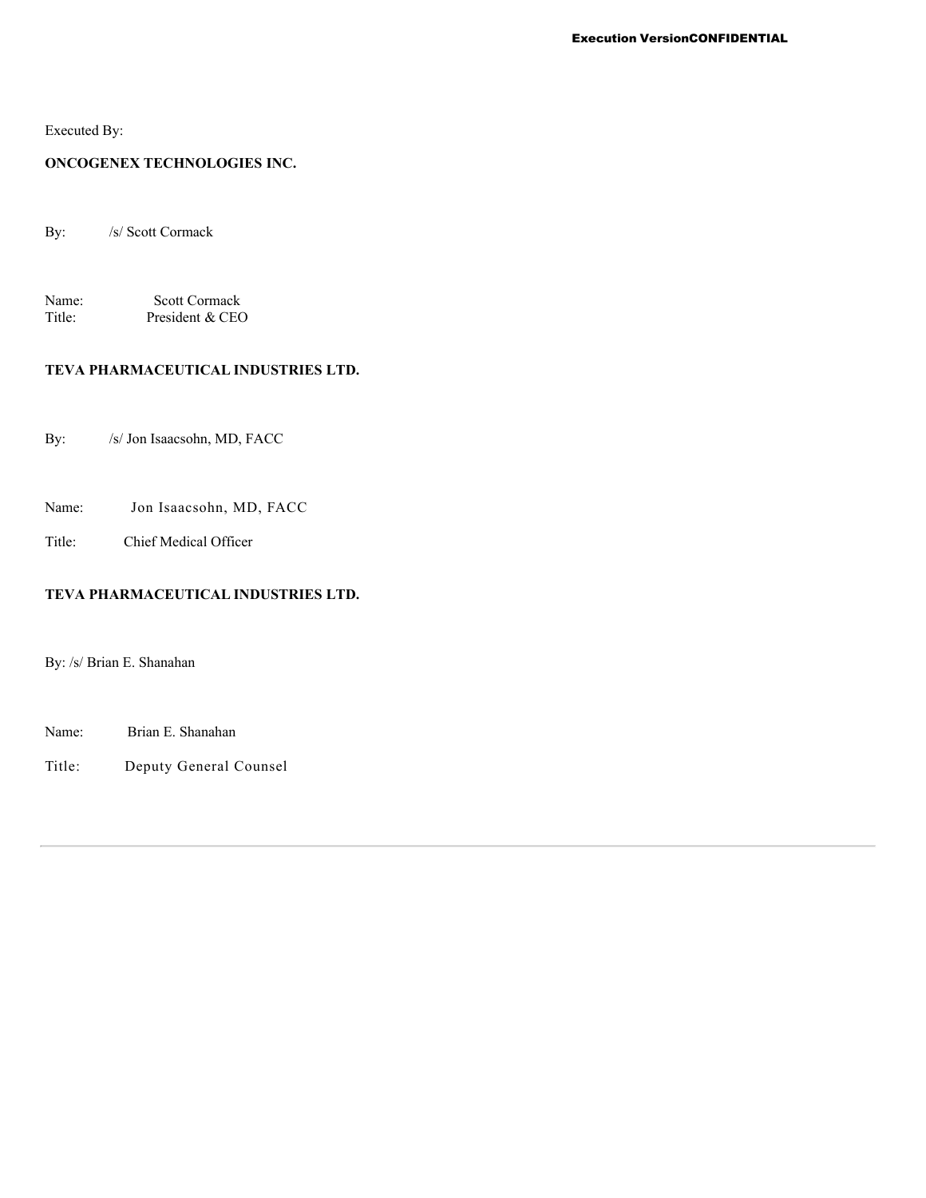Executed By:

**ONCOGENEX TECHNOLOGIES INC.**

By: /s/ Scott Cormack

Name: Scott Cormack
Title: President & CEO

**TEVA PHARMACEUTICAL INDUSTRIES LTD.**

By: /s/ Jon Isaacsohn, MD, FACC

Name: Jon Isaacsohn, MD, FACC

Title: Chief Medical Officer

**TEVA PHARMACEUTICAL INDUSTRIES LTD.**

By: /s/ Brian E. Shanahan

Name: Brian E. Shanahan

Title: Deputy General Counsel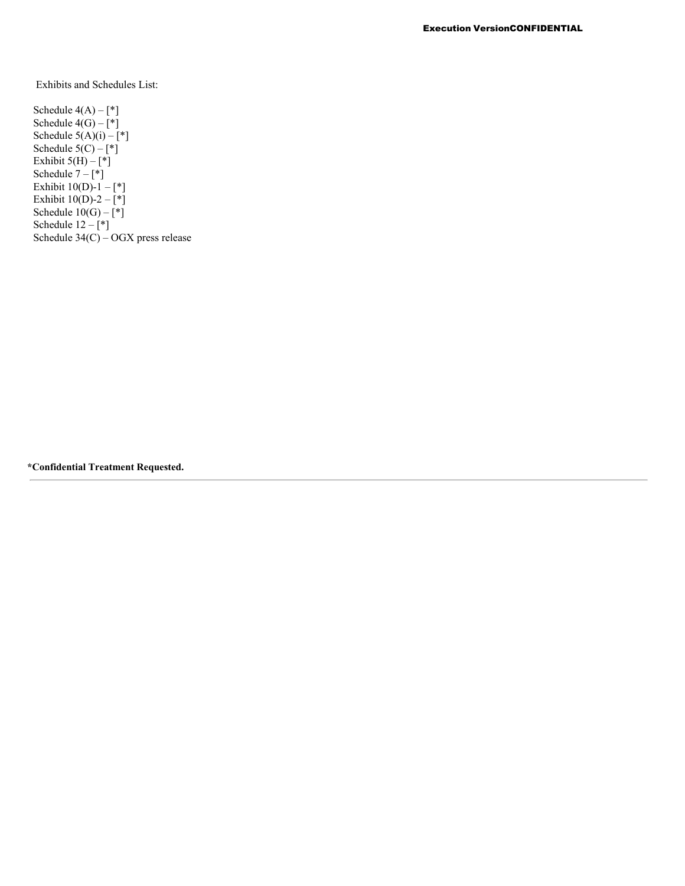Exhibits and Schedules List:

Schedule 4(A) – [*]
Schedule 4(G) – [*]
Schedule 5(A)(i) – [*]
Schedule 5(C) – [*]
Exhibit 5(H) – [*]
Schedule 7 – [*]
Exhibit 10(D)-1 – [*]
Exhibit 10(D)-2 – [*]
Schedule 10(G) – [*]
Schedule 12 – [*]
Schedule 34(C) – OGX press release

**\*Confidential Treatment Requested.**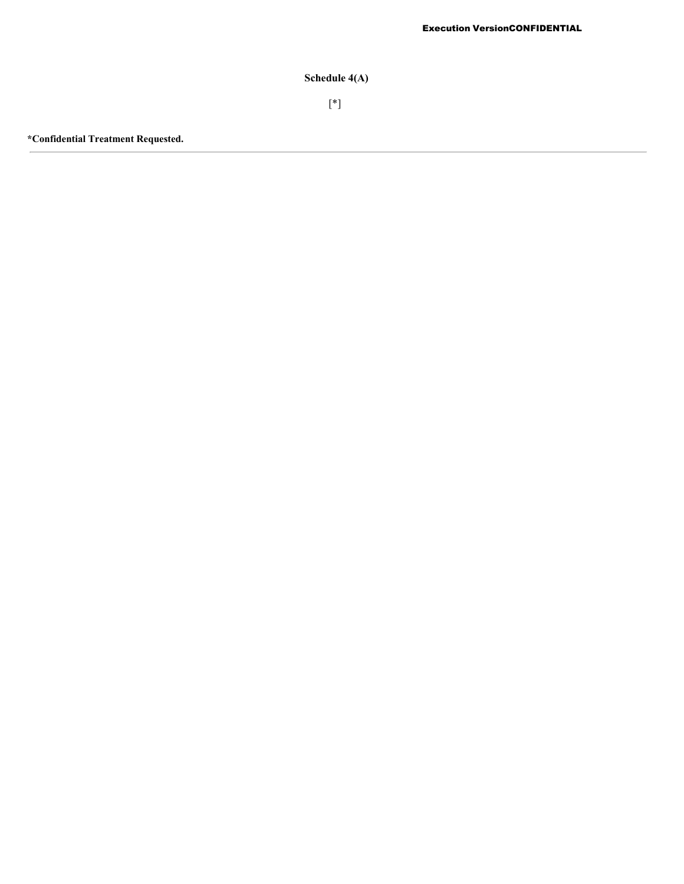**Schedule 4(A)**

[*]

**\*Confidential Treatment Requested.**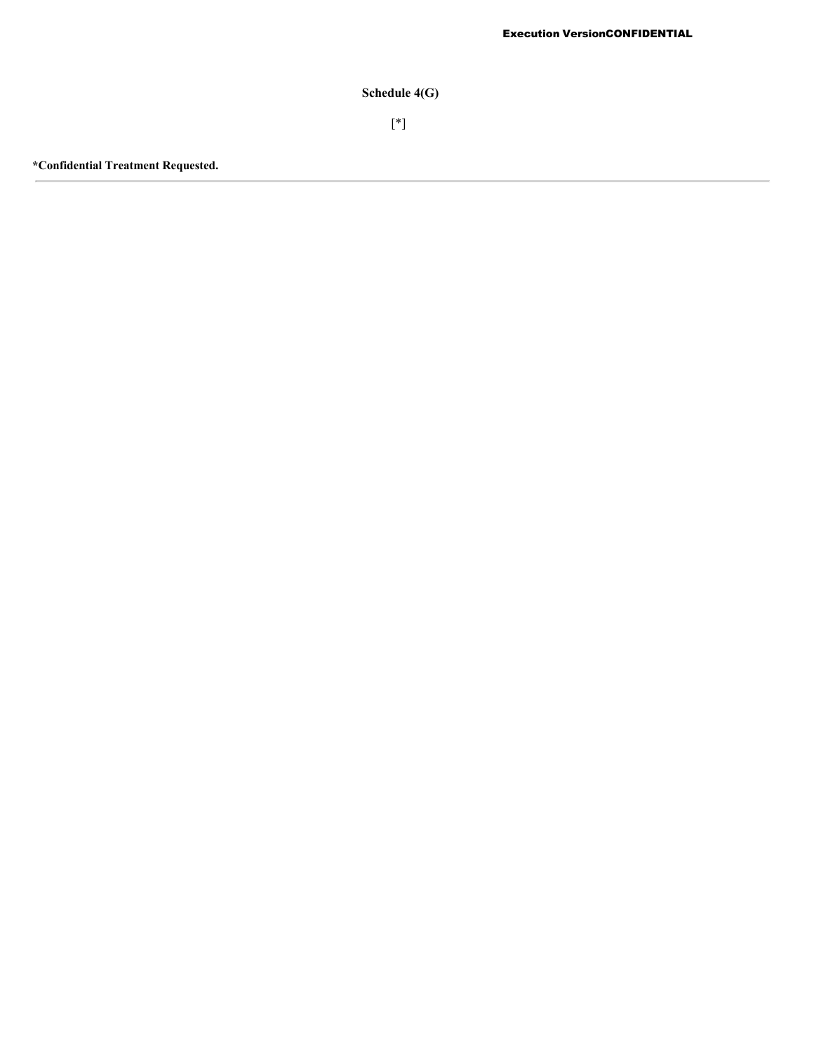**Schedule 4(G)**

[*]

**\*Confidential Treatment Requested.**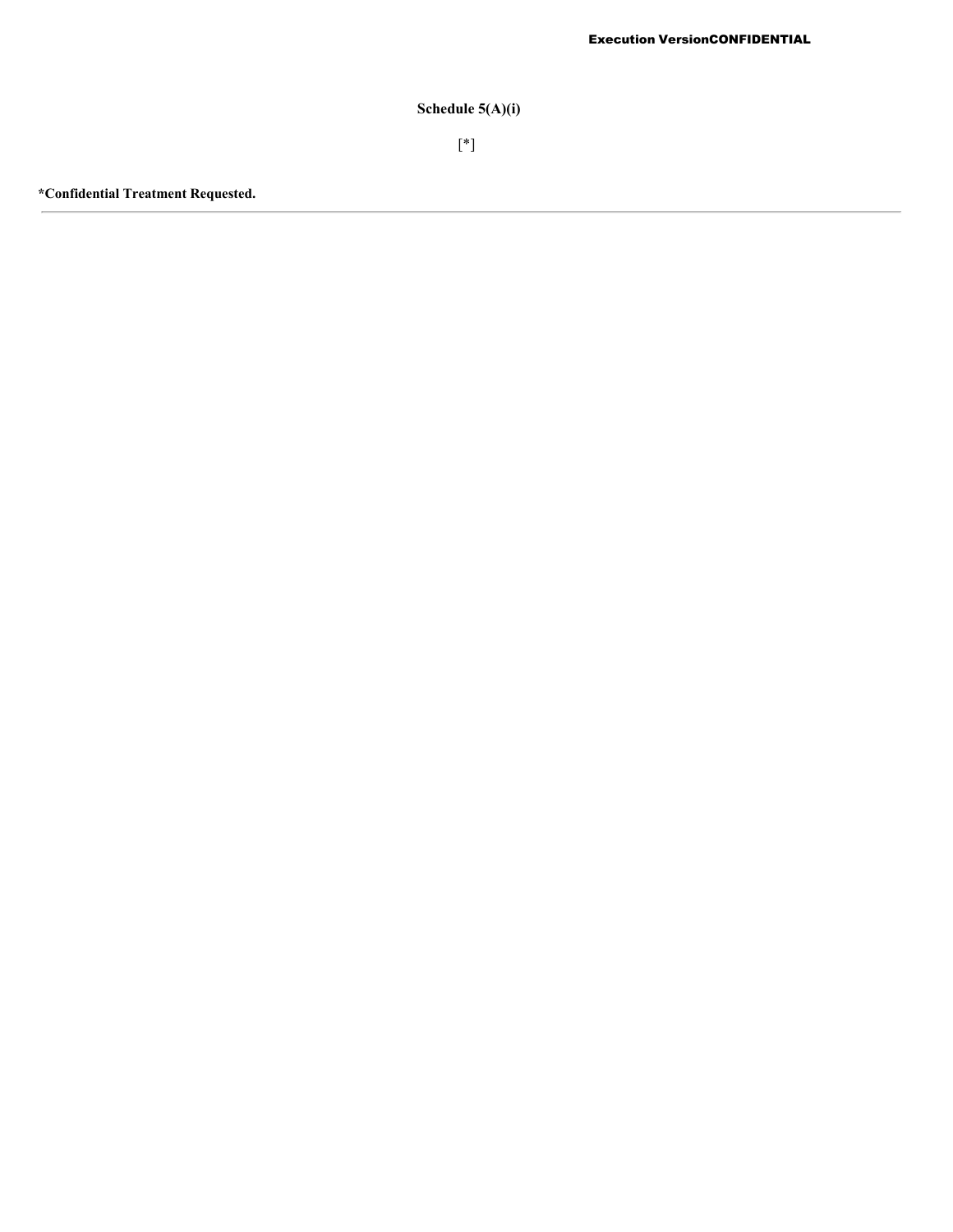**Schedule 5(A)(i)**

[*]

**\*Confidential Treatment Requested.**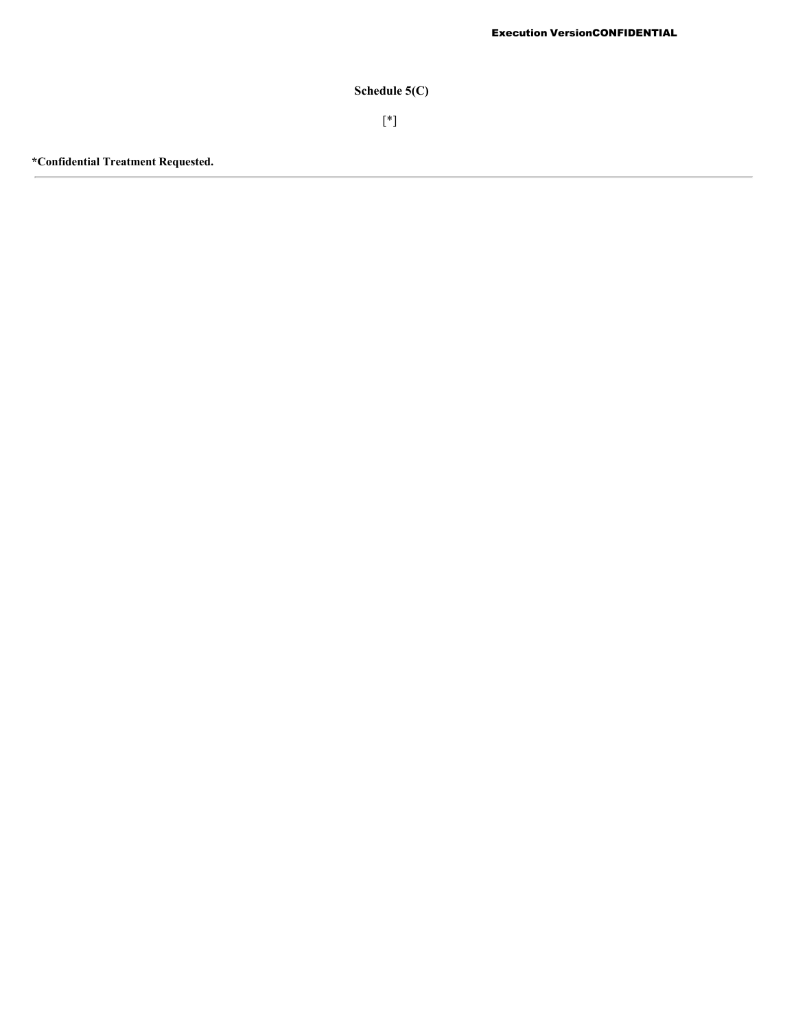**Schedule 5(C)**

[*]

**\*Confidential Treatment Requested.**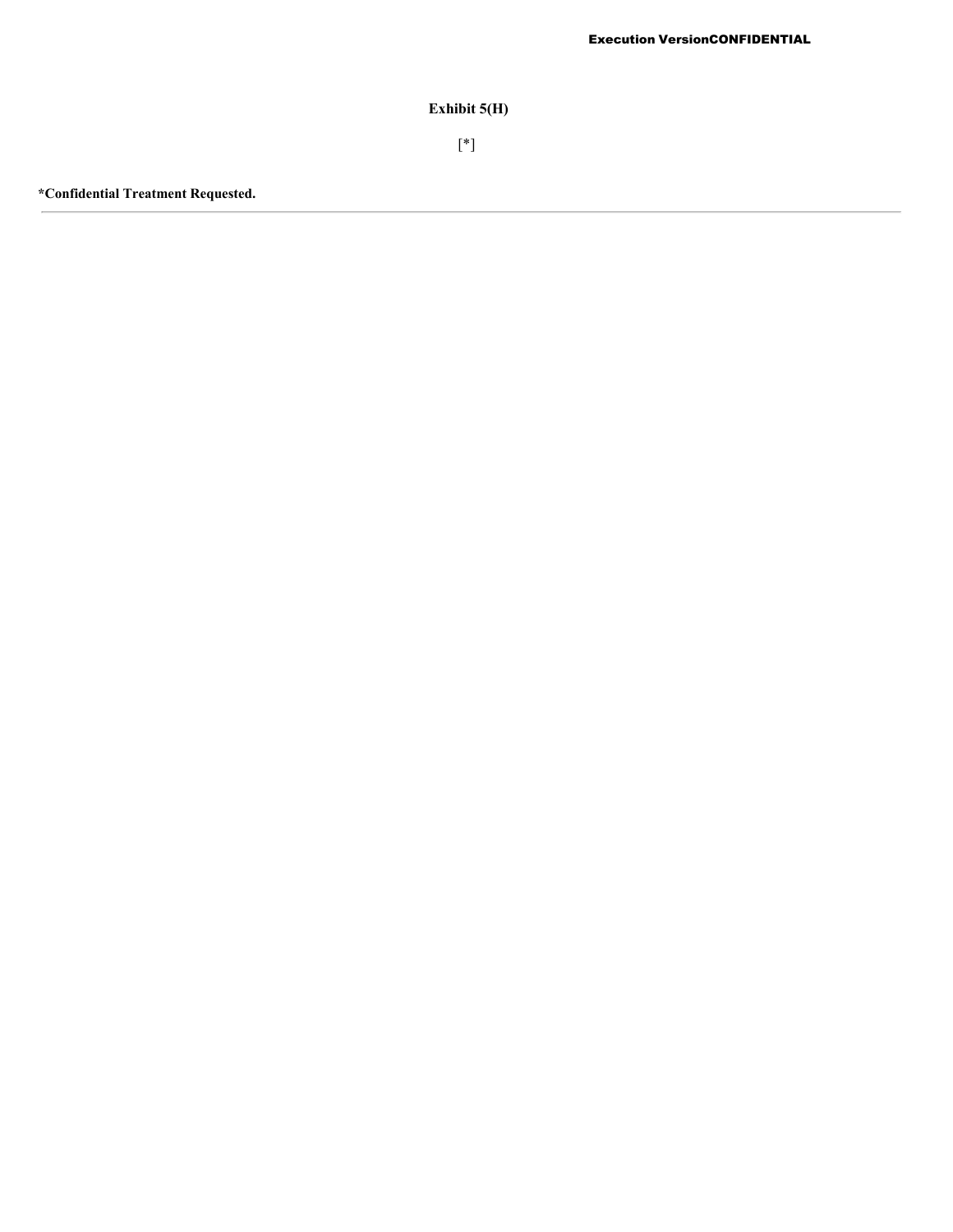# Exhibit 5(H)

[*]

**\*Confidential Treatment Requested.**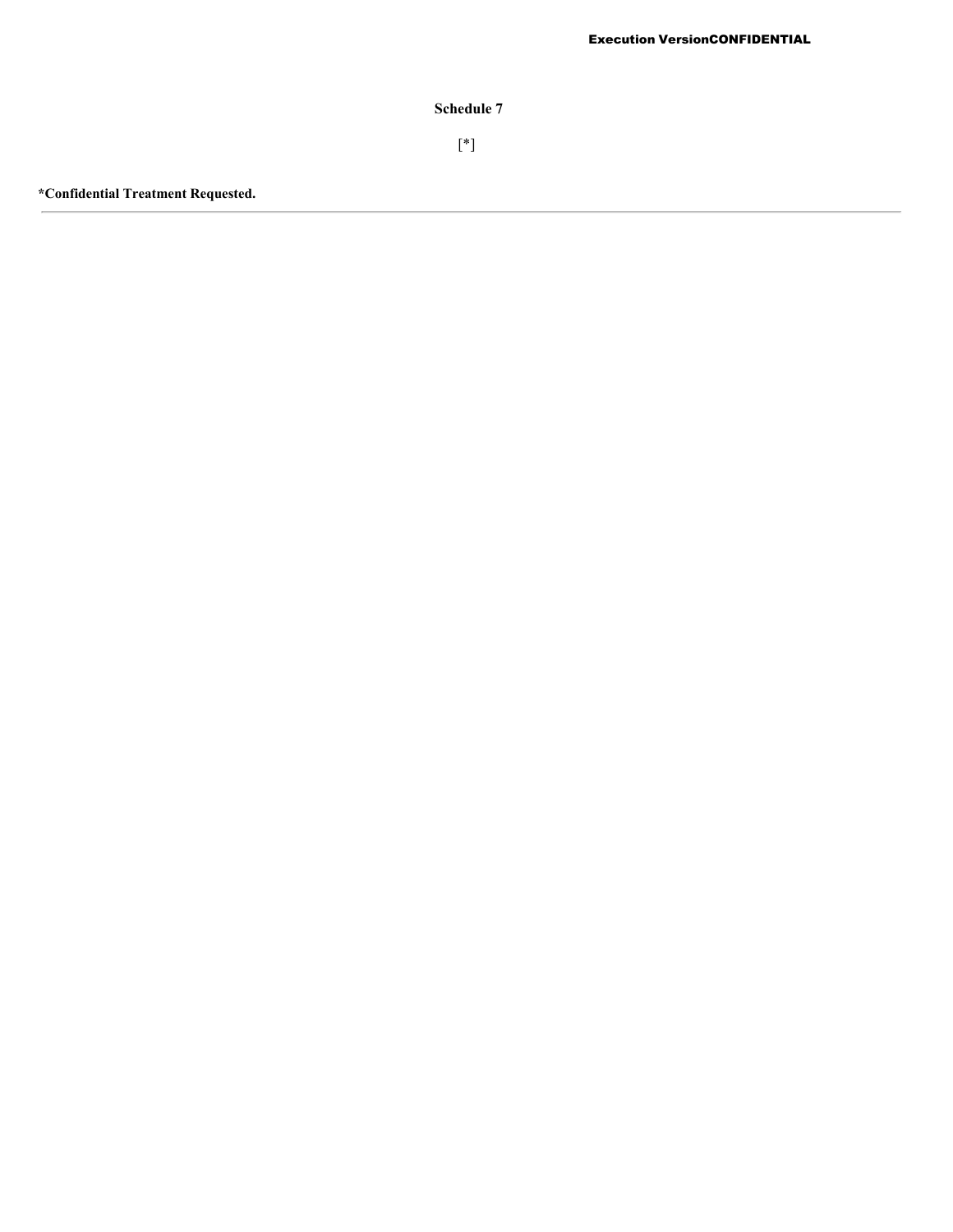## Schedule 7

[*]

**\*Confidential Treatment Requested.**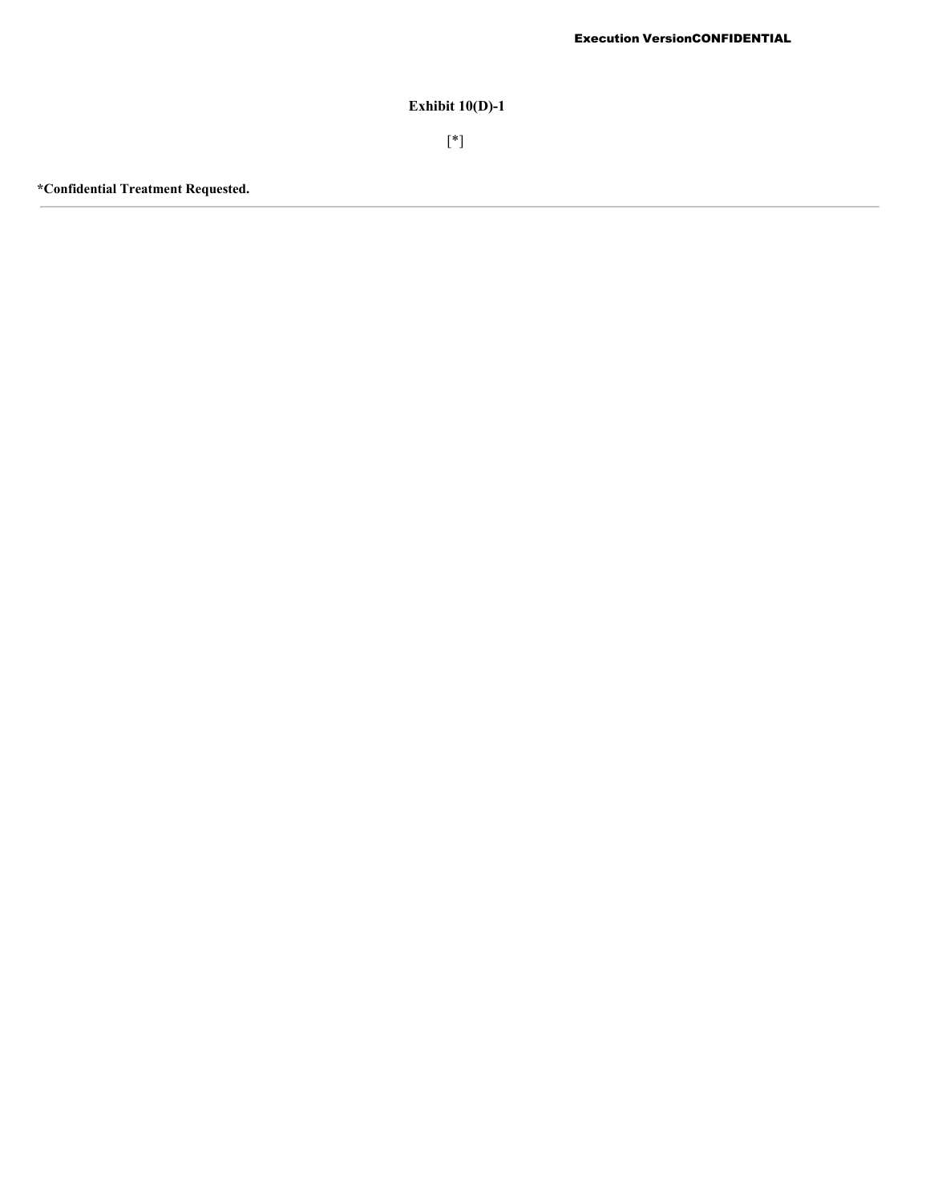Execution VersionCONFIDENTIAL

**Exhibit 10(D)-1**

[*]

**\*Confidential Treatment Requested.**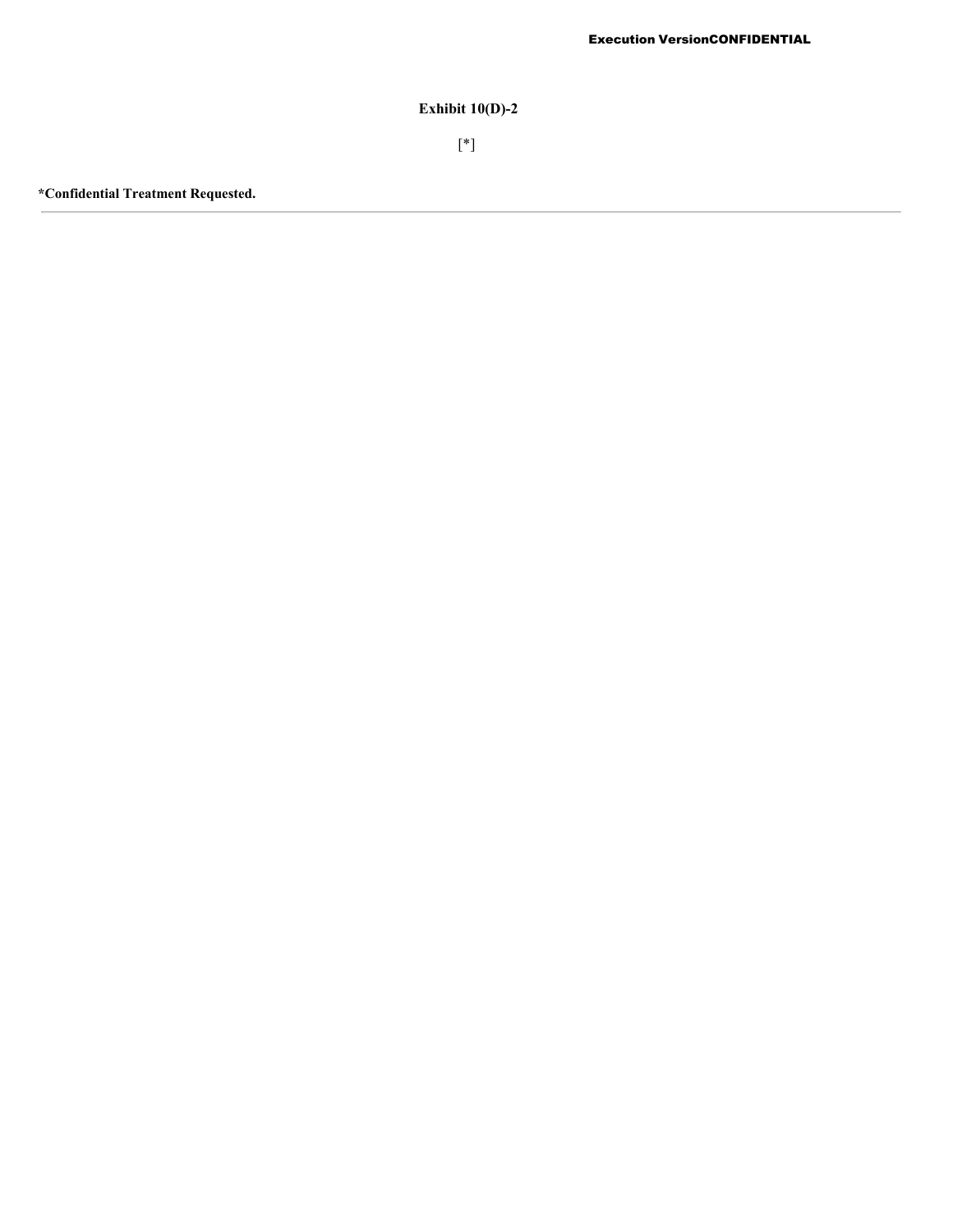**Execution VersionCONFIDENTIAL**

**Exhibit 10(D)-2**

[*]

***Confidential Treatment Requested.**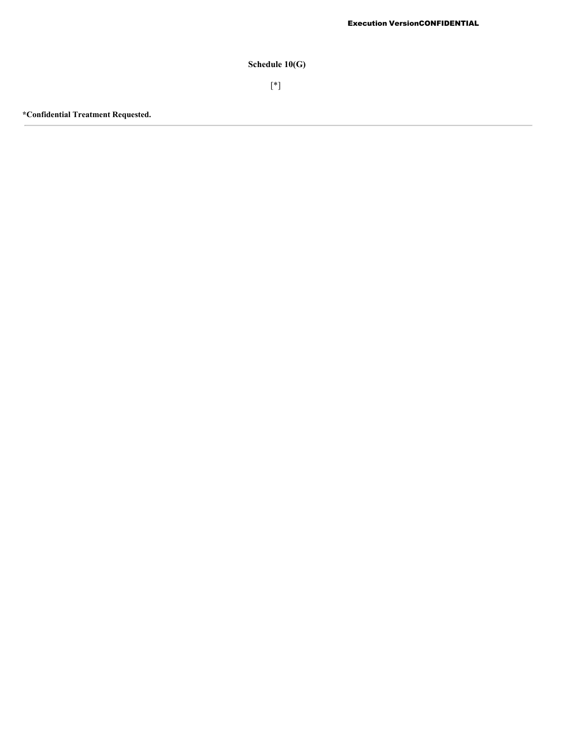**Schedule 10(G)**

[*]

**\*Confidential Treatment Requested.**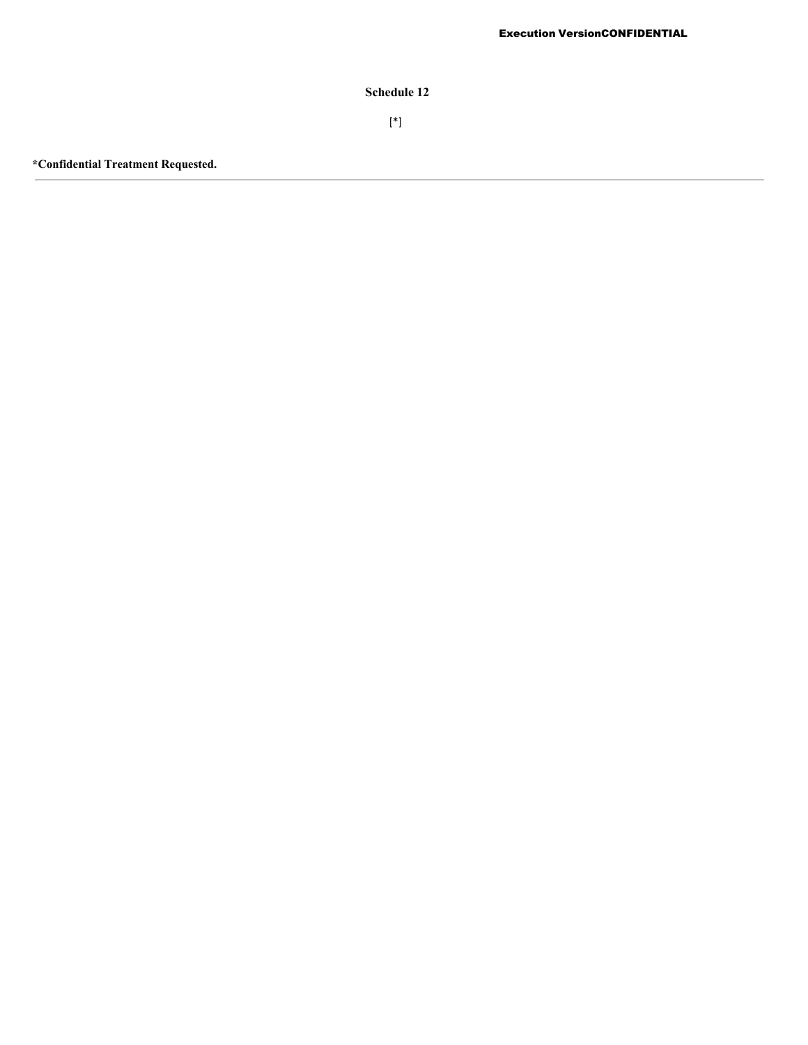# Schedule 12

[*]

**\*Confidential Treatment Requested.**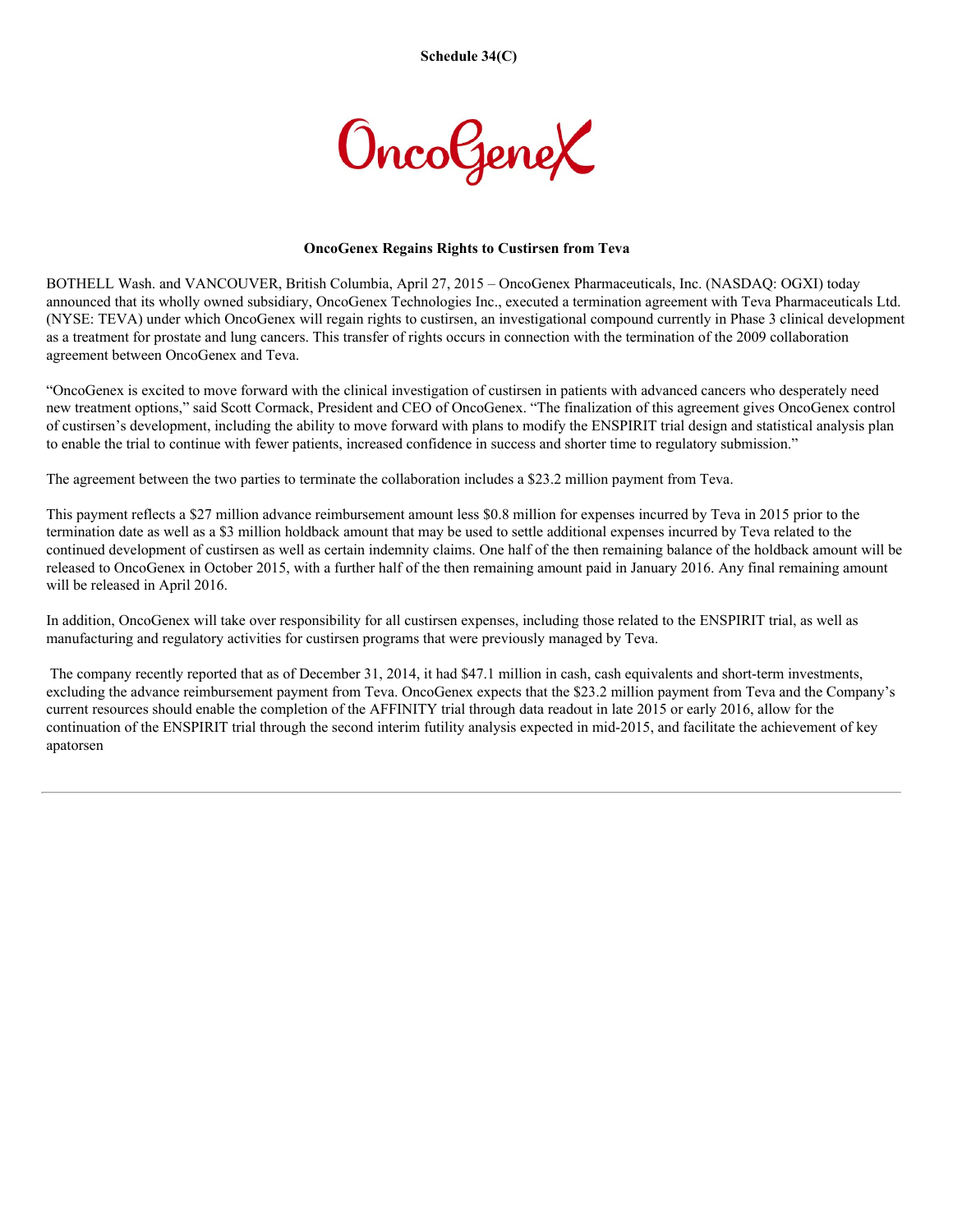**Schedule 34(C)**

OncoGenex

**OncoGenex Regains Rights to Custirsen from Teva**

BOTHELL Wash. and VANCOUVER, British Columbia, April 27, 2015 – OncoGenex Pharmaceuticals, Inc. (NASDAQ: OGXI) today announced that its wholly owned subsidiary, OncoGenex Technologies Inc., executed a termination agreement with Teva Pharmaceuticals Ltd. (NYSE: TEVA) under which OncoGenex will regain rights to custirsen, an investigational compound currently in Phase 3 clinical development as a treatment for prostate and lung cancers. This transfer of rights occurs in connection with the termination of the 2009 collaboration agreement between OncoGenex and Teva.

"OncoGenex is excited to move forward with the clinical investigation of custirsen in patients with advanced cancers who desperately need new treatment options," said Scott Cormack, President and CEO of OncoGenex. "The finalization of this agreement gives OncoGenex control of custirsen's development, including the ability to move forward with plans to modify the ENSPIRIT trial design and statistical analysis plan to enable the trial to continue with fewer patients, increased confidence in success and shorter time to regulatory submission."

The agreement between the two parties to terminate the collaboration includes a $23.2 million payment from Teva.

This payment reflects a $27 million advance reimbursement amount less $0.8 million for expenses incurred by Teva in 2015 prior to the termination date as well as a $3 million holdback amount that may be used to settle additional expenses incurred by Teva related to the continued development of custirsen as well as certain indemnity claims. One half of the then remaining balance of the holdback amount will be released to OncoGenex in October 2015, with a further half of the then remaining amount paid in January 2016. Any final remaining amount will be released in April 2016.

In addition, OncoGenex will take over responsibility for all custirsen expenses, including those related to the ENSPIRIT trial, as well as manufacturing and regulatory activities for custirsen programs that were previously managed by Teva.

The company recently reported that as of December 31, 2014, it had $47.1 million in cash, cash equivalents and short-term investments, excluding the advance reimbursement payment from Teva. OncoGenex expects that the $23.2 million payment from Teva and the Company's current resources should enable the completion of the AFFINITY trial through data readout in late 2015 or early 2016, allow for the continuation of the ENSPIRIT trial through the second interim futility analysis expected in mid-2015, and facilitate the achievement of key apatorsen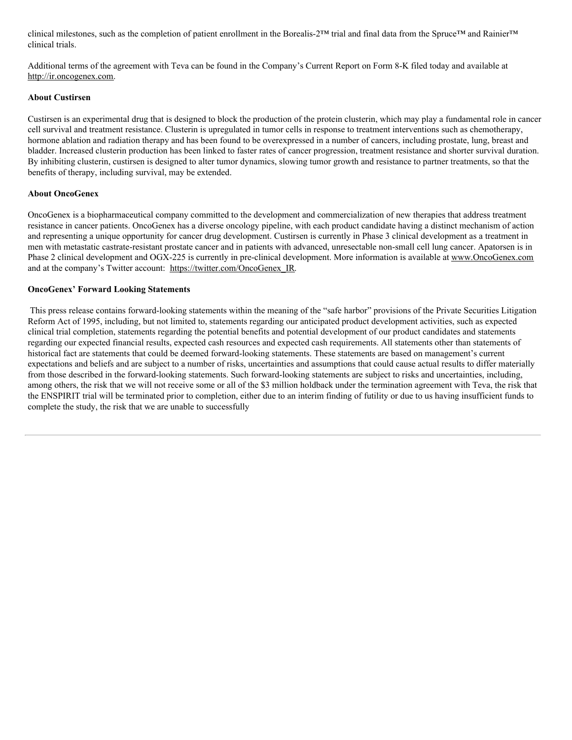clinical milestones, such as the completion of patient enrollment in the Borealis-2™ trial and final data from the Spruce™ and Rainier™ clinical trials.

Additional terms of the agreement with Teva can be found in the Company's Current Report on Form 8-K filed today and available at http://ir.oncogenex.com.

**About Custirsen**

Custirsen is an experimental drug that is designed to block the production of the protein clusterin, which may play a fundamental role in cancer cell survival and treatment resistance. Clusterin is upregulated in tumor cells in response to treatment interventions such as chemotherapy, hormone ablation and radiation therapy and has been found to be overexpressed in a number of cancers, including prostate, lung, breast and bladder. Increased clusterin production has been linked to faster rates of cancer progression, treatment resistance and shorter survival duration. By inhibiting clusterin, custirsen is designed to alter tumor dynamics, slowing tumor growth and resistance to partner treatments, so that the benefits of therapy, including survival, may be extended.

**About OncoGenex**

OncoGenex is a biopharmaceutical company committed to the development and commercialization of new therapies that address treatment resistance in cancer patients. OncoGenex has a diverse oncology pipeline, with each product candidate having a distinct mechanism of action and representing a unique opportunity for cancer drug development. Custirsen is currently in Phase 3 clinical development as a treatment in men with metastatic castrate-resistant prostate cancer and in patients with advanced, unresectable non-small cell lung cancer. Apatorsen is in Phase 2 clinical development and OGX-225 is currently in pre-clinical development. More information is available at www.OncoGenex.com and at the company's Twitter account: https://twitter.com/OncoGenex_IR.

**OncoGenex' Forward Looking Statements**

This press release contains forward-looking statements within the meaning of the "safe harbor" provisions of the Private Securities Litigation Reform Act of 1995, including, but not limited to, statements regarding our anticipated product development activities, such as expected clinical trial completion, statements regarding the potential benefits and potential development of our product candidates and statements regarding our expected financial results, expected cash resources and expected cash requirements. All statements other than statements of historical fact are statements that could be deemed forward-looking statements. These statements are based on management's current expectations and beliefs and are subject to a number of risks, uncertainties and assumptions that could cause actual results to differ materially from those described in the forward-looking statements. Such forward-looking statements are subject to risks and uncertainties, including, among others, the risk that we will not receive some or all of the $3 million holdback under the termination agreement with Teva, the risk that the ENSPIRIT trial will be terminated prior to completion, either due to an interim finding of futility or due to us having insufficient funds to complete the study, the risk that we are unable to successfully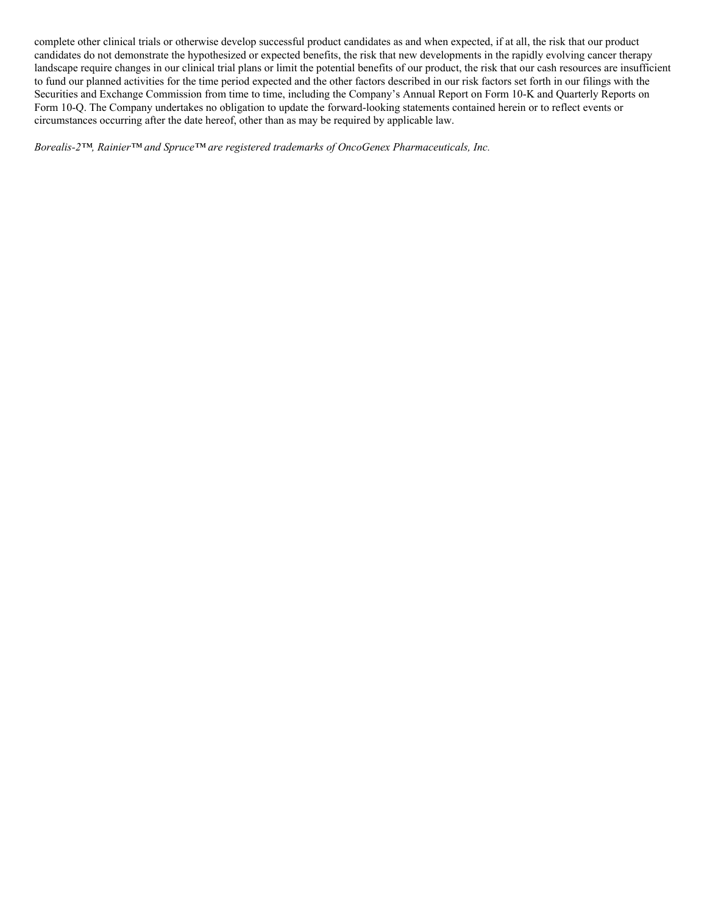complete other clinical trials or otherwise develop successful product candidates as and when expected, if at all, the risk that our product candidates do not demonstrate the hypothesized or expected benefits, the risk that new developments in the rapidly evolving cancer therapy landscape require changes in our clinical trial plans or limit the potential benefits of our product, the risk that our cash resources are insufficient to fund our planned activities for the time period expected and the other factors described in our risk factors set forth in our filings with the Securities and Exchange Commission from time to time, including the Company's Annual Report on Form 10-K and Quarterly Reports on Form 10-Q. The Company undertakes no obligation to update the forward-looking statements contained herein or to reflect events or circumstances occurring after the date hereof, other than as may be required by applicable law.

*Borealis-2™, Rainier™ and Spruce™ are registered trademarks of OncoGenex Pharmaceuticals, Inc.*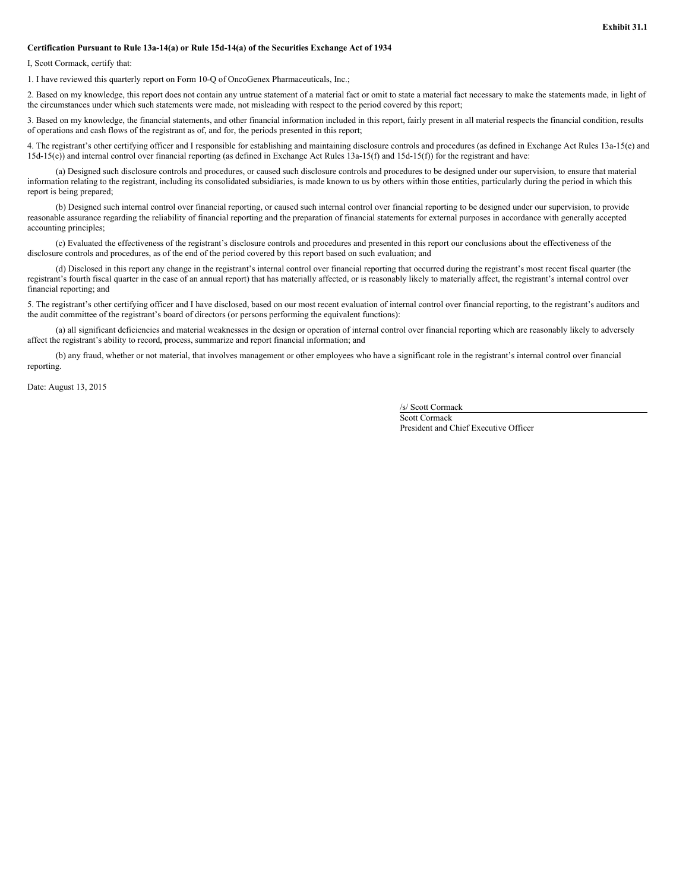**Exhibit 31.1**

**Certification Pursuant to Rule 13a-14(a) or Rule 15d-14(a) of the Securities Exchange Act of 1934**

I, Scott Cormack, certify that:

1. I have reviewed this quarterly report on Form 10-Q of OncoGenex Pharmaceuticals, Inc.;

2. Based on my knowledge, this report does not contain any untrue statement of a material fact or omit to state a material fact necessary to make the statements made, in light of the circumstances under which such statements were made, not misleading with respect to the period covered by this report;

3. Based on my knowledge, the financial statements, and other financial information included in this report, fairly present in all material respects the financial condition, results of operations and cash flows of the registrant as of, and for, the periods presented in this report;

4. The registrant's other certifying officer and I responsible for establishing and maintaining disclosure controls and procedures (as defined in Exchange Act Rules 13a-15(e) and 15d-15(e)) and internal control over financial reporting (as defined in Exchange Act Rules 13a-15(f) and 15d-15(f)) for the registrant and have:

(a) Designed such disclosure controls and procedures, or caused such disclosure controls and procedures to be designed under our supervision, to ensure that material information relating to the registrant, including its consolidated subsidiaries, is made known to us by others within those entities, particularly during the period in which this report is being prepared;

(b) Designed such internal control over financial reporting, or caused such internal control over financial reporting to be designed under our supervision, to provide reasonable assurance regarding the reliability of financial reporting and the preparation of financial statements for external purposes in accordance with generally accepted accounting principles;

(c) Evaluated the effectiveness of the registrant's disclosure controls and procedures and presented in this report our conclusions about the effectiveness of the disclosure controls and procedures, as of the end of the period covered by this report based on such evaluation; and

(d) Disclosed in this report any change in the registrant's internal control over financial reporting that occurred during the registrant's most recent fiscal quarter (the registrant's fourth fiscal quarter in the case of an annual report) that has materially affected, or is reasonably likely to materially affect, the registrant's internal control over financial reporting; and

5. The registrant's other certifying officer and I have disclosed, based on our most recent evaluation of internal control over financial reporting, to the registrant's auditors and the audit committee of the registrant's board of directors (or persons performing the equivalent functions):

(a) all significant deficiencies and material weaknesses in the design or operation of internal control over financial reporting which are reasonably likely to adversely affect the registrant's ability to record, process, summarize and report financial information; and

(b) any fraud, whether or not material, that involves management or other employees who have a significant role in the registrant's internal control over financial reporting.

Date: August 13, 2015

/s/ Scott Cormack
Scott Cormack
President and Chief Executive Officer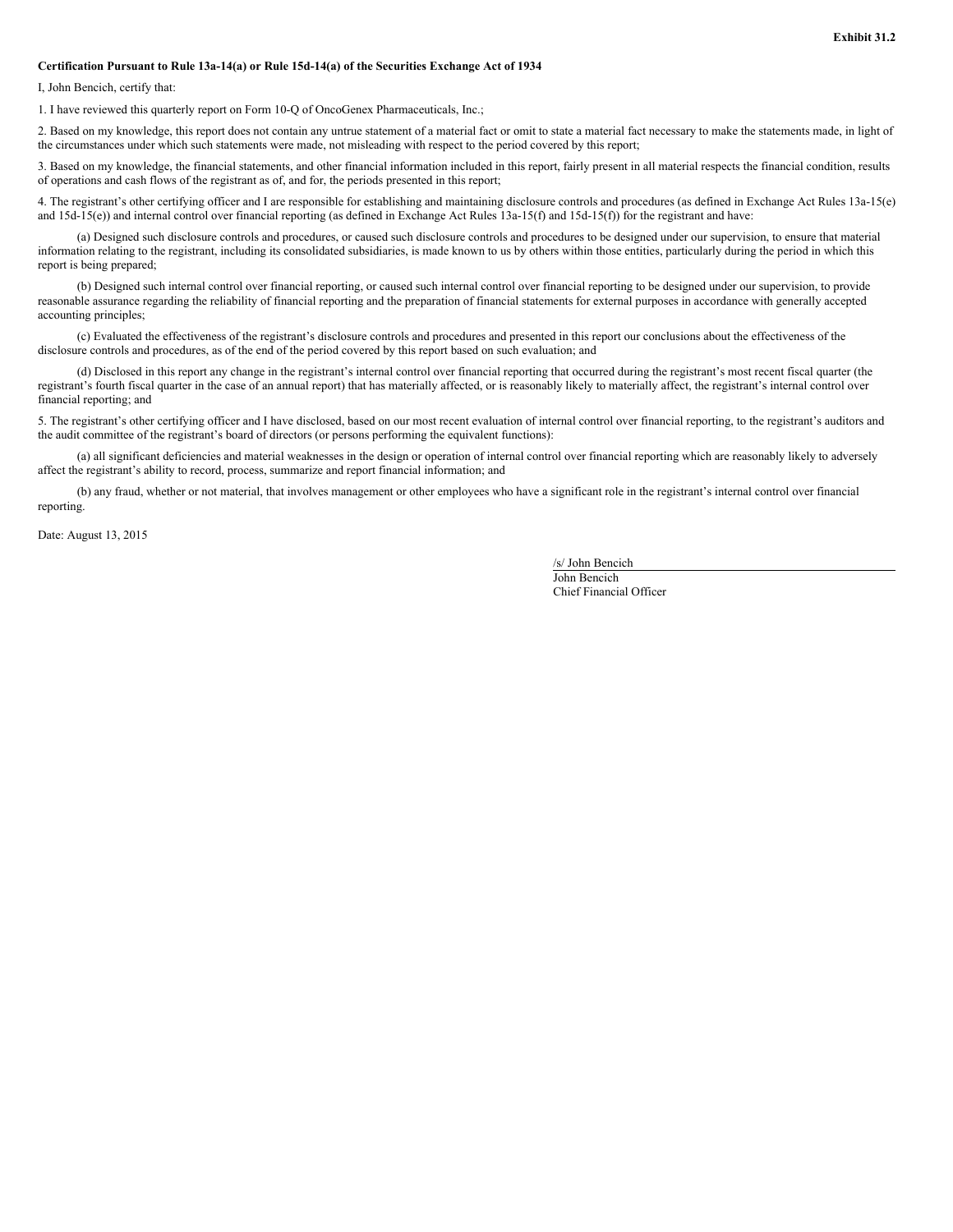**Exhibit 31.2**

**Certification Pursuant to Rule 13a-14(a) or Rule 15d-14(a) of the Securities Exchange Act of 1934**

I, John Bencich, certify that:

1. I have reviewed this quarterly report on Form 10-Q of OncoGenex Pharmaceuticals, Inc.;

2. Based on my knowledge, this report does not contain any untrue statement of a material fact or omit to state a material fact necessary to make the statements made, in light of the circumstances under which such statements were made, not misleading with respect to the period covered by this report;

3. Based on my knowledge, the financial statements, and other financial information included in this report, fairly present in all material respects the financial condition, results of operations and cash flows of the registrant as of, and for, the periods presented in this report;

4. The registrant's other certifying officer and I are responsible for establishing and maintaining disclosure controls and procedures (as defined in Exchange Act Rules 13a-15(e) and 15d-15(e)) and internal control over financial reporting (as defined in Exchange Act Rules 13a-15(f) and 15d-15(f)) for the registrant and have:

(a) Designed such disclosure controls and procedures, or caused such disclosure controls and procedures to be designed under our supervision, to ensure that material information relating to the registrant, including its consolidated subsidiaries, is made known to us by others within those entities, particularly during the period in which this report is being prepared;

(b) Designed such internal control over financial reporting, or caused such internal control over financial reporting to be designed under our supervision, to provide reasonable assurance regarding the reliability of financial reporting and the preparation of financial statements for external purposes in accordance with generally accepted accounting principles;

(c) Evaluated the effectiveness of the registrant's disclosure controls and procedures and presented in this report our conclusions about the effectiveness of the disclosure controls and procedures, as of the end of the period covered by this report based on such evaluation; and

(d) Disclosed in this report any change in the registrant's internal control over financial reporting that occurred during the registrant's most recent fiscal quarter (the registrant's fourth fiscal quarter in the case of an annual report) that has materially affected, or is reasonably likely to materially affect, the registrant's internal control over financial reporting; and

5. The registrant's other certifying officer and I have disclosed, based on our most recent evaluation of internal control over financial reporting, to the registrant's auditors and the audit committee of the registrant's board of directors (or persons performing the equivalent functions):

(a) all significant deficiencies and material weaknesses in the design or operation of internal control over financial reporting which are reasonably likely to adversely affect the registrant's ability to record, process, summarize and report financial information; and

(b) any fraud, whether or not material, that involves management or other employees who have a significant role in the registrant's internal control over financial reporting.

Date: August 13, 2015

/s/ John Bencich
John Bencich
Chief Financial Officer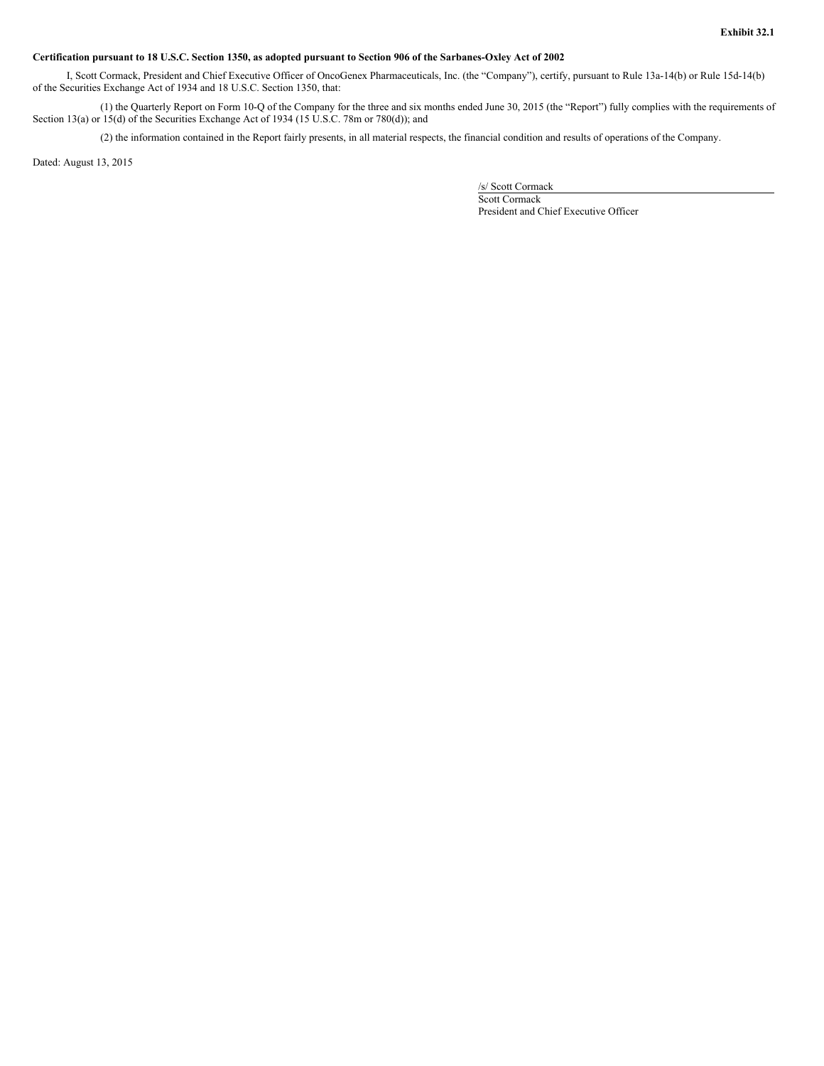**Exhibit 32.1**

**Certification pursuant to 18 U.S.C. Section 1350, as adopted pursuant to Section 906 of the Sarbanes-Oxley Act of 2002**

I, Scott Cormack, President and Chief Executive Officer of OncoGenex Pharmaceuticals, Inc. (the "Company"), certify, pursuant to Rule 13a-14(b) or Rule 15d-14(b) of the Securities Exchange Act of 1934 and 18 U.S.C. Section 1350, that:

(1) the Quarterly Report on Form 10-Q of the Company for the three and six months ended June 30, 2015 (the "Report") fully complies with the requirements of Section 13(a) or 15(d) of the Securities Exchange Act of 1934 (15 U.S.C. 78m or 780(d)); and

(2) the information contained in the Report fairly presents, in all material respects, the financial condition and results of operations of the Company.

Dated: August 13, 2015

/s/ Scott Cormack
Scott Cormack
President and Chief Executive Officer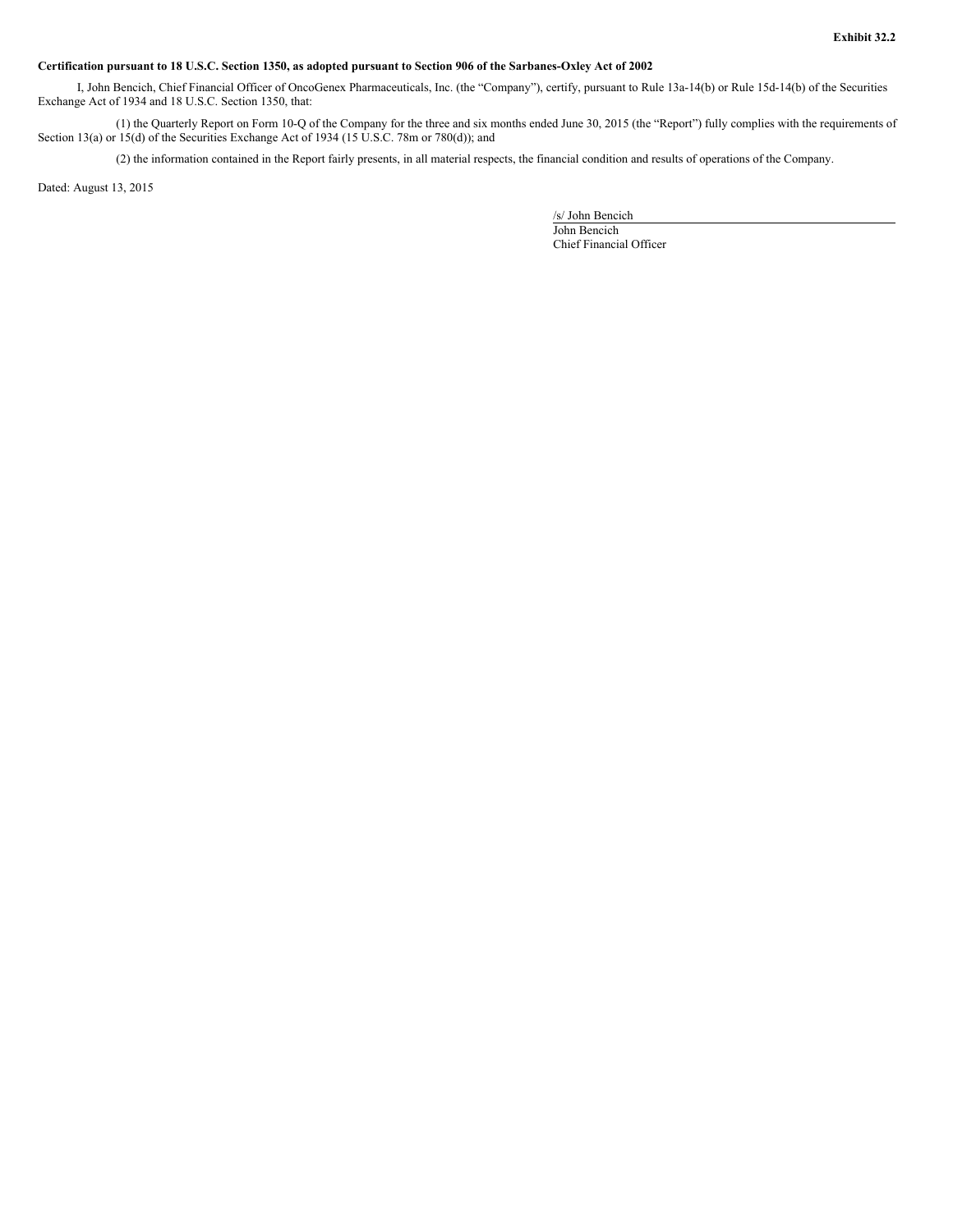**Exhibit 32.2**

**Certification pursuant to 18 U.S.C. Section 1350, as adopted pursuant to Section 906 of the Sarbanes-Oxley Act of 2002**

I, John Bencich, Chief Financial Officer of OncoGenex Pharmaceuticals, Inc. (the "Company"), certify, pursuant to Rule 13a-14(b) or Rule 15d-14(b) of the Securities Exchange Act of 1934 and 18 U.S.C. Section 1350, that:

(1) the Quarterly Report on Form 10-Q of the Company for the three and six months ended June 30, 2015 (the "Report") fully complies with the requirements of Section 13(a) or 15(d) of the Securities Exchange Act of 1934 (15 U.S.C. 78m or 780(d)); and

(2) the information contained in the Report fairly presents, in all material respects, the financial condition and results of operations of the Company.

Dated: August 13, 2015

/s/ John Bencich
John Bencich
Chief Financial Officer